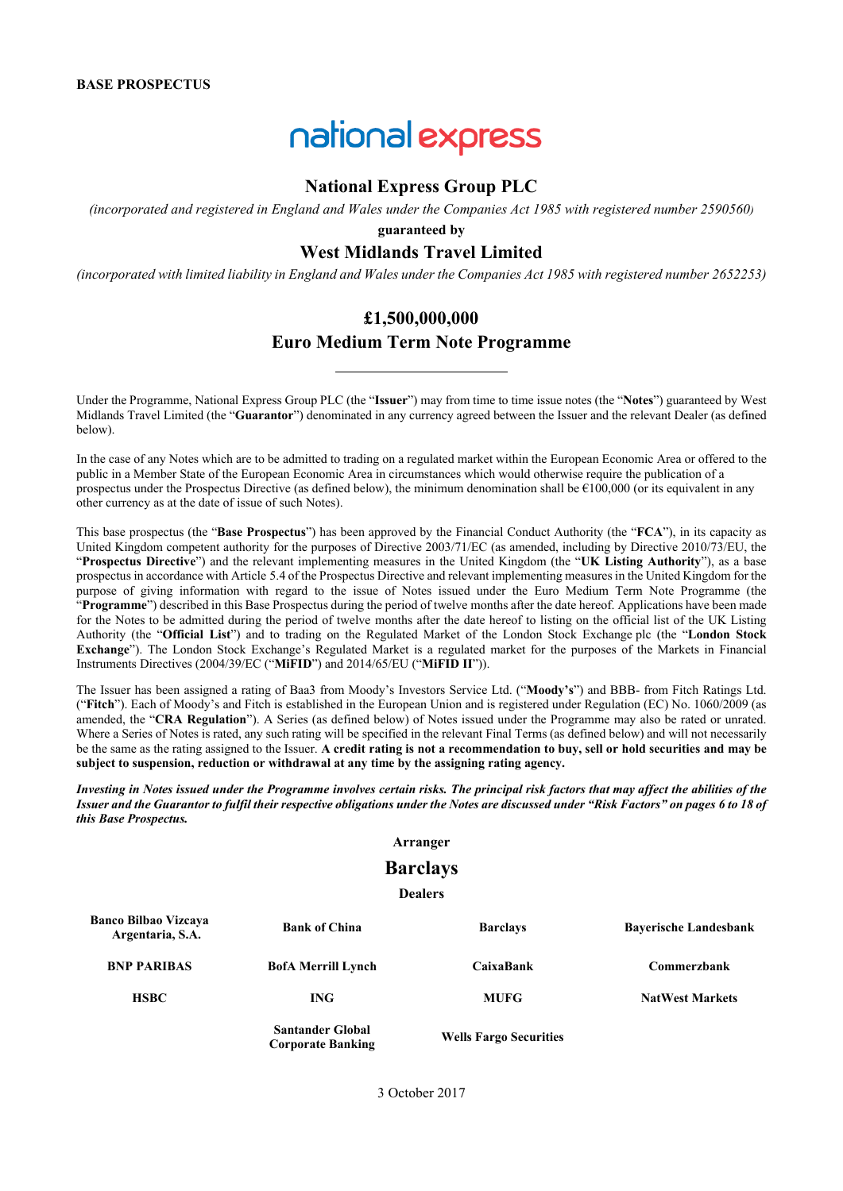**BASE PROSPECTUS**

national express

## National Express Group PLC

*(incorporated and registered in England and Wales under the Companies Act 1985 with registered number 2590560)*

**guaranteed by**

## West Midlands Travel Limited

*(incorporated with limited liability in England and Wales under the Companies Act 1985 with registered number 2652253)*

## £1,500,000,000
## Euro Medium Term Note Programme

---

Under the Programme, National Express Group PLC (the "**Issuer**") may from time to time issue notes (the "**Notes**") guaranteed by West Midlands Travel Limited (the "**Guarantor**") denominated in any currency agreed between the Issuer and the relevant Dealer (as defined below).

In the case of any Notes which are to be admitted to trading on a regulated market within the European Economic Area or offered to the public in a Member State of the European Economic Area in circumstances which would otherwise require the publication of a prospectus under the Prospectus Directive (as defined below), the minimum denomination shall be €100,000 (or its equivalent in any other currency as at the date of issue of such Notes).

This base prospectus (the "**Base Prospectus**") has been approved by the Financial Conduct Authority (the "**FCA**"), in its capacity as United Kingdom competent authority for the purposes of Directive 2003/71/EC (as amended, including by Directive 2010/73/EU, the "**Prospectus Directive**") and the relevant implementing measures in the United Kingdom (the "**UK Listing Authority**"), as a base prospectus in accordance with Article 5.4 of the Prospectus Directive and relevant implementing measures in the United Kingdom for the purpose of giving information with regard to the issue of Notes issued under the Euro Medium Term Note Programme (the "**Programme**") described in this Base Prospectus during the period of twelve months after the date hereof. Applications have been made for the Notes to be admitted during the period of twelve months after the date hereof to listing on the official list of the UK Listing Authority (the "**Official List**") and to trading on the Regulated Market of the London Stock Exchange plc (the "**London Stock Exchange**"). The London Stock Exchange's Regulated Market is a regulated market for the purposes of the Markets in Financial Instruments Directives (2004/39/EC ("**MiFID**") and 2014/65/EU ("**MiFID II**")).

The Issuer has been assigned a rating of Baa3 from Moody's Investors Service Ltd. ("**Moody's**") and BBB- from Fitch Ratings Ltd. ("**Fitch**"). Each of Moody's and Fitch is established in the European Union and is registered under Regulation (EC) No. 1060/2009 (as amended, the "**CRA Regulation**"). A Series (as defined below) of Notes issued under the Programme may also be rated or unrated. Where a Series of Notes is rated, any such rating will be specified in the relevant Final Terms (as defined below) and will not necessarily be the same as the rating assigned to the Issuer. **A credit rating is not a recommendation to buy, sell or hold securities and may be subject to suspension, reduction or withdrawal at any time by the assigning rating agency.**

***Investing in Notes issued under the Programme involves certain risks. The principal risk factors that may affect the abilities of the Issuer and the Guarantor to fulfil their respective obligations under the Notes are discussed under "Risk Factors" on pages 6 to 18 of this Base Prospectus.***

**Arranger**

## Barclays

**Dealers**

| | | | |
|---|---|---|---|
| **Banco Bilbao Vizcaya Argentaria, S.A.** | **Bank of China** | **Barclays** | **Bayerische Landesbank** |
| **BNP PARIBAS** | **BofA Merrill Lynch** | **CaixaBank** | **Commerzbank** |
| **HSBC** | **ING** | **MUFG** | **NatWest Markets** |
| | **Santander Global Corporate Banking** | **Wells Fargo Securities** | |

3 October 2017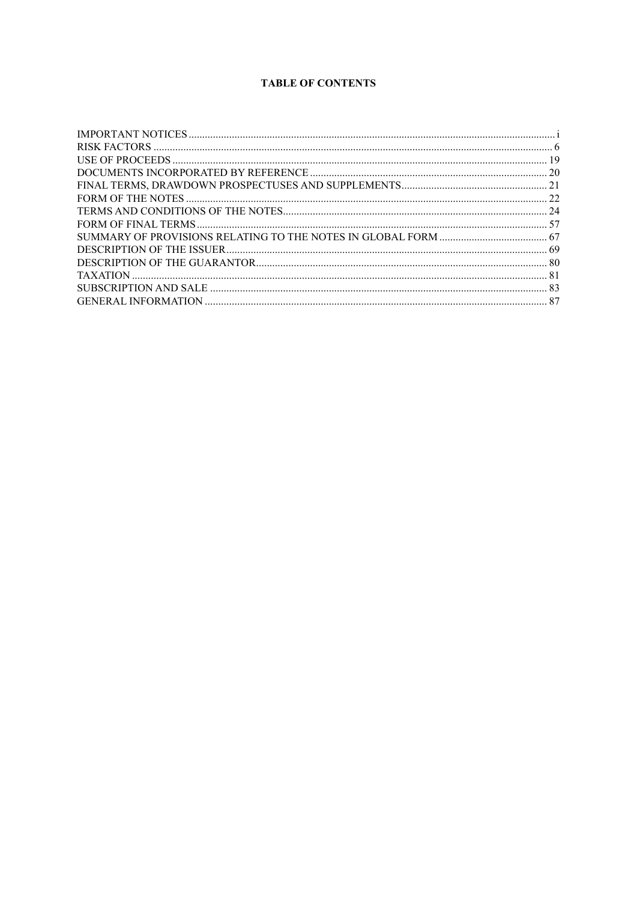# TABLE OF CONTENTS

| | |
|---|---|
| IMPORTANT NOTICES | i |
| RISK FACTORS | 6 |
| USE OF PROCEEDS | 19 |
| DOCUMENTS INCORPORATED BY REFERENCE | 20 |
| FINAL TERMS, DRAWDOWN PROSPECTUSES AND SUPPLEMENTS | 21 |
| FORM OF THE NOTES | 22 |
| TERMS AND CONDITIONS OF THE NOTES | 24 |
| FORM OF FINAL TERMS | 57 |
| SUMMARY OF PROVISIONS RELATING TO THE NOTES IN GLOBAL FORM | 67 |
| DESCRIPTION OF THE ISSUER | 69 |
| DESCRIPTION OF THE GUARANTOR | 80 |
| TAXATION | 81 |
| SUBSCRIPTION AND SALE | 83 |
| GENERAL INFORMATION | 87 |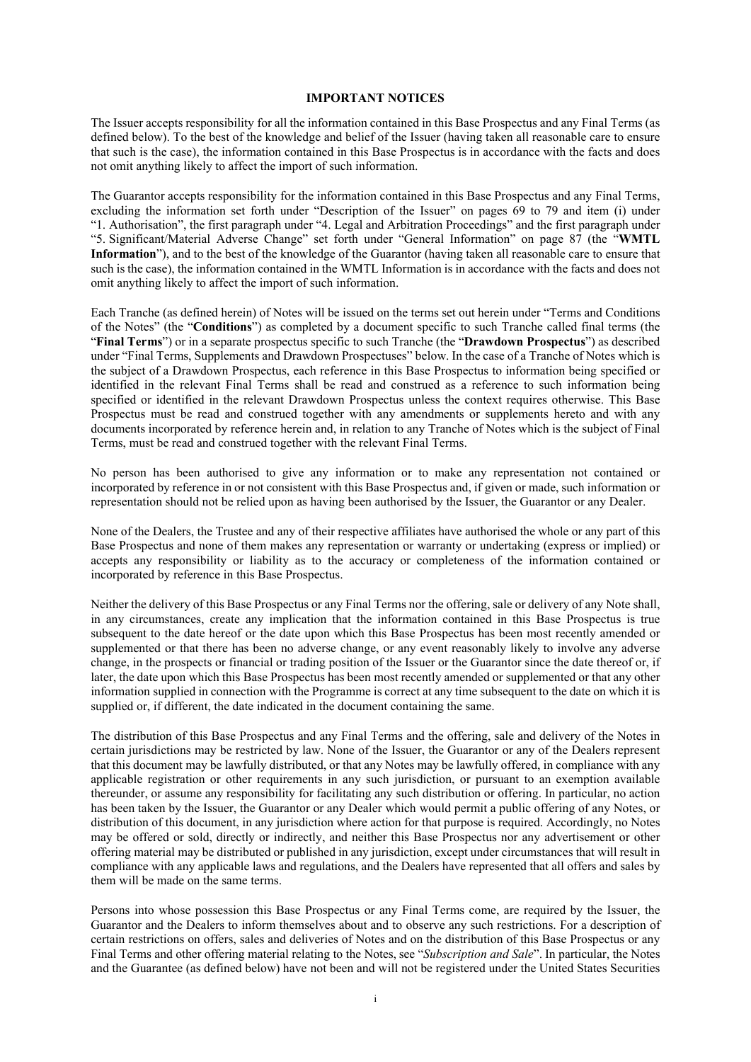## IMPORTANT NOTICES

The Issuer accepts responsibility for all the information contained in this Base Prospectus and any Final Terms (as defined below). To the best of the knowledge and belief of the Issuer (having taken all reasonable care to ensure that such is the case), the information contained in this Base Prospectus is in accordance with the facts and does not omit anything likely to affect the import of such information.

The Guarantor accepts responsibility for the information contained in this Base Prospectus and any Final Terms, excluding the information set forth under "Description of the Issuer" on pages 69 to 79 and item (i) under "1. Authorisation", the first paragraph under "4. Legal and Arbitration Proceedings" and the first paragraph under "5. Significant/Material Adverse Change" set forth under "General Information" on page 87 (the "**WMTL Information**"), and to the best of the knowledge of the Guarantor (having taken all reasonable care to ensure that such is the case), the information contained in the WMTL Information is in accordance with the facts and does not omit anything likely to affect the import of such information.

Each Tranche (as defined herein) of Notes will be issued on the terms set out herein under "Terms and Conditions of the Notes" (the "**Conditions**") as completed by a document specific to such Tranche called final terms (the "**Final Terms**") or in a separate prospectus specific to such Tranche (the "**Drawdown Prospectus**") as described under "Final Terms, Supplements and Drawdown Prospectuses" below. In the case of a Tranche of Notes which is the subject of a Drawdown Prospectus, each reference in this Base Prospectus to information being specified or identified in the relevant Final Terms shall be read and construed as a reference to such information being specified or identified in the relevant Drawdown Prospectus unless the context requires otherwise. This Base Prospectus must be read and construed together with any amendments or supplements hereto and with any documents incorporated by reference herein and, in relation to any Tranche of Notes which is the subject of Final Terms, must be read and construed together with the relevant Final Terms.

No person has been authorised to give any information or to make any representation not contained or incorporated by reference in or not consistent with this Base Prospectus and, if given or made, such information or representation should not be relied upon as having been authorised by the Issuer, the Guarantor or any Dealer.

None of the Dealers, the Trustee and any of their respective affiliates have authorised the whole or any part of this Base Prospectus and none of them makes any representation or warranty or undertaking (express or implied) or accepts any responsibility or liability as to the accuracy or completeness of the information contained or incorporated by reference in this Base Prospectus.

Neither the delivery of this Base Prospectus or any Final Terms nor the offering, sale or delivery of any Note shall, in any circumstances, create any implication that the information contained in this Base Prospectus is true subsequent to the date hereof or the date upon which this Base Prospectus has been most recently amended or supplemented or that there has been no adverse change, or any event reasonably likely to involve any adverse change, in the prospects or financial or trading position of the Issuer or the Guarantor since the date thereof or, if later, the date upon which this Base Prospectus has been most recently amended or supplemented or that any other information supplied in connection with the Programme is correct at any time subsequent to the date on which it is supplied or, if different, the date indicated in the document containing the same.

The distribution of this Base Prospectus and any Final Terms and the offering, sale and delivery of the Notes in certain jurisdictions may be restricted by law. None of the Issuer, the Guarantor or any of the Dealers represent that this document may be lawfully distributed, or that any Notes may be lawfully offered, in compliance with any applicable registration or other requirements in any such jurisdiction, or pursuant to an exemption available thereunder, or assume any responsibility for facilitating any such distribution or offering. In particular, no action has been taken by the Issuer, the Guarantor or any Dealer which would permit a public offering of any Notes, or distribution of this document, in any jurisdiction where action for that purpose is required. Accordingly, no Notes may be offered or sold, directly or indirectly, and neither this Base Prospectus nor any advertisement or other offering material may be distributed or published in any jurisdiction, except under circumstances that will result in compliance with any applicable laws and regulations, and the Dealers have represented that all offers and sales by them will be made on the same terms.

Persons into whose possession this Base Prospectus or any Final Terms come, are required by the Issuer, the Guarantor and the Dealers to inform themselves about and to observe any such restrictions. For a description of certain restrictions on offers, sales and deliveries of Notes and on the distribution of this Base Prospectus or any Final Terms and other offering material relating to the Notes, see "*Subscription and Sale*". In particular, the Notes and the Guarantee (as defined below) have not been and will not be registered under the United States Securities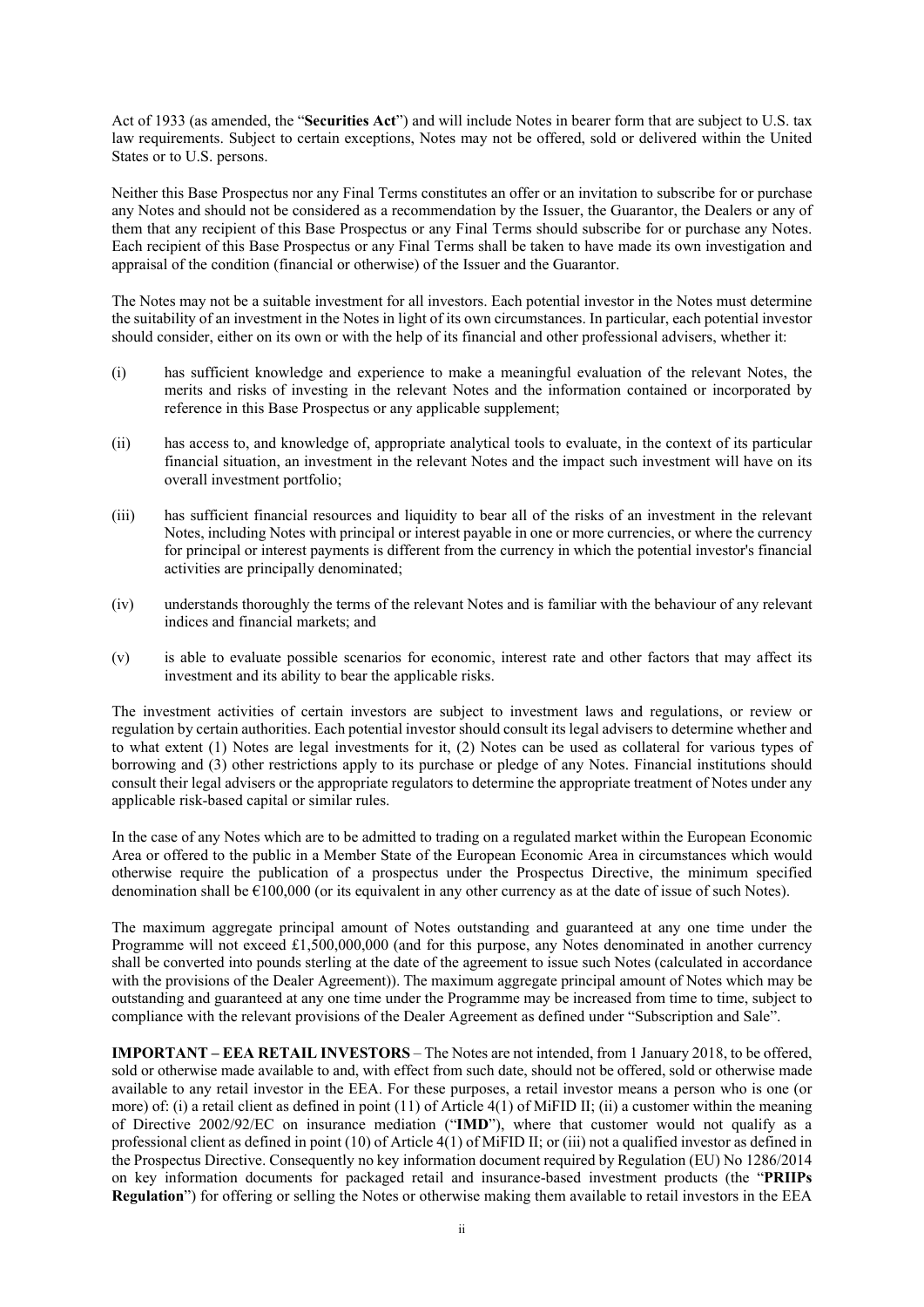Act of 1933 (as amended, the "**Securities Act**") and will include Notes in bearer form that are subject to U.S. tax law requirements. Subject to certain exceptions, Notes may not be offered, sold or delivered within the United States or to U.S. persons.

Neither this Base Prospectus nor any Final Terms constitutes an offer or an invitation to subscribe for or purchase any Notes and should not be considered as a recommendation by the Issuer, the Guarantor, the Dealers or any of them that any recipient of this Base Prospectus or any Final Terms should subscribe for or purchase any Notes. Each recipient of this Base Prospectus or any Final Terms shall be taken to have made its own investigation and appraisal of the condition (financial or otherwise) of the Issuer and the Guarantor.

The Notes may not be a suitable investment for all investors. Each potential investor in the Notes must determine the suitability of an investment in the Notes in light of its own circumstances. In particular, each potential investor should consider, either on its own or with the help of its financial and other professional advisers, whether it:

(i) has sufficient knowledge and experience to make a meaningful evaluation of the relevant Notes, the merits and risks of investing in the relevant Notes and the information contained or incorporated by reference in this Base Prospectus or any applicable supplement;

(ii) has access to, and knowledge of, appropriate analytical tools to evaluate, in the context of its particular financial situation, an investment in the relevant Notes and the impact such investment will have on its overall investment portfolio;

(iii) has sufficient financial resources and liquidity to bear all of the risks of an investment in the relevant Notes, including Notes with principal or interest payable in one or more currencies, or where the currency for principal or interest payments is different from the currency in which the potential investor's financial activities are principally denominated;

(iv) understands thoroughly the terms of the relevant Notes and is familiar with the behaviour of any relevant indices and financial markets; and

(v) is able to evaluate possible scenarios for economic, interest rate and other factors that may affect its investment and its ability to bear the applicable risks.

The investment activities of certain investors are subject to investment laws and regulations, or review or regulation by certain authorities. Each potential investor should consult its legal advisers to determine whether and to what extent (1) Notes are legal investments for it, (2) Notes can be used as collateral for various types of borrowing and (3) other restrictions apply to its purchase or pledge of any Notes. Financial institutions should consult their legal advisers or the appropriate regulators to determine the appropriate treatment of Notes under any applicable risk-based capital or similar rules.

In the case of any Notes which are to be admitted to trading on a regulated market within the European Economic Area or offered to the public in a Member State of the European Economic Area in circumstances which would otherwise require the publication of a prospectus under the Prospectus Directive, the minimum specified denomination shall be €100,000 (or its equivalent in any other currency as at the date of issue of such Notes).

The maximum aggregate principal amount of Notes outstanding and guaranteed at any one time under the Programme will not exceed £1,500,000,000 (and for this purpose, any Notes denominated in another currency shall be converted into pounds sterling at the date of the agreement to issue such Notes (calculated in accordance with the provisions of the Dealer Agreement)). The maximum aggregate principal amount of Notes which may be outstanding and guaranteed at any one time under the Programme may be increased from time to time, subject to compliance with the relevant provisions of the Dealer Agreement as defined under "Subscription and Sale".

**IMPORTANT – EEA RETAIL INVESTORS** – The Notes are not intended, from 1 January 2018, to be offered, sold or otherwise made available to and, with effect from such date, should not be offered, sold or otherwise made available to any retail investor in the EEA. For these purposes, a retail investor means a person who is one (or more) of: (i) a retail client as defined in point (11) of Article 4(1) of MiFID II; (ii) a customer within the meaning of Directive 2002/92/EC on insurance mediation ("**IMD**"), where that customer would not qualify as a professional client as defined in point (10) of Article 4(1) of MiFID II; or (iii) not a qualified investor as defined in the Prospectus Directive. Consequently no key information document required by Regulation (EU) No 1286/2014 on key information documents for packaged retail and insurance-based investment products (the "**PRIIPs Regulation**") for offering or selling the Notes or otherwise making them available to retail investors in the EEA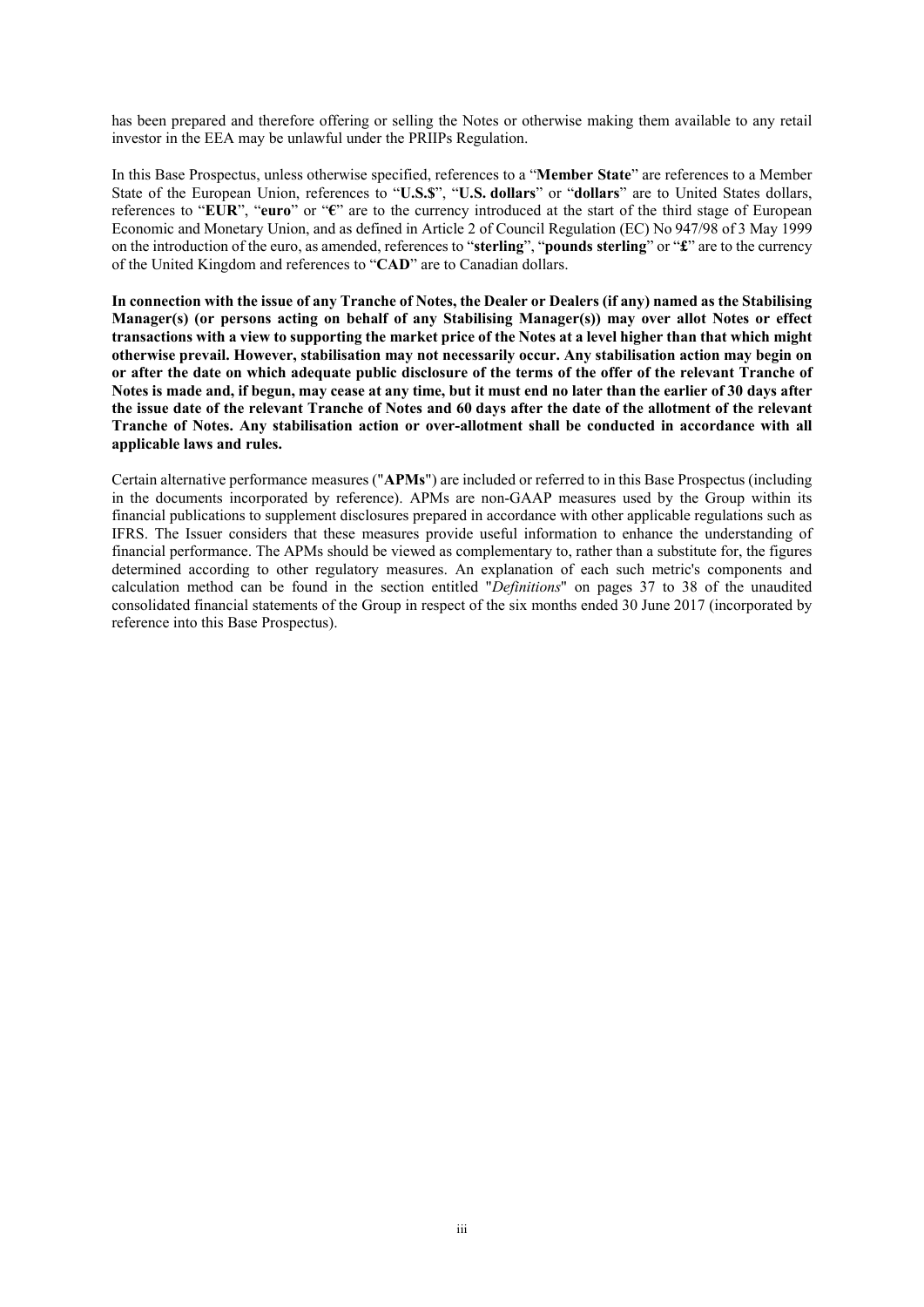has been prepared and therefore offering or selling the Notes or otherwise making them available to any retail investor in the EEA may be unlawful under the PRIIPs Regulation.

In this Base Prospectus, unless otherwise specified, references to a "**Member State**" are references to a Member State of the European Union, references to "**U.S.$**", "**U.S. dollars**" or "**dollars**" are to United States dollars, references to "**EUR**", "**euro**" or "**€**" are to the currency introduced at the start of the third stage of European Economic and Monetary Union, and as defined in Article 2 of Council Regulation (EC) No 947/98 of 3 May 1999 on the introduction of the euro, as amended, references to "**sterling**", "**pounds sterling**" or "**£**" are to the currency of the United Kingdom and references to "**CAD**" are to Canadian dollars.

**In connection with the issue of any Tranche of Notes, the Dealer or Dealers (if any) named as the Stabilising Manager(s) (or persons acting on behalf of any Stabilising Manager(s)) may over allot Notes or effect transactions with a view to supporting the market price of the Notes at a level higher than that which might otherwise prevail. However, stabilisation may not necessarily occur. Any stabilisation action may begin on or after the date on which adequate public disclosure of the terms of the offer of the relevant Tranche of Notes is made and, if begun, may cease at any time, but it must end no later than the earlier of 30 days after the issue date of the relevant Tranche of Notes and 60 days after the date of the allotment of the relevant Tranche of Notes. Any stabilisation action or over-allotment shall be conducted in accordance with all applicable laws and rules.**

Certain alternative performance measures ("**APMs**") are included or referred to in this Base Prospectus (including in the documents incorporated by reference). APMs are non-GAAP measures used by the Group within its financial publications to supplement disclosures prepared in accordance with other applicable regulations such as IFRS. The Issuer considers that these measures provide useful information to enhance the understanding of financial performance. The APMs should be viewed as complementary to, rather than a substitute for, the figures determined according to other regulatory measures. An explanation of each such metric's components and calculation method can be found in the section entitled "*Definitions*" on pages 37 to 38 of the unaudited consolidated financial statements of the Group in respect of the six months ended 30 June 2017 (incorporated by reference into this Base Prospectus).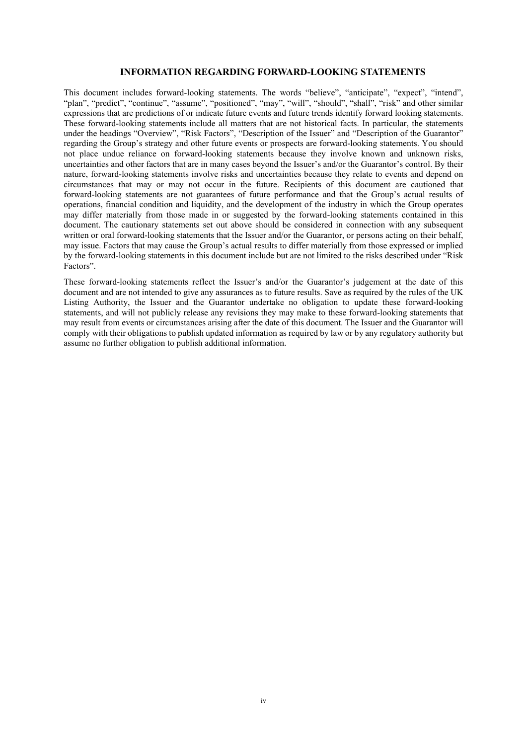## INFORMATION REGARDING FORWARD-LOOKING STATEMENTS

This document includes forward-looking statements. The words "believe", "anticipate", "expect", "intend", "plan", "predict", "continue", "assume", "positioned", "may", "will", "should", "shall", "risk" and other similar expressions that are predictions of or indicate future events and future trends identify forward looking statements. These forward-looking statements include all matters that are not historical facts. In particular, the statements under the headings "Overview", "Risk Factors", "Description of the Issuer" and "Description of the Guarantor" regarding the Group's strategy and other future events or prospects are forward-looking statements. You should not place undue reliance on forward-looking statements because they involve known and unknown risks, uncertainties and other factors that are in many cases beyond the Issuer's and/or the Guarantor's control. By their nature, forward-looking statements involve risks and uncertainties because they relate to events and depend on circumstances that may or may not occur in the future. Recipients of this document are cautioned that forward-looking statements are not guarantees of future performance and that the Group's actual results of operations, financial condition and liquidity, and the development of the industry in which the Group operates may differ materially from those made in or suggested by the forward-looking statements contained in this document. The cautionary statements set out above should be considered in connection with any subsequent written or oral forward-looking statements that the Issuer and/or the Guarantor, or persons acting on their behalf, may issue. Factors that may cause the Group's actual results to differ materially from those expressed or implied by the forward-looking statements in this document include but are not limited to the risks described under "Risk Factors".

These forward-looking statements reflect the Issuer's and/or the Guarantor's judgement at the date of this document and are not intended to give any assurances as to future results. Save as required by the rules of the UK Listing Authority, the Issuer and the Guarantor undertake no obligation to update these forward-looking statements, and will not publicly release any revisions they may make to these forward-looking statements that may result from events or circumstances arising after the date of this document. The Issuer and the Guarantor will comply with their obligations to publish updated information as required by law or by any regulatory authority but assume no further obligation to publish additional information.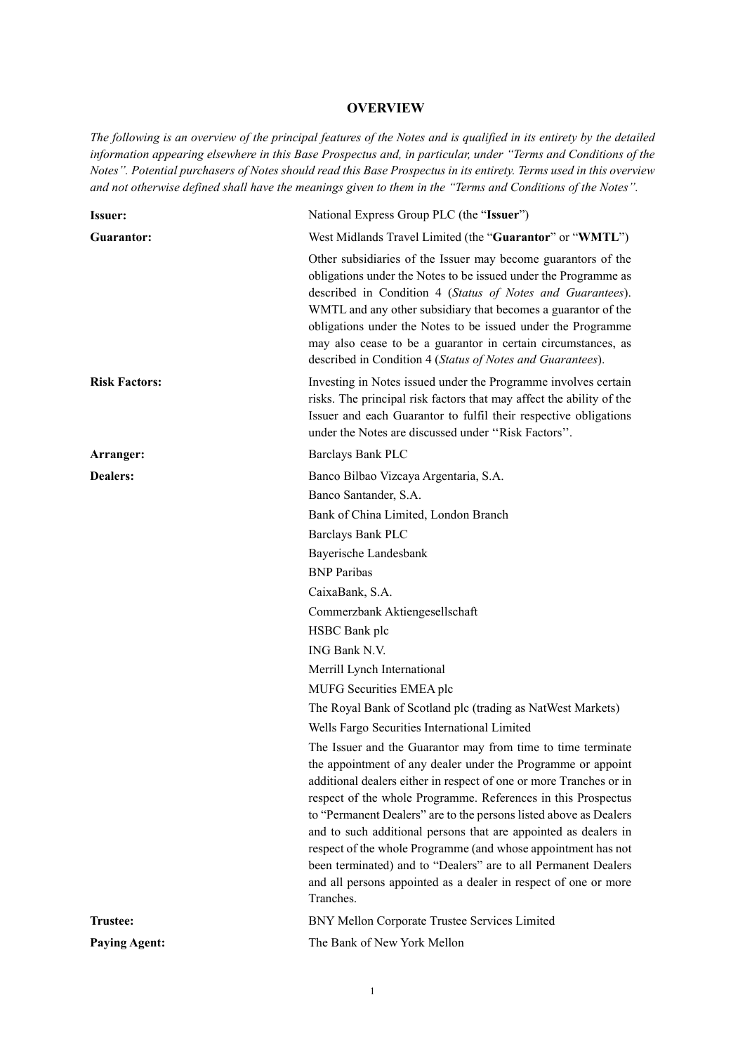## OVERVIEW

*The following is an overview of the principal features of the Notes and is qualified in its entirety by the detailed information appearing elsewhere in this Base Prospectus and, in particular, under "Terms and Conditions of the Notes". Potential purchasers of Notes should read this Base Prospectus in its entirety. Terms used in this overview and not otherwise defined shall have the meanings given to them in the "Terms and Conditions of the Notes".*

| | |
|---|---|
| **Issuer:** | National Express Group PLC (the "**Issuer**") |
| **Guarantor:** | West Midlands Travel Limited (the "**Guarantor**" or "**WMTL**")<br><br>Other subsidiaries of the Issuer may become guarantors of the obligations under the Notes to be issued under the Programme as described in Condition 4 (*Status of Notes and Guarantees*). WMTL and any other subsidiary that becomes a guarantor of the obligations under the Notes to be issued under the Programme may also cease to be a guarantor in certain circumstances, as described in Condition 4 (*Status of Notes and Guarantees*). |
| **Risk Factors:** | Investing in Notes issued under the Programme involves certain risks. The principal risk factors that may affect the ability of the Issuer and each Guarantor to fulfil their respective obligations under the Notes are discussed under ''Risk Factors''. |
| **Arranger:** | Barclays Bank PLC |
| **Dealers:** | Banco Bilbao Vizcaya Argentaria, S.A.<br>Banco Santander, S.A.<br>Bank of China Limited, London Branch<br>Barclays Bank PLC<br>Bayerische Landesbank<br>BNP Paribas<br>CaixaBank, S.A.<br>Commerzbank Aktiengesellschaft<br>HSBC Bank plc<br>ING Bank N.V.<br>Merrill Lynch International<br>MUFG Securities EMEA plc<br>The Royal Bank of Scotland plc (trading as NatWest Markets)<br>Wells Fargo Securities International Limited<br><br>The Issuer and the Guarantor may from time to time terminate the appointment of any dealer under the Programme or appoint additional dealers either in respect of one or more Tranches or in respect of the whole Programme. References in this Prospectus to "Permanent Dealers" are to the persons listed above as Dealers and to such additional persons that are appointed as dealers in respect of the whole Programme (and whose appointment has not been terminated) and to "Dealers" are to all Permanent Dealers and all persons appointed as a dealer in respect of one or more Tranches. |
| **Trustee:** | BNY Mellon Corporate Trustee Services Limited |
| **Paying Agent:** | The Bank of New York Mellon |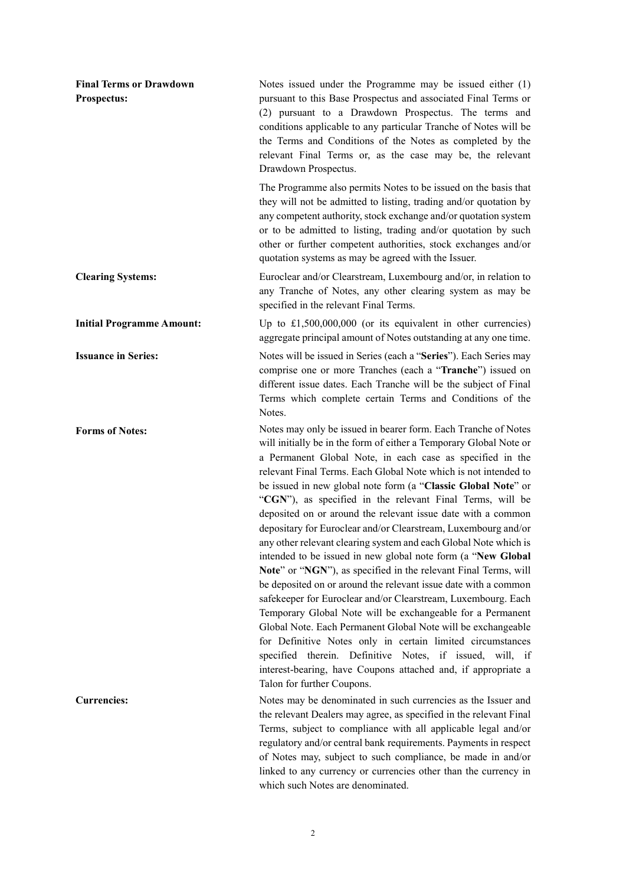| | |
|---|---|
| **Final Terms or Drawdown Prospectus:** | Notes issued under the Programme may be issued either (1) pursuant to this Base Prospectus and associated Final Terms or (2) pursuant to a Drawdown Prospectus. The terms and conditions applicable to any particular Tranche of Notes will be the Terms and Conditions of the Notes as completed by the relevant Final Terms or, as the case may be, the relevant Drawdown Prospectus.<br><br>The Programme also permits Notes to be issued on the basis that they will not be admitted to listing, trading and/or quotation by any competent authority, stock exchange and/or quotation system or to be admitted to listing, trading and/or quotation by such other or further competent authorities, stock exchanges and/or quotation systems as may be agreed with the Issuer. |
| **Clearing Systems:** | Euroclear and/or Clearstream, Luxembourg and/or, in relation to any Tranche of Notes, any other clearing system as may be specified in the relevant Final Terms. |
| **Initial Programme Amount:** | Up to £1,500,000,000 (or its equivalent in other currencies) aggregate principal amount of Notes outstanding at any one time. |
| **Issuance in Series:** | Notes will be issued in Series (each a "**Series**"). Each Series may comprise one or more Tranches (each a "**Tranche**") issued on different issue dates. Each Tranche will be the subject of Final Terms which complete certain Terms and Conditions of the Notes. |
| **Forms of Notes:** | Notes may only be issued in bearer form. Each Tranche of Notes will initially be in the form of either a Temporary Global Note or a Permanent Global Note, in each case as specified in the relevant Final Terms. Each Global Note which is not intended to be issued in new global note form (a "**Classic Global Note**" or "**CGN**"), as specified in the relevant Final Terms, will be deposited on or around the relevant issue date with a common depositary for Euroclear and/or Clearstream, Luxembourg and/or any other relevant clearing system and each Global Note which is intended to be issued in new global note form (a "**New Global Note**" or "**NGN**"), as specified in the relevant Final Terms, will be deposited on or around the relevant issue date with a common safekeeper for Euroclear and/or Clearstream, Luxembourg. Each Temporary Global Note will be exchangeable for a Permanent Global Note. Each Permanent Global Note will be exchangeable for Definitive Notes only in certain limited circumstances specified therein. Definitive Notes, if issued, will, if interest-bearing, have Coupons attached and, if appropriate a Talon for further Coupons. |
| **Currencies:** | Notes may be denominated in such currencies as the Issuer and the relevant Dealers may agree, as specified in the relevant Final Terms, subject to compliance with all applicable legal and/or regulatory and/or central bank requirements. Payments in respect of Notes may, subject to such compliance, be made in and/or linked to any currency or currencies other than the currency in which such Notes are denominated. |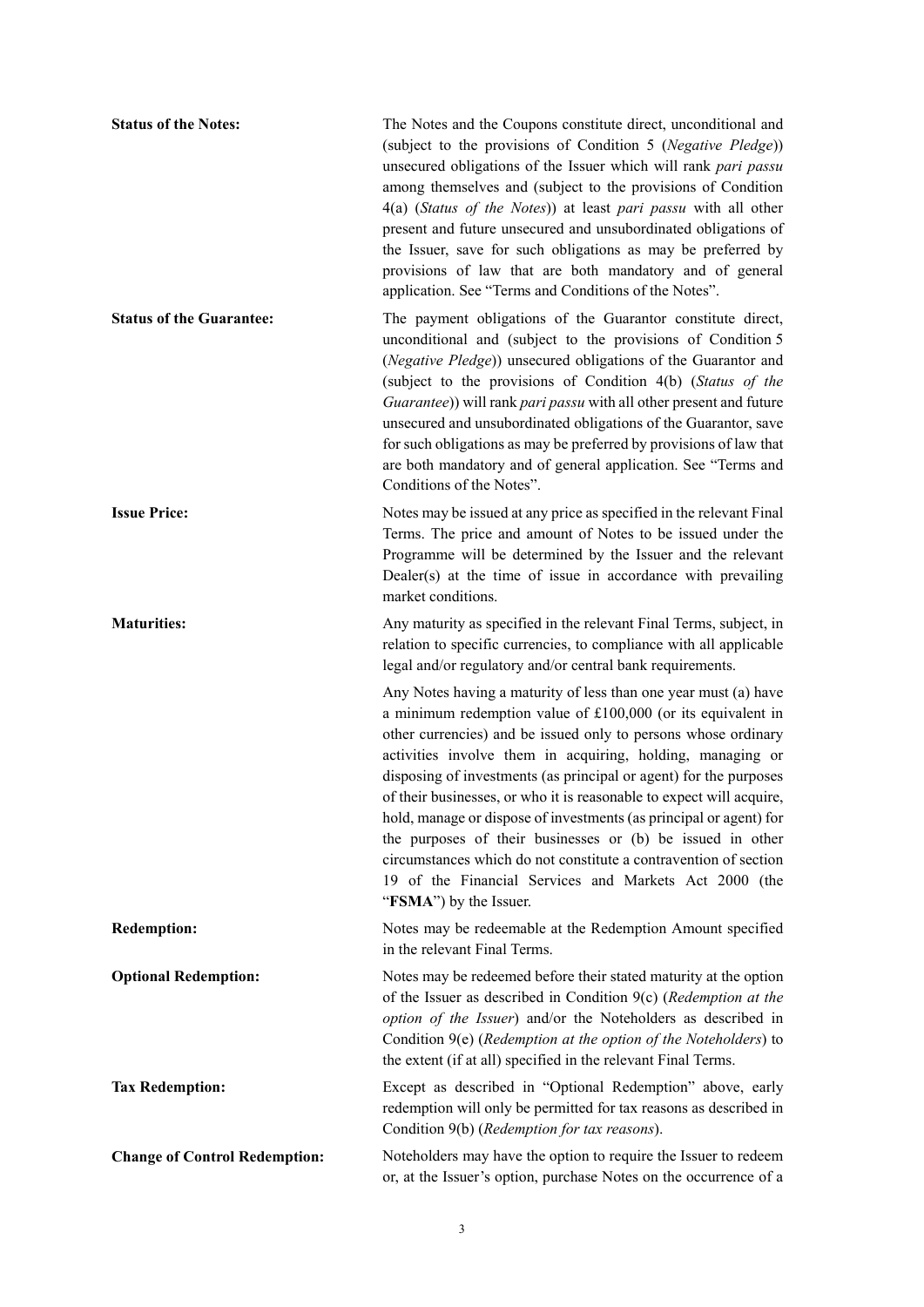**Status of the Notes:** The Notes and the Coupons constitute direct, unconditional and (subject to the provisions of Condition 5 (*Negative Pledge*)) unsecured obligations of the Issuer which will rank *pari passu* among themselves and (subject to the provisions of Condition 4(a) (*Status of the Notes*)) at least *pari passu* with all other present and future unsecured and unsubordinated obligations of the Issuer, save for such obligations as may be preferred by provisions of law that are both mandatory and of general application. See "Terms and Conditions of the Notes".

**Status of the Guarantee:** The payment obligations of the Guarantor constitute direct, unconditional and (subject to the provisions of Condition 5 (*Negative Pledge*)) unsecured obligations of the Guarantor and (subject to the provisions of Condition 4(b) (*Status of the Guarantee*)) will rank *pari passu* with all other present and future unsecured and unsubordinated obligations of the Guarantor, save for such obligations as may be preferred by provisions of law that are both mandatory and of general application. See "Terms and Conditions of the Notes".

**Issue Price:** Notes may be issued at any price as specified in the relevant Final Terms. The price and amount of Notes to be issued under the Programme will be determined by the Issuer and the relevant Dealer(s) at the time of issue in accordance with prevailing market conditions.

**Maturities:** Any maturity as specified in the relevant Final Terms, subject, in relation to specific currencies, to compliance with all applicable legal and/or regulatory and/or central bank requirements.

Any Notes having a maturity of less than one year must (a) have a minimum redemption value of £100,000 (or its equivalent in other currencies) and be issued only to persons whose ordinary activities involve them in acquiring, holding, managing or disposing of investments (as principal or agent) for the purposes of their businesses, or who it is reasonable to expect will acquire, hold, manage or dispose of investments (as principal or agent) for the purposes of their businesses or (b) be issued in other circumstances which do not constitute a contravention of section 19 of the Financial Services and Markets Act 2000 (the "**FSMA**") by the Issuer.

**Redemption:** Notes may be redeemable at the Redemption Amount specified in the relevant Final Terms.

**Optional Redemption:** Notes may be redeemed before their stated maturity at the option of the Issuer as described in Condition 9(c) (*Redemption at the option of the Issuer*) and/or the Noteholders as described in Condition 9(e) (*Redemption at the option of the Noteholders*) to the extent (if at all) specified in the relevant Final Terms.

**Tax Redemption:** Except as described in "Optional Redemption" above, early redemption will only be permitted for tax reasons as described in Condition 9(b) (*Redemption for tax reasons*).

**Change of Control Redemption:** Noteholders may have the option to require the Issuer to redeem or, at the Issuer's option, purchase Notes on the occurrence of a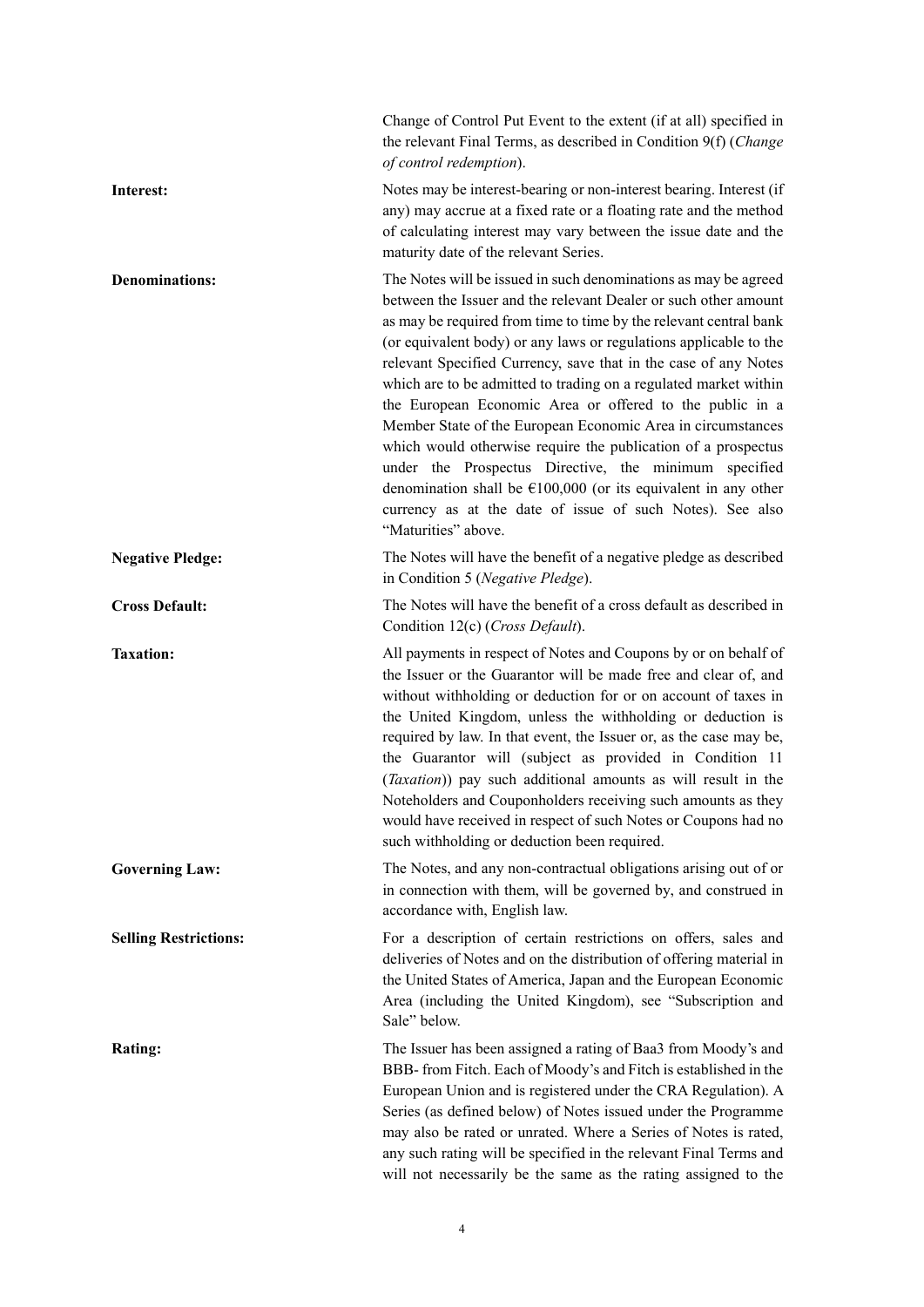| | |
|---|---|
| | Change of Control Put Event to the extent (if at all) specified in the relevant Final Terms, as described in Condition 9(f) (*Change of control redemption*). |
| **Interest:** | Notes may be interest-bearing or non-interest bearing. Interest (if any) may accrue at a fixed rate or a floating rate and the method of calculating interest may vary between the issue date and the maturity date of the relevant Series. |
| **Denominations:** | The Notes will be issued in such denominations as may be agreed between the Issuer and the relevant Dealer or such other amount as may be required from time to time by the relevant central bank (or equivalent body) or any laws or regulations applicable to the relevant Specified Currency, save that in the case of any Notes which are to be admitted to trading on a regulated market within the European Economic Area or offered to the public in a Member State of the European Economic Area in circumstances which would otherwise require the publication of a prospectus under the Prospectus Directive, the minimum specified denomination shall be €100,000 (or its equivalent in any other currency as at the date of issue of such Notes). See also "Maturities" above. |
| **Negative Pledge:** | The Notes will have the benefit of a negative pledge as described in Condition 5 (*Negative Pledge*). |
| **Cross Default:** | The Notes will have the benefit of a cross default as described in Condition 12(c) (*Cross Default*). |
| **Taxation:** | All payments in respect of Notes and Coupons by or on behalf of the Issuer or the Guarantor will be made free and clear of, and without withholding or deduction for or on account of taxes in the United Kingdom, unless the withholding or deduction is required by law. In that event, the Issuer or, as the case may be, the Guarantor will (subject as provided in Condition 11 (*Taxation*)) pay such additional amounts as will result in the Noteholders and Couponholders receiving such amounts as they would have received in respect of such Notes or Coupons had no such withholding or deduction been required. |
| **Governing Law:** | The Notes, and any non-contractual obligations arising out of or in connection with them, will be governed by, and construed in accordance with, English law. |
| **Selling Restrictions:** | For a description of certain restrictions on offers, sales and deliveries of Notes and on the distribution of offering material in the United States of America, Japan and the European Economic Area (including the United Kingdom), see "Subscription and Sale" below. |
| **Rating:** | The Issuer has been assigned a rating of Baa3 from Moody's and BBB- from Fitch. Each of Moody's and Fitch is established in the European Union and is registered under the CRA Regulation). A Series (as defined below) of Notes issued under the Programme may also be rated or unrated. Where a Series of Notes is rated, any such rating will be specified in the relevant Final Terms and will not necessarily be the same as the rating assigned to the |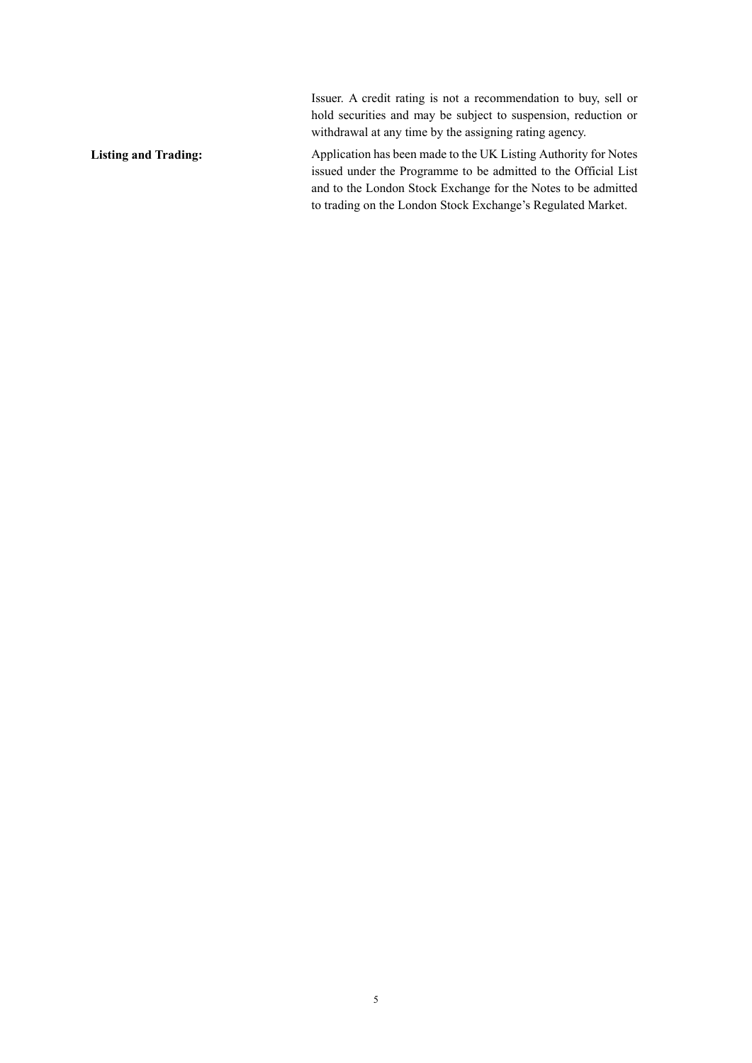| | |
|---|---|
| | Issuer. A credit rating is not a recommendation to buy, sell or hold securities and may be subject to suspension, reduction or withdrawal at any time by the assigning rating agency. |
| **Listing and Trading:** | Application has been made to the UK Listing Authority for Notes issued under the Programme to be admitted to the Official List and to the London Stock Exchange for the Notes to be admitted to trading on the London Stock Exchange's Regulated Market. |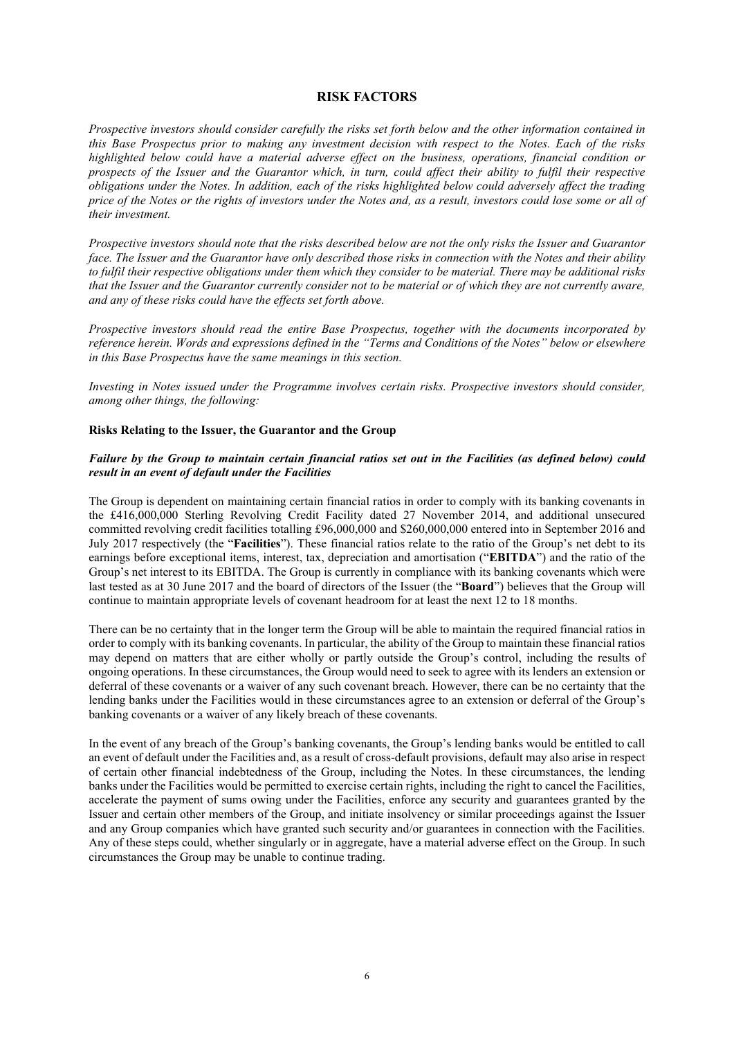# RISK FACTORS

*Prospective investors should consider carefully the risks set forth below and the other information contained in this Base Prospectus prior to making any investment decision with respect to the Notes. Each of the risks highlighted below could have a material adverse effect on the business, operations, financial condition or prospects of the Issuer and the Guarantor which, in turn, could affect their ability to fulfil their respective obligations under the Notes. In addition, each of the risks highlighted below could adversely affect the trading price of the Notes or the rights of investors under the Notes and, as a result, investors could lose some or all of their investment.*

*Prospective investors should note that the risks described below are not the only risks the Issuer and Guarantor face. The Issuer and the Guarantor have only described those risks in connection with the Notes and their ability to fulfil their respective obligations under them which they consider to be material. There may be additional risks that the Issuer and the Guarantor currently consider not to be material or of which they are not currently aware, and any of these risks could have the effects set forth above.*

*Prospective investors should read the entire Base Prospectus, together with the documents incorporated by reference herein. Words and expressions defined in the "Terms and Conditions of the Notes" below or elsewhere in this Base Prospectus have the same meanings in this section.*

*Investing in Notes issued under the Programme involves certain risks. Prospective investors should consider, among other things, the following:*

### Risks Relating to the Issuer, the Guarantor and the Group

***Failure by the Group to maintain certain financial ratios set out in the Facilities (as defined below) could result in an event of default under the Facilities***

The Group is dependent on maintaining certain financial ratios in order to comply with its banking covenants in the £416,000,000 Sterling Revolving Credit Facility dated 27 November 2014, and additional unsecured committed revolving credit facilities totalling £96,000,000 and $260,000,000 entered into in September 2016 and July 2017 respectively (the "**Facilities**"). These financial ratios relate to the ratio of the Group's net debt to its earnings before exceptional items, interest, tax, depreciation and amortisation ("**EBITDA**") and the ratio of the Group's net interest to its EBITDA. The Group is currently in compliance with its banking covenants which were last tested as at 30 June 2017 and the board of directors of the Issuer (the "**Board**") believes that the Group will continue to maintain appropriate levels of covenant headroom for at least the next 12 to 18 months.

There can be no certainty that in the longer term the Group will be able to maintain the required financial ratios in order to comply with its banking covenants. In particular, the ability of the Group to maintain these financial ratios may depend on matters that are either wholly or partly outside the Group's control, including the results of ongoing operations. In these circumstances, the Group would need to seek to agree with its lenders an extension or deferral of these covenants or a waiver of any such covenant breach. However, there can be no certainty that the lending banks under the Facilities would in these circumstances agree to an extension or deferral of the Group's banking covenants or a waiver of any likely breach of these covenants.

In the event of any breach of the Group's banking covenants, the Group's lending banks would be entitled to call an event of default under the Facilities and, as a result of cross-default provisions, default may also arise in respect of certain other financial indebtedness of the Group, including the Notes. In these circumstances, the lending banks under the Facilities would be permitted to exercise certain rights, including the right to cancel the Facilities, accelerate the payment of sums owing under the Facilities, enforce any security and guarantees granted by the Issuer and certain other members of the Group, and initiate insolvency or similar proceedings against the Issuer and any Group companies which have granted such security and/or guarantees in connection with the Facilities. Any of these steps could, whether singularly or in aggregate, have a material adverse effect on the Group. In such circumstances the Group may be unable to continue trading.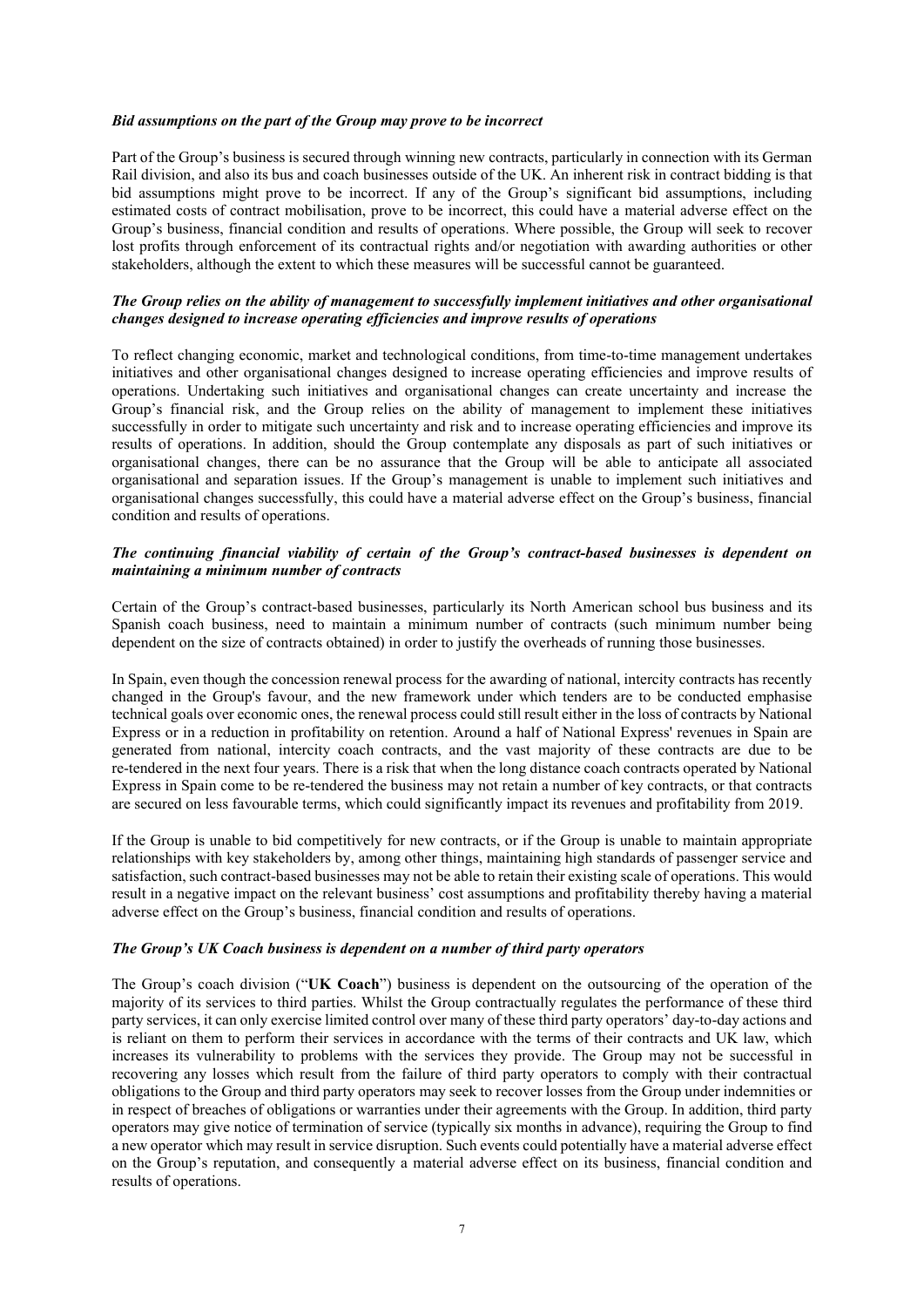***Bid assumptions on the part of the Group may prove to be incorrect***

Part of the Group's business is secured through winning new contracts, particularly in connection with its German Rail division, and also its bus and coach businesses outside of the UK. An inherent risk in contract bidding is that bid assumptions might prove to be incorrect. If any of the Group's significant bid assumptions, including estimated costs of contract mobilisation, prove to be incorrect, this could have a material adverse effect on the Group's business, financial condition and results of operations. Where possible, the Group will seek to recover lost profits through enforcement of its contractual rights and/or negotiation with awarding authorities or other stakeholders, although the extent to which these measures will be successful cannot be guaranteed.

***The Group relies on the ability of management to successfully implement initiatives and other organisational changes designed to increase operating efficiencies and improve results of operations***

To reflect changing economic, market and technological conditions, from time-to-time management undertakes initiatives and other organisational changes designed to increase operating efficiencies and improve results of operations. Undertaking such initiatives and organisational changes can create uncertainty and increase the Group's financial risk, and the Group relies on the ability of management to implement these initiatives successfully in order to mitigate such uncertainty and risk and to increase operating efficiencies and improve its results of operations. In addition, should the Group contemplate any disposals as part of such initiatives or organisational changes, there can be no assurance that the Group will be able to anticipate all associated organisational and separation issues. If the Group's management is unable to implement such initiatives and organisational changes successfully, this could have a material adverse effect on the Group's business, financial condition and results of operations.

***The continuing financial viability of certain of the Group's contract-based businesses is dependent on maintaining a minimum number of contracts***

Certain of the Group's contract-based businesses, particularly its North American school bus business and its Spanish coach business, need to maintain a minimum number of contracts (such minimum number being dependent on the size of contracts obtained) in order to justify the overheads of running those businesses.

In Spain, even though the concession renewal process for the awarding of national, intercity contracts has recently changed in the Group's favour, and the new framework under which tenders are to be conducted emphasise technical goals over economic ones, the renewal process could still result either in the loss of contracts by National Express or in a reduction in profitability on retention. Around a half of National Express' revenues in Spain are generated from national, intercity coach contracts, and the vast majority of these contracts are due to be re-tendered in the next four years. There is a risk that when the long distance coach contracts operated by National Express in Spain come to be re-tendered the business may not retain a number of key contracts, or that contracts are secured on less favourable terms, which could significantly impact its revenues and profitability from 2019.

If the Group is unable to bid competitively for new contracts, or if the Group is unable to maintain appropriate relationships with key stakeholders by, among other things, maintaining high standards of passenger service and satisfaction, such contract-based businesses may not be able to retain their existing scale of operations. This would result in a negative impact on the relevant business' cost assumptions and profitability thereby having a material adverse effect on the Group's business, financial condition and results of operations.

***The Group's UK Coach business is dependent on a number of third party operators***

The Group's coach division ("**UK Coach**") business is dependent on the outsourcing of the operation of the majority of its services to third parties. Whilst the Group contractually regulates the performance of these third party services, it can only exercise limited control over many of these third party operators' day-to-day actions and is reliant on them to perform their services in accordance with the terms of their contracts and UK law, which increases its vulnerability to problems with the services they provide. The Group may not be successful in recovering any losses which result from the failure of third party operators to comply with their contractual obligations to the Group and third party operators may seek to recover losses from the Group under indemnities or in respect of breaches of obligations or warranties under their agreements with the Group. In addition, third party operators may give notice of termination of service (typically six months in advance), requiring the Group to find a new operator which may result in service disruption. Such events could potentially have a material adverse effect on the Group's reputation, and consequently a material adverse effect on its business, financial condition and results of operations.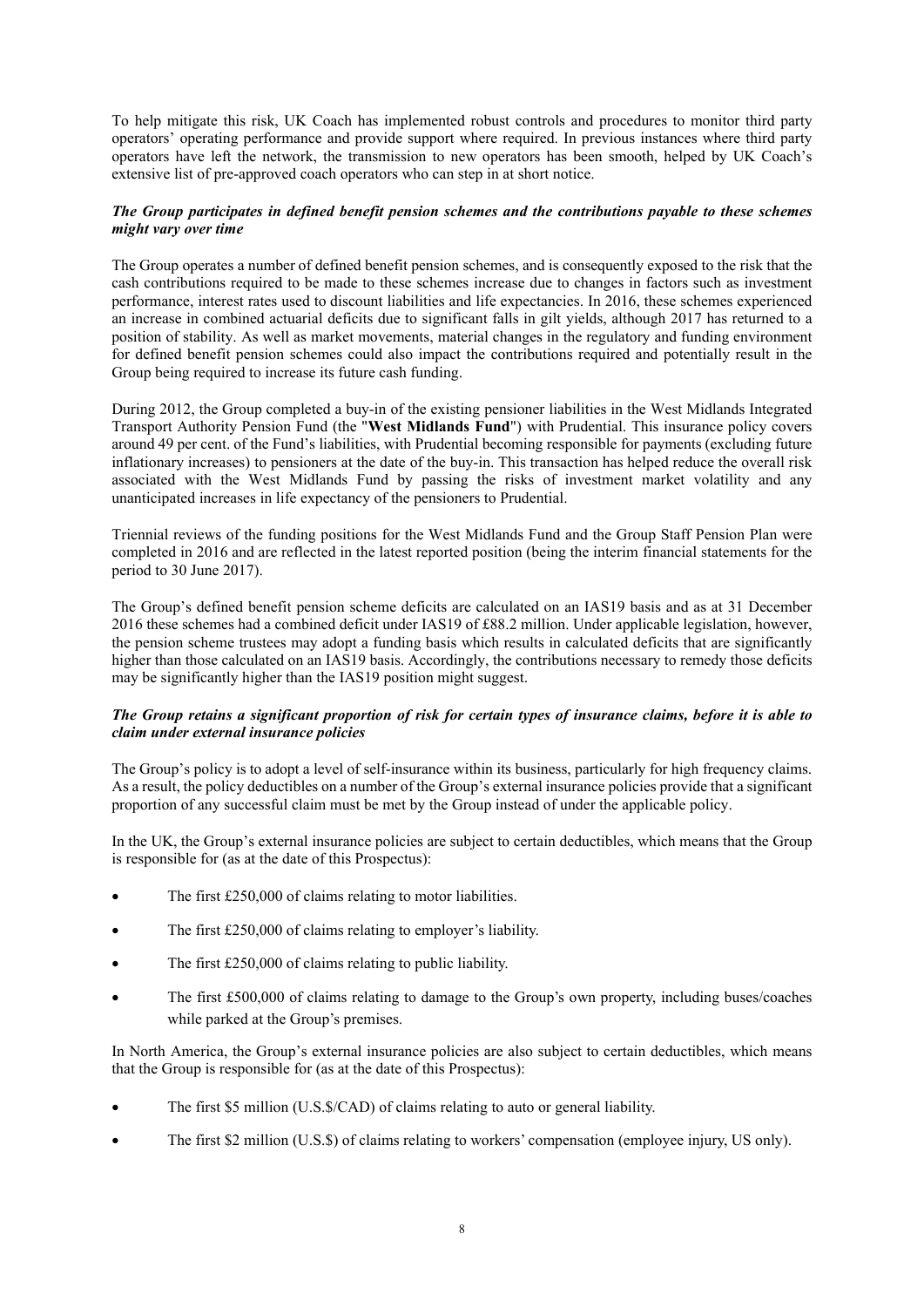To help mitigate this risk, UK Coach has implemented robust controls and procedures to monitor third party operators' operating performance and provide support where required. In previous instances where third party operators have left the network, the transmission to new operators has been smooth, helped by UK Coach's extensive list of pre-approved coach operators who can step in at short notice.

***The Group participates in defined benefit pension schemes and the contributions payable to these schemes might vary over time***

The Group operates a number of defined benefit pension schemes, and is consequently exposed to the risk that the cash contributions required to be made to these schemes increase due to changes in factors such as investment performance, interest rates used to discount liabilities and life expectancies. In 2016, these schemes experienced an increase in combined actuarial deficits due to significant falls in gilt yields, although 2017 has returned to a position of stability. As well as market movements, material changes in the regulatory and funding environment for defined benefit pension schemes could also impact the contributions required and potentially result in the Group being required to increase its future cash funding.

During 2012, the Group completed a buy-in of the existing pensioner liabilities in the West Midlands Integrated Transport Authority Pension Fund (the "**West Midlands Fund**") with Prudential. This insurance policy covers around 49 per cent. of the Fund's liabilities, with Prudential becoming responsible for payments (excluding future inflationary increases) to pensioners at the date of the buy-in. This transaction has helped reduce the overall risk associated with the West Midlands Fund by passing the risks of investment market volatility and any unanticipated increases in life expectancy of the pensioners to Prudential.

Triennial reviews of the funding positions for the West Midlands Fund and the Group Staff Pension Plan were completed in 2016 and are reflected in the latest reported position (being the interim financial statements for the period to 30 June 2017).

The Group's defined benefit pension scheme deficits are calculated on an IAS19 basis and as at 31 December 2016 these schemes had a combined deficit under IAS19 of £88.2 million. Under applicable legislation, however, the pension scheme trustees may adopt a funding basis which results in calculated deficits that are significantly higher than those calculated on an IAS19 basis. Accordingly, the contributions necessary to remedy those deficits may be significantly higher than the IAS19 position might suggest.

***The Group retains a significant proportion of risk for certain types of insurance claims, before it is able to claim under external insurance policies***

The Group's policy is to adopt a level of self-insurance within its business, particularly for high frequency claims. As a result, the policy deductibles on a number of the Group's external insurance policies provide that a significant proportion of any successful claim must be met by the Group instead of under the applicable policy.

In the UK, the Group's external insurance policies are subject to certain deductibles, which means that the Group is responsible for (as at the date of this Prospectus):

- The first £250,000 of claims relating to motor liabilities.
- The first £250,000 of claims relating to employer's liability.
- The first £250,000 of claims relating to public liability.
- The first £500,000 of claims relating to damage to the Group's own property, including buses/coaches while parked at the Group's premises.

In North America, the Group's external insurance policies are also subject to certain deductibles, which means that the Group is responsible for (as at the date of this Prospectus):

- The first $5 million (U.S.$/CAD) of claims relating to auto or general liability.
- The first $2 million (U.S.$) of claims relating to workers' compensation (employee injury, US only).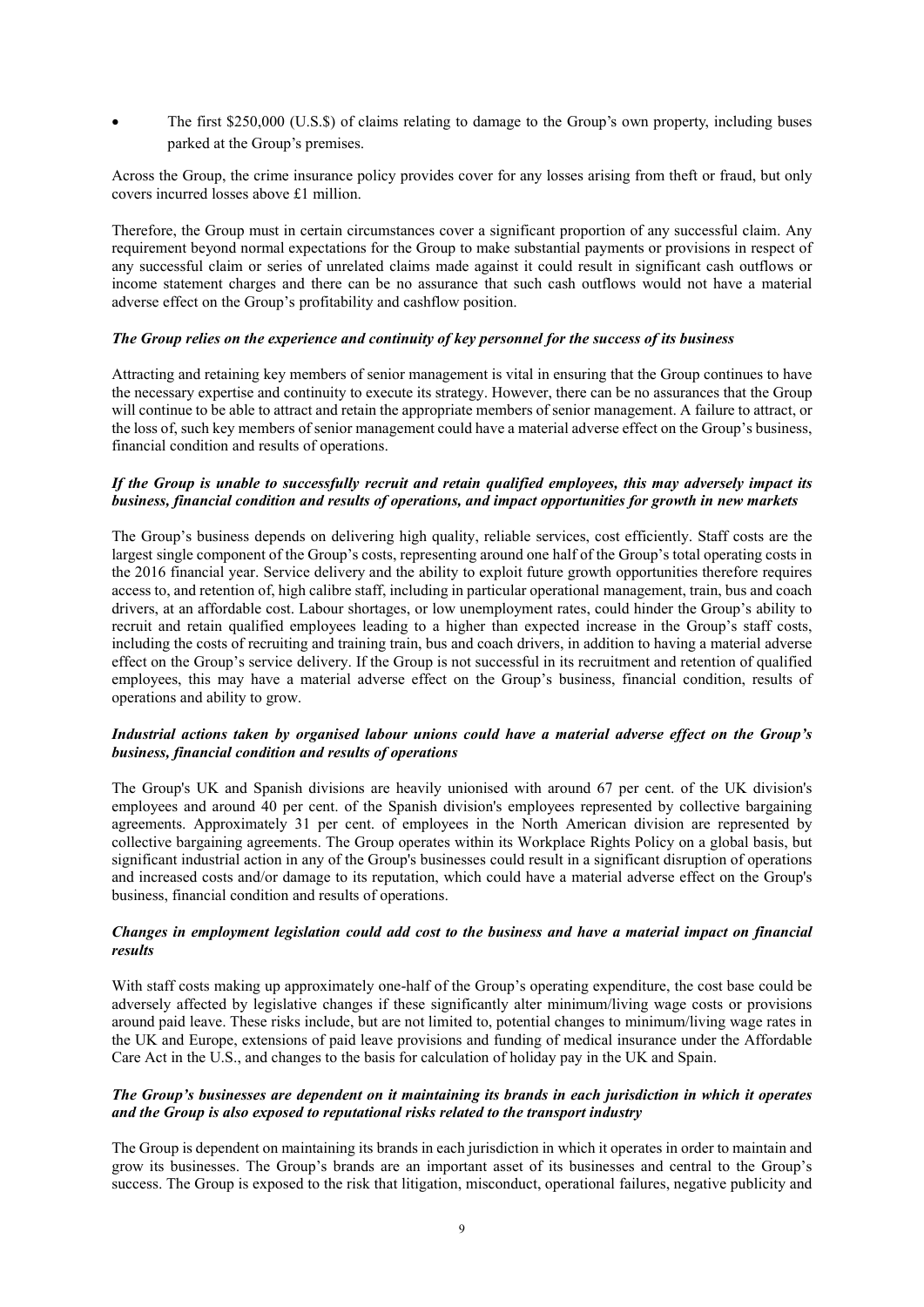- The first \$250,000 (U.S.\$) of claims relating to damage to the Group's own property, including buses parked at the Group's premises.

Across the Group, the crime insurance policy provides cover for any losses arising from theft or fraud, but only covers incurred losses above £1 million.

Therefore, the Group must in certain circumstances cover a significant proportion of any successful claim. Any requirement beyond normal expectations for the Group to make substantial payments or provisions in respect of any successful claim or series of unrelated claims made against it could result in significant cash outflows or income statement charges and there can be no assurance that such cash outflows would not have a material adverse effect on the Group's profitability and cashflow position.

***The Group relies on the experience and continuity of key personnel for the success of its business***

Attracting and retaining key members of senior management is vital in ensuring that the Group continues to have the necessary expertise and continuity to execute its strategy. However, there can be no assurances that the Group will continue to be able to attract and retain the appropriate members of senior management. A failure to attract, or the loss of, such key members of senior management could have a material adverse effect on the Group's business, financial condition and results of operations.

***If the Group is unable to successfully recruit and retain qualified employees, this may adversely impact its business, financial condition and results of operations, and impact opportunities for growth in new markets***

The Group's business depends on delivering high quality, reliable services, cost efficiently. Staff costs are the largest single component of the Group's costs, representing around one half of the Group's total operating costs in the 2016 financial year. Service delivery and the ability to exploit future growth opportunities therefore requires access to, and retention of, high calibre staff, including in particular operational management, train, bus and coach drivers, at an affordable cost. Labour shortages, or low unemployment rates, could hinder the Group's ability to recruit and retain qualified employees leading to a higher than expected increase in the Group's staff costs, including the costs of recruiting and training train, bus and coach drivers, in addition to having a material adverse effect on the Group's service delivery. If the Group is not successful in its recruitment and retention of qualified employees, this may have a material adverse effect on the Group's business, financial condition, results of operations and ability to grow.

***Industrial actions taken by organised labour unions could have a material adverse effect on the Group's business, financial condition and results of operations***

The Group's UK and Spanish divisions are heavily unionised with around 67 per cent. of the UK division's employees and around 40 per cent. of the Spanish division's employees represented by collective bargaining agreements. Approximately 31 per cent. of employees in the North American division are represented by collective bargaining agreements. The Group operates within its Workplace Rights Policy on a global basis, but significant industrial action in any of the Group's businesses could result in a significant disruption of operations and increased costs and/or damage to its reputation, which could have a material adverse effect on the Group's business, financial condition and results of operations.

***Changes in employment legislation could add cost to the business and have a material impact on financial results***

With staff costs making up approximately one-half of the Group's operating expenditure, the cost base could be adversely affected by legislative changes if these significantly alter minimum/living wage costs or provisions around paid leave. These risks include, but are not limited to, potential changes to minimum/living wage rates in the UK and Europe, extensions of paid leave provisions and funding of medical insurance under the Affordable Care Act in the U.S., and changes to the basis for calculation of holiday pay in the UK and Spain.

***The Group's businesses are dependent on it maintaining its brands in each jurisdiction in which it operates and the Group is also exposed to reputational risks related to the transport industry***

The Group is dependent on maintaining its brands in each jurisdiction in which it operates in order to maintain and grow its businesses. The Group's brands are an important asset of its businesses and central to the Group's success. The Group is exposed to the risk that litigation, misconduct, operational failures, negative publicity and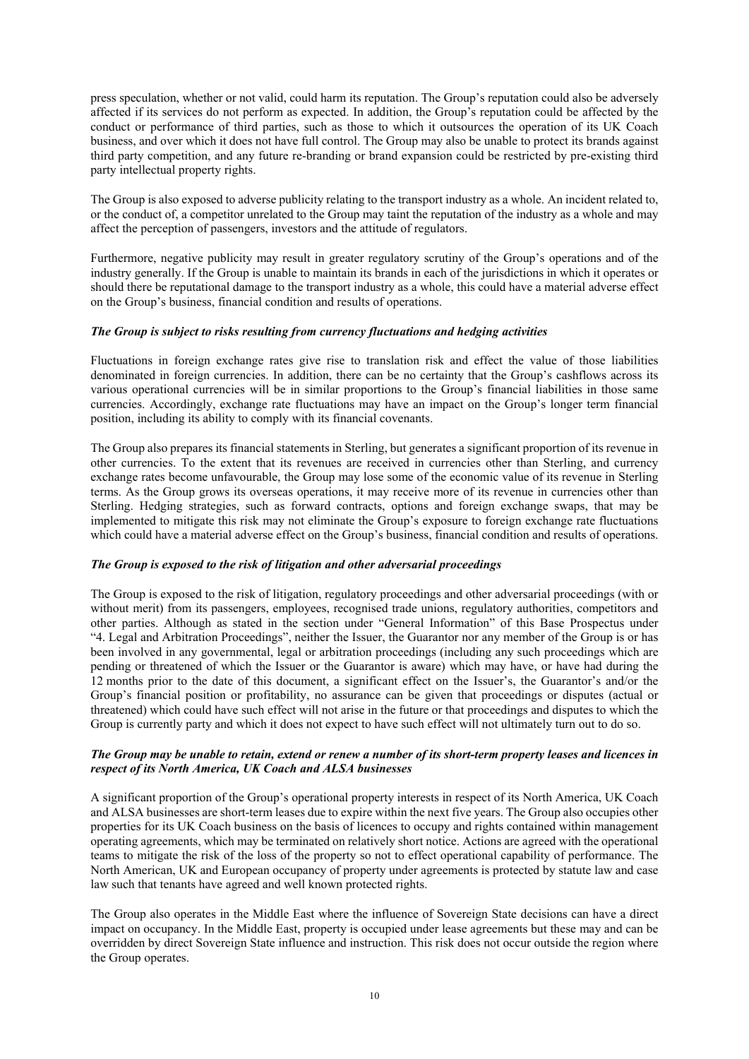press speculation, whether or not valid, could harm its reputation. The Group's reputation could also be adversely affected if its services do not perform as expected. In addition, the Group's reputation could be affected by the conduct or performance of third parties, such as those to which it outsources the operation of its UK Coach business, and over which it does not have full control. The Group may also be unable to protect its brands against third party competition, and any future re-branding or brand expansion could be restricted by pre-existing third party intellectual property rights.

The Group is also exposed to adverse publicity relating to the transport industry as a whole. An incident related to, or the conduct of, a competitor unrelated to the Group may taint the reputation of the industry as a whole and may affect the perception of passengers, investors and the attitude of regulators.

Furthermore, negative publicity may result in greater regulatory scrutiny of the Group's operations and of the industry generally. If the Group is unable to maintain its brands in each of the jurisdictions in which it operates or should there be reputational damage to the transport industry as a whole, this could have a material adverse effect on the Group's business, financial condition and results of operations.

***The Group is subject to risks resulting from currency fluctuations and hedging activities***

Fluctuations in foreign exchange rates give rise to translation risk and effect the value of those liabilities denominated in foreign currencies. In addition, there can be no certainty that the Group's cashflows across its various operational currencies will be in similar proportions to the Group's financial liabilities in those same currencies. Accordingly, exchange rate fluctuations may have an impact on the Group's longer term financial position, including its ability to comply with its financial covenants.

The Group also prepares its financial statements in Sterling, but generates a significant proportion of its revenue in other currencies. To the extent that its revenues are received in currencies other than Sterling, and currency exchange rates become unfavourable, the Group may lose some of the economic value of its revenue in Sterling terms. As the Group grows its overseas operations, it may receive more of its revenue in currencies other than Sterling. Hedging strategies, such as forward contracts, options and foreign exchange swaps, that may be implemented to mitigate this risk may not eliminate the Group's exposure to foreign exchange rate fluctuations which could have a material adverse effect on the Group's business, financial condition and results of operations.

***The Group is exposed to the risk of litigation and other adversarial proceedings***

The Group is exposed to the risk of litigation, regulatory proceedings and other adversarial proceedings (with or without merit) from its passengers, employees, recognised trade unions, regulatory authorities, competitors and other parties. Although as stated in the section under "General Information" of this Base Prospectus under "4. Legal and Arbitration Proceedings", neither the Issuer, the Guarantor nor any member of the Group is or has been involved in any governmental, legal or arbitration proceedings (including any such proceedings which are pending or threatened of which the Issuer or the Guarantor is aware) which may have, or have had during the 12 months prior to the date of this document, a significant effect on the Issuer's, the Guarantor's and/or the Group's financial position or profitability, no assurance can be given that proceedings or disputes (actual or threatened) which could have such effect will not arise in the future or that proceedings and disputes to which the Group is currently party and which it does not expect to have such effect will not ultimately turn out to do so.

***The Group may be unable to retain, extend or renew a number of its short-term property leases and licences in respect of its North America, UK Coach and ALSA businesses***

A significant proportion of the Group's operational property interests in respect of its North America, UK Coach and ALSA businesses are short-term leases due to expire within the next five years. The Group also occupies other properties for its UK Coach business on the basis of licences to occupy and rights contained within management operating agreements, which may be terminated on relatively short notice. Actions are agreed with the operational teams to mitigate the risk of the loss of the property so not to effect operational capability of performance. The North American, UK and European occupancy of property under agreements is protected by statute law and case law such that tenants have agreed and well known protected rights.

The Group also operates in the Middle East where the influence of Sovereign State decisions can have a direct impact on occupancy. In the Middle East, property is occupied under lease agreements but these may and can be overridden by direct Sovereign State influence and instruction. This risk does not occur outside the region where the Group operates.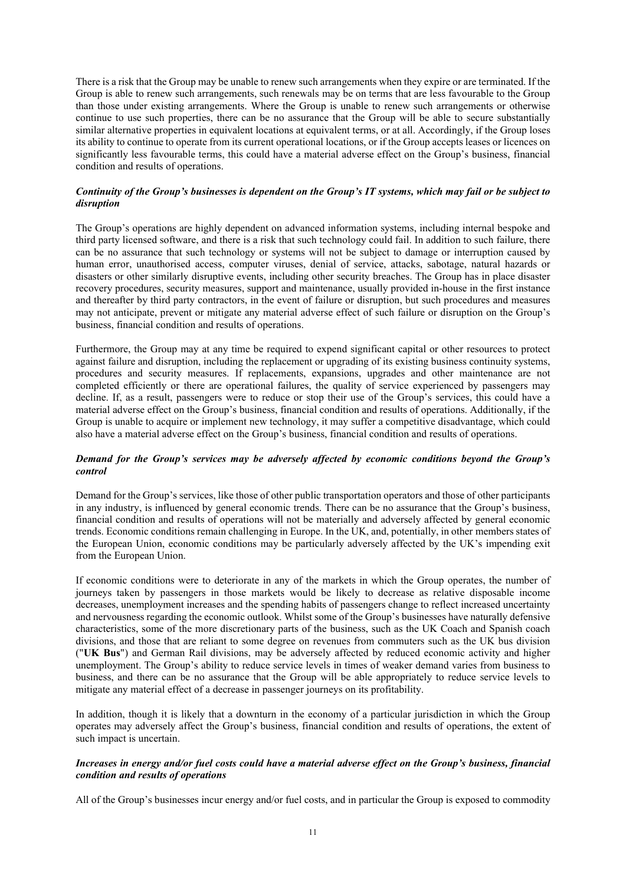There is a risk that the Group may be unable to renew such arrangements when they expire or are terminated. If the Group is able to renew such arrangements, such renewals may be on terms that are less favourable to the Group than those under existing arrangements. Where the Group is unable to renew such arrangements or otherwise continue to use such properties, there can be no assurance that the Group will be able to secure substantially similar alternative properties in equivalent locations at equivalent terms, or at all. Accordingly, if the Group loses its ability to continue to operate from its current operational locations, or if the Group accepts leases or licences on significantly less favourable terms, this could have a material adverse effect on the Group's business, financial condition and results of operations.

***Continuity of the Group's businesses is dependent on the Group's IT systems, which may fail or be subject to disruption***

The Group's operations are highly dependent on advanced information systems, including internal bespoke and third party licensed software, and there is a risk that such technology could fail. In addition to such failure, there can be no assurance that such technology or systems will not be subject to damage or interruption caused by human error, unauthorised access, computer viruses, denial of service, attacks, sabotage, natural hazards or disasters or other similarly disruptive events, including other security breaches. The Group has in place disaster recovery procedures, security measures, support and maintenance, usually provided in-house in the first instance and thereafter by third party contractors, in the event of failure or disruption, but such procedures and measures may not anticipate, prevent or mitigate any material adverse effect of such failure or disruption on the Group's business, financial condition and results of operations.

Furthermore, the Group may at any time be required to expend significant capital or other resources to protect against failure and disruption, including the replacement or upgrading of its existing business continuity systems, procedures and security measures. If replacements, expansions, upgrades and other maintenance are not completed efficiently or there are operational failures, the quality of service experienced by passengers may decline. If, as a result, passengers were to reduce or stop their use of the Group's services, this could have a material adverse effect on the Group's business, financial condition and results of operations. Additionally, if the Group is unable to acquire or implement new technology, it may suffer a competitive disadvantage, which could also have a material adverse effect on the Group's business, financial condition and results of operations.

***Demand for the Group's services may be adversely affected by economic conditions beyond the Group's control***

Demand for the Group's services, like those of other public transportation operators and those of other participants in any industry, is influenced by general economic trends. There can be no assurance that the Group's business, financial condition and results of operations will not be materially and adversely affected by general economic trends. Economic conditions remain challenging in Europe. In the UK, and, potentially, in other members states of the European Union, economic conditions may be particularly adversely affected by the UK's impending exit from the European Union.

If economic conditions were to deteriorate in any of the markets in which the Group operates, the number of journeys taken by passengers in those markets would be likely to decrease as relative disposable income decreases, unemployment increases and the spending habits of passengers change to reflect increased uncertainty and nervousness regarding the economic outlook. Whilst some of the Group's businesses have naturally defensive characteristics, some of the more discretionary parts of the business, such as the UK Coach and Spanish coach divisions, and those that are reliant to some degree on revenues from commuters such as the UK bus division ("**UK Bus**") and German Rail divisions, may be adversely affected by reduced economic activity and higher unemployment. The Group's ability to reduce service levels in times of weaker demand varies from business to business, and there can be no assurance that the Group will be able appropriately to reduce service levels to mitigate any material effect of a decrease in passenger journeys on its profitability.

In addition, though it is likely that a downturn in the economy of a particular jurisdiction in which the Group operates may adversely affect the Group's business, financial condition and results of operations, the extent of such impact is uncertain.

***Increases in energy and/or fuel costs could have a material adverse effect on the Group's business, financial condition and results of operations***

All of the Group's businesses incur energy and/or fuel costs, and in particular the Group is exposed to commodity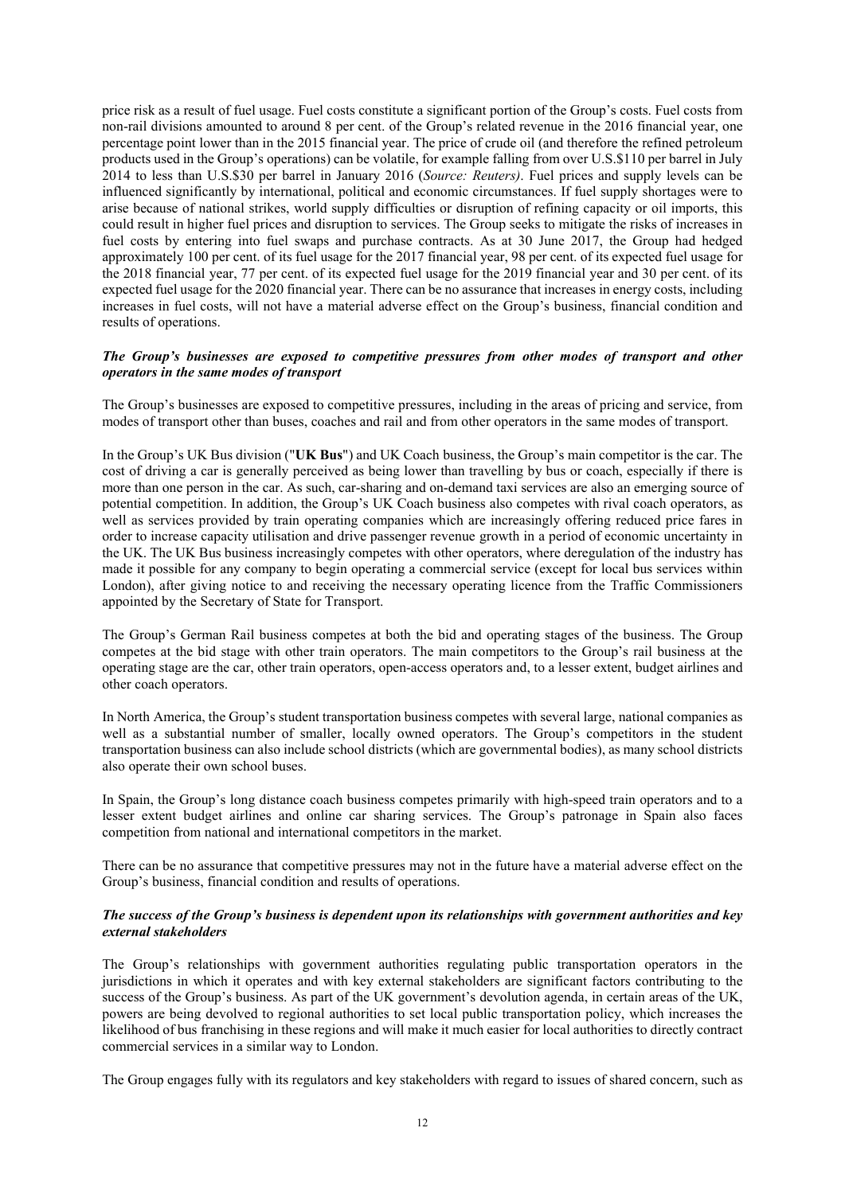price risk as a result of fuel usage. Fuel costs constitute a significant portion of the Group's costs. Fuel costs from non-rail divisions amounted to around 8 per cent. of the Group's related revenue in the 2016 financial year, one percentage point lower than in the 2015 financial year. The price of crude oil (and therefore the refined petroleum products used in the Group's operations) can be volatile, for example falling from over U.S.$110 per barrel in July 2014 to less than U.S.$30 per barrel in January 2016 (*Source: Reuters)*. Fuel prices and supply levels can be influenced significantly by international, political and economic circumstances. If fuel supply shortages were to arise because of national strikes, world supply difficulties or disruption of refining capacity or oil imports, this could result in higher fuel prices and disruption to services. The Group seeks to mitigate the risks of increases in fuel costs by entering into fuel swaps and purchase contracts. As at 30 June 2017, the Group had hedged approximately 100 per cent. of its fuel usage for the 2017 financial year, 98 per cent. of its expected fuel usage for the 2018 financial year, 77 per cent. of its expected fuel usage for the 2019 financial year and 30 per cent. of its expected fuel usage for the 2020 financial year. There can be no assurance that increases in energy costs, including increases in fuel costs, will not have a material adverse effect on the Group's business, financial condition and results of operations.

***The Group's businesses are exposed to competitive pressures from other modes of transport and other operators in the same modes of transport***

The Group's businesses are exposed to competitive pressures, including in the areas of pricing and service, from modes of transport other than buses, coaches and rail and from other operators in the same modes of transport.

In the Group's UK Bus division ("**UK Bus**") and UK Coach business, the Group's main competitor is the car. The cost of driving a car is generally perceived as being lower than travelling by bus or coach, especially if there is more than one person in the car. As such, car-sharing and on-demand taxi services are also an emerging source of potential competition. In addition, the Group's UK Coach business also competes with rival coach operators, as well as services provided by train operating companies which are increasingly offering reduced price fares in order to increase capacity utilisation and drive passenger revenue growth in a period of economic uncertainty in the UK. The UK Bus business increasingly competes with other operators, where deregulation of the industry has made it possible for any company to begin operating a commercial service (except for local bus services within London), after giving notice to and receiving the necessary operating licence from the Traffic Commissioners appointed by the Secretary of State for Transport.

The Group's German Rail business competes at both the bid and operating stages of the business. The Group competes at the bid stage with other train operators. The main competitors to the Group's rail business at the operating stage are the car, other train operators, open-access operators and, to a lesser extent, budget airlines and other coach operators.

In North America, the Group's student transportation business competes with several large, national companies as well as a substantial number of smaller, locally owned operators. The Group's competitors in the student transportation business can also include school districts (which are governmental bodies), as many school districts also operate their own school buses.

In Spain, the Group's long distance coach business competes primarily with high-speed train operators and to a lesser extent budget airlines and online car sharing services. The Group's patronage in Spain also faces competition from national and international competitors in the market.

There can be no assurance that competitive pressures may not in the future have a material adverse effect on the Group's business, financial condition and results of operations.

***The success of the Group's business is dependent upon its relationships with government authorities and key external stakeholders***

The Group's relationships with government authorities regulating public transportation operators in the jurisdictions in which it operates and with key external stakeholders are significant factors contributing to the success of the Group's business. As part of the UK government's devolution agenda, in certain areas of the UK, powers are being devolved to regional authorities to set local public transportation policy, which increases the likelihood of bus franchising in these regions and will make it much easier for local authorities to directly contract commercial services in a similar way to London.

The Group engages fully with its regulators and key stakeholders with regard to issues of shared concern, such as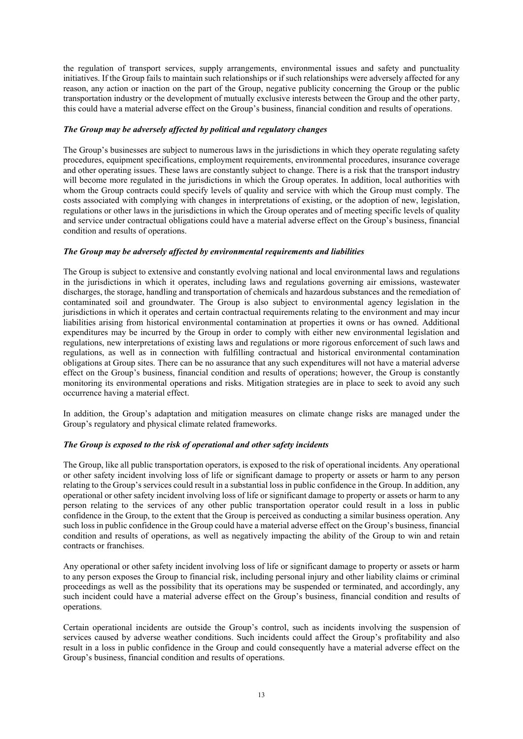the regulation of transport services, supply arrangements, environmental issues and safety and punctuality initiatives. If the Group fails to maintain such relationships or if such relationships were adversely affected for any reason, any action or inaction on the part of the Group, negative publicity concerning the Group or the public transportation industry or the development of mutually exclusive interests between the Group and the other party, this could have a material adverse effect on the Group's business, financial condition and results of operations.

***The Group may be adversely affected by political and regulatory changes***

The Group's businesses are subject to numerous laws in the jurisdictions in which they operate regulating safety procedures, equipment specifications, employment requirements, environmental procedures, insurance coverage and other operating issues. These laws are constantly subject to change. There is a risk that the transport industry will become more regulated in the jurisdictions in which the Group operates. In addition, local authorities with whom the Group contracts could specify levels of quality and service with which the Group must comply. The costs associated with complying with changes in interpretations of existing, or the adoption of new, legislation, regulations or other laws in the jurisdictions in which the Group operates and of meeting specific levels of quality and service under contractual obligations could have a material adverse effect on the Group's business, financial condition and results of operations.

***The Group may be adversely affected by environmental requirements and liabilities***

The Group is subject to extensive and constantly evolving national and local environmental laws and regulations in the jurisdictions in which it operates, including laws and regulations governing air emissions, wastewater discharges, the storage, handling and transportation of chemicals and hazardous substances and the remediation of contaminated soil and groundwater. The Group is also subject to environmental agency legislation in the jurisdictions in which it operates and certain contractual requirements relating to the environment and may incur liabilities arising from historical environmental contamination at properties it owns or has owned. Additional expenditures may be incurred by the Group in order to comply with either new environmental legislation and regulations, new interpretations of existing laws and regulations or more rigorous enforcement of such laws and regulations, as well as in connection with fulfilling contractual and historical environmental contamination obligations at Group sites. There can be no assurance that any such expenditures will not have a material adverse effect on the Group's business, financial condition and results of operations; however, the Group is constantly monitoring its environmental operations and risks. Mitigation strategies are in place to seek to avoid any such occurrence having a material effect.

In addition, the Group's adaptation and mitigation measures on climate change risks are managed under the Group's regulatory and physical climate related frameworks.

***The Group is exposed to the risk of operational and other safety incidents***

The Group, like all public transportation operators, is exposed to the risk of operational incidents. Any operational or other safety incident involving loss of life or significant damage to property or assets or harm to any person relating to the Group's services could result in a substantial loss in public confidence in the Group. In addition, any operational or other safety incident involving loss of life or significant damage to property or assets or harm to any person relating to the services of any other public transportation operator could result in a loss in public confidence in the Group, to the extent that the Group is perceived as conducting a similar business operation. Any such loss in public confidence in the Group could have a material adverse effect on the Group's business, financial condition and results of operations, as well as negatively impacting the ability of the Group to win and retain contracts or franchises.

Any operational or other safety incident involving loss of life or significant damage to property or assets or harm to any person exposes the Group to financial risk, including personal injury and other liability claims or criminal proceedings as well as the possibility that its operations may be suspended or terminated, and accordingly, any such incident could have a material adverse effect on the Group's business, financial condition and results of operations.

Certain operational incidents are outside the Group's control, such as incidents involving the suspension of services caused by adverse weather conditions. Such incidents could affect the Group's profitability and also result in a loss in public confidence in the Group and could consequently have a material adverse effect on the Group's business, financial condition and results of operations.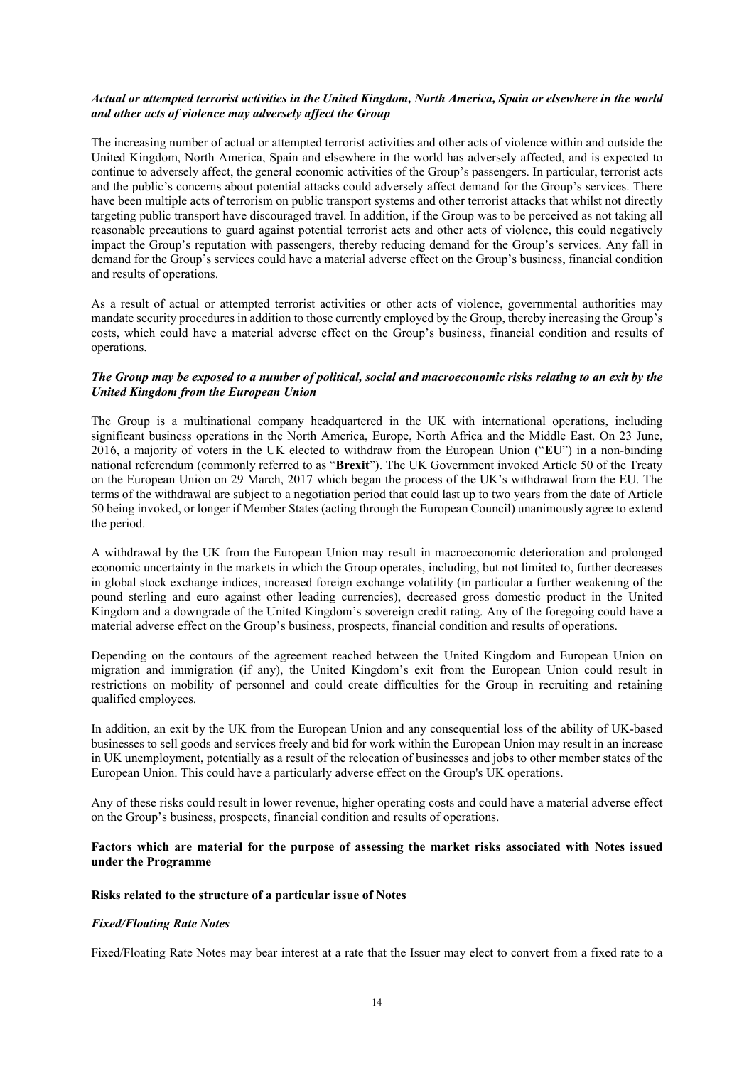***Actual or attempted terrorist activities in the United Kingdom, North America, Spain or elsewhere in the world and other acts of violence may adversely affect the Group***

The increasing number of actual or attempted terrorist activities and other acts of violence within and outside the United Kingdom, North America, Spain and elsewhere in the world has adversely affected, and is expected to continue to adversely affect, the general economic activities of the Group's passengers. In particular, terrorist acts and the public's concerns about potential attacks could adversely affect demand for the Group's services. There have been multiple acts of terrorism on public transport systems and other terrorist attacks that whilst not directly targeting public transport have discouraged travel. In addition, if the Group was to be perceived as not taking all reasonable precautions to guard against potential terrorist acts and other acts of violence, this could negatively impact the Group's reputation with passengers, thereby reducing demand for the Group's services. Any fall in demand for the Group's services could have a material adverse effect on the Group's business, financial condition and results of operations.

As a result of actual or attempted terrorist activities or other acts of violence, governmental authorities may mandate security procedures in addition to those currently employed by the Group, thereby increasing the Group's costs, which could have a material adverse effect on the Group's business, financial condition and results of operations.

***The Group may be exposed to a number of political, social and macroeconomic risks relating to an exit by the United Kingdom from the European Union***

The Group is a multinational company headquartered in the UK with international operations, including significant business operations in the North America, Europe, North Africa and the Middle East. On 23 June, 2016, a majority of voters in the UK elected to withdraw from the European Union ("**EU**") in a non-binding national referendum (commonly referred to as "**Brexit**"). The UK Government invoked Article 50 of the Treaty on the European Union on 29 March, 2017 which began the process of the UK's withdrawal from the EU. The terms of the withdrawal are subject to a negotiation period that could last up to two years from the date of Article 50 being invoked, or longer if Member States (acting through the European Council) unanimously agree to extend the period.

A withdrawal by the UK from the European Union may result in macroeconomic deterioration and prolonged economic uncertainty in the markets in which the Group operates, including, but not limited to, further decreases in global stock exchange indices, increased foreign exchange volatility (in particular a further weakening of the pound sterling and euro against other leading currencies), decreased gross domestic product in the United Kingdom and a downgrade of the United Kingdom's sovereign credit rating. Any of the foregoing could have a material adverse effect on the Group's business, prospects, financial condition and results of operations.

Depending on the contours of the agreement reached between the United Kingdom and European Union on migration and immigration (if any), the United Kingdom's exit from the European Union could result in restrictions on mobility of personnel and could create difficulties for the Group in recruiting and retaining qualified employees.

In addition, an exit by the UK from the European Union and any consequential loss of the ability of UK-based businesses to sell goods and services freely and bid for work within the European Union may result in an increase in UK unemployment, potentially as a result of the relocation of businesses and jobs to other member states of the European Union. This could have a particularly adverse effect on the Group's UK operations.

Any of these risks could result in lower revenue, higher operating costs and could have a material adverse effect on the Group's business, prospects, financial condition and results of operations.

**Factors which are material for the purpose of assessing the market risks associated with Notes issued under the Programme**

**Risks related to the structure of a particular issue of Notes**

***Fixed/Floating Rate Notes***

Fixed/Floating Rate Notes may bear interest at a rate that the Issuer may elect to convert from a fixed rate to a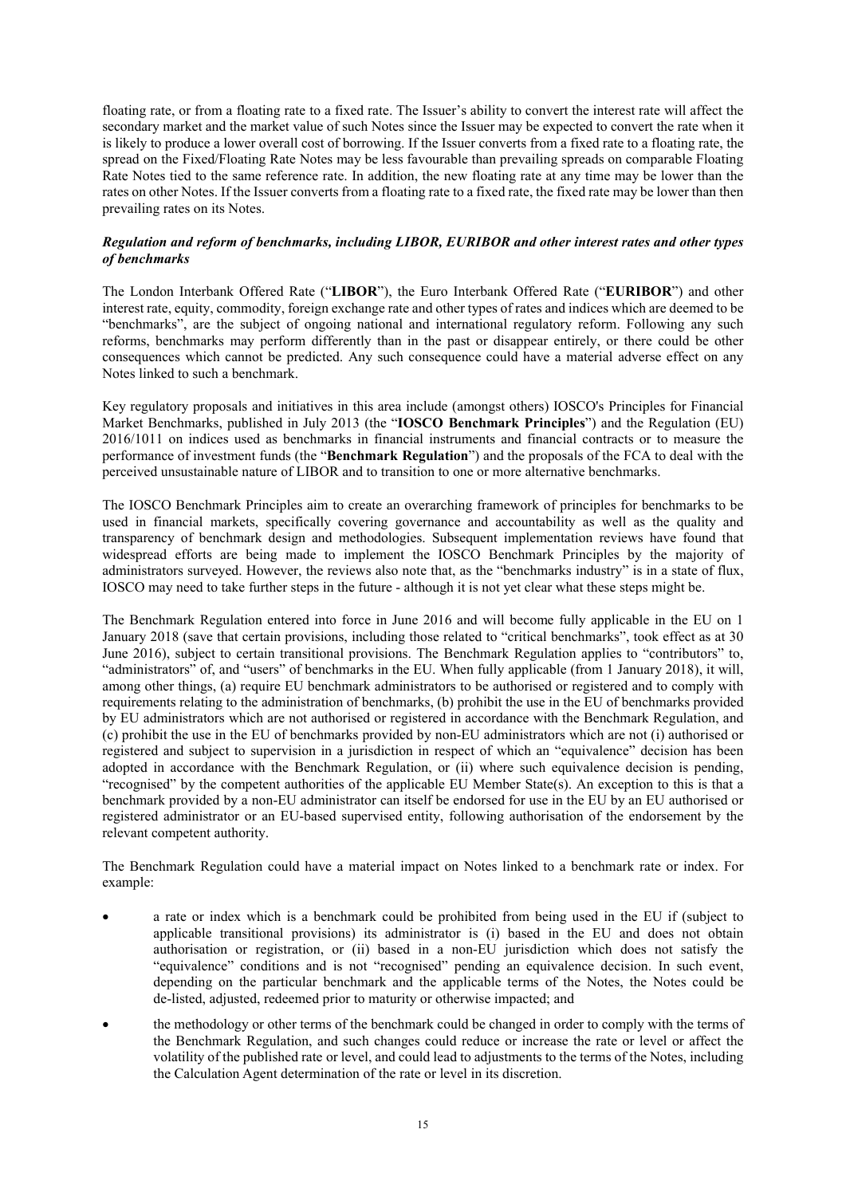floating rate, or from a floating rate to a fixed rate. The Issuer's ability to convert the interest rate will affect the secondary market and the market value of such Notes since the Issuer may be expected to convert the rate when it is likely to produce a lower overall cost of borrowing. If the Issuer converts from a fixed rate to a floating rate, the spread on the Fixed/Floating Rate Notes may be less favourable than prevailing spreads on comparable Floating Rate Notes tied to the same reference rate. In addition, the new floating rate at any time may be lower than the rates on other Notes. If the Issuer converts from a floating rate to a fixed rate, the fixed rate may be lower than then prevailing rates on its Notes.

***Regulation and reform of benchmarks, including LIBOR, EURIBOR and other interest rates and other types of benchmarks***

The London Interbank Offered Rate ("**LIBOR**"), the Euro Interbank Offered Rate ("**EURIBOR**") and other interest rate, equity, commodity, foreign exchange rate and other types of rates and indices which are deemed to be "benchmarks", are the subject of ongoing national and international regulatory reform. Following any such reforms, benchmarks may perform differently than in the past or disappear entirely, or there could be other consequences which cannot be predicted. Any such consequence could have a material adverse effect on any Notes linked to such a benchmark.

Key regulatory proposals and initiatives in this area include (amongst others) IOSCO's Principles for Financial Market Benchmarks, published in July 2013 (the "**IOSCO Benchmark Principles**") and the Regulation (EU) 2016/1011 on indices used as benchmarks in financial instruments and financial contracts or to measure the performance of investment funds (the "**Benchmark Regulation**") and the proposals of the FCA to deal with the perceived unsustainable nature of LIBOR and to transition to one or more alternative benchmarks.

The IOSCO Benchmark Principles aim to create an overarching framework of principles for benchmarks to be used in financial markets, specifically covering governance and accountability as well as the quality and transparency of benchmark design and methodologies. Subsequent implementation reviews have found that widespread efforts are being made to implement the IOSCO Benchmark Principles by the majority of administrators surveyed. However, the reviews also note that, as the "benchmarks industry" is in a state of flux, IOSCO may need to take further steps in the future - although it is not yet clear what these steps might be.

The Benchmark Regulation entered into force in June 2016 and will become fully applicable in the EU on 1 January 2018 (save that certain provisions, including those related to "critical benchmarks", took effect as at 30 June 2016), subject to certain transitional provisions. The Benchmark Regulation applies to "contributors" to, "administrators" of, and "users" of benchmarks in the EU. When fully applicable (from 1 January 2018), it will, among other things, (a) require EU benchmark administrators to be authorised or registered and to comply with requirements relating to the administration of benchmarks, (b) prohibit the use in the EU of benchmarks provided by EU administrators which are not authorised or registered in accordance with the Benchmark Regulation, and (c) prohibit the use in the EU of benchmarks provided by non-EU administrators which are not (i) authorised or registered and subject to supervision in a jurisdiction in respect of which an "equivalence" decision has been adopted in accordance with the Benchmark Regulation, or (ii) where such equivalence decision is pending, "recognised" by the competent authorities of the applicable EU Member State(s). An exception to this is that a benchmark provided by a non-EU administrator can itself be endorsed for use in the EU by an EU authorised or registered administrator or an EU-based supervised entity, following authorisation of the endorsement by the relevant competent authority.

The Benchmark Regulation could have a material impact on Notes linked to a benchmark rate or index. For example:

- a rate or index which is a benchmark could be prohibited from being used in the EU if (subject to applicable transitional provisions) its administrator is (i) based in the EU and does not obtain authorisation or registration, or (ii) based in a non-EU jurisdiction which does not satisfy the "equivalence" conditions and is not "recognised" pending an equivalence decision. In such event, depending on the particular benchmark and the applicable terms of the Notes, the Notes could be de-listed, adjusted, redeemed prior to maturity or otherwise impacted; and
- the methodology or other terms of the benchmark could be changed in order to comply with the terms of the Benchmark Regulation, and such changes could reduce or increase the rate or level or affect the volatility of the published rate or level, and could lead to adjustments to the terms of the Notes, including the Calculation Agent determination of the rate or level in its discretion.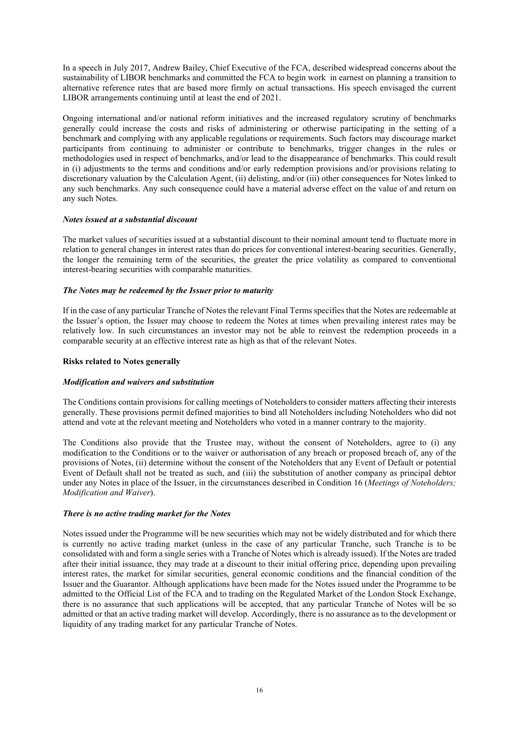In a speech in July 2017, Andrew Bailey, Chief Executive of the FCA, described widespread concerns about the sustainability of LIBOR benchmarks and committed the FCA to begin work in earnest on planning a transition to alternative reference rates that are based more firmly on actual transactions. His speech envisaged the current LIBOR arrangements continuing until at least the end of 2021.

Ongoing international and/or national reform initiatives and the increased regulatory scrutiny of benchmarks generally could increase the costs and risks of administering or otherwise participating in the setting of a benchmark and complying with any applicable regulations or requirements. Such factors may discourage market participants from continuing to administer or contribute to benchmarks, trigger changes in the rules or methodologies used in respect of benchmarks, and/or lead to the disappearance of benchmarks. This could result in (i) adjustments to the terms and conditions and/or early redemption provisions and/or provisions relating to discretionary valuation by the Calculation Agent, (ii) delisting, and/or (iii) other consequences for Notes linked to any such benchmarks. Any such consequence could have a material adverse effect on the value of and return on any such Notes.

***Notes issued at a substantial discount***

The market values of securities issued at a substantial discount to their nominal amount tend to fluctuate more in relation to general changes in interest rates than do prices for conventional interest-bearing securities. Generally, the longer the remaining term of the securities, the greater the price volatility as compared to conventional interest-bearing securities with comparable maturities.

***The Notes may be redeemed by the Issuer prior to maturity***

If in the case of any particular Tranche of Notes the relevant Final Terms specifies that the Notes are redeemable at the Issuer's option, the Issuer may choose to redeem the Notes at times when prevailing interest rates may be relatively low. In such circumstances an investor may not be able to reinvest the redemption proceeds in a comparable security at an effective interest rate as high as that of the relevant Notes.

**Risks related to Notes generally**

***Modification and waivers and substitution***

The Conditions contain provisions for calling meetings of Noteholders to consider matters affecting their interests generally. These provisions permit defined majorities to bind all Noteholders including Noteholders who did not attend and vote at the relevant meeting and Noteholders who voted in a manner contrary to the majority.

The Conditions also provide that the Trustee may, without the consent of Noteholders, agree to (i) any modification to the Conditions or to the waiver or authorisation of any breach or proposed breach of, any of the provisions of Notes, (ii) determine without the consent of the Noteholders that any Event of Default or potential Event of Default shall not be treated as such, and (iii) the substitution of another company as principal debtor under any Notes in place of the Issuer, in the circumstances described in Condition 16 (*Meetings of Noteholders; Modification and Waiver*).

***There is no active trading market for the Notes***

Notes issued under the Programme will be new securities which may not be widely distributed and for which there is currently no active trading market (unless in the case of any particular Tranche, such Tranche is to be consolidated with and form a single series with a Tranche of Notes which is already issued). If the Notes are traded after their initial issuance, they may trade at a discount to their initial offering price, depending upon prevailing interest rates, the market for similar securities, general economic conditions and the financial condition of the Issuer and the Guarantor. Although applications have been made for the Notes issued under the Programme to be admitted to the Official List of the FCA and to trading on the Regulated Market of the London Stock Exchange, there is no assurance that such applications will be accepted, that any particular Tranche of Notes will be so admitted or that an active trading market will develop. Accordingly, there is no assurance as to the development or liquidity of any trading market for any particular Tranche of Notes.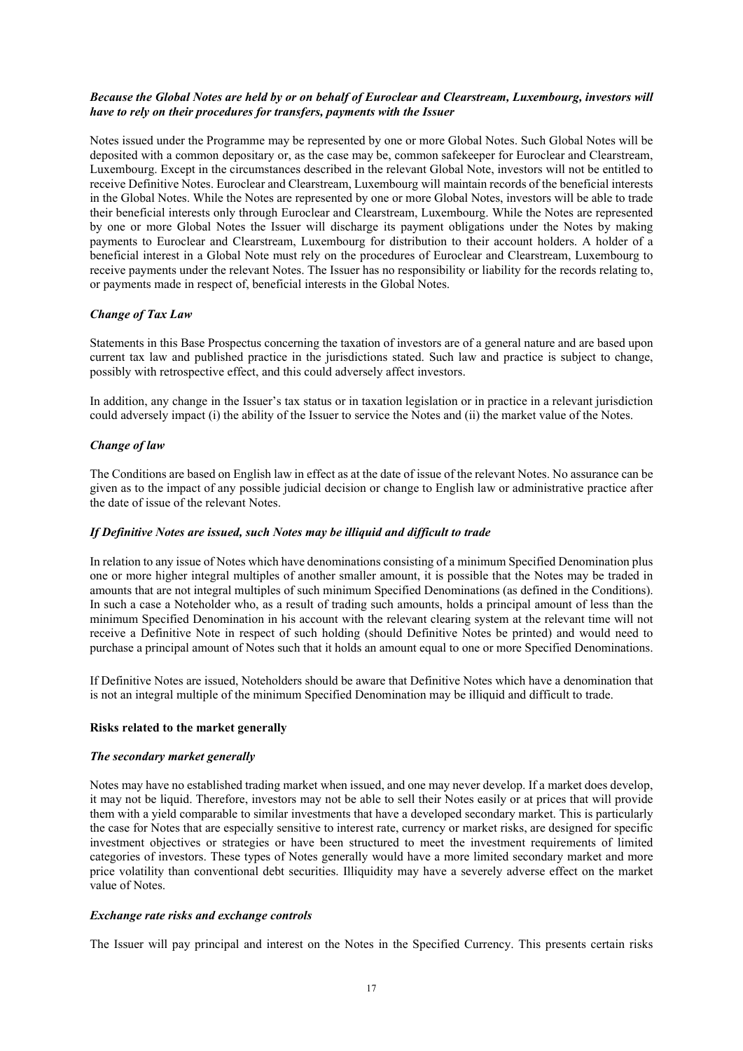***Because the Global Notes are held by or on behalf of Euroclear and Clearstream, Luxembourg, investors will have to rely on their procedures for transfers, payments with the Issuer***

Notes issued under the Programme may be represented by one or more Global Notes. Such Global Notes will be deposited with a common depositary or, as the case may be, common safekeeper for Euroclear and Clearstream, Luxembourg. Except in the circumstances described in the relevant Global Note, investors will not be entitled to receive Definitive Notes. Euroclear and Clearstream, Luxembourg will maintain records of the beneficial interests in the Global Notes. While the Notes are represented by one or more Global Notes, investors will be able to trade their beneficial interests only through Euroclear and Clearstream, Luxembourg. While the Notes are represented by one or more Global Notes the Issuer will discharge its payment obligations under the Notes by making payments to Euroclear and Clearstream, Luxembourg for distribution to their account holders. A holder of a beneficial interest in a Global Note must rely on the procedures of Euroclear and Clearstream, Luxembourg to receive payments under the relevant Notes. The Issuer has no responsibility or liability for the records relating to, or payments made in respect of, beneficial interests in the Global Notes.

***Change of Tax Law***

Statements in this Base Prospectus concerning the taxation of investors are of a general nature and are based upon current tax law and published practice in the jurisdictions stated. Such law and practice is subject to change, possibly with retrospective effect, and this could adversely affect investors.

In addition, any change in the Issuer's tax status or in taxation legislation or in practice in a relevant jurisdiction could adversely impact (i) the ability of the Issuer to service the Notes and (ii) the market value of the Notes.

***Change of law***

The Conditions are based on English law in effect as at the date of issue of the relevant Notes. No assurance can be given as to the impact of any possible judicial decision or change to English law or administrative practice after the date of issue of the relevant Notes.

***If Definitive Notes are issued, such Notes may be illiquid and difficult to trade***

In relation to any issue of Notes which have denominations consisting of a minimum Specified Denomination plus one or more higher integral multiples of another smaller amount, it is possible that the Notes may be traded in amounts that are not integral multiples of such minimum Specified Denominations (as defined in the Conditions). In such a case a Noteholder who, as a result of trading such amounts, holds a principal amount of less than the minimum Specified Denomination in his account with the relevant clearing system at the relevant time will not receive a Definitive Note in respect of such holding (should Definitive Notes be printed) and would need to purchase a principal amount of Notes such that it holds an amount equal to one or more Specified Denominations.

If Definitive Notes are issued, Noteholders should be aware that Definitive Notes which have a denomination that is not an integral multiple of the minimum Specified Denomination may be illiquid and difficult to trade.

**Risks related to the market generally**

***The secondary market generally***

Notes may have no established trading market when issued, and one may never develop. If a market does develop, it may not be liquid. Therefore, investors may not be able to sell their Notes easily or at prices that will provide them with a yield comparable to similar investments that have a developed secondary market. This is particularly the case for Notes that are especially sensitive to interest rate, currency or market risks, are designed for specific investment objectives or strategies or have been structured to meet the investment requirements of limited categories of investors. These types of Notes generally would have a more limited secondary market and more price volatility than conventional debt securities. Illiquidity may have a severely adverse effect on the market value of Notes.

***Exchange rate risks and exchange controls***

The Issuer will pay principal and interest on the Notes in the Specified Currency. This presents certain risks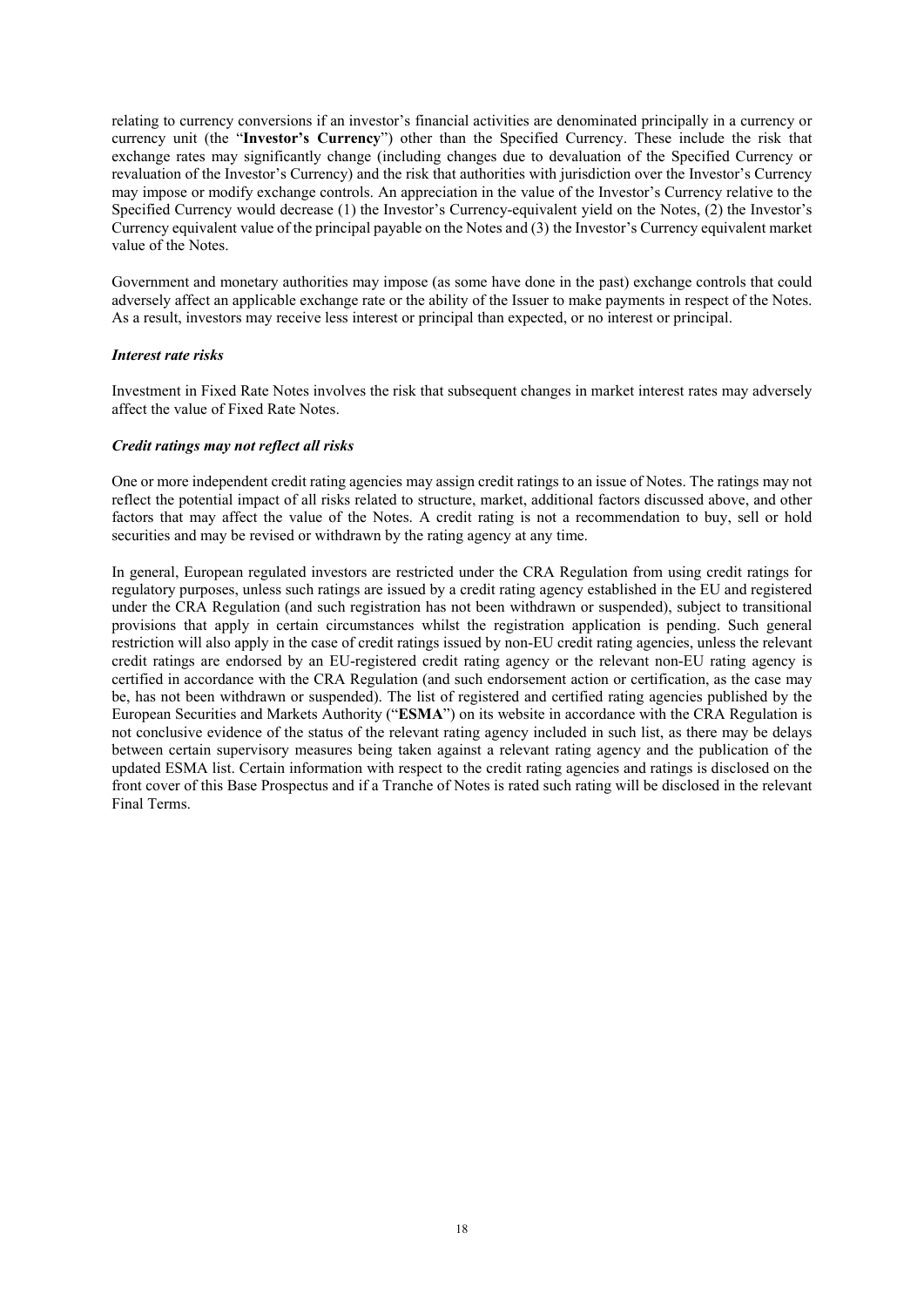relating to currency conversions if an investor's financial activities are denominated principally in a currency or currency unit (the "**Investor's Currency**") other than the Specified Currency. These include the risk that exchange rates may significantly change (including changes due to devaluation of the Specified Currency or revaluation of the Investor's Currency) and the risk that authorities with jurisdiction over the Investor's Currency may impose or modify exchange controls. An appreciation in the value of the Investor's Currency relative to the Specified Currency would decrease (1) the Investor's Currency-equivalent yield on the Notes, (2) the Investor's Currency equivalent value of the principal payable on the Notes and (3) the Investor's Currency equivalent market value of the Notes.

Government and monetary authorities may impose (as some have done in the past) exchange controls that could adversely affect an applicable exchange rate or the ability of the Issuer to make payments in respect of the Notes. As a result, investors may receive less interest or principal than expected, or no interest or principal.

***Interest rate risks***

Investment in Fixed Rate Notes involves the risk that subsequent changes in market interest rates may adversely affect the value of Fixed Rate Notes.

***Credit ratings may not reflect all risks***

One or more independent credit rating agencies may assign credit ratings to an issue of Notes. The ratings may not reflect the potential impact of all risks related to structure, market, additional factors discussed above, and other factors that may affect the value of the Notes. A credit rating is not a recommendation to buy, sell or hold securities and may be revised or withdrawn by the rating agency at any time.

In general, European regulated investors are restricted under the CRA Regulation from using credit ratings for regulatory purposes, unless such ratings are issued by a credit rating agency established in the EU and registered under the CRA Regulation (and such registration has not been withdrawn or suspended), subject to transitional provisions that apply in certain circumstances whilst the registration application is pending. Such general restriction will also apply in the case of credit ratings issued by non-EU credit rating agencies, unless the relevant credit ratings are endorsed by an EU-registered credit rating agency or the relevant non-EU rating agency is certified in accordance with the CRA Regulation (and such endorsement action or certification, as the case may be, has not been withdrawn or suspended). The list of registered and certified rating agencies published by the European Securities and Markets Authority ("**ESMA**") on its website in accordance with the CRA Regulation is not conclusive evidence of the status of the relevant rating agency included in such list, as there may be delays between certain supervisory measures being taken against a relevant rating agency and the publication of the updated ESMA list. Certain information with respect to the credit rating agencies and ratings is disclosed on the front cover of this Base Prospectus and if a Tranche of Notes is rated such rating will be disclosed in the relevant Final Terms.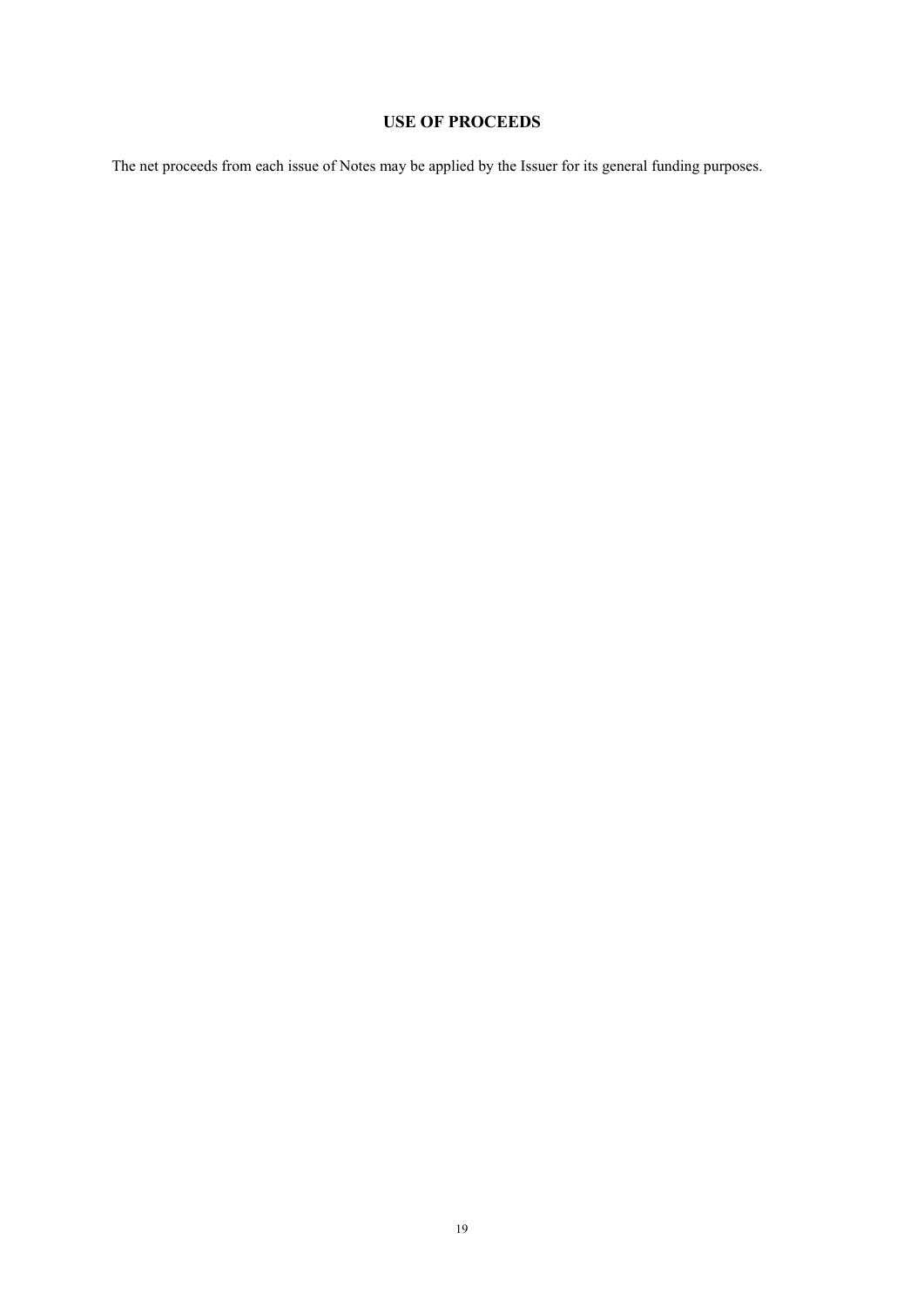## USE OF PROCEEDS

The net proceeds from each issue of Notes may be applied by the Issuer for its general funding purposes.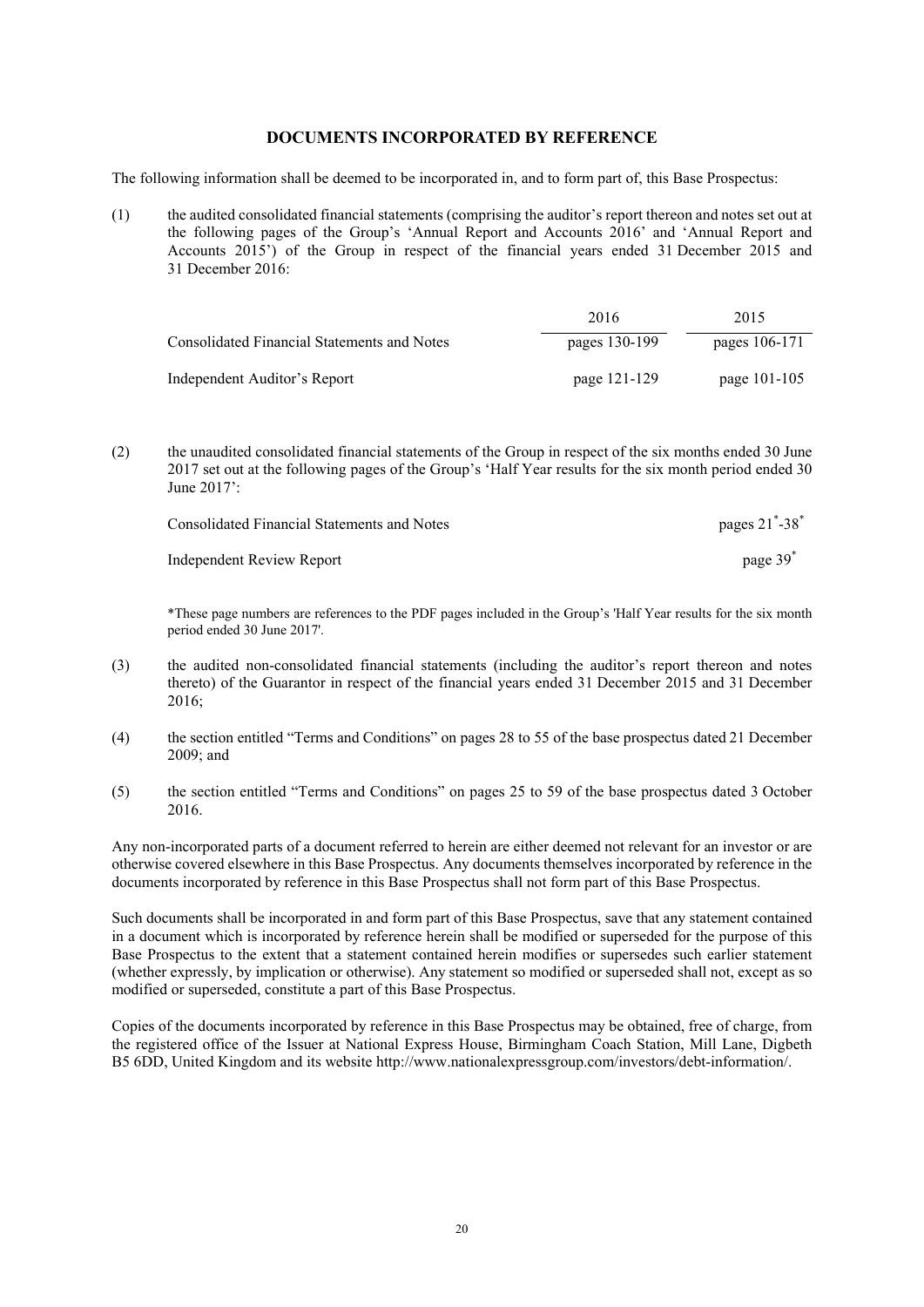## DOCUMENTS INCORPORATED BY REFERENCE

The following information shall be deemed to be incorporated in, and to form part of, this Base Prospectus:

(1) the audited consolidated financial statements (comprising the auditor's report thereon and notes set out at the following pages of the Group's 'Annual Report and Accounts 2016' and 'Annual Report and Accounts 2015') of the Group in respect of the financial years ended 31 December 2015 and 31 December 2016:

| | 2016 | 2015 |
|---|---|---|
| Consolidated Financial Statements and Notes | pages 130-199 | pages 106-171 |
| Independent Auditor's Report | page 121-129 | page 101-105 |

(2) the unaudited consolidated financial statements of the Group in respect of the six months ended 30 June 2017 set out at the following pages of the Group's 'Half Year results for the six month period ended 30 June 2017':

| | |
|---|---|
| Consolidated Financial Statements and Notes | pages 21*-38* |
| Independent Review Report | page 39* |

*These page numbers are references to the PDF pages included in the Group's 'Half Year results for the six month period ended 30 June 2017'.

(3) the audited non-consolidated financial statements (including the auditor's report thereon and notes thereto) of the Guarantor in respect of the financial years ended 31 December 2015 and 31 December 2016;

(4) the section entitled "Terms and Conditions" on pages 28 to 55 of the base prospectus dated 21 December 2009; and

(5) the section entitled "Terms and Conditions" on pages 25 to 59 of the base prospectus dated 3 October 2016.

Any non-incorporated parts of a document referred to herein are either deemed not relevant for an investor or are otherwise covered elsewhere in this Base Prospectus. Any documents themselves incorporated by reference in the documents incorporated by reference in this Base Prospectus shall not form part of this Base Prospectus.

Such documents shall be incorporated in and form part of this Base Prospectus, save that any statement contained in a document which is incorporated by reference herein shall be modified or superseded for the purpose of this Base Prospectus to the extent that a statement contained herein modifies or supersedes such earlier statement (whether expressly, by implication or otherwise). Any statement so modified or superseded shall not, except as so modified or superseded, constitute a part of this Base Prospectus.

Copies of the documents incorporated by reference in this Base Prospectus may be obtained, free of charge, from the registered office of the Issuer at National Express House, Birmingham Coach Station, Mill Lane, Digbeth B5 6DD, United Kingdom and its website http://www.nationalexpressgroup.com/investors/debt-information/.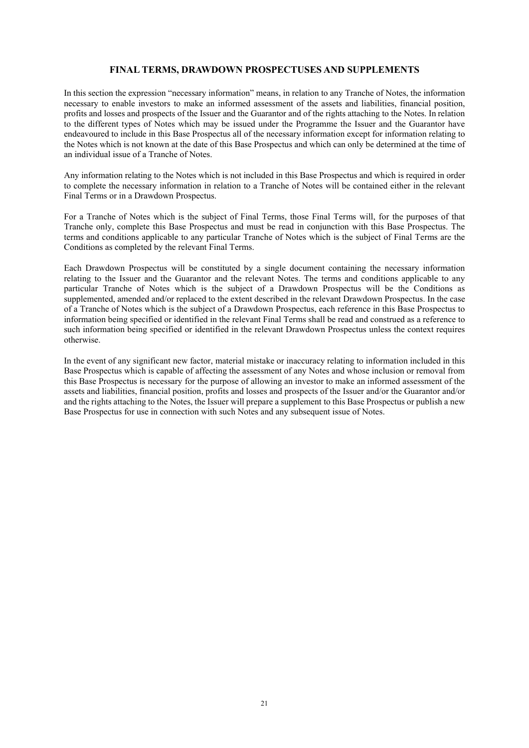## FINAL TERMS, DRAWDOWN PROSPECTUSES AND SUPPLEMENTS

In this section the expression "necessary information" means, in relation to any Tranche of Notes, the information necessary to enable investors to make an informed assessment of the assets and liabilities, financial position, profits and losses and prospects of the Issuer and the Guarantor and of the rights attaching to the Notes. In relation to the different types of Notes which may be issued under the Programme the Issuer and the Guarantor have endeavoured to include in this Base Prospectus all of the necessary information except for information relating to the Notes which is not known at the date of this Base Prospectus and which can only be determined at the time of an individual issue of a Tranche of Notes.

Any information relating to the Notes which is not included in this Base Prospectus and which is required in order to complete the necessary information in relation to a Tranche of Notes will be contained either in the relevant Final Terms or in a Drawdown Prospectus.

For a Tranche of Notes which is the subject of Final Terms, those Final Terms will, for the purposes of that Tranche only, complete this Base Prospectus and must be read in conjunction with this Base Prospectus. The terms and conditions applicable to any particular Tranche of Notes which is the subject of Final Terms are the Conditions as completed by the relevant Final Terms.

Each Drawdown Prospectus will be constituted by a single document containing the necessary information relating to the Issuer and the Guarantor and the relevant Notes. The terms and conditions applicable to any particular Tranche of Notes which is the subject of a Drawdown Prospectus will be the Conditions as supplemented, amended and/or replaced to the extent described in the relevant Drawdown Prospectus. In the case of a Tranche of Notes which is the subject of a Drawdown Prospectus, each reference in this Base Prospectus to information being specified or identified in the relevant Final Terms shall be read and construed as a reference to such information being specified or identified in the relevant Drawdown Prospectus unless the context requires otherwise.

In the event of any significant new factor, material mistake or inaccuracy relating to information included in this Base Prospectus which is capable of affecting the assessment of any Notes and whose inclusion or removal from this Base Prospectus is necessary for the purpose of allowing an investor to make an informed assessment of the assets and liabilities, financial position, profits and losses and prospects of the Issuer and/or the Guarantor and/or and the rights attaching to the Notes, the Issuer will prepare a supplement to this Base Prospectus or publish a new Base Prospectus for use in connection with such Notes and any subsequent issue of Notes.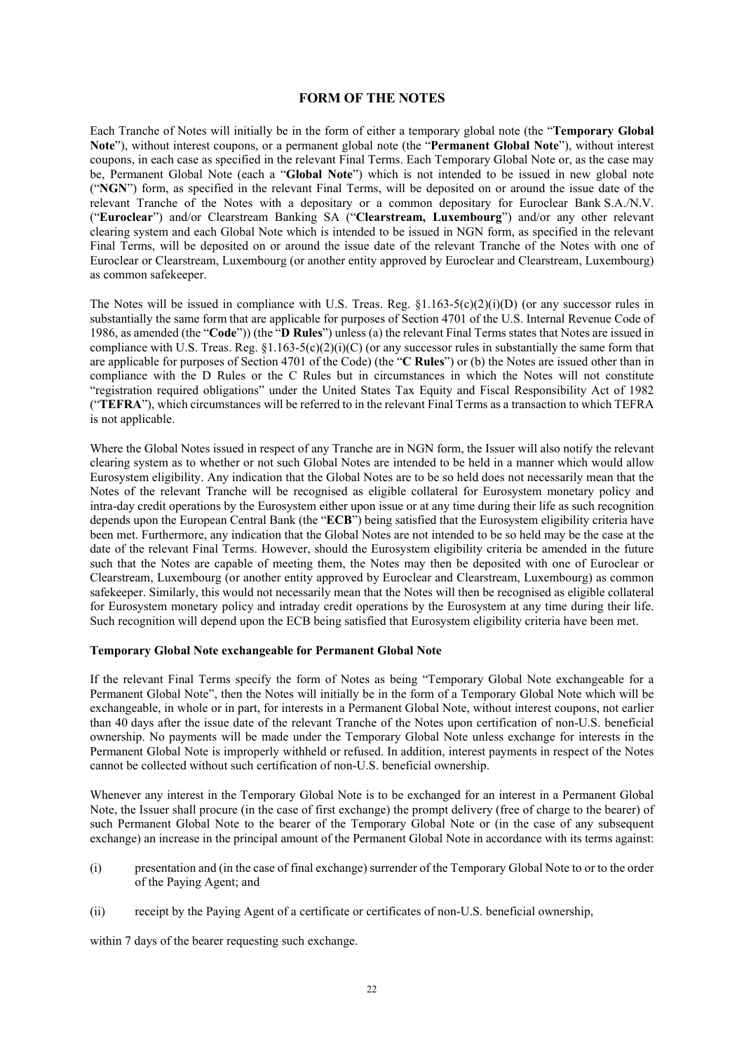## FORM OF THE NOTES

Each Tranche of Notes will initially be in the form of either a temporary global note (the "**Temporary Global Note**"), without interest coupons, or a permanent global note (the "**Permanent Global Note**"), without interest coupons, in each case as specified in the relevant Final Terms. Each Temporary Global Note or, as the case may be, Permanent Global Note (each a "**Global Note**") which is not intended to be issued in new global note ("**NGN**") form, as specified in the relevant Final Terms, will be deposited on or around the issue date of the relevant Tranche of the Notes with a depositary or a common delivery for Euroclear Bank S.A./N.V. ("**Euroclear**") and/or Clearstream Banking SA ("**Clearstream, Luxembourg**") and/or any other relevant clearing system and each Global Note which is intended to be issued in NGN form, as specified in the relevant Final Terms, will be deposited on or around the issue date of the relevant Tranche of the Notes with one of Euroclear or Clearstream, Luxembourg (or another entity approved by Euroclear and Clearstream, Luxembourg) as common safekeeper.

The Notes will be issued in compliance with U.S. Treas. Reg. §1.163-5(c)(2)(i)(D) (or any successor rules in substantially the same form that are applicable for purposes of Section 4701 of the U.S. Internal Revenue Code of 1986, as amended (the "**Code**")) (the "**D Rules**") unless (a) the relevant Final Terms states that Notes are issued in compliance with U.S. Treas. Reg. §1.163-5(c)(2)(i)(C) (or any successor rules in substantially the same form that are applicable for purposes of Section 4701 of the Code) (the "**C Rules**") or (b) the Notes are issued other than in compliance with the D Rules or the C Rules but in circumstances in which the Notes will not constitute "registration required obligations" under the United States Tax Equity and Fiscal Responsibility Act of 1982 ("**TEFRA**"), which circumstances will be referred to in the relevant Final Terms as a transaction to which TEFRA is not applicable.

Where the Global Notes issued in respect of any Tranche are in NGN form, the Issuer will also notify the relevant clearing system as to whether or not such Global Notes are intended to be held in a manner which would allow Eurosystem eligibility. Any indication that the Global Notes are to be so held does not necessarily mean that the Notes of the relevant Tranche will be recognised as eligible collateral for Eurosystem monetary policy and intra-day credit operations by the Eurosystem either upon issue or at any time during their life as such recognition depends upon the European Central Bank (the "**ECB**") being satisfied that the Eurosystem eligibility criteria have been met. Furthermore, any indication that the Global Notes are not intended to be so held may be the case at the date of the relevant Final Terms. However, should the Eurosystem eligibility criteria be amended in the future such that the Notes are capable of meeting them, the Notes may then be deposited with one of Euroclear or Clearstream, Luxembourg (or another entity approved by Euroclear and Clearstream, Luxembourg) as common safekeeper. Similarly, this would not necessarily mean that the Notes will then be recognised as eligible collateral for Eurosystem monetary policy and intraday credit operations by the Eurosystem at any time during their life. Such recognition will depend upon the ECB being satisfied that Eurosystem eligibility criteria have been met.

### Temporary Global Note exchangeable for Permanent Global Note

If the relevant Final Terms specify the form of Notes as being "Temporary Global Note exchangeable for a Permanent Global Note", then the Notes will initially be in the form of a Temporary Global Note which will be exchangeable, in whole or in part, for interests in a Permanent Global Note, without interest coupons, not earlier than 40 days after the issue date of the relevant Tranche of the Notes upon certification of non-U.S. beneficial ownership. No payments will be made under the Temporary Global Note unless exchange for interests in the Permanent Global Note is improperly withheld or refused. In addition, interest payments in respect of the Notes cannot be collected without such certification of non-U.S. beneficial ownership.

Whenever any interest in the Temporary Global Note is to be exchanged for an interest in a Permanent Global Note, the Issuer shall procure (in the case of first exchange) the prompt delivery (free of charge to the bearer) of such Permanent Global Note to the bearer of the Temporary Global Note or (in the case of any subsequent exchange) an increase in the principal amount of the Permanent Global Note in accordance with its terms against:

(i) presentation and (in the case of final exchange) surrender of the Temporary Global Note to or to the order of the Paying Agent; and

(ii) receipt by the Paying Agent of a certificate or certificates of non-U.S. beneficial ownership,

within 7 days of the bearer requesting such exchange.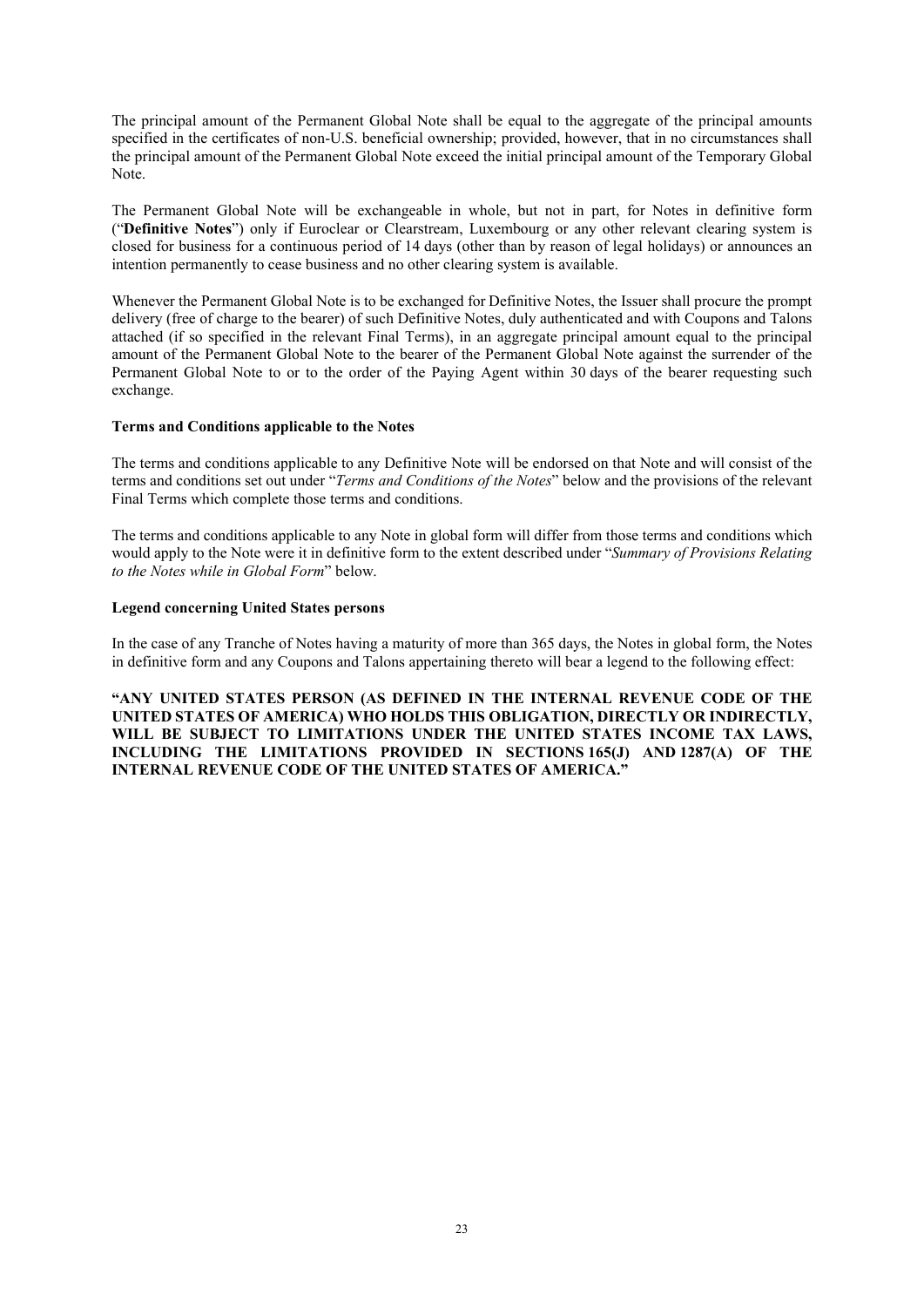The principal amount of the Permanent Global Note shall be equal to the aggregate of the principal amounts specified in the certificates of non-U.S. beneficial ownership; provided, however, that in no circumstances shall the principal amount of the Permanent Global Note exceed the initial principal amount of the Temporary Global Note.

The Permanent Global Note will be exchangeable in whole, but not in part, for Notes in definitive form ("**Definitive Notes**") only if Euroclear or Clearstream, Luxembourg or any other relevant clearing system is closed for business for a continuous period of 14 days (other than by reason of legal holidays) or announces an intention permanently to cease business and no other clearing system is available.

Whenever the Permanent Global Note is to be exchanged for Definitive Notes, the Issuer shall procure the prompt delivery (free of charge to the bearer) of such Definitive Notes, duly authenticated and with Coupons and Talons attached (if so specified in the relevant Final Terms), in an aggregate principal amount equal to the principal amount of the Permanent Global Note to the bearer of the Permanent Global Note against the surrender of the Permanent Global Note to or to the order of the Paying Agent within 30 days of the bearer requesting such exchange.

**Terms and Conditions applicable to the Notes**

The terms and conditions applicable to any Definitive Note will be endorsed on that Note and will consist of the terms and conditions set out under "*Terms and Conditions of the Notes*" below and the provisions of the relevant Final Terms which complete those terms and conditions.

The terms and conditions applicable to any Note in global form will differ from those terms and conditions which would apply to the Note were it in definitive form to the extent described under "*Summary of Provisions Relating to the Notes while in Global Form*" below.

**Legend concerning United States persons**

In the case of any Tranche of Notes having a maturity of more than 365 days, the Notes in global form, the Notes in definitive form and any Coupons and Talons appertaining thereto will bear a legend to the following effect:

**"ANY UNITED STATES PERSON (AS DEFINED IN THE INTERNAL REVENUE CODE OF THE UNITED STATES OF AMERICA) WHO HOLDS THIS OBLIGATION, DIRECTLY OR INDIRECTLY, WILL BE SUBJECT TO LIMITATIONS UNDER THE UNITED STATES INCOME TAX LAWS, INCLUDING THE LIMITATIONS PROVIDED IN SECTIONS 165(J) AND 1287(A) OF THE INTERNAL REVENUE CODE OF THE UNITED STATES OF AMERICA."**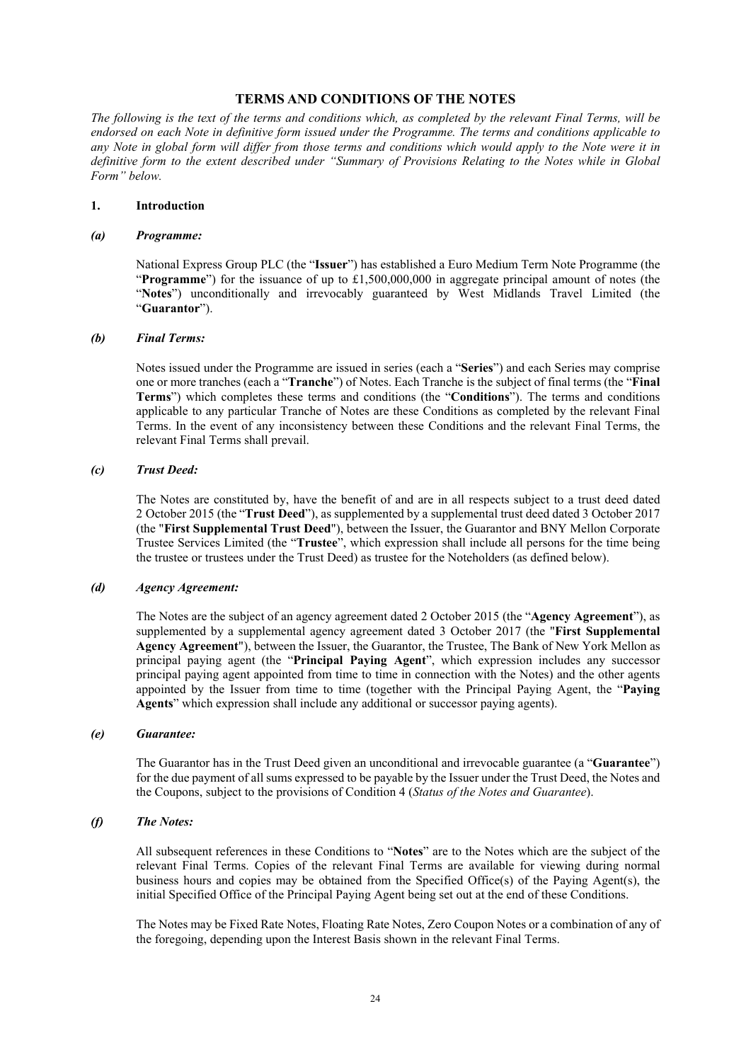# TERMS AND CONDITIONS OF THE NOTES

*The following is the text of the terms and conditions which, as completed by the relevant Final Terms, will be endorsed on each Note in definitive form issued under the Programme. The terms and conditions applicable to any Note in global form will differ from those terms and conditions which would apply to the Note were it in definitive form to the extent described under "Summary of Provisions Relating to the Notes while in Global Form" below.*

## 1. Introduction

### *(a) Programme:*

National Express Group PLC (the "**Issuer**") has established a Euro Medium Term Note Programme (the "**Programme**") for the issuance of up to £1,500,000,000 in aggregate principal amount of notes (the "**Notes**") unconditionally and irrevocably guaranteed by West Midlands Travel Limited (the "**Guarantor**").

### *(b) Final Terms:*

Notes issued under the Programme are issued in series (each a "**Series**") and each Series may comprise one or more tranches (each a "**Tranche**") of Notes. Each Tranche is the subject of final terms (the "**Final Terms**") which completes these terms and conditions (the "**Conditions**"). The terms and conditions applicable to any particular Tranche of Notes are these Conditions as completed by the relevant Final Terms. In the event of any inconsistency between these Conditions and the relevant Final Terms, the relevant Final Terms shall prevail.

### *(c) Trust Deed:*

The Notes are constituted by, have the benefit of and are in all respects subject to a trust deed dated 2 October 2015 (the "**Trust Deed**"), as supplemented by a supplemental trust deed dated 3 October 2017 (the "**First Supplemental Trust Deed**"), between the Issuer, the Guarantor and BNY Mellon Corporate Trustee Services Limited (the "**Trustee**", which expression shall include all persons for the time being the trustee or trustees under the Trust Deed) as trustee for the Noteholders (as defined below).

### *(d) Agency Agreement:*

The Notes are the subject of an agency agreement dated 2 October 2015 (the "**Agency Agreement**"), as supplemented by a supplemental agency agreement dated 3 October 2017 (the "**First Supplemental Agency Agreement**"), between the Issuer, the Guarantor, the Trustee, The Bank of New York Mellon as principal paying agent (the "**Principal Paying Agent**", which expression includes any successor principal paying agent appointed from time to time in connection with the Notes) and the other agents appointed by the Issuer from time to time (together with the Principal Paying Agent, the "**Paying Agents**" which expression shall include any additional or successor paying agents).

### *(e) Guarantee:*

The Guarantor has in the Trust Deed given an unconditional and irrevocable guarantee (a "**Guarantee**") for the due payment of all sums expressed to be payable by the Issuer under the Trust Deed, the Notes and the Coupons, subject to the provisions of Condition 4 (*Status of the Notes and Guarantee*).

### *(f) The Notes:*

All subsequent references in these Conditions to "**Notes**" are to the Notes which are the subject of the relevant Final Terms. Copies of the relevant Final Terms are available for viewing during normal business hours and copies may be obtained from the Specified Office(s) of the Paying Agent(s), the initial Specified Office of the Principal Paying Agent being set out at the end of these Conditions.

The Notes may be Fixed Rate Notes, Floating Rate Notes, Zero Coupon Notes or a combination of any of the foregoing, depending upon the Interest Basis shown in the relevant Final Terms.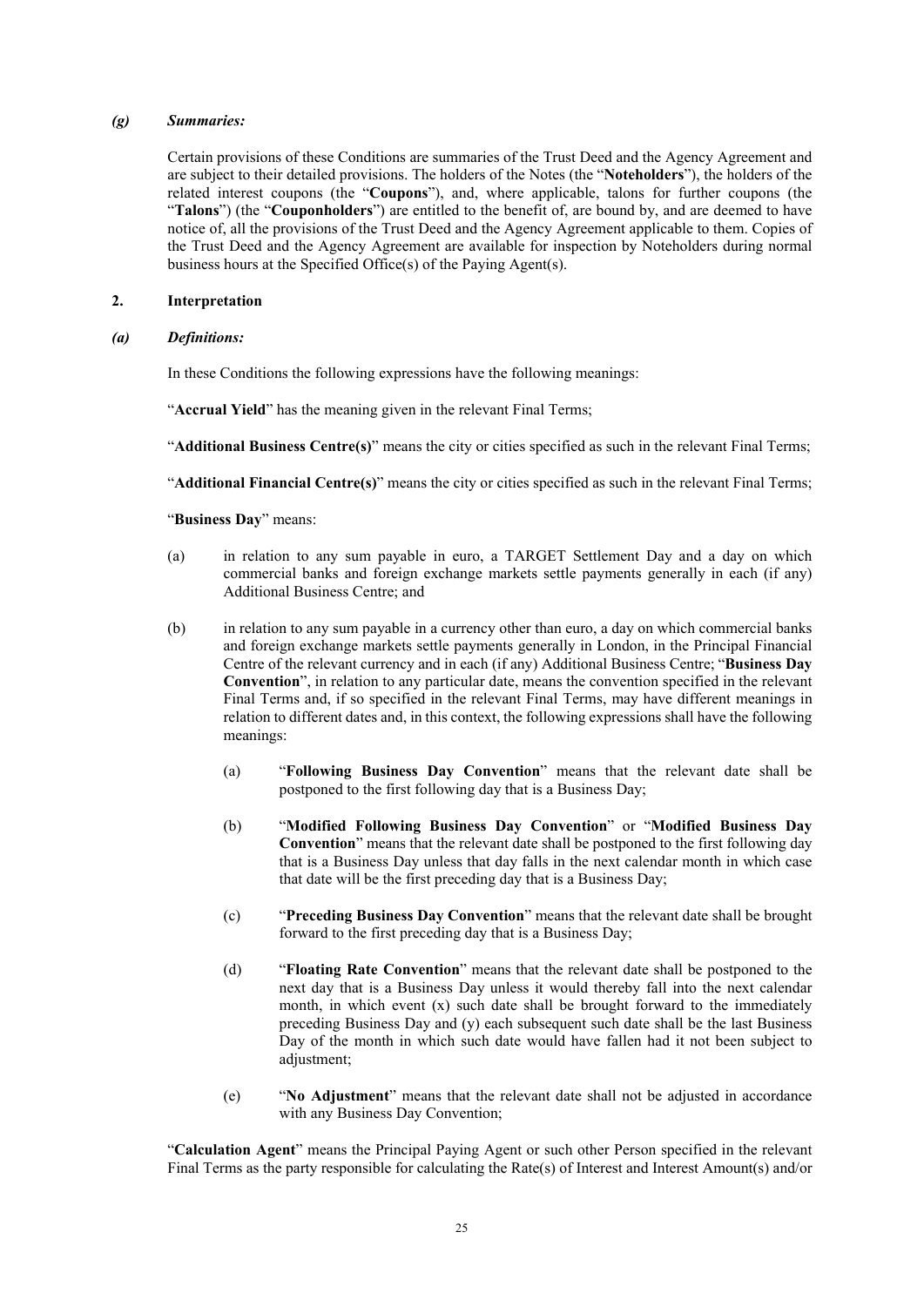*(g)* ***Summaries:***

Certain provisions of these Conditions are summaries of the Trust Deed and the Agency Agreement and are subject to their detailed provisions. The holders of the Notes (the "**Noteholders**"), the holders of the related interest coupons (the "**Coupons**"), and, where applicable, talons for further coupons (the "**Talons**") (the "**Couponholders**") are entitled to the benefit of, are bound by, and are deemed to have notice of, all the provisions of the Trust Deed and the Agency Agreement applicable to them. Copies of the Trust Deed and the Agency Agreement are available for inspection by Noteholders during normal business hours at the Specified Office(s) of the Paying Agent(s).

## 2. Interpretation

*(a)* ***Definitions:***

In these Conditions the following expressions have the following meanings:

"**Accrual Yield**" has the meaning given in the relevant Final Terms;

"**Additional Business Centre(s)**" means the city or cities specified as such in the relevant Final Terms;

"**Additional Financial Centre(s)**" means the city or cities specified as such in the relevant Final Terms;

"**Business Day**" means:

(a) in relation to any sum payable in euro, a TARGET Settlement Day and a day on which commercial banks and foreign exchange markets settle payments generally in each (if any) Additional Business Centre; and

(b) in relation to any sum payable in a currency other than euro, a day on which commercial banks and foreign exchange markets settle payments generally in London, in the Principal Financial Centre of the relevant currency and in each (if any) Additional Business Centre; "**Business Day Convention**", in relation to any particular date, means the convention specified in the relevant Final Terms and, if so specified in the relevant Final Terms, may have different meanings in relation to different dates and, in this context, the following expressions shall have the following meanings:

   (a) "**Following Business Day Convention**" means that the relevant date shall be postponed to the first following day that is a Business Day;

   (b) "**Modified Following Business Day Convention**" or "**Modified Business Day Convention**" means that the relevant date shall be postponed to the first following day that is a Business Day unless that day falls in the next calendar month in which case that date will be the first preceding day that is a Business Day;

   (c) "**Preceding Business Day Convention**" means that the relevant date shall be brought forward to the first preceding day that is a Business Day;

   (d) "**Floating Rate Convention**" means that the relevant date shall be postponed to the next day that is a Business Day unless it would thereby fall into the next calendar month, in which event (x) such date shall be brought forward to the immediately preceding Business Day and (y) each subsequent such date shall be the last Business Day of the month in which such date would have fallen had it not been subject to adjustment;

   (e) "**No Adjustment**" means that the relevant date shall not be adjusted in accordance with any Business Day Convention;

"**Calculation Agent**" means the Principal Paying Agent or such other Person specified in the relevant Final Terms as the party responsible for calculating the Rate(s) of Interest and Interest Amount(s) and/or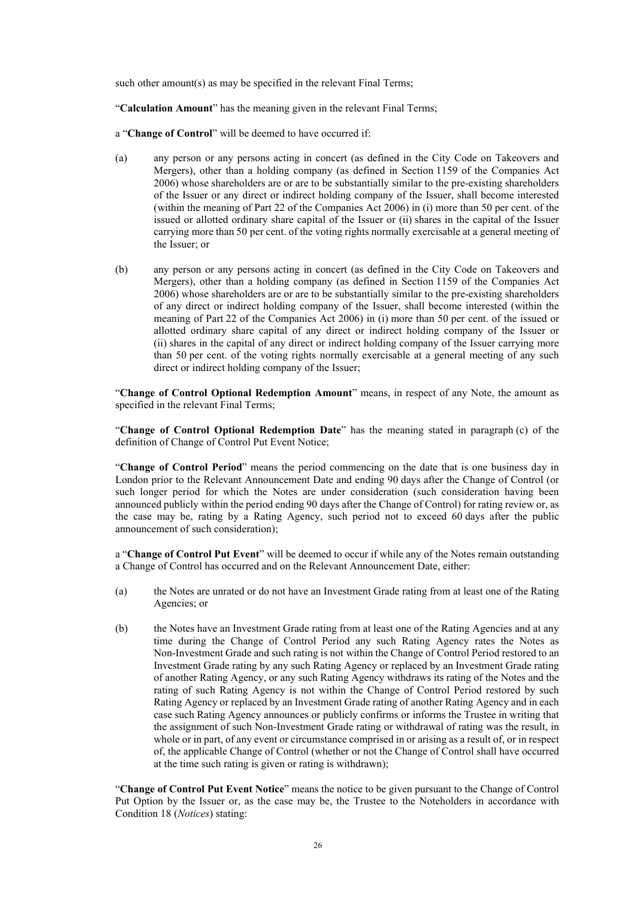such other amount(s) as may be specified in the relevant Final Terms;

"**Calculation Amount**" has the meaning given in the relevant Final Terms;

a "**Change of Control**" will be deemed to have occurred if:

(a) any person or any persons acting in concert (as defined in the City Code on Takeovers and Mergers), other than a holding company (as defined in Section 1159 of the Companies Act 2006) whose shareholders are or are to be substantially similar to the pre-existing shareholders of the Issuer or any direct or indirect holding company of the Issuer, shall become interested (within the meaning of Part 22 of the Companies Act 2006) in (i) more than 50 per cent. of the issued or allotted ordinary share capital of the Issuer or (ii) shares in the capital of the Issuer carrying more than 50 per cent. of the voting rights normally exercisable at a general meeting of the Issuer; or

(b) any person or any persons acting in concert (as defined in the City Code on Takeovers and Mergers), other than a holding company (as defined in Section 1159 of the Companies Act 2006) whose shareholders are or are to be substantially similar to the pre-existing shareholders of any direct or indirect holding company of the Issuer, shall become interested (within the meaning of Part 22 of the Companies Act 2006) in (i) more than 50 per cent. of the issued or allotted ordinary share capital of any direct or indirect holding company of the Issuer or (ii) shares in the capital of any direct or indirect holding company of the Issuer carrying more than 50 per cent. of the voting rights normally exercisable at a general meeting of any such direct or indirect holding company of the Issuer;

"**Change of Control Optional Redemption Amount**" means, in respect of any Note, the amount as specified in the relevant Final Terms;

"**Change of Control Optional Redemption Date**" has the meaning stated in paragraph (c) of the definition of Change of Control Put Event Notice;

"**Change of Control Period**" means the period commencing on the date that is one business day in London prior to the Relevant Announcement Date and ending 90 days after the Change of Control (or such longer period for which the Notes are under consideration (such consideration having been announced publicly within the period ending 90 days after the Change of Control) for rating review or, as the case may be, rating by a Rating Agency, such period not to exceed 60 days after the public announcement of such consideration);

a "**Change of Control Put Event**" will be deemed to occur if while any of the Notes remain outstanding a Change of Control has occurred and on the Relevant Announcement Date, either:

(a) the Notes are unrated or do not have an Investment Grade rating from at least one of the Rating Agencies; or

(b) the Notes have an Investment Grade rating from at least one of the Rating Agencies and at any time during the Change of Control Period any such Rating Agency rates the Notes as Non-Investment Grade and such rating is not within the Change of Control Period restored to an Investment Grade rating by any such Rating Agency or replaced by an Investment Grade rating of another Rating Agency, or any such Rating Agency withdraws its rating of the Notes and the rating of such Rating Agency is not within the Change of Control Period restored by such Rating Agency or replaced by an Investment Grade rating of another Rating Agency and in each case such Rating Agency announces or publicly confirms or informs the Trustee in writing that the assignment of such Non-Investment Grade rating or withdrawal of rating was the result, in whole or in part, of any event or circumstance comprised in or arising as a result of, or in respect of, the applicable Change of Control (whether or not the Change of Control shall have occurred at the time such rating is given or rating is withdrawn);

"**Change of Control Put Event Notice**" means the notice to be given pursuant to the Change of Control Put Option by the Issuer or, as the case may be, the Trustee to the Noteholders in accordance with Condition 18 (*Notices*) stating: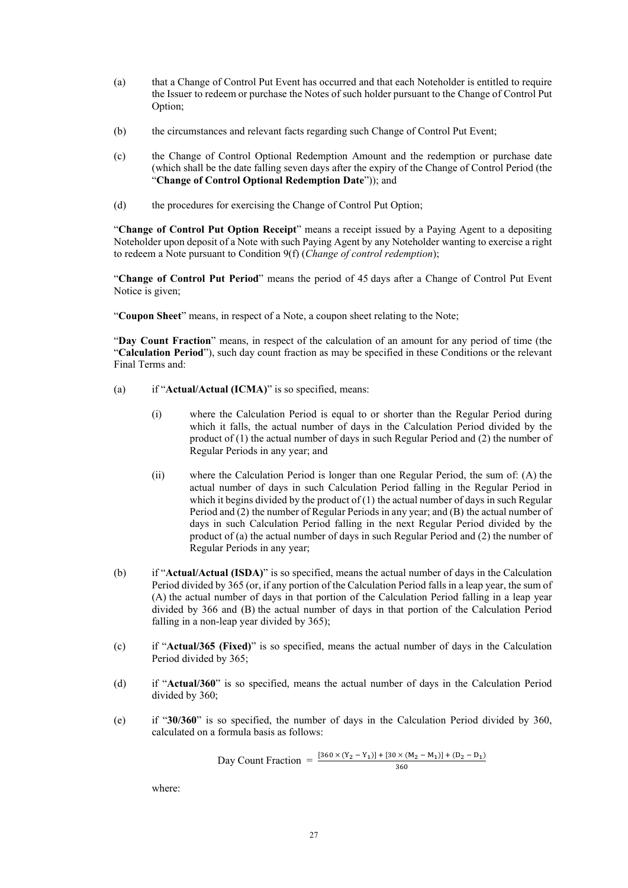(a) that a Change of Control Put Event has occurred and that each Noteholder is entitled to require the Issuer to redeem or purchase the Notes of such holder pursuant to the Change of Control Put Option;

(b) the circumstances and relevant facts regarding such Change of Control Put Event;

(c) the Change of Control Optional Redemption Amount and the redemption or purchase date (which shall be the date falling seven days after the expiry of the Change of Control Period (the "**Change of Control Optional Redemption Date**")); and

(d) the procedures for exercising the Change of Control Put Option;

"**Change of Control Put Option Receipt**" means a receipt issued by a Paying Agent to a depositing Noteholder upon deposit of a Note with such Paying Agent by any Noteholder wanting to exercise a right to redeem a Note pursuant to Condition 9(f) (*Change of control redemption*);

"**Change of Control Put Period**" means the period of 45 days after a Change of Control Put Event Notice is given;

"**Coupon Sheet**" means, in respect of a Note, a coupon sheet relating to the Note;

"**Day Count Fraction**" means, in respect of the calculation of an amount for any period of time (the "**Calculation Period**"), such day count fraction as may be specified in these Conditions or the relevant Final Terms and:

(a) if "**Actual/Actual (ICMA)**" is so specified, means:

 (i) where the Calculation Period is equal to or shorter than the Regular Period during which it falls, the actual number of days in the Calculation Period divided by the product of (1) the actual number of days in such Regular Period and (2) the number of Regular Periods in any year; and

 (ii) where the Calculation Period is longer than one Regular Period, the sum of: (A) the actual number of days in such Calculation Period falling in the Regular Period in which it begins divided by the product of (1) the actual number of days in such Regular Period and (2) the number of Regular Periods in any year; and (B) the actual number of days in such Calculation Period falling in the next Regular Period divided by the product of (a) the actual number of days in such Regular Period and (2) the number of Regular Periods in any year;

(b) if "**Actual/Actual (ISDA)**" is so specified, means the actual number of days in the Calculation Period divided by 365 (or, if any portion of the Calculation Period falls in a leap year, the sum of (A) the actual number of days in that portion of the Calculation Period falling in a leap year divided by 366 and (B) the actual number of days in that portion of the Calculation Period falling in a non-leap year divided by 365);

(c) if "**Actual/365 (Fixed)**" is so specified, means the actual number of days in the Calculation Period divided by 365;

(d) if "**Actual/360**" is so specified, means the actual number of days in the Calculation Period divided by 360;

(e) if "**30/360**" is so specified, the number of days in the Calculation Period divided by 360, calculated on a formula basis as follows:

$$\text{Day Count Fraction} = \frac{[360 \times (Y_2 - Y_1)] + [30 \times (M_2 - M_1)] + (D_2 - D_1)}{360}$$

where: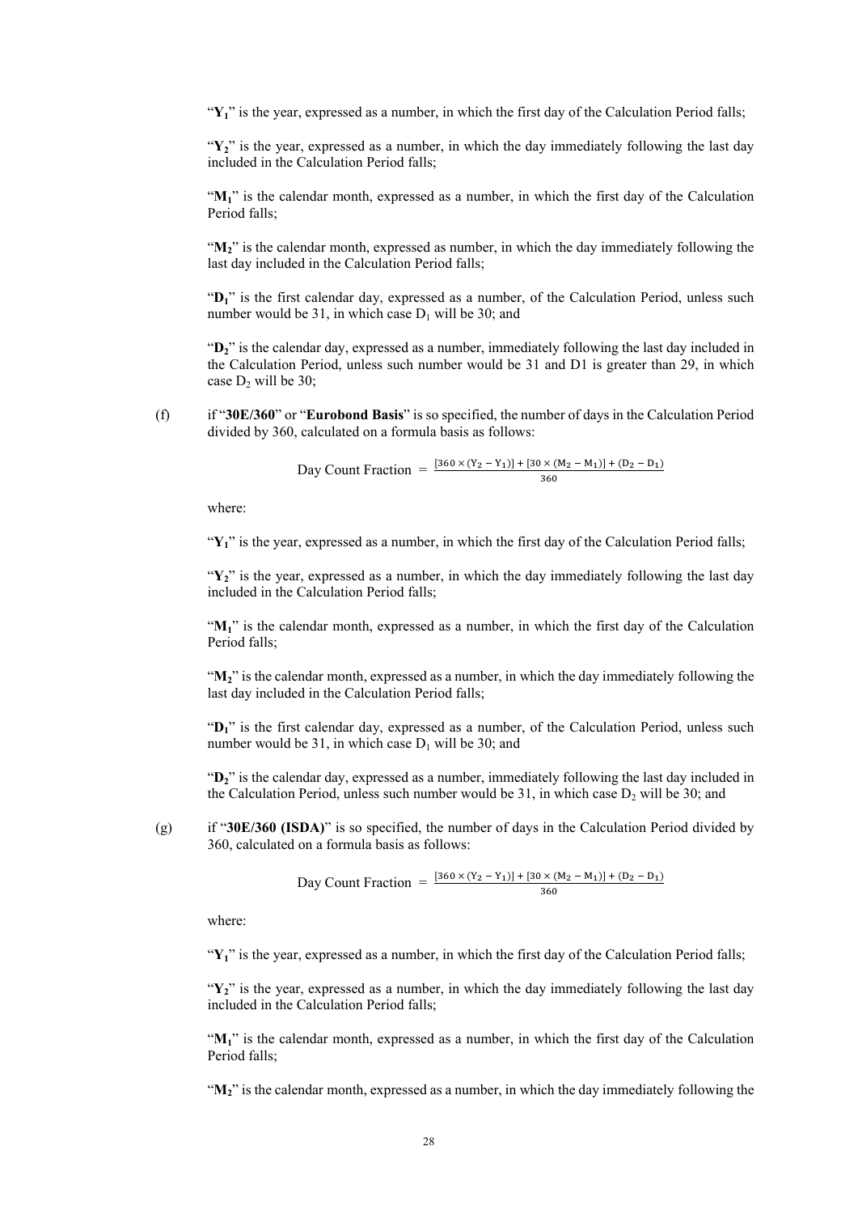"$Y_1$" is the year, expressed as a number, in which the first day of the Calculation Period falls;

"$Y_2$" is the year, expressed as a number, in which the day immediately following the last day included in the Calculation Period falls;

"$M_1$" is the calendar month, expressed as a number, in which the first day of the Calculation Period falls;

"$M_2$" is the calendar month, expressed as number, in which the day immediately following the last day included in the Calculation Period falls;

"$D_1$" is the first calendar day, expressed as a number, of the Calculation Period, unless such number would be 31, in which case $D_1$ will be 30; and

"$D_2$" is the calendar day, expressed as a number, immediately following the last day included in the Calculation Period, unless such number would be 31 and D1 is greater than 29, in which case $D_2$ will be 30;

(f) if "**30E/360**" or "**Eurobond Basis**" is so specified, the number of days in the Calculation Period divided by 360, calculated on a formula basis as follows:

$$\text{Day Count Fraction} = \frac{[360 \times (Y_2 - Y_1)] + [30 \times (M_2 - M_1)] + (D_2 - D_1)}{360}$$

where:

"$Y_1$" is the year, expressed as a number, in which the first day of the Calculation Period falls;

"$Y_2$" is the year, expressed as a number, in which the day immediately following the last day included in the Calculation Period falls;

"$M_1$" is the calendar month, expressed as a number, in which the first day of the Calculation Period falls;

"$M_2$" is the calendar month, expressed as a number, in which the day immediately following the last day included in the Calculation Period falls;

"$D_1$" is the first calendar day, expressed as a number, of the Calculation Period, unless such number would be 31, in which case $D_1$ will be 30; and

"$D_2$" is the calendar day, expressed as a number, immediately following the last day included in the Calculation Period, unless such number would be 31, in which case $D_2$ will be 30; and

(g) if "**30E/360 (ISDA)**" is so specified, the number of days in the Calculation Period divided by 360, calculated on a formula basis as follows:

$$\text{Day Count Fraction} = \frac{[360 \times (Y_2 - Y_1)] + [30 \times (M_2 - M_1)] + (D_2 - D_1)}{360}$$

where:

"$Y_1$" is the year, expressed as a number, in which the first day of the Calculation Period falls;

"$Y_2$" is the year, expressed as a number, in which the day immediately following the last day included in the Calculation Period falls;

"$M_1$" is the calendar month, expressed as a number, in which the first day of the Calculation Period falls;

"$M_2$" is the calendar month, expressed as a number, in which the day immediately following the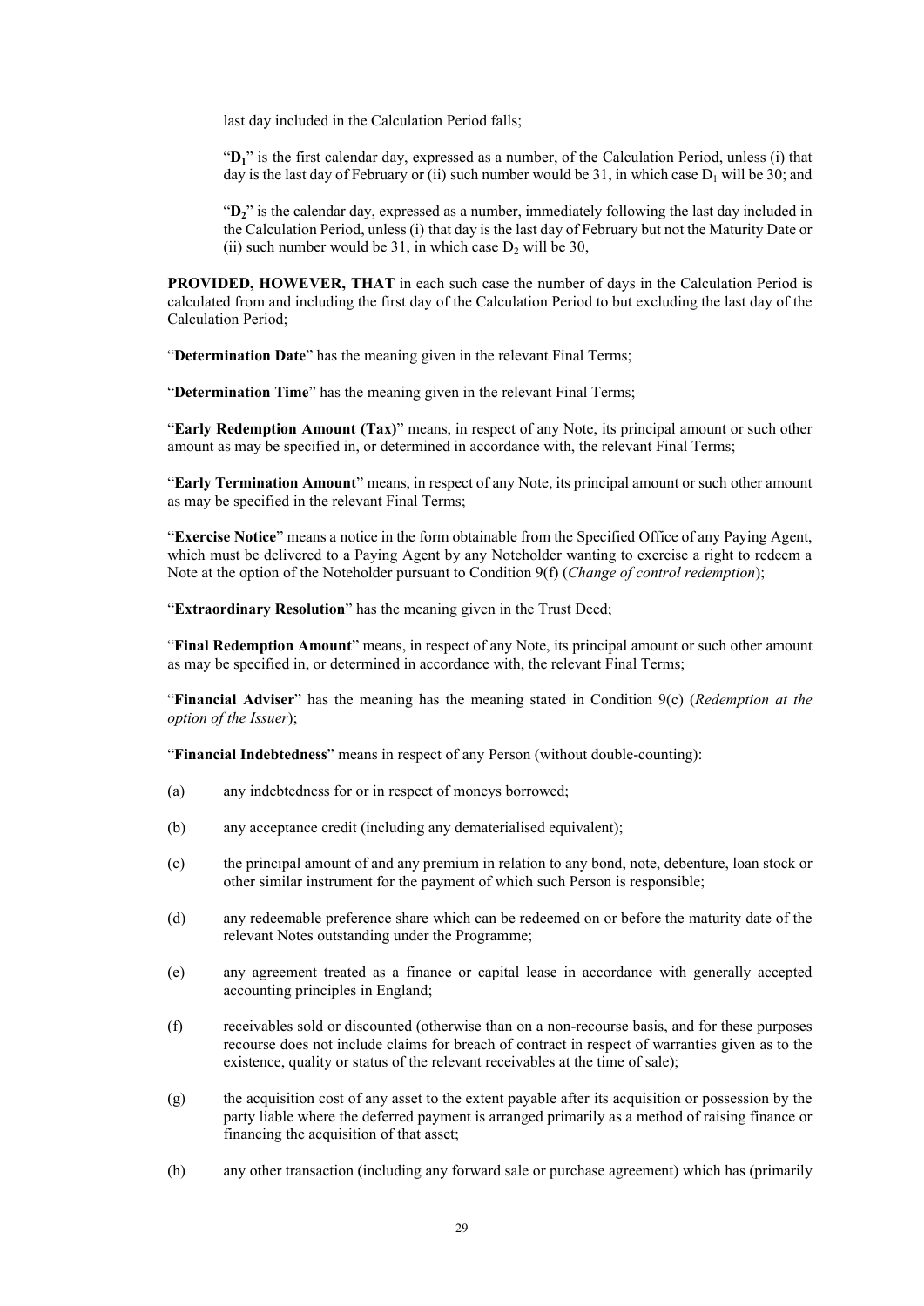last day included in the Calculation Period falls;

"$D_1$" is the first calendar day, expressed as a number, of the Calculation Period, unless (i) that day is the last day of February or (ii) such number would be 31, in which case $D_1$ will be 30; and

"$D_2$" is the calendar day, expressed as a number, immediately following the last day included in the Calculation Period, unless (i) that day is the last day of February but not the Maturity Date or (ii) such number would be 31, in which case $D_2$ will be 30,

**PROVIDED, HOWEVER, THAT** in each such case the number of days in the Calculation Period is calculated from and including the first day of the Calculation Period to but excluding the last day of the Calculation Period;

"**Determination Date**" has the meaning given in the relevant Final Terms;

"**Determination Time**" has the meaning given in the relevant Final Terms;

"**Early Redemption Amount (Tax)**" means, in respect of any Note, its principal amount or such other amount as may be specified in, or determined in accordance with, the relevant Final Terms;

"**Early Termination Amount**" means, in respect of any Note, its principal amount or such other amount as may be specified in the relevant Final Terms;

"**Exercise Notice**" means a notice in the form obtainable from the Specified Office of any Paying Agent, which must be delivered to a Paying Agent by any Noteholder wanting to exercise a right to redeem a Note at the option of the Noteholder pursuant to Condition 9(f) (*Change of control redemption*);

"**Extraordinary Resolution**" has the meaning given in the Trust Deed;

"**Final Redemption Amount**" means, in respect of any Note, its principal amount or such other amount as may be specified in, or determined in accordance with, the relevant Final Terms;

"**Financial Adviser**" has the meaning has the meaning stated in Condition 9(c) (*Redemption at the option of the Issuer*);

"**Financial Indebtedness**" means in respect of any Person (without double-counting):

(a) any indebtedness for or in respect of moneys borrowed;

(b) any acceptance credit (including any dematerialised equivalent);

(c) the principal amount of and any premium in relation to any bond, note, debenture, loan stock or other similar instrument for the payment of which such Person is responsible;

(d) any redeemable preference share which can be redeemed on or before the maturity date of the relevant Notes outstanding under the Programme;

(e) any agreement treated as a finance or capital lease in accordance with generally accepted accounting principles in England;

(f) receivables sold or discounted (otherwise than on a non-recourse basis, and for these purposes recourse does not include claims for breach of contract in respect of warranties given as to the existence, quality or status of the relevant receivables at the time of sale);

(g) the acquisition cost of any asset to the extent payable after its acquisition or possession by the party liable where the deferred payment is arranged primarily as a method of raising finance or financing the acquisition of that asset;

(h) any other transaction (including any forward sale or purchase agreement) which has (primarily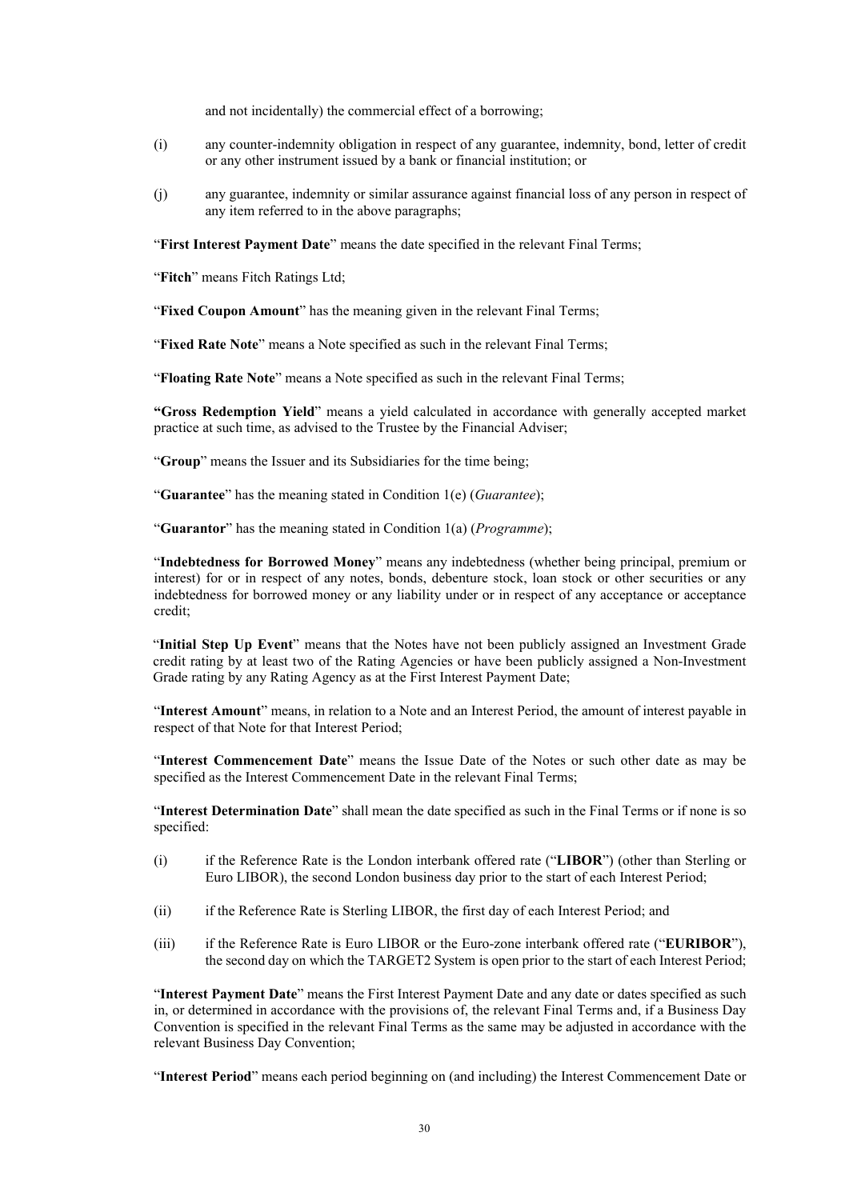and not incidentally) the commercial effect of a borrowing;

(i) any counter-indemnity obligation in respect of any guarantee, indemnity, bond, letter of credit or any other instrument issued by a bank or financial institution; or

(j) any guarantee, indemnity or similar assurance against financial loss of any person in respect of any item referred to in the above paragraphs;

"**First Interest Payment Date**" means the date specified in the relevant Final Terms;

"**Fitch**" means Fitch Ratings Ltd;

"**Fixed Coupon Amount**" has the meaning given in the relevant Final Terms;

"**Fixed Rate Note**" means a Note specified as such in the relevant Final Terms;

"**Floating Rate Note**" means a Note specified as such in the relevant Final Terms;

"**Gross Redemption Yield**" means a yield calculated in accordance with generally accepted market practice at such time, as advised to the Trustee by the Financial Adviser;

"**Group**" means the Issuer and its Subsidiaries for the time being;

"**Guarantee**" has the meaning stated in Condition 1(e) (*Guarantee*);

"**Guarantor**" has the meaning stated in Condition 1(a) (*Programme*);

"**Indebtedness for Borrowed Money**" means any indebtedness (whether being principal, premium or interest) for or in respect of any notes, bonds, debenture stock, loan stock or other securities or any indebtedness for borrowed money or any liability under or in respect of any acceptance or acceptance credit;

"**Initial Step Up Event**" means that the Notes have not been publicly assigned an Investment Grade credit rating by at least two of the Rating Agencies or have been publicly assigned a Non-Investment Grade rating by any Rating Agency as at the First Interest Payment Date;

"**Interest Amount**" means, in relation to a Note and an Interest Period, the amount of interest payable in respect of that Note for that Interest Period;

"**Interest Commencement Date**" means the Issue Date of the Notes or such other date as may be specified as the Interest Commencement Date in the relevant Final Terms;

"**Interest Determination Date**" shall mean the date specified as such in the Final Terms or if none is so specified:

(i) if the Reference Rate is the London interbank offered rate ("**LIBOR**") (other than Sterling or Euro LIBOR), the second London business day prior to the start of each Interest Period;

(ii) if the Reference Rate is Sterling LIBOR, the first day of each Interest Period; and

(iii) if the Reference Rate is Euro LIBOR or the Euro-zone interbank offered rate ("**EURIBOR**"), the second day on which the TARGET2 System is open prior to the start of each Interest Period;

"**Interest Payment Date**" means the First Interest Payment Date and any date or dates specified as such in, or determined in accordance with the provisions of, the relevant Final Terms and, if a Business Day Convention is specified in the relevant Final Terms as the same may be adjusted in accordance with the relevant Business Day Convention;

"**Interest Period**" means each period beginning on (and including) the Interest Commencement Date or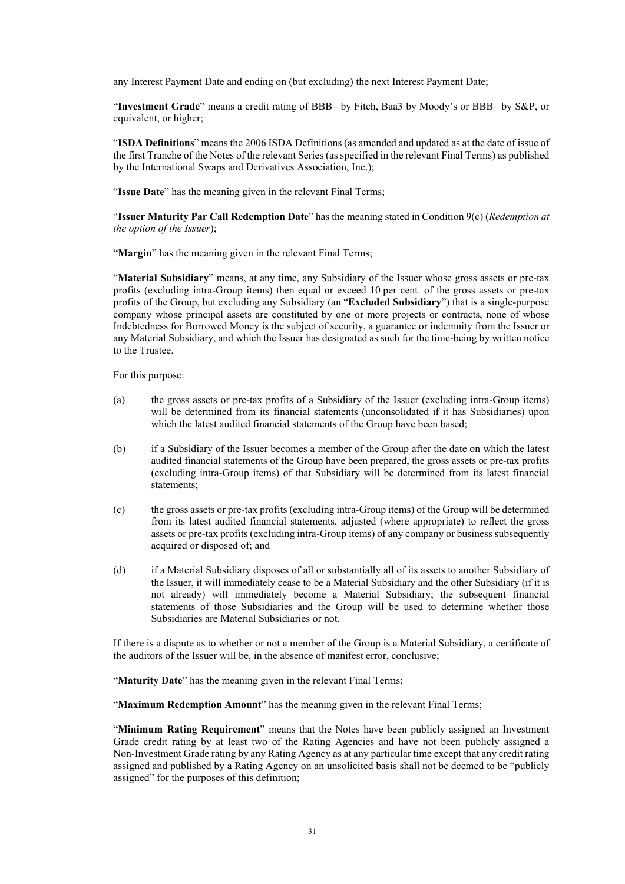any Interest Payment Date and ending on (but excluding) the next Interest Payment Date;

"**Investment Grade**" means a credit rating of BBB– by Fitch, Baa3 by Moody's or BBB– by S&P, or equivalent, or higher;

"**ISDA Definitions**" means the 2006 ISDA Definitions (as amended and updated as at the date of issue of the first Tranche of the Notes of the relevant Series (as specified in the relevant Final Terms) as published by the International Swaps and Derivatives Association, Inc.);

"**Issue Date**" has the meaning given in the relevant Final Terms;

"**Issuer Maturity Par Call Redemption Date**" has the meaning stated in Condition 9(c) (*Redemption at the option of the Issuer*);

"**Margin**" has the meaning given in the relevant Final Terms;

"**Material Subsidiary**" means, at any time, any Subsidiary of the Issuer whose gross assets or pre-tax profits (excluding intra-Group items) then equal or exceed 10 per cent. of the gross assets or pre-tax profits of the Group, but excluding any Subsidiary (an "**Excluded Subsidiary**") that is a single-purpose company whose principal assets are constituted by one or more projects or contracts, none of whose Indebtedness for Borrowed Money is the subject of security, a guarantee or indemnity from the Issuer or any Material Subsidiary, and which the Issuer has designated as such for the time-being by written notice to the Trustee.

For this purpose:

(a) the gross assets or pre-tax profits of a Subsidiary of the Issuer (excluding intra-Group items) will be determined from its financial statements (unconsolidated if it has Subsidiaries) upon which the latest audited financial statements of the Group have been based;

(b) if a Subsidiary of the Issuer becomes a member of the Group after the date on which the latest audited financial statements of the Group have been prepared, the gross assets or pre-tax profits (excluding intra-Group items) of that Subsidiary will be determined from its latest financial statements;

(c) the gross assets or pre-tax profits (excluding intra-Group items) of the Group will be determined from its latest audited financial statements, adjusted (where appropriate) to reflect the gross assets or pre-tax profits (excluding intra-Group items) of any company or business subsequently acquired or disposed of; and

(d) if a Material Subsidiary disposes of all or substantially all of its assets to another Subsidiary of the Issuer, it will immediately cease to be a Material Subsidiary and the other Subsidiary (if it is not already) will immediately become a Material Subsidiary; the subsequent financial statements of those Subsidiaries and the Group will be used to determine whether those Subsidiaries are Material Subsidiaries or not.

If there is a dispute as to whether or not a member of the Group is a Material Subsidiary, a certificate of the auditors of the Issuer will be, in the absence of manifest error, conclusive;

"**Maturity Date**" has the meaning given in the relevant Final Terms;

"**Maximum Redemption Amount**" has the meaning given in the relevant Final Terms;

"**Minimum Rating Requirement**" means that the Notes have been publicly assigned an Investment Grade credit rating by at least two of the Rating Agencies and have not been publicly assigned a Non-Investment Grade rating by any Rating Agency as at any particular time except that any credit rating assigned and published by a Rating Agency on an unsolicited basis shall not be deemed to be "publicly assigned" for the purposes of this definition;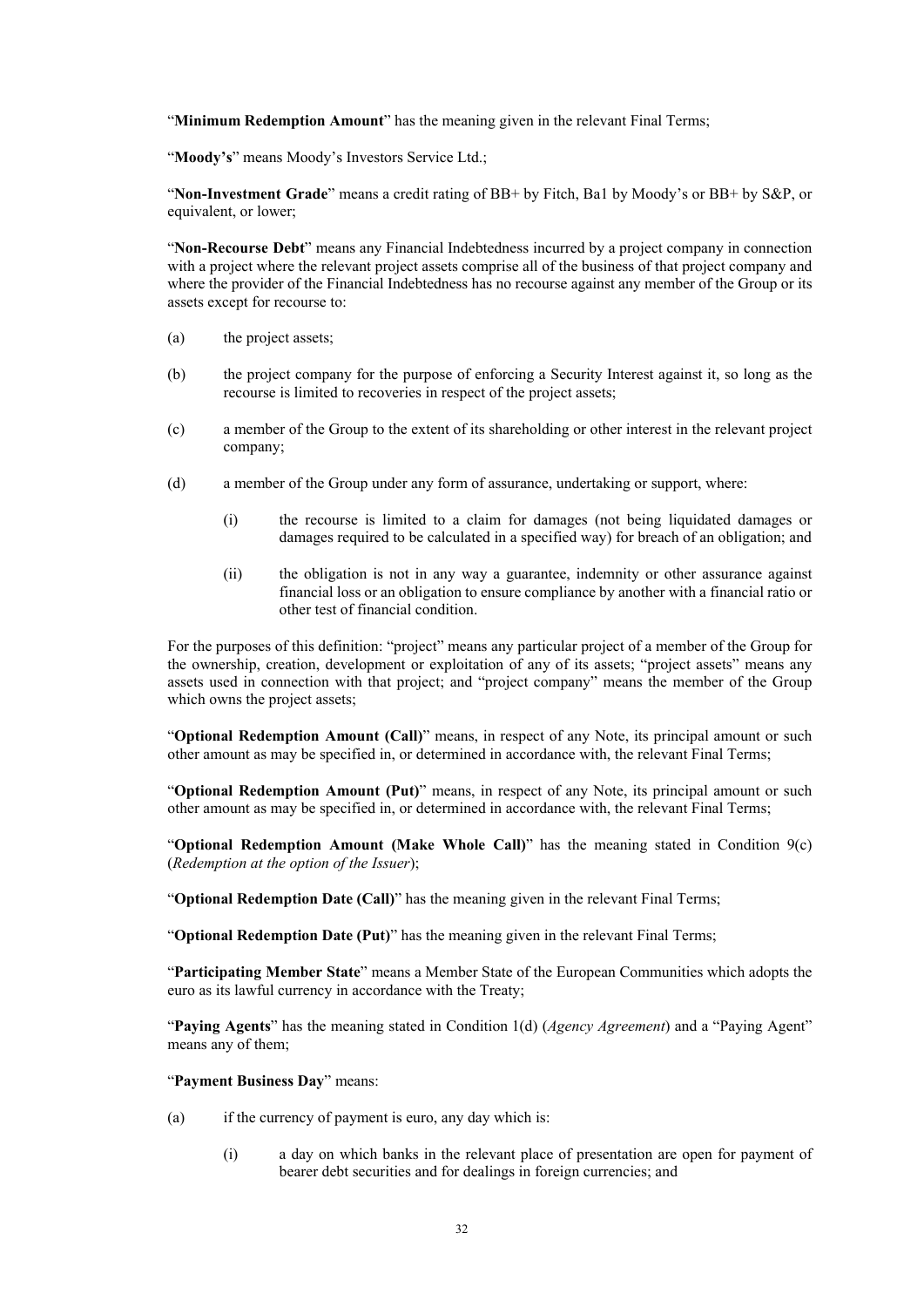"**Minimum Redemption Amount**" has the meaning given in the relevant Final Terms;

"**Moody's**" means Moody's Investors Service Ltd.;

"**Non-Investment Grade**" means a credit rating of BB+ by Fitch, Ba1 by Moody's or BB+ by S&P, or equivalent, or lower;

"**Non-Recourse Debt**" means any Financial Indebtedness incurred by a project company in connection with a project where the relevant project assets comprise all of the business of that project company and where the provider of the Financial Indebtedness has no recourse against any member of the Group or its assets except for recourse to:

(a) the project assets;

(b) the project company for the purpose of enforcing a Security Interest against it, so long as the recourse is limited to recoveries in respect of the project assets;

(c) a member of the Group to the extent of its shareholding or other interest in the relevant project company;

(d) a member of the Group under any form of assurance, undertaking or support, where:

 (i) the recourse is limited to a claim for damages (not being liquidated damages or damages required to be calculated in a specified way) for breach of an obligation; and

 (ii) the obligation is not in any way a guarantee, indemnity or other assurance against financial loss or an obligation to ensure compliance by another with a financial ratio or other test of financial condition.

For the purposes of this definition: "project" means any particular project of a member of the Group for the ownership, creation, development or exploitation of any of its assets; "project assets" means any assets used in connection with that project; and "project company" means the member of the Group which owns the project assets;

"**Optional Redemption Amount (Call)**" means, in respect of any Note, its principal amount or such other amount as may be specified in, or determined in accordance with, the relevant Final Terms;

"**Optional Redemption Amount (Put)**" means, in respect of any Note, its principal amount or such other amount as may be specified in, or determined in accordance with, the relevant Final Terms;

"**Optional Redemption Amount (Make Whole Call)**" has the meaning stated in Condition 9(c) (*Redemption at the option of the Issuer*);

"**Optional Redemption Date (Call)**" has the meaning given in the relevant Final Terms;

"**Optional Redemption Date (Put)**" has the meaning given in the relevant Final Terms;

"**Participating Member State**" means a Member State of the European Communities which adopts the euro as its lawful currency in accordance with the Treaty;

"**Paying Agents**" has the meaning stated in Condition 1(d) (*Agency Agreement*) and a "Paying Agent" means any of them;

"**Payment Business Day**" means:

(a) if the currency of payment is euro, any day which is:

 (i) a day on which banks in the relevant place of presentation are open for payment of bearer debt securities and for dealings in foreign currencies; and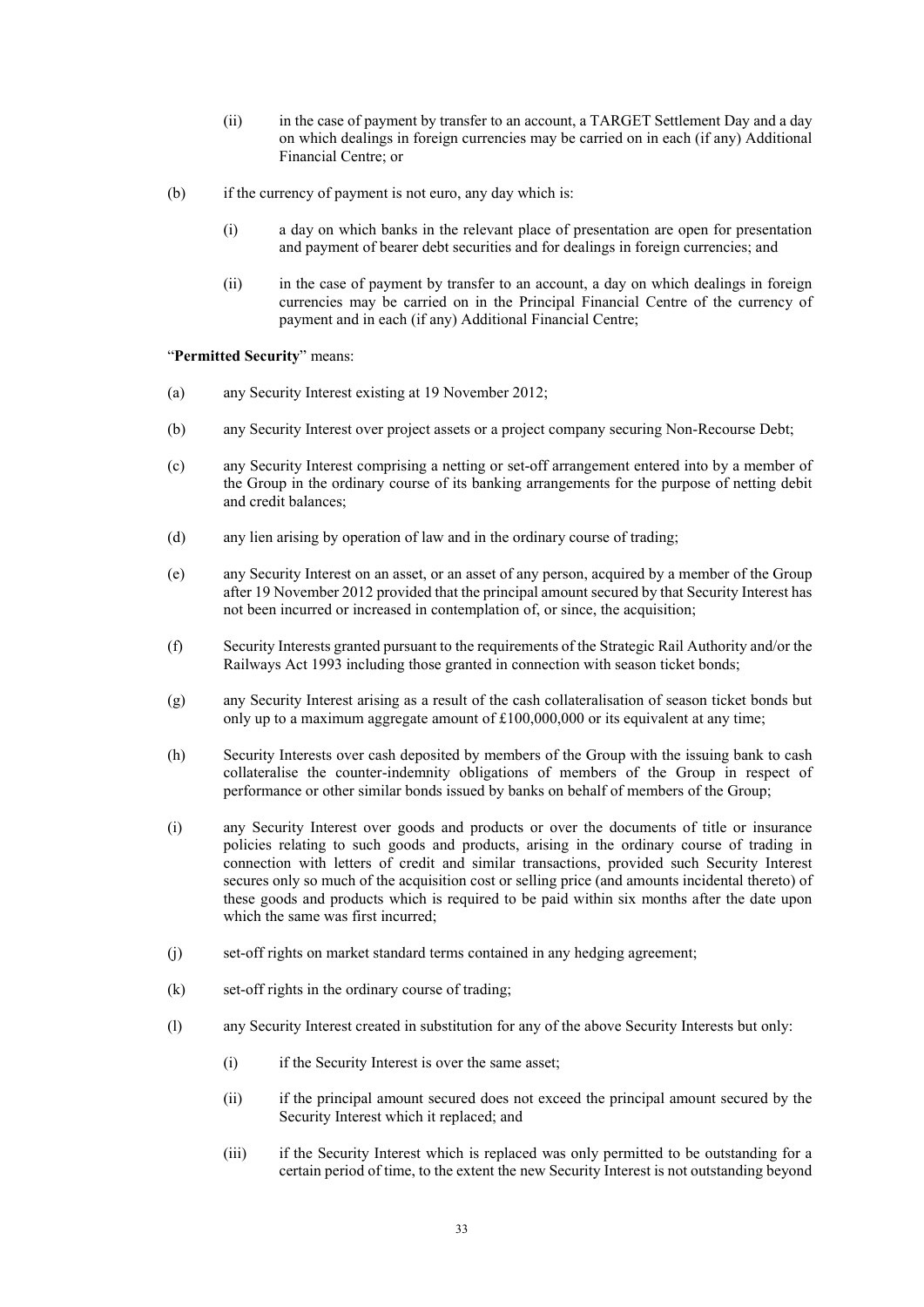(ii) in the case of payment by transfer to an account, a TARGET Settlement Day and a day on which dealings in foreign currencies may be carried on in each (if any) Additional Financial Centre; or

(b) if the currency of payment is not euro, any day which is:

(i) a day on which banks in the relevant place of presentation are open for presentation and payment of bearer debt securities and for dealings in foreign currencies; and

(ii) in the case of payment by transfer to an account, a day on which dealings in foreign currencies may be carried on in the Principal Financial Centre of the currency of payment and in each (if any) Additional Financial Centre;

"**Permitted Security**" means:

(a) any Security Interest existing at 19 November 2012;

(b) any Security Interest over project assets or a project company securing Non-Recourse Debt;

(c) any Security Interest comprising a netting or set-off arrangement entered into by a member of the Group in the ordinary course of its banking arrangements for the purpose of netting debit and credit balances;

(d) any lien arising by operation of law and in the ordinary course of trading;

(e) any Security Interest on an asset, or an asset of any person, acquired by a member of the Group after 19 November 2012 provided that the principal amount secured by that Security Interest has not been incurred or increased in contemplation of, or since, the acquisition;

(f) Security Interests granted pursuant to the requirements of the Strategic Rail Authority and/or the Railways Act 1993 including those granted in connection with season ticket bonds;

(g) any Security Interest arising as a result of the cash collateralisation of season ticket bonds but only up to a maximum aggregate amount of £100,000,000 or its equivalent at any time;

(h) Security Interests over cash deposited by members of the Group with the issuing bank to cash collateralise the counter-indemnity obligations of members of the Group in respect of performance or other similar bonds issued by banks on behalf of members of the Group;

(i) any Security Interest over goods and products or over the documents of title or insurance policies relating to such goods and products, arising in the ordinary course of trading in connection with letters of credit and similar transactions, provided such Security Interest secures only so much of the acquisition cost or selling price (and amounts incidental thereto) of these goods and products which is required to be paid within six months after the date upon which the same was first incurred;

(j) set-off rights on market standard terms contained in any hedging agreement;

(k) set-off rights in the ordinary course of trading;

(l) any Security Interest created in substitution for any of the above Security Interests but only:

(i) if the Security Interest is over the same asset;

(ii) if the principal amount secured does not exceed the principal amount secured by the Security Interest which it replaced; and

(iii) if the Security Interest which is replaced was only permitted to be outstanding for a certain period of time, to the extent the new Security Interest is not outstanding beyond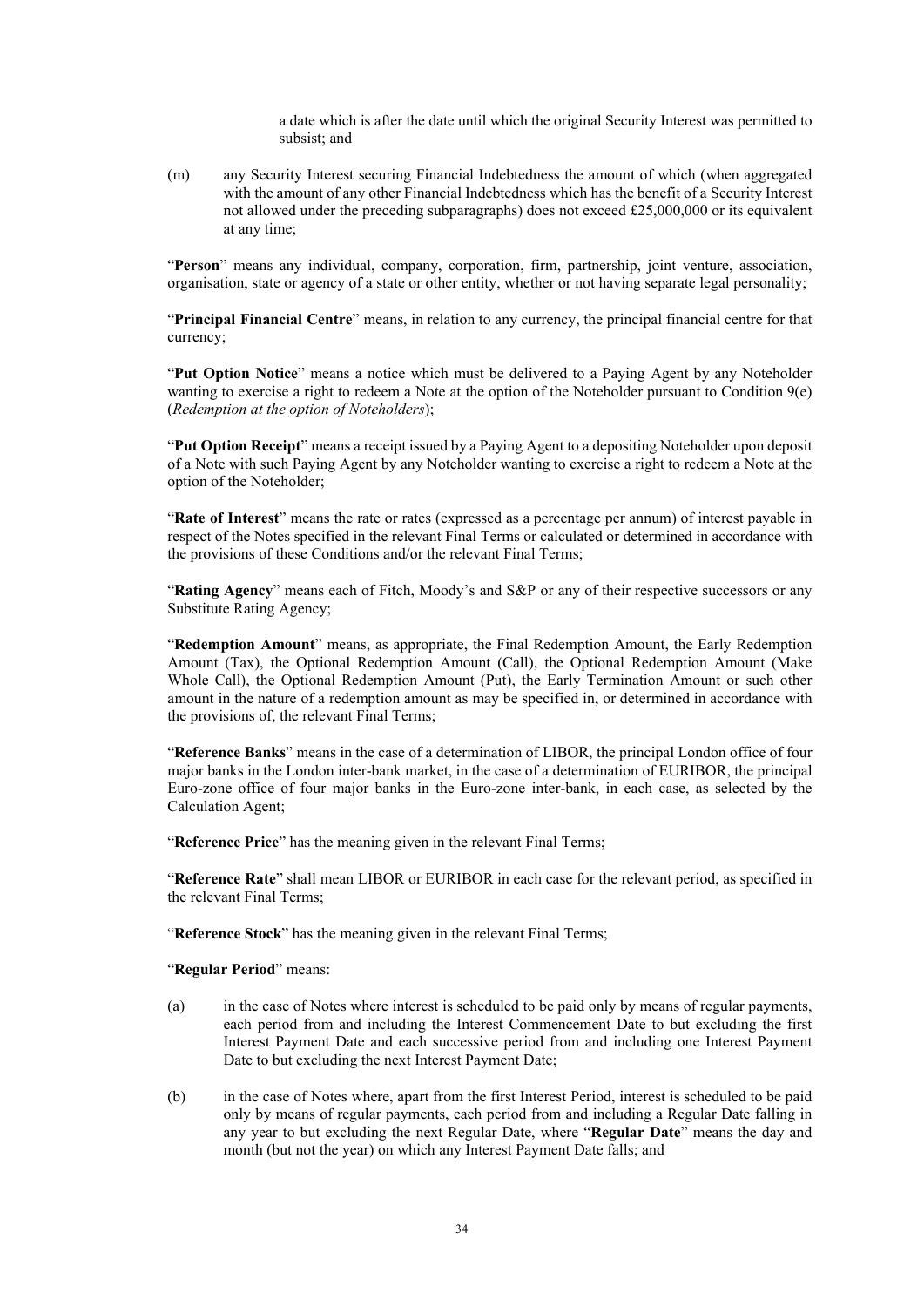a date which is after the date until which the original Security Interest was permitted to subsist; and

(m) any Security Interest securing Financial Indebtedness the amount of which (when aggregated with the amount of any other Financial Indebtedness which has the benefit of a Security Interest not allowed under the preceding subparagraphs) does not exceed £25,000,000 or its equivalent at any time;

"**Person**" means any individual, company, corporation, firm, partnership, joint venture, association, organisation, state or agency of a state or other entity, whether or not having separate legal personality;

"**Principal Financial Centre**" means, in relation to any currency, the principal financial centre for that currency;

"**Put Option Notice**" means a notice which must be delivered to a Paying Agent by any Noteholder wanting to exercise a right to redeem a Note at the option of the Noteholder pursuant to Condition 9(e) (*Redemption at the option of Noteholders*);

"**Put Option Receipt**" means a receipt issued by a Paying Agent to a depositing Noteholder upon deposit of a Note with such Paying Agent by any Noteholder wanting to exercise a right to redeem a Note at the option of the Noteholder;

"**Rate of Interest**" means the rate or rates (expressed as a percentage per annum) of interest payable in respect of the Notes specified in the relevant Final Terms or calculated or determined in accordance with the provisions of these Conditions and/or the relevant Final Terms;

"**Rating Agency**" means each of Fitch, Moody's and S&P or any of their respective successors or any Substitute Rating Agency;

"**Redemption Amount**" means, as appropriate, the Final Redemption Amount, the Early Redemption Amount (Tax), the Optional Redemption Amount (Call), the Optional Redemption Amount (Make Whole Call), the Optional Redemption Amount (Put), the Early Termination Amount or such other amount in the nature of a redemption amount as may be specified in, or determined in accordance with the provisions of, the relevant Final Terms;

"**Reference Banks**" means in the case of a determination of LIBOR, the principal London office of four major banks in the London inter-bank market, in the case of a determination of EURIBOR, the principal Euro-zone office of four major banks in the Euro-zone inter-bank, in each case, as selected by the Calculation Agent;

"**Reference Price**" has the meaning given in the relevant Final Terms;

"**Reference Rate**" shall mean LIBOR or EURIBOR in each case for the relevant period, as specified in the relevant Final Terms;

"**Reference Stock**" has the meaning given in the relevant Final Terms;

"**Regular Period**" means:

(a) in the case of Notes where interest is scheduled to be paid only by means of regular payments, each period from and including the Interest Commencement Date to but excluding the first Interest Payment Date and each successive period from and including one Interest Payment Date to but excluding the next Interest Payment Date;

(b) in the case of Notes where, apart from the first Interest Period, interest is scheduled to be paid only by means of regular payments, each period from and including a Regular Date falling in any year to but excluding the next Regular Date, where "**Regular Date**" means the day and month (but not the year) on which any Interest Payment Date falls; and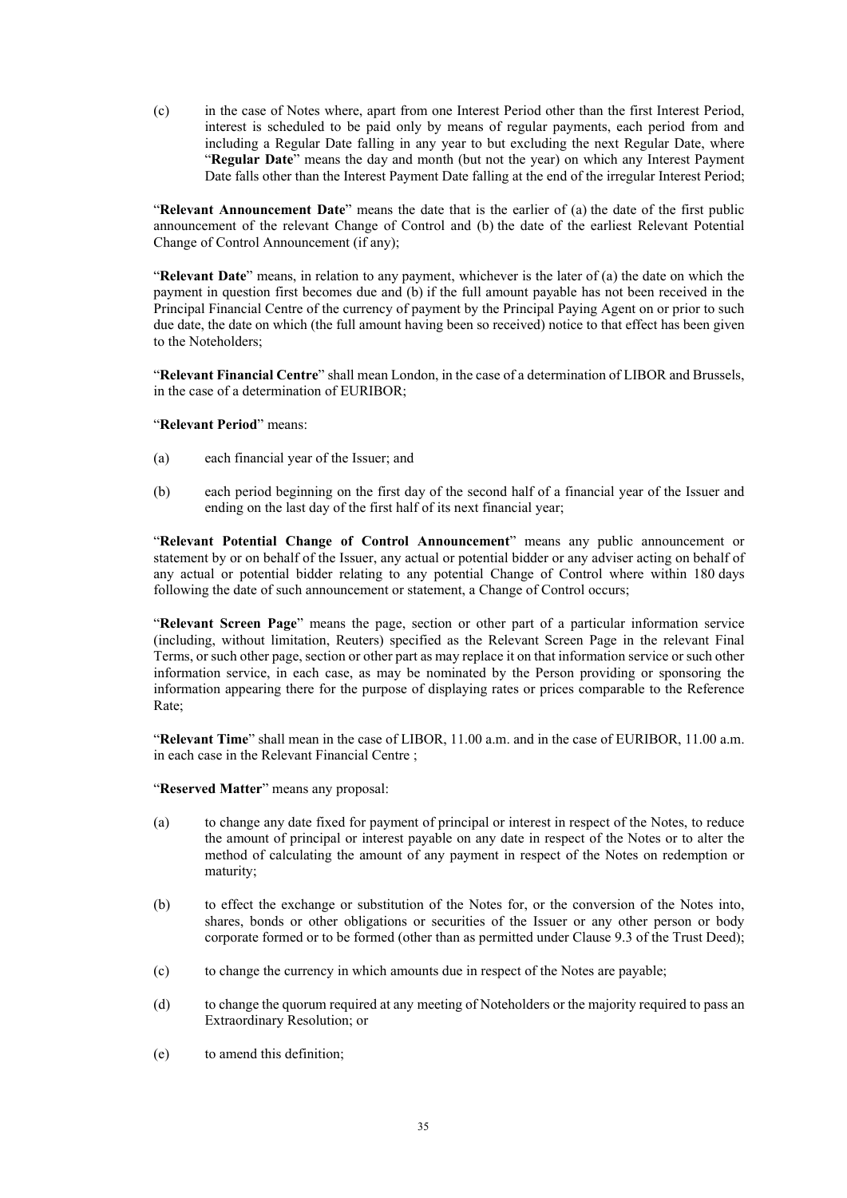(c) in the case of Notes where, apart from one Interest Period other than the first Interest Period, interest is scheduled to be paid only by means of regular payments, each period from and including a Regular Date falling in any year to but excluding the next Regular Date, where "**Regular Date**" means the day and month (but not the year) on which any Interest Payment Date falls other than the Interest Payment Date falling at the end of the irregular Interest Period;

"**Relevant Announcement Date**" means the date that is the earlier of (a) the date of the first public announcement of the relevant Change of Control and (b) the date of the earliest Relevant Potential Change of Control Announcement (if any);

"**Relevant Date**" means, in relation to any payment, whichever is the later of (a) the date on which the payment in question first becomes due and (b) if the full amount payable has not been received in the Principal Financial Centre of the currency of payment by the Principal Paying Agent on or prior to such due date, the date on which (the full amount having been so received) notice to that effect has been given to the Noteholders;

"**Relevant Financial Centre**" shall mean London, in the case of a determination of LIBOR and Brussels, in the case of a determination of EURIBOR;

"**Relevant Period**" means:

(a) each financial year of the Issuer; and

(b) each period beginning on the first day of the second half of a financial year of the Issuer and ending on the last day of the first half of its next financial year;

"**Relevant Potential Change of Control Announcement**" means any public announcement or statement by or on behalf of the Issuer, any actual or potential bidder or any adviser acting on behalf of any actual or potential bidder relating to any potential Change of Control where within 180 days following the date of such announcement or statement, a Change of Control occurs;

"**Relevant Screen Page**" means the page, section or other part of a particular information service (including, without limitation, Reuters) specified as the Relevant Screen Page in the relevant Final Terms, or such other page, section or other part as may replace it on that information service or such other information service, in each case, as may be nominated by the Person providing or sponsoring the information appearing there for the purpose of displaying rates or prices comparable to the Reference Rate;

"**Relevant Time**" shall mean in the case of LIBOR, 11.00 a.m. and in the case of EURIBOR, 11.00 a.m. in each case in the Relevant Financial Centre ;

"**Reserved Matter**" means any proposal:

(a) to change any date fixed for payment of principal or interest in respect of the Notes, to reduce the amount of principal or interest payable on any date in respect of the Notes or to alter the method of calculating the amount of any payment in respect of the Notes on redemption or maturity;

(b) to effect the exchange or substitution of the Notes for, or the conversion of the Notes into, shares, bonds or other obligations or securities of the Issuer or any other person or body corporate formed or to be formed (other than as permitted under Clause 9.3 of the Trust Deed);

(c) to change the currency in which amounts due in respect of the Notes are payable;

(d) to change the quorum required at any meeting of Noteholders or the majority required to pass an Extraordinary Resolution; or

(e) to amend this definition;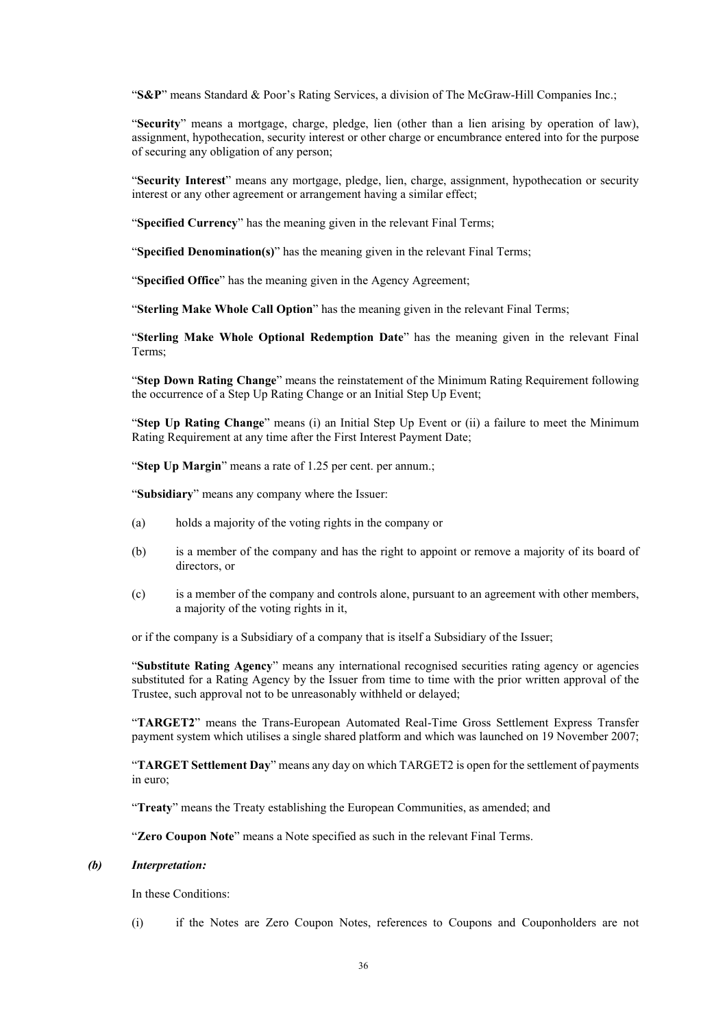"**S&P**" means Standard & Poor's Rating Services, a division of The McGraw-Hill Companies Inc.;

"**Security**" means a mortgage, charge, pledge, lien (other than a lien arising by operation of law), assignment, hypothecation, security interest or other charge or encumbrance entered into for the purpose of securing any obligation of any person;

"**Security Interest**" means any mortgage, pledge, lien, charge, assignment, hypothecation or security interest or any other agreement or arrangement having a similar effect;

"**Specified Currency**" has the meaning given in the relevant Final Terms;

"**Specified Denomination(s)**" has the meaning given in the relevant Final Terms;

"**Specified Office**" has the meaning given in the Agency Agreement;

"**Sterling Make Whole Call Option**" has the meaning given in the relevant Final Terms;

"**Sterling Make Whole Optional Redemption Date**" has the meaning given in the relevant Final Terms;

"**Step Down Rating Change**" means the reinstatement of the Minimum Rating Requirement following the occurrence of a Step Up Rating Change or an Initial Step Up Event;

"**Step Up Rating Change**" means (i) an Initial Step Up Event or (ii) a failure to meet the Minimum Rating Requirement at any time after the First Interest Payment Date;

"**Step Up Margin**" means a rate of 1.25 per cent. per annum.;

"**Subsidiary**" means any company where the Issuer:

(a) holds a majority of the voting rights in the company or

(b) is a member of the company and has the right to appoint or remove a majority of its board of directors, or

(c) is a member of the company and controls alone, pursuant to an agreement with other members, a majority of the voting rights in it,

or if the company is a Subsidiary of a company that is itself a Subsidiary of the Issuer;

"**Substitute Rating Agency**" means any international recognised securities rating agency or agencies substituted for a Rating Agency by the Issuer from time to time with the prior written approval of the Trustee, such approval not to be unreasonably withheld or delayed;

"**TARGET2**" means the Trans-European Automated Real-Time Gross Settlement Express Transfer payment system which utilises a single shared platform and which was launched on 19 November 2007;

"**TARGET Settlement Day**" means any day on which TARGET2 is open for the settlement of payments in euro;

"**Treaty**" means the Treaty establishing the European Communities, as amended; and

"**Zero Coupon Note**" means a Note specified as such in the relevant Final Terms.

***(b) Interpretation:***

In these Conditions:

(i) if the Notes are Zero Coupon Notes, references to Coupons and Couponholders are not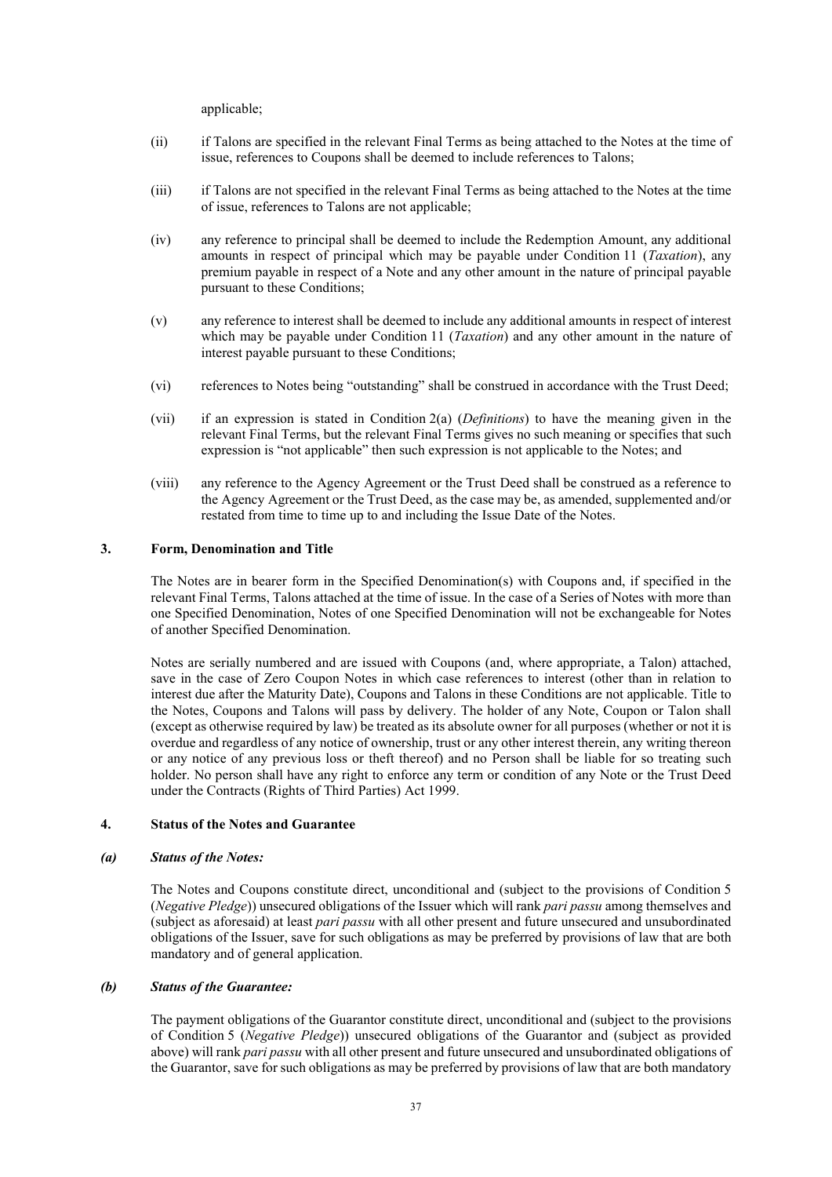applicable;

(ii) if Talons are specified in the relevant Final Terms as being attached to the Notes at the time of issue, references to Coupons shall be deemed to include references to Talons;

(iii) if Talons are not specified in the relevant Final Terms as being attached to the Notes at the time of issue, references to Talons are not applicable;

(iv) any reference to principal shall be deemed to include the Redemption Amount, any additional amounts in respect of principal which may be payable under Condition 11 (*Taxation*), any premium payable in respect of a Note and any other amount in the nature of principal payable pursuant to these Conditions;

(v) any reference to interest shall be deemed to include any additional amounts in respect of interest which may be payable under Condition 11 (*Taxation*) and any other amount in the nature of interest payable pursuant to these Conditions;

(vi) references to Notes being "outstanding" shall be construed in accordance with the Trust Deed;

(vii) if an expression is stated in Condition 2(a) (*Definitions*) to have the meaning given in the relevant Final Terms, but the relevant Final Terms gives no such meaning or specifies that such expression is "not applicable" then such expression is not applicable to the Notes; and

(viii) any reference to the Agency Agreement or the Trust Deed shall be construed as a reference to the Agency Agreement or the Trust Deed, as the case may be, as amended, supplemented and/or restated from time to time up to and including the Issue Date of the Notes.

## 3. Form, Denomination and Title

The Notes are in bearer form in the Specified Denomination(s) with Coupons and, if specified in the relevant Final Terms, Talons attached at the time of issue. In the case of a Series of Notes with more than one Specified Denomination, Notes of one Specified Denomination will not be exchangeable for Notes of another Specified Denomination.

Notes are serially numbered and are issued with Coupons (and, where appropriate, a Talon) attached, save in the case of Zero Coupon Notes in which case references to interest (other than in relation to interest due after the Maturity Date), Coupons and Talons in these Conditions are not applicable. Title to the Notes, Coupons and Talons will pass by delivery. The holder of any Note, Coupon or Talon shall (except as otherwise required by law) be treated as its absolute owner for all purposes (whether or not it is overdue and regardless of any notice of ownership, trust or any other interest therein, any writing thereon or any notice of any previous loss or theft thereof) and no Person shall be liable for so treating such holder. No person shall have any right to enforce any term or condition of any Note or the Trust Deed under the Contracts (Rights of Third Parties) Act 1999.

## 4. Status of the Notes and Guarantee

### *(a) Status of the Notes:*

The Notes and Coupons constitute direct, unconditional and (subject to the provisions of Condition 5 (*Negative Pledge*)) unsecured obligations of the Issuer which will rank *pari passu* among themselves and (subject as aforesaid) at least *pari passu* with all other present and future unsecured and unsubordinated obligations of the Issuer, save for such obligations as may be preferred by provisions of law that are both mandatory and of general application.

### *(b) Status of the Guarantee:*

The payment obligations of the Guarantor constitute direct, unconditional and (subject to the provisions of Condition 5 (*Negative Pledge*)) unsecured obligations of the Guarantor and (subject as provided above) will rank *pari passu* with all other present and future unsecured and unsubordinated obligations of the Guarantor, save for such obligations as may be preferred by provisions of law that are both mandatory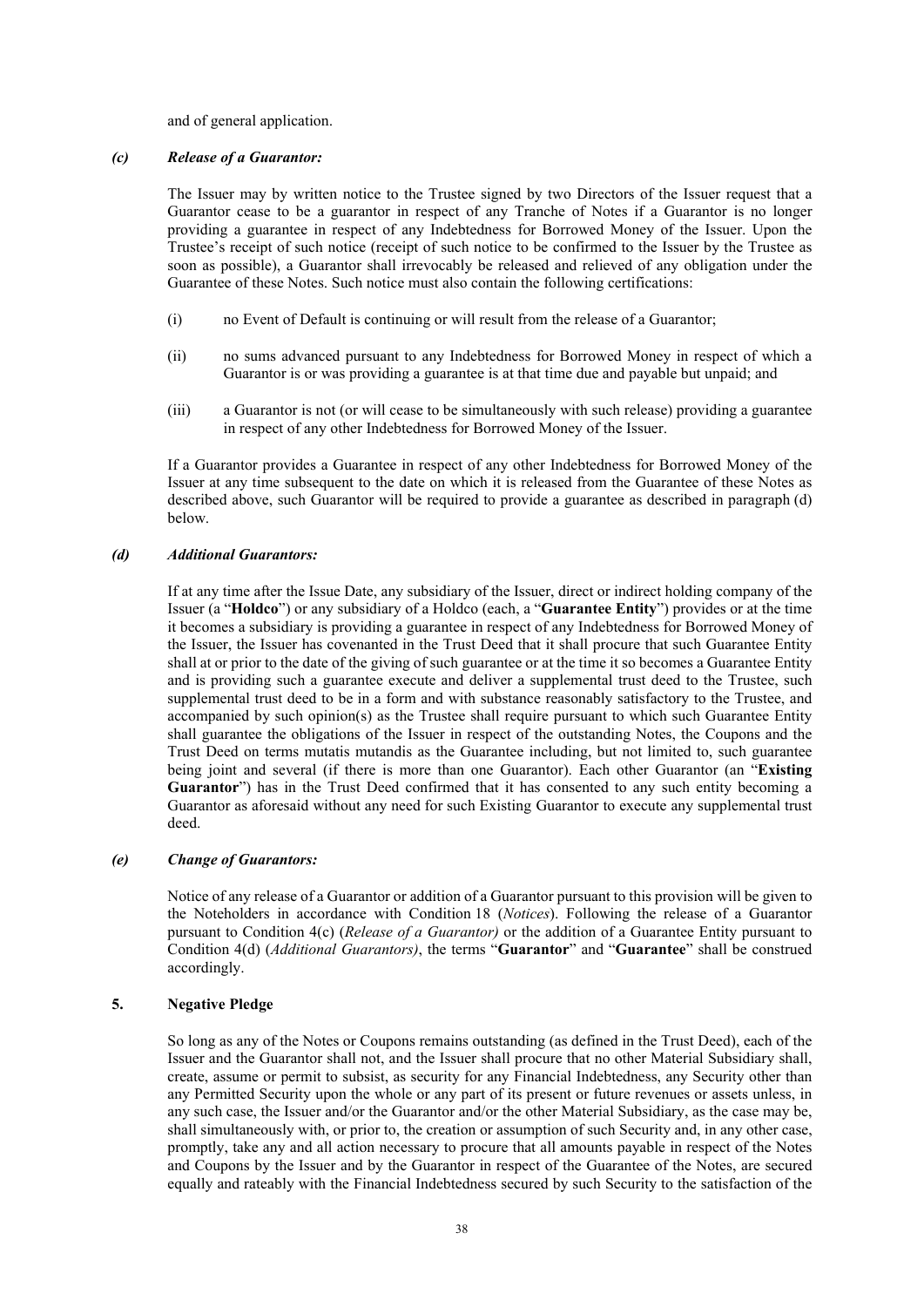and of general application.

### *(c) Release of a Guarantor:*

The Issuer may by written notice to the Trustee signed by two Directors of the Issuer request that a Guarantor cease to be a guarantor in respect of any Tranche of Notes if a Guarantor is no longer providing a guarantee in respect of any Indebtedness for Borrowed Money of the Issuer. Upon the Trustee's receipt of such notice (receipt of such notice to be confirmed to the Issuer by the Trustee as soon as possible), a Guarantor shall irrevocably be released and relieved of any obligation under the Guarantee of these Notes. Such notice must also contain the following certifications:

(i) no Event of Default is continuing or will result from the release of a Guarantor;

(ii) no sums advanced pursuant to any Indebtedness for Borrowed Money in respect of which a Guarantor is or was providing a guarantee is at that time due and payable but unpaid; and

(iii) a Guarantor is not (or will cease to be simultaneously with such release) providing a guarantee in respect of any other Indebtedness for Borrowed Money of the Issuer.

If a Guarantor provides a Guarantee in respect of any other Indebtedness for Borrowed Money of the Issuer at any time subsequent to the date on which it is released from the Guarantee of these Notes as described above, such Guarantor will be required to provide a guarantee as described in paragraph (d) below.

### *(d) Additional Guarantors:*

If at any time after the Issue Date, any subsidiary of the Issuer, direct or indirect holding company of the Issuer (a "**Holdco**") or any subsidiary of a Holdco (each, a "**Guarantee Entity**") provides or at the time it becomes a subsidiary is providing a guarantee in respect of any Indebtedness for Borrowed Money of the Issuer, the Issuer has covenanted in the Trust Deed that it shall procure that such Guarantee Entity shall at or prior to the date of the giving of such guarantee or at the time it so becomes a Guarantee Entity and is providing such a guarantee execute and deliver a supplemental trust deed to the Trustee, such supplemental trust deed to be in a form and with substance reasonably satisfactory to the Trustee, and accompanied by such opinion(s) as the Trustee shall require pursuant to which such Guarantee Entity shall guarantee the obligations of the Issuer in respect of the outstanding Notes, the Coupons and the Trust Deed on terms mutatis mutandis as the Guarantee including, but not limited to, such guarantee being joint and several (if there is more than one Guarantor). Each other Guarantor (an "**Existing Guarantor**") has in the Trust Deed confirmed that it has consented to any such entity becoming a Guarantor as aforesaid without any need for such Existing Guarantor to execute any supplemental trust deed.

### *(e) Change of Guarantors:*

Notice of any release of a Guarantor or addition of a Guarantor pursuant to this provision will be given to the Noteholders in accordance with Condition 18 (*Notices*). Following the release of a Guarantor pursuant to Condition 4(c) (*Release of a Guarantor)* or the addition of a Guarantee Entity pursuant to Condition 4(d) (*Additional Guarantors)*, the terms "**Guarantor**" and "**Guarantee**" shall be construed accordingly.

## 5. Negative Pledge

So long as any of the Notes or Coupons remains outstanding (as defined in the Trust Deed), each of the Issuer and the Guarantor shall not, and the Issuer shall procure that no other Material Subsidiary shall, create, assume or permit to subsist, as security for any Financial Indebtedness, any Security other than any Permitted Security upon the whole or any part of its present or future revenues or assets unless, in any such case, the Issuer and/or the Guarantor and/or the other Material Subsidiary, as the case may be, shall simultaneously with, or prior to, the creation or assumption of such Security and, in any other case, promptly, take any and all action necessary to procure that all amounts payable in respect of the Notes and Coupons by the Issuer and by the Guarantor in respect of the Guarantee of the Notes, are secured equally and rateably with the Financial Indebtedness secured by such Security to the satisfaction of the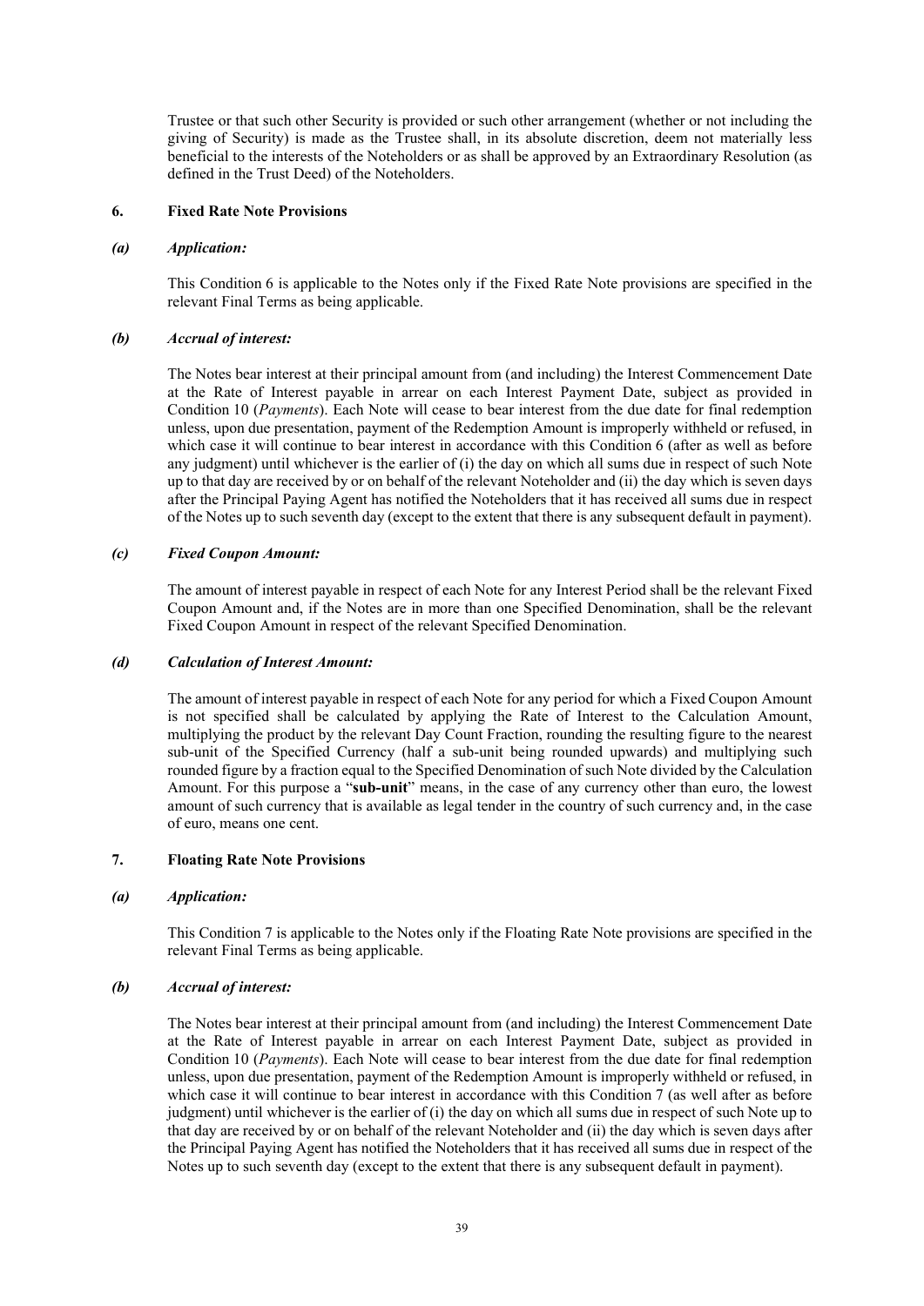Trustee or that such other Security is provided or such other arrangement (whether or not including the giving of Security) is made as the Trustee shall, in its absolute discretion, deem not materially less beneficial to the interests of the Noteholders or as shall be approved by an Extraordinary Resolution (as defined in the Trust Deed) of the Noteholders.

## 6. Fixed Rate Note Provisions

### *(a) Application:*

This Condition 6 is applicable to the Notes only if the Fixed Rate Note provisions are specified in the relevant Final Terms as being applicable.

### *(b) Accrual of interest:*

The Notes bear interest at their principal amount from (and including) the Interest Commencement Date at the Rate of Interest payable in arrear on each Interest Payment Date, subject as provided in Condition 10 (*Payments*). Each Note will cease to bear interest from the due date for final redemption unless, upon due presentation, payment of the Redemption Amount is improperly withheld or refused, in which case it will continue to bear interest in accordance with this Condition 6 (after as well as before any judgment) until whichever is the earlier of (i) the day on which all sums due in respect of such Note up to that day are received by or on behalf of the relevant Noteholder and (ii) the day which is seven days after the Principal Paying Agent has notified the Noteholders that it has received all sums due in respect of the Notes up to such seventh day (except to the extent that there is any subsequent default in payment).

### *(c) Fixed Coupon Amount:*

The amount of interest payable in respect of each Note for any Interest Period shall be the relevant Fixed Coupon Amount and, if the Notes are in more than one Specified Denomination, shall be the relevant Fixed Coupon Amount in respect of the relevant Specified Denomination.

### *(d) Calculation of Interest Amount:*

The amount of interest payable in respect of each Note for any period for which a Fixed Coupon Amount is not specified shall be calculated by applying the Rate of Interest to the Calculation Amount, multiplying the product by the relevant Day Count Fraction, rounding the resulting figure to the nearest sub-unit of the Specified Currency (half a sub-unit being rounded upwards) and multiplying such rounded figure by a fraction equal to the Specified Denomination of such Note divided by the Calculation Amount. For this purpose a "**sub-unit**" means, in the case of any currency other than euro, the lowest amount of such currency that is available as legal tender in the country of such currency and, in the case of euro, means one cent.

## 7. Floating Rate Note Provisions

### *(a) Application:*

This Condition 7 is applicable to the Notes only if the Floating Rate Note provisions are specified in the relevant Final Terms as being applicable.

### *(b) Accrual of interest:*

The Notes bear interest at their principal amount from (and including) the Interest Commencement Date at the Rate of Interest payable in arrear on each Interest Payment Date, subject as provided in Condition 10 (*Payments*). Each Note will cease to bear interest from the due date for final redemption unless, upon due presentation, payment of the Redemption Amount is improperly withheld or refused, in which case it will continue to bear interest in accordance with this Condition 7 (as well after as before judgment) until whichever is the earlier of (i) the day on which all sums due in respect of such Note up to that day are received by or on behalf of the relevant Noteholder and (ii) the day which is seven days after the Principal Paying Agent has notified the Noteholders that it has received all sums due in respect of the Notes up to such seventh day (except to the extent that there is any subsequent default in payment).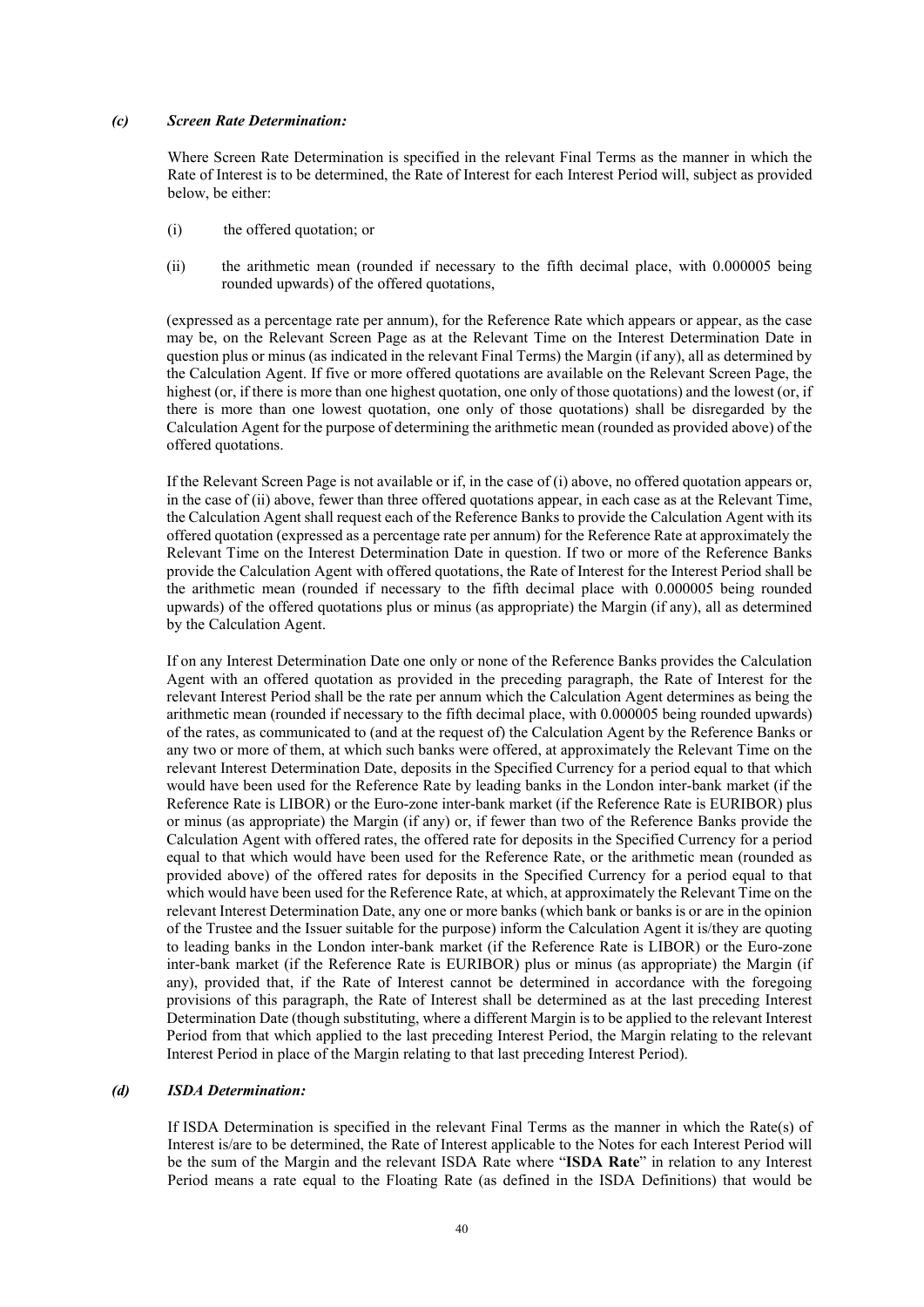*(c)* ***Screen Rate Determination:***

Where Screen Rate Determination is specified in the relevant Final Terms as the manner in which the Rate of Interest is to be determined, the Rate of Interest for each Interest Period will, subject as provided below, be either:

(i) the offered quotation; or

(ii) the arithmetic mean (rounded if necessary to the fifth decimal place, with 0.000005 being rounded upwards) of the offered quotations,

(expressed as a percentage rate per annum), for the Reference Rate which appears or appear, as the case may be, on the Relevant Screen Page as at the Relevant Time on the Interest Determination Date in question plus or minus (as indicated in the relevant Final Terms) the Margin (if any), all as determined by the Calculation Agent. If five or more offered quotations are available on the Relevant Screen Page, the highest (or, if there is more than one highest quotation, one only of those quotations) and the lowest (or, if there is more than one lowest quotation, one only of those quotations) shall be disregarded by the Calculation Agent for the purpose of determining the arithmetic mean (rounded as provided above) of the offered quotations.

If the Relevant Screen Page is not available or if, in the case of (i) above, no offered quotation appears or, in the case of (ii) above, fewer than three offered quotations appear, in each case as at the Relevant Time, the Calculation Agent shall request each of the Reference Banks to provide the Calculation Agent with its offered quotation (expressed as a percentage rate per annum) for the Reference Rate at approximately the Relevant Time on the Interest Determination Date in question. If two or more of the Reference Banks provide the Calculation Agent with offered quotations, the Rate of Interest for the Interest Period shall be the arithmetic mean (rounded if necessary to the fifth decimal place with 0.000005 being rounded upwards) of the offered quotations plus or minus (as appropriate) the Margin (if any), all as determined by the Calculation Agent.

If on any Interest Determination Date one only or none of the Reference Banks provides the Calculation Agent with an offered quotation as provided in the preceding paragraph, the Rate of Interest for the relevant Interest Period shall be the rate per annum which the Calculation Agent determines as being the arithmetic mean (rounded if necessary to the fifth decimal place, with 0.000005 being rounded upwards) of the rates, as communicated to (and at the request of) the Calculation Agent by the Reference Banks or any two or more of them, at which such banks were offered, at approximately the Relevant Time on the relevant Interest Determination Date, deposits in the Specified Currency for a period equal to that which would have been used for the Reference Rate by leading banks in the London inter-bank market (if the Reference Rate is LIBOR) or the Euro-zone inter-bank market (if the Reference Rate is EURIBOR) plus or minus (as appropriate) the Margin (if any) or, if fewer than two of the Reference Banks provide the Calculation Agent with offered rates, the offered rate for deposits in the Specified Currency for a period equal to that which would have been used for the Reference Rate, or the arithmetic mean (rounded as provided above) of the offered rates for deposits in the Specified Currency for a period equal to that which would have been used for the Reference Rate, at which, at approximately the Relevant Time on the relevant Interest Determination Date, any one or more banks (which bank or banks is or are in the opinion of the Trustee and the Issuer suitable for the purpose) inform the Calculation Agent it is/they are quoting to leading banks in the London inter-bank market (if the Reference Rate is LIBOR) or the Euro-zone inter-bank market (if the Reference Rate is EURIBOR) plus or minus (as appropriate) the Margin (if any), provided that, if the Rate of Interest cannot be determined in accordance with the foregoing provisions of this paragraph, the Rate of Interest shall be determined as at the last preceding Interest Determination Date (though substituting, where a different Margin is to be applied to the relevant Interest Period from that which applied to the last preceding Interest Period, the Margin relating to the relevant Interest Period in place of the Margin relating to that last preceding Interest Period).

*(d)* ***ISDA Determination:***

If ISDA Determination is specified in the relevant Final Terms as the manner in which the Rate(s) of Interest is/are to be determined, the Rate of Interest applicable to the Notes for each Interest Period will be the sum of the Margin and the relevant ISDA Rate where "**ISDA Rate**" in relation to any Interest Period means a rate equal to the Floating Rate (as defined in the ISDA Definitions) that would be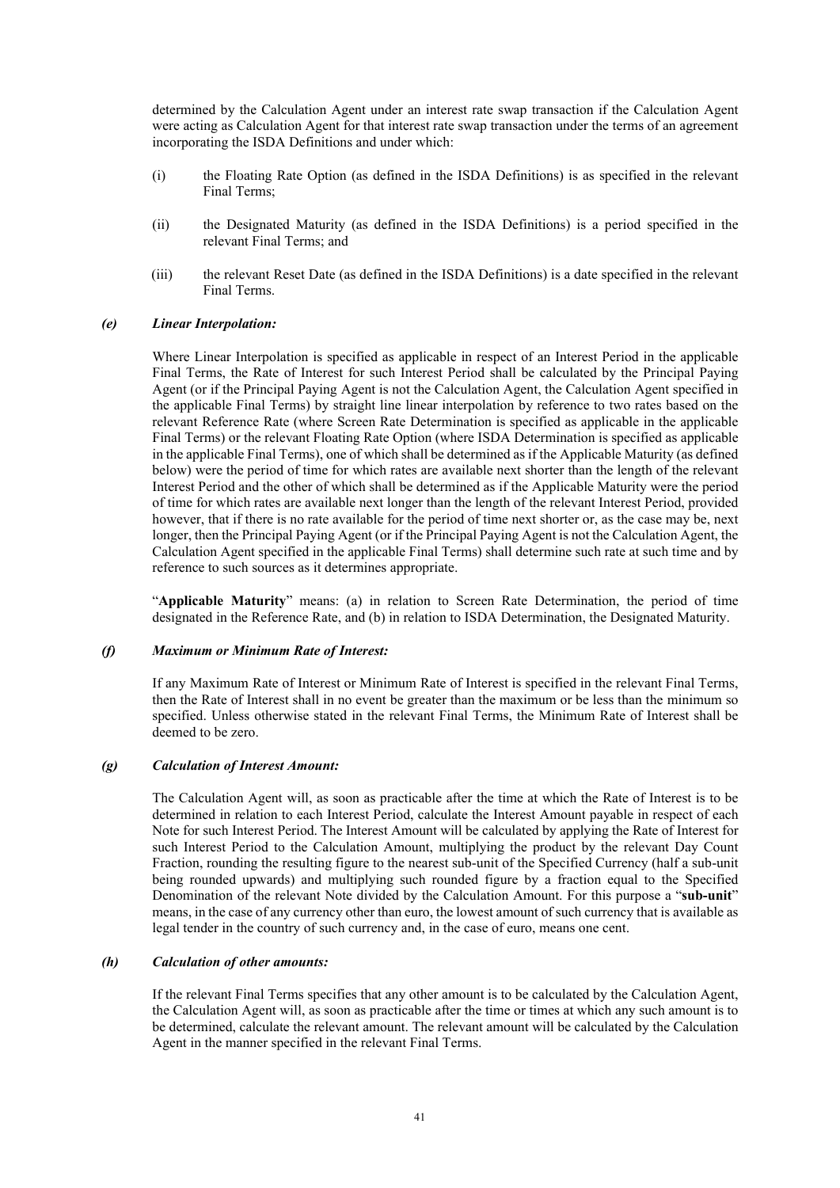determined by the Calculation Agent under an interest rate swap transaction if the Calculation Agent were acting as Calculation Agent for that interest rate swap transaction under the terms of an agreement incorporating the ISDA Definitions and under which:

(i) the Floating Rate Option (as defined in the ISDA Definitions) is as specified in the relevant Final Terms;

(ii) the Designated Maturity (as defined in the ISDA Definitions) is a period specified in the relevant Final Terms; and

(iii) the relevant Reset Date (as defined in the ISDA Definitions) is a date specified in the relevant Final Terms.

***(e) Linear Interpolation:***

Where Linear Interpolation is specified as applicable in respect of an Interest Period in the applicable Final Terms, the Rate of Interest for such Interest Period shall be calculated by the Principal Paying Agent (or if the Principal Paying Agent is not the Calculation Agent, the Calculation Agent specified in the applicable Final Terms) by straight line linear interpolation by reference to two rates based on the relevant Reference Rate (where Screen Rate Determination is specified as applicable in the applicable Final Terms) or the relevant Floating Rate Option (where ISDA Determination is specified as applicable in the applicable Final Terms), one of which shall be determined as if the Applicable Maturity (as defined below) were the period of time for which rates are available next shorter than the length of the relevant Interest Period and the other of which shall be determined as if the Applicable Maturity were the period of time for which rates are available next longer than the length of the relevant Interest Period, provided however, that if there is no rate available for the period of time next shorter or, as the case may be, next longer, then the Principal Paying Agent (or if the Principal Paying Agent is not the Calculation Agent, the Calculation Agent specified in the applicable Final Terms) shall determine such rate at such time and by reference to such sources as it determines appropriate.

"**Applicable Maturity**" means: (a) in relation to Screen Rate Determination, the period of time designated in the Reference Rate, and (b) in relation to ISDA Determination, the Designated Maturity.

***(f) Maximum or Minimum Rate of Interest:***

If any Maximum Rate of Interest or Minimum Rate of Interest is specified in the relevant Final Terms, then the Rate of Interest shall in no event be greater than the maximum or be less than the minimum so specified. Unless otherwise stated in the relevant Final Terms, the Minimum Rate of Interest shall be deemed to be zero.

***(g) Calculation of Interest Amount:***

The Calculation Agent will, as soon as practicable after the time at which the Rate of Interest is to be determined in relation to each Interest Period, calculate the Interest Amount payable in respect of each Note for such Interest Period. The Interest Amount will be calculated by applying the Rate of Interest for such Interest Period to the Calculation Amount, multiplying the product by the relevant Day Count Fraction, rounding the resulting figure to the nearest sub-unit of the Specified Currency (half a sub-unit being rounded upwards) and multiplying such rounded figure by a fraction equal to the Specified Denomination of the relevant Note divided by the Calculation Amount. For this purpose a "**sub-unit**" means, in the case of any currency other than euro, the lowest amount of such currency that is available as legal tender in the country of such currency and, in the case of euro, means one cent.

***(h) Calculation of other amounts:***

If the relevant Final Terms specifies that any other amount is to be calculated by the Calculation Agent, the Calculation Agent will, as soon as practicable after the time or times at which any such amount is to be determined, calculate the relevant amount. The relevant amount will be calculated by the Calculation Agent in the manner specified in the relevant Final Terms.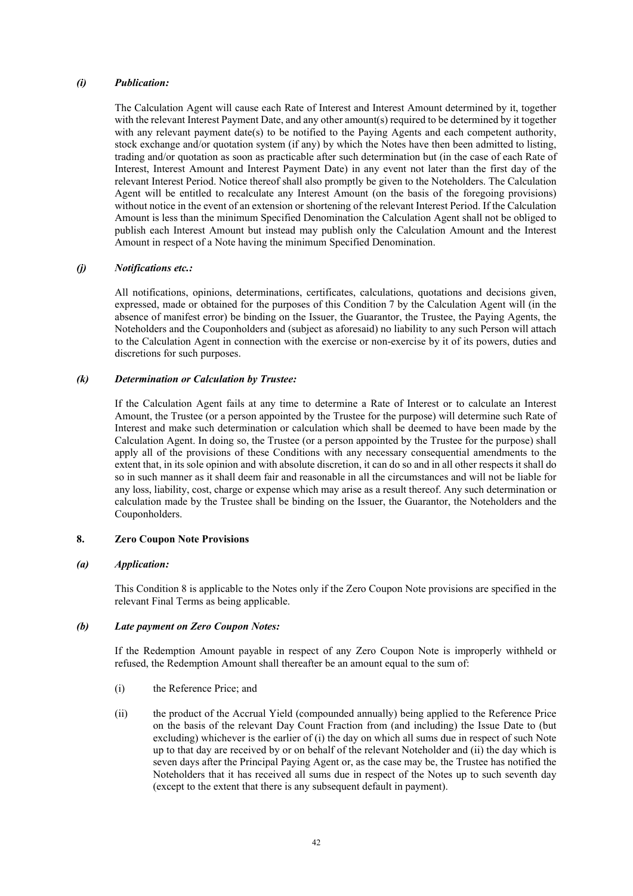*(i)* ***Publication:***

The Calculation Agent will cause each Rate of Interest and Interest Amount determined by it, together with the relevant Interest Payment Date, and any other amount(s) required to be determined by it together with any relevant payment date(s) to be notified to the Paying Agents and each competent authority, stock exchange and/or quotation system (if any) by which the Notes have then been admitted to listing, trading and/or quotation as soon as practicable after such determination but (in the case of each Rate of Interest, Interest Amount and Interest Payment Date) in any event not later than the first day of the relevant Interest Period. Notice thereof shall also promptly be given to the Noteholders. The Calculation Agent will be entitled to recalculate any Interest Amount (on the basis of the foregoing provisions) without notice in the event of an extension or shortening of the relevant Interest Period. If the Calculation Amount is less than the minimum Specified Denomination the Calculation Agent shall not be obliged to publish each Interest Amount but instead may publish only the Calculation Amount and the Interest Amount in respect of a Note having the minimum Specified Denomination.

*(j)* ***Notifications etc.:***

All notifications, opinions, determinations, certificates, calculations, quotations and decisions given, expressed, made or obtained for the purposes of this Condition 7 by the Calculation Agent will (in the absence of manifest error) be binding on the Issuer, the Guarantor, the Trustee, the Paying Agents, the Noteholders and the Couponholders and (subject as aforesaid) no liability to any such Person will attach to the Calculation Agent in connection with the exercise or non-exercise by it of its powers, duties and discretions for such purposes.

*(k)* ***Determination or Calculation by Trustee:***

If the Calculation Agent fails at any time to determine a Rate of Interest or to calculate an Interest Amount, the Trustee (or a person appointed by the Trustee for the purpose) will determine such Rate of Interest and make such determination or calculation which shall be deemed to have been made by the Calculation Agent. In doing so, the Trustee (or a person appointed by the Trustee for the purpose) shall apply all of the provisions of these Conditions with any necessary consequential amendments to the extent that, in its sole opinion and with absolute discretion, it can do so and in all other respects it shall do so in such manner as it shall deem fair and reasonable in all the circumstances and will not be liable for any loss, liability, cost, charge or expense which may arise as a result thereof. Any such determination or calculation made by the Trustee shall be binding on the Issuer, the Guarantor, the Noteholders and the Couponholders.

**8. Zero Coupon Note Provisions**

*(a)* ***Application:***

This Condition 8 is applicable to the Notes only if the Zero Coupon Note provisions are specified in the relevant Final Terms as being applicable.

*(b)* ***Late payment on Zero Coupon Notes:***

If the Redemption Amount payable in respect of any Zero Coupon Note is improperly withheld or refused, the Redemption Amount shall thereafter be an amount equal to the sum of:

(i) the Reference Price; and

(ii) the product of the Accrual Yield (compounded annually) being applied to the Reference Price on the basis of the relevant Day Count Fraction from (and including) the Issue Date to (but excluding) whichever is the earlier of (i) the day on which all sums due in respect of such Note up to that day are received by or on behalf of the relevant Noteholder and (ii) the day which is seven days after the Principal Paying Agent or, as the case may be, the Trustee has notified the Noteholders that it has received all sums due in respect of the Notes up to such seventh day (except to the extent that there is any subsequent default in payment).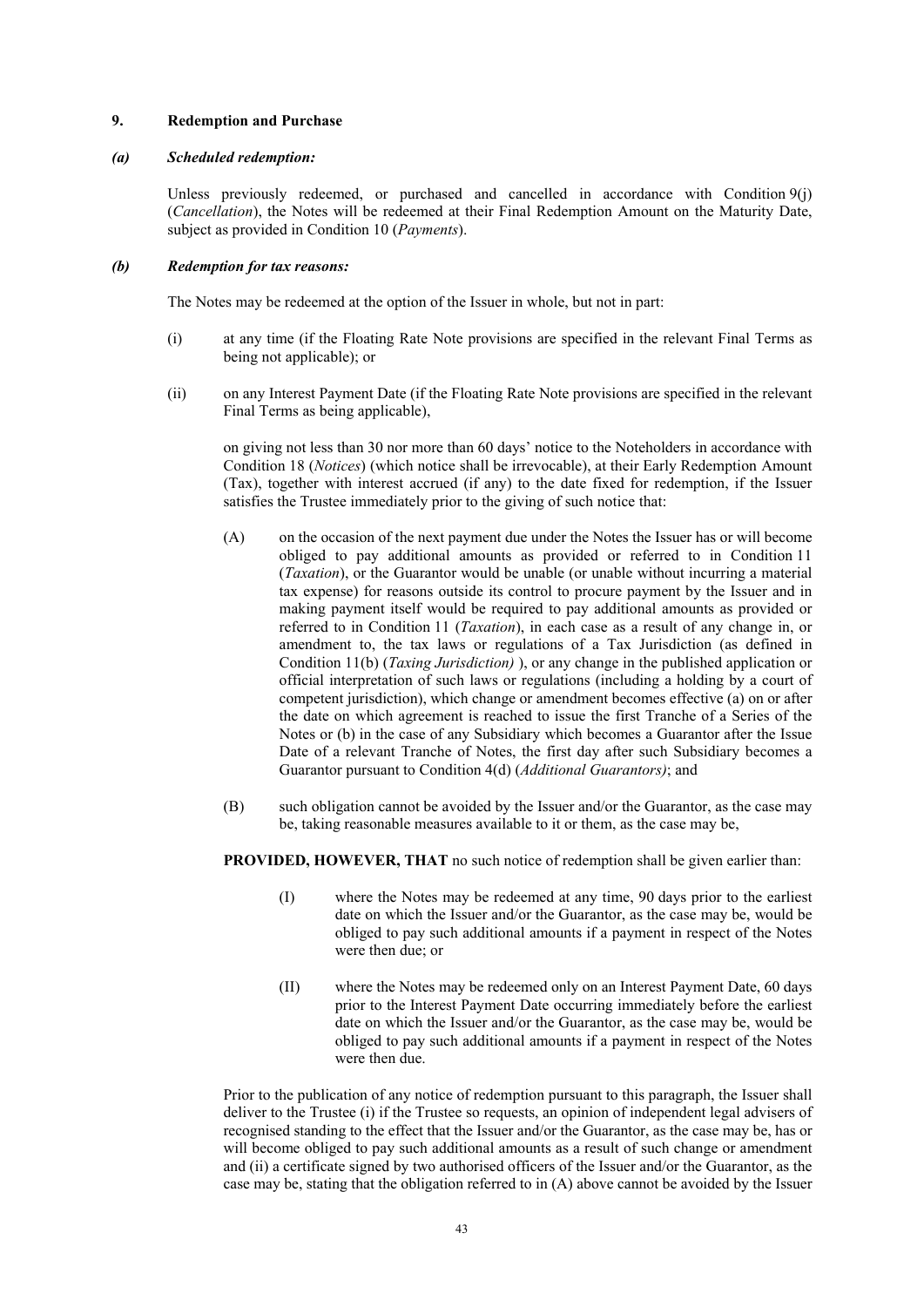## 9. Redemption and Purchase

### *(a) Scheduled redemption:*

Unless previously redeemed, or purchased and cancelled in accordance with Condition 9(j) (*Cancellation*), the Notes will be redeemed at their Final Redemption Amount on the Maturity Date, subject as provided in Condition 10 (*Payments*).

### *(b) Redemption for tax reasons:*

The Notes may be redeemed at the option of the Issuer in whole, but not in part:

(i) at any time (if the Floating Rate Note provisions are specified in the relevant Final Terms as being not applicable); or

(ii) on any Interest Payment Date (if the Floating Rate Note provisions are specified in the relevant Final Terms as being applicable),

on giving not less than 30 nor more than 60 days' notice to the Noteholders in accordance with Condition 18 (*Notices*) (which notice shall be irrevocable), at their Early Redemption Amount (Tax), together with interest accrued (if any) to the date fixed for redemption, if the Issuer satisfies the Trustee immediately prior to the giving of such notice that:

(A) on the occasion of the next payment due under the Notes the Issuer has or will become obliged to pay additional amounts as provided or referred to in Condition 11 (*Taxation*), or the Guarantor would be unable (or unable without incurring a material tax expense) for reasons outside its control to procure payment by the Issuer and in making payment itself would be required to pay additional amounts as provided or referred to in Condition 11 (*Taxation*), in each case as a result of any change in, or amendment to, the tax laws or regulations of a Tax Jurisdiction (as defined in Condition 11(b) (*Taxing Jurisdiction)* ), or any change in the published application or official interpretation of such laws or regulations (including a holding by a court of competent jurisdiction), which change or amendment becomes effective (a) on or after the date on which agreement is reached to issue the first Tranche of a Series of the Notes or (b) in the case of any Subsidiary which becomes a Guarantor after the Issue Date of a relevant Tranche of Notes, the first day after such Subsidiary becomes a Guarantor pursuant to Condition 4(d) (*Additional Guarantors)*; and

(B) such obligation cannot be avoided by the Issuer and/or the Guarantor, as the case may be, taking reasonable measures available to it or them, as the case may be,

**PROVIDED, HOWEVER, THAT** no such notice of redemption shall be given earlier than:

(I) where the Notes may be redeemed at any time, 90 days prior to the earliest date on which the Issuer and/or the Guarantor, as the case may be, would be obliged to pay such additional amounts if a payment in respect of the Notes were then due; or

(II) where the Notes may be redeemed only on an Interest Payment Date, 60 days prior to the Interest Payment Date occurring immediately before the earliest date on which the Issuer and/or the Guarantor, as the case may be, would be obliged to pay such additional amounts if a payment in respect of the Notes were then due.

Prior to the publication of any notice of redemption pursuant to this paragraph, the Issuer shall deliver to the Trustee (i) if the Trustee so requests, an opinion of independent legal advisers of recognised standing to the effect that the Issuer and/or the Guarantor, as the case may be, has or will become obliged to pay such additional amounts as a result of such change or amendment and (ii) a certificate signed by two authorised officers of the Issuer and/or the Guarantor, as the case may be, stating that the obligation referred to in (A) above cannot be avoided by the Issuer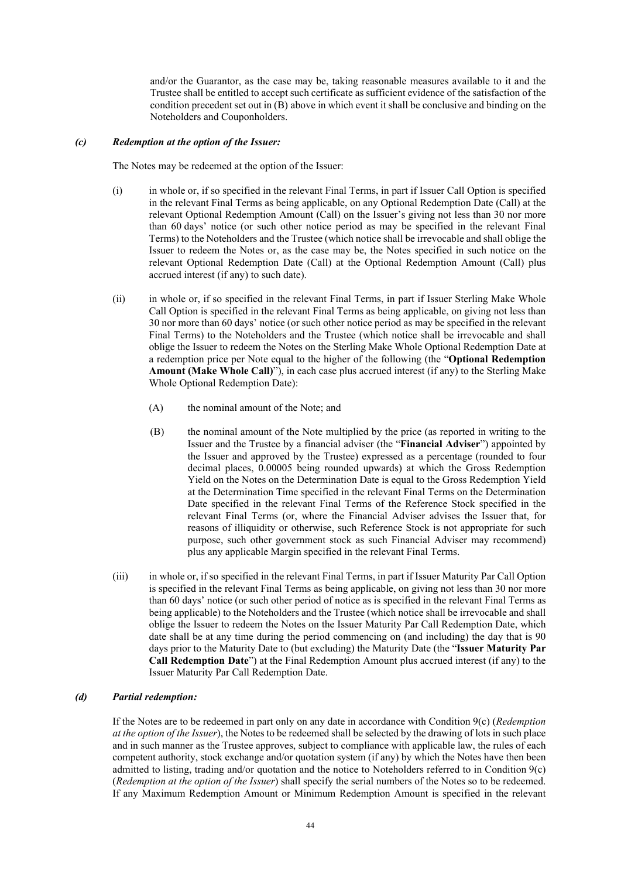and/or the Guarantor, as the case may be, taking reasonable measures available to it and the Trustee shall be entitled to accept such certificate as sufficient evidence of the satisfaction of the condition precedent set out in (B) above in which event it shall be conclusive and binding on the Noteholders and Couponholders.

***(c) Redemption at the option of the Issuer:***

The Notes may be redeemed at the option of the Issuer:

(i) in whole or, if so specified in the relevant Final Terms, in part if Issuer Call Option is specified in the relevant Final Terms as being applicable, on any Optional Redemption Date (Call) at the relevant Optional Redemption Amount (Call) on the Issuer's giving not less than 30 nor more than 60 days' notice (or such other notice period as may be specified in the relevant Final Terms) to the Noteholders and the Trustee (which notice shall be irrevocable and shall oblige the Issuer to redeem the Notes or, as the case may be, the Notes specified in such notice on the relevant Optional Redemption Date (Call) at the Optional Redemption Amount (Call) plus accrued interest (if any) to such date).

(ii) in whole or, if so specified in the relevant Final Terms, in part if Issuer Sterling Make Whole Call Option is specified in the relevant Final Terms as being applicable, on giving not less than 30 nor more than 60 days' notice (or such other notice period as may be specified in the relevant Final Terms) to the Noteholders and the Trustee (which notice shall be irrevocable and shall oblige the Issuer to redeem the Notes on the Sterling Make Whole Optional Redemption Date at a redemption price per Note equal to the higher of the following (the "**Optional Redemption Amount (Make Whole Call)**"), in each case plus accrued interest (if any) to the Sterling Make Whole Optional Redemption Date):

(A) the nominal amount of the Note; and

(B) the nominal amount of the Note multiplied by the price (as reported in writing to the Issuer and the Trustee by a financial adviser (the "**Financial Adviser**") appointed by the Issuer and approved by the Trustee) expressed as a percentage (rounded to four decimal places, 0.00005 being rounded upwards) at which the Gross Redemption Yield on the Notes on the Determination Date is equal to the Gross Redemption Yield at the Determination Time specified in the relevant Final Terms on the Determination Date specified in the relevant Final Terms of the Reference Stock specified in the relevant Final Terms (or, where the Financial Adviser advises the Issuer that, for reasons of illiquidity or otherwise, such Reference Stock is not appropriate for such purpose, such other government stock as such Financial Adviser may recommend) plus any applicable Margin specified in the relevant Final Terms.

(iii) in whole or, if so specified in the relevant Final Terms, in part if Issuer Maturity Par Call Option is specified in the relevant Final Terms as being applicable, on giving not less than 30 nor more than 60 days' notice (or such other period of notice as is specified in the relevant Final Terms as being applicable) to the Noteholders and the Trustee (which notice shall be irrevocable and shall oblige the Issuer to redeem the Notes on the Issuer Maturity Par Call Redemption Date, which date shall be at any time during the period commencing on (and including) the day that is 90 days prior to the Maturity Date to (but excluding) the Maturity Date (the "**Issuer Maturity Par Call Redemption Date**") at the Final Redemption Amount plus accrued interest (if any) to the Issuer Maturity Par Call Redemption Date.

***(d) Partial redemption:***

If the Notes are to be redeemed in part only on any date in accordance with Condition 9(c) (*Redemption at the option of the Issuer*), the Notes to be redeemed shall be selected by the drawing of lots in such place and in such manner as the Trustee approves, subject to compliance with applicable law, the rules of each competent authority, stock exchange and/or quotation system (if any) by which the Notes have then been admitted to listing, trading and/or quotation and the notice to Noteholders referred to in Condition 9(c) (*Redemption at the option of the Issuer*) shall specify the serial numbers of the Notes so to be redeemed. If any Maximum Redemption Amount or Minimum Redemption Amount is specified in the relevant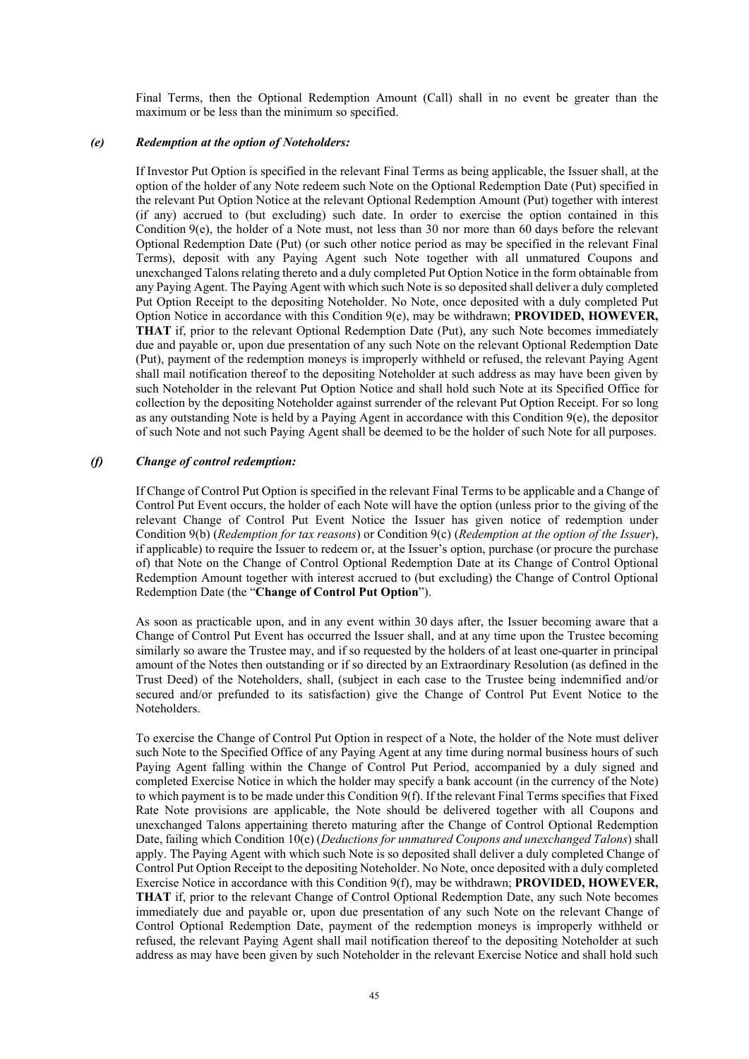Final Terms, then the Optional Redemption Amount (Call) shall in no event be greater than the maximum or be less than the minimum so specified.

### *(e) Redemption at the option of Noteholders:*

If Investor Put Option is specified in the relevant Final Terms as being applicable, the Issuer shall, at the option of the holder of any Note redeem such Note on the Optional Redemption Date (Put) specified in the relevant Put Option Notice at the relevant Optional Redemption Amount (Put) together with interest (if any) accrued to (but excluding) such date. In order to exercise the option contained in this Condition 9(e), the holder of a Note must, not less than 30 nor more than 60 days before the relevant Optional Redemption Date (Put) (or such other notice period as may be specified in the relevant Final Terms), deposit with any Paying Agent such Note together with all unmatured Coupons and unexchanged Talons relating thereto and a duly completed Put Option Notice in the form obtainable from any Paying Agent. The Paying Agent with which such Note is so deposited shall deliver a duly completed Put Option Receipt to the depositing Noteholder. No Note, once deposited with a duly completed Put Option Notice in accordance with this Condition 9(e), may be withdrawn; **PROVIDED, HOWEVER, THAT** if, prior to the relevant Optional Redemption Date (Put), any such Note becomes immediately due and payable or, upon due presentation of any such Note on the relevant Optional Redemption Date (Put), payment of the redemption moneys is improperly withheld or refused, the relevant Paying Agent shall mail notification thereof to the depositing Noteholder at such address as may have been given by such Noteholder in the relevant Put Option Notice and shall hold such Note at its Specified Office for collection by the depositing Noteholder against surrender of the relevant Put Option Receipt. For so long as any outstanding Note is held by a Paying Agent in accordance with this Condition 9(e), the depositor of such Note and not such Paying Agent shall be deemed to be the holder of such Note for all purposes.

### *(f) Change of control redemption:*

If Change of Control Put Option is specified in the relevant Final Terms to be applicable and a Change of Control Put Event occurs, the holder of each Note will have the option (unless prior to the giving of the relevant Change of Control Put Event Notice the Issuer has given notice of redemption under Condition 9(b) (*Redemption for tax reasons*) or Condition 9(c) (*Redemption at the option of the Issuer*), if applicable) to require the Issuer to redeem or, at the Issuer's option, purchase (or procure the purchase of) that Note on the Change of Control Optional Redemption Date at its Change of Control Optional Redemption Amount together with interest accrued to (but excluding) the Change of Control Optional Redemption Date (the "**Change of Control Put Option**").

As soon as practicable upon, and in any event within 30 days after, the Issuer becoming aware that a Change of Control Put Event has occurred the Issuer shall, and at any time upon the Trustee becoming similarly so aware the Trustee may, and if so requested by the holders of at least one-quarter in principal amount of the Notes then outstanding or if so directed by an Extraordinary Resolution (as defined in the Trust Deed) of the Noteholders, shall, (subject in each case to the Trustee being indemnified and/or secured and/or prefunded to its satisfaction) give the Change of Control Put Event Notice to the Noteholders.

To exercise the Change of Control Put Option in respect of a Note, the holder of the Note must deliver such Note to the Specified Office of any Paying Agent at any time during normal business hours of such Paying Agent falling within the Change of Control Put Period, accompanied by a duly signed and completed Exercise Notice in which the holder may specify a bank account (in the currency of the Note) to which payment is to be made under this Condition 9(f). If the relevant Final Terms specifies that Fixed Rate Note provisions are applicable, the Note should be delivered together with all Coupons and unexchanged Talons appertaining thereto maturing after the Change of Control Optional Redemption Date, failing which Condition 10(e) (*Deductions for unmatured Coupons and unexchanged Talons*) shall apply. The Paying Agent with which such Note is so deposited shall deliver a duly completed Change of Control Put Option Receipt to the depositing Noteholder. No Note, once deposited with a duly completed Exercise Notice in accordance with this Condition 9(f), may be withdrawn; **PROVIDED, HOWEVER, THAT** if, prior to the relevant Change of Control Optional Redemption Date, any such Note becomes immediately due and payable or, upon due presentation of any such Note on the relevant Change of Control Optional Redemption Date, payment of the redemption moneys is improperly withheld or refused, the relevant Paying Agent shall mail notification thereof to the depositing Noteholder at such address as may have been given by such Noteholder in the relevant Exercise Notice and shall hold such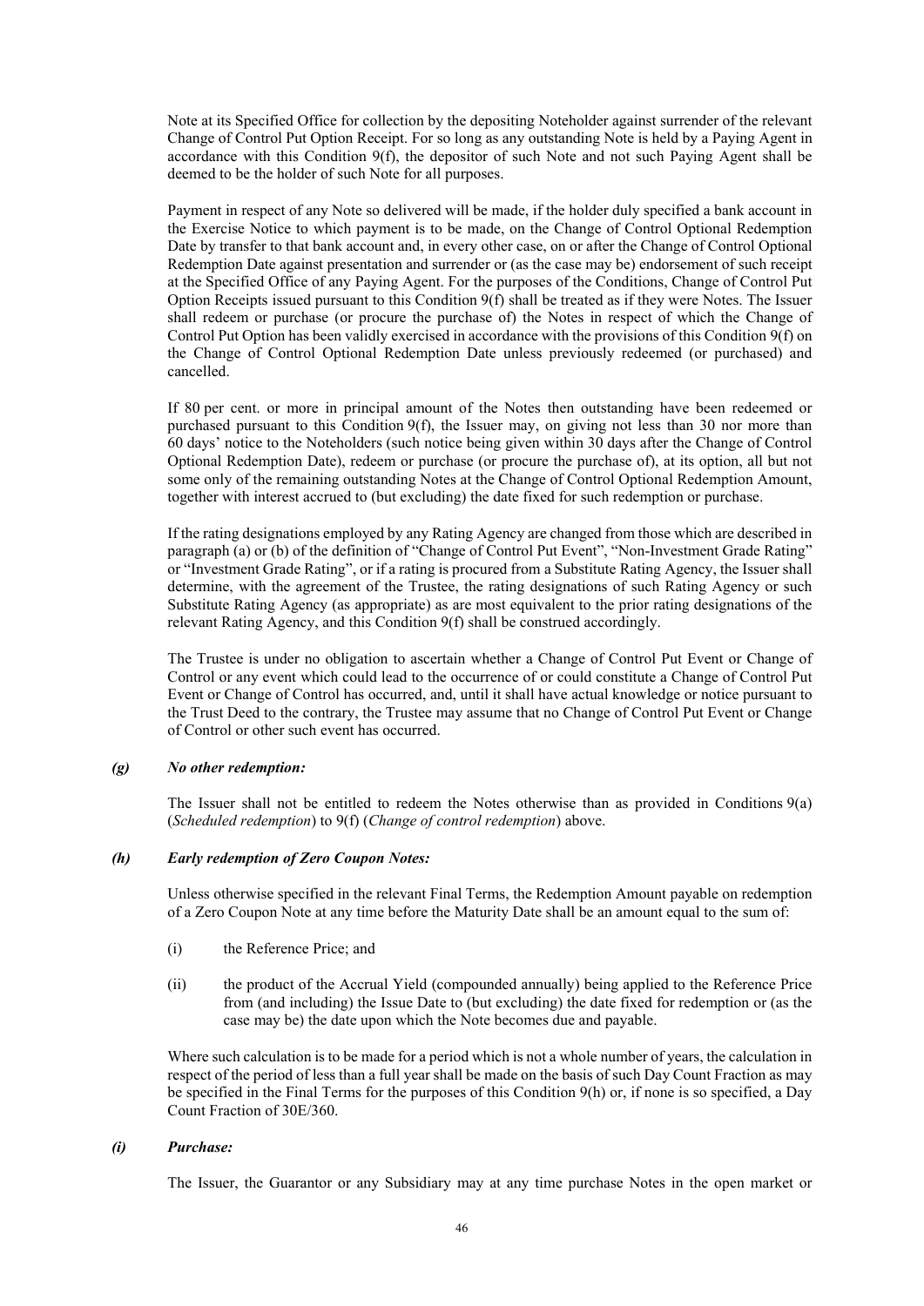Note at its Specified Office for collection by the depositing Noteholder against surrender of the relevant Change of Control Put Option Receipt. For so long as any outstanding Note is held by a Paying Agent in accordance with this Condition 9(f), the depositor of such Note and not such Paying Agent shall be deemed to be the holder of such Note for all purposes.

Payment in respect of any Note so delivered will be made, if the holder duly specified a bank account in the Exercise Notice to which payment is to be made, on the Change of Control Optional Redemption Date by transfer to that bank account and, in every other case, on or after the Change of Control Optional Redemption Date against presentation and surrender or (as the case may be) endorsement of such receipt at the Specified Office of any Paying Agent. For the purposes of the Conditions, Change of Control Put Option Receipts issued pursuant to this Condition 9(f) shall be treated as if they were Notes. The Issuer shall redeem or purchase (or procure the purchase of) the Notes in respect of which the Change of Control Put Option has been validly exercised in accordance with the provisions of this Condition 9(f) on the Change of Control Optional Redemption Date unless previously redeemed (or purchased) and cancelled.

If 80 per cent. or more in principal amount of the Notes then outstanding have been redeemed or purchased pursuant to this Condition 9(f), the Issuer may, on giving not less than 30 nor more than 60 days' notice to the Noteholders (such notice being given within 30 days after the Change of Control Optional Redemption Date), redeem or purchase (or procure the purchase of), at its option, all but not some only of the remaining outstanding Notes at the Change of Control Optional Redemption Amount, together with interest accrued to (but excluding) the date fixed for such redemption or purchase.

If the rating designations employed by any Rating Agency are changed from those which are described in paragraph (a) or (b) of the definition of "Change of Control Put Event", "Non-Investment Grade Rating" or "Investment Grade Rating", or if a rating is procured from a Substitute Rating Agency, the Issuer shall determine, with the agreement of the Trustee, the rating designations of such Rating Agency or such Substitute Rating Agency (as appropriate) as are most equivalent to the prior rating designations of the relevant Rating Agency, and this Condition 9(f) shall be construed accordingly.

The Trustee is under no obligation to ascertain whether a Change of Control Put Event or Change of Control or any event which could lead to the occurrence of or could constitute a Change of Control Put Event or Change of Control has occurred, and, until it shall have actual knowledge or notice pursuant to the Trust Deed to the contrary, the Trustee may assume that no Change of Control Put Event or Change of Control or other such event has occurred.

***(g) No other redemption:***

The Issuer shall not be entitled to redeem the Notes otherwise than as provided in Conditions 9(a) (*Scheduled redemption*) to 9(f) (*Change of control redemption*) above.

***(h) Early redemption of Zero Coupon Notes:***

Unless otherwise specified in the relevant Final Terms, the Redemption Amount payable on redemption of a Zero Coupon Note at any time before the Maturity Date shall be an amount equal to the sum of:

(i) the Reference Price; and

(ii) the product of the Accrual Yield (compounded annually) being applied to the Reference Price from (and including) the Issue Date to (but excluding) the date fixed for redemption or (as the case may be) the date upon which the Note becomes due and payable.

Where such calculation is to be made for a period which is not a whole number of years, the calculation in respect of the period of less than a full year shall be made on the basis of such Day Count Fraction as may be specified in the Final Terms for the purposes of this Condition 9(h) or, if none is so specified, a Day Count Fraction of 30E/360.

***(i) Purchase:***

The Issuer, the Guarantor or any Subsidiary may at any time purchase Notes in the open market or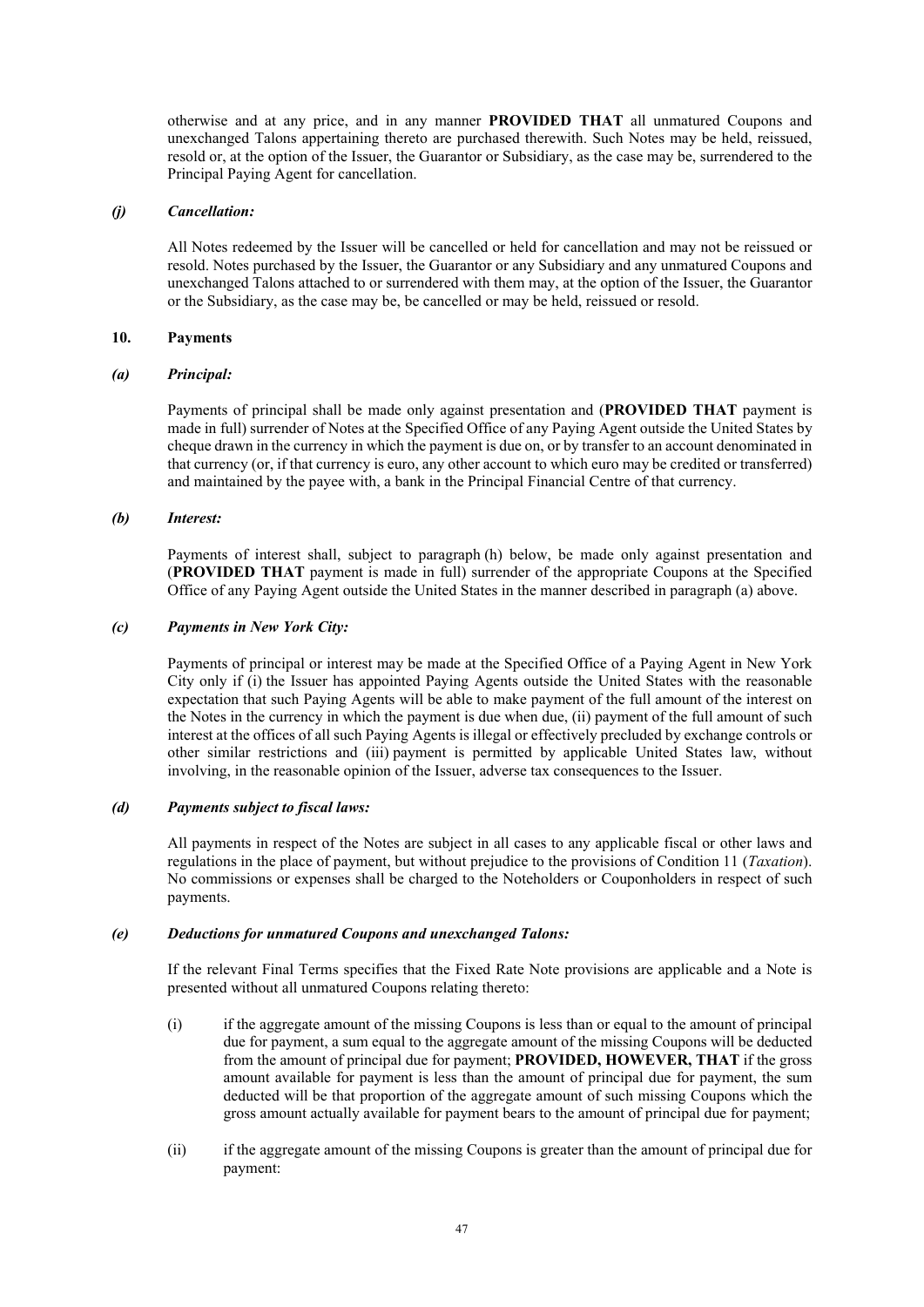otherwise and at any price, and in any manner **PROVIDED THAT** all unmatured Coupons and unexchanged Talons appertaining thereto are purchased therewith. Such Notes may be held, reissued, resold or, at the option of the Issuer, the Guarantor or Subsidiary, as the case may be, surrendered to the Principal Paying Agent for cancellation.

***(j) Cancellation:***

All Notes redeemed by the Issuer will be cancelled or held for cancellation and may not be reissued or resold. Notes purchased by the Issuer, the Guarantor or any Subsidiary and any unmatured Coupons and unexchanged Talons attached to or surrendered with them may, at the option of the Issuer, the Guarantor or the Subsidiary, as the case may be, be cancelled or may be held, reissued or resold.

**10. Payments**

***(a) Principal:***

Payments of principal shall be made only against presentation and (**PROVIDED THAT** payment is made in full) surrender of Notes at the Specified Office of any Paying Agent outside the United States by cheque drawn in the currency in which the payment is due on, or by transfer to an account denominated in that currency (or, if that currency is euro, any other account to which euro may be credited or transferred) and maintained by the payee with, a bank in the Principal Financial Centre of that currency.

***(b) Interest:***

Payments of interest shall, subject to paragraph (h) below, be made only against presentation and (**PROVIDED THAT** payment is made in full) surrender of the appropriate Coupons at the Specified Office of any Paying Agent outside the United States in the manner described in paragraph (a) above.

***(c) Payments in New York City:***

Payments of principal or interest may be made at the Specified Office of a Paying Agent in New York City only if (i) the Issuer has appointed Paying Agents outside the United States with the reasonable expectation that such Paying Agents will be able to make payment of the full amount of the interest on the Notes in the currency in which the payment is due when due, (ii) payment of the full amount of such interest at the offices of all such Paying Agents is illegal or effectively precluded by exchange controls or other similar restrictions and (iii) payment is permitted by applicable United States law, without involving, in the reasonable opinion of the Issuer, adverse tax consequences to the Issuer.

***(d) Payments subject to fiscal laws:***

All payments in respect of the Notes are subject in all cases to any applicable fiscal or other laws and regulations in the place of payment, but without prejudice to the provisions of Condition 11 (*Taxation*). No commissions or expenses shall be charged to the Noteholders or Couponholders in respect of such payments.

***(e) Deductions for unmatured Coupons and unexchanged Talons:***

If the relevant Final Terms specifies that the Fixed Rate Note provisions are applicable and a Note is presented without all unmatured Coupons relating thereto:

(i) if the aggregate amount of the missing Coupons is less than or equal to the amount of principal due for payment, a sum equal to the aggregate amount of the missing Coupons will be deducted from the amount of principal due for payment; **PROVIDED, HOWEVER, THAT** if the gross amount available for payment is less than the amount of principal due for payment, the sum deducted will be that proportion of the aggregate amount of such missing Coupons which the gross amount actually available for payment bears to the amount of principal due for payment;

(ii) if the aggregate amount of the missing Coupons is greater than the amount of principal due for payment: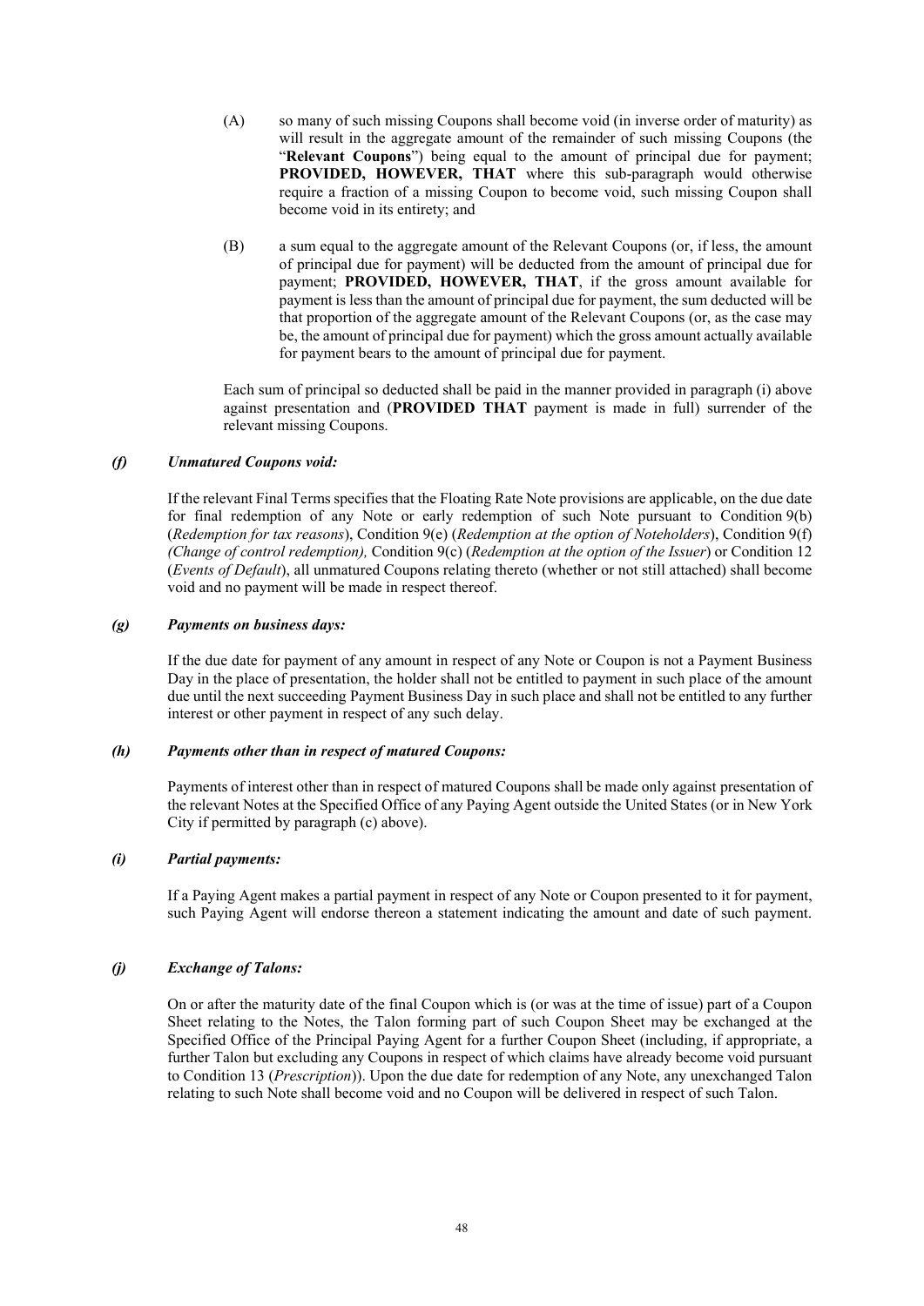(A) so many of such missing Coupons shall become void (in inverse order of maturity) as will result in the aggregate amount of the remainder of such missing Coupons (the "**Relevant Coupons**") being equal to the amount of principal due for payment; **PROVIDED, HOWEVER, THAT** where this sub-paragraph would otherwise require a fraction of a missing Coupon to become void, such missing Coupon shall become void in its entirety; and

(B) a sum equal to the aggregate amount of the Relevant Coupons (or, if less, the amount of principal due for payment) will be deducted from the amount of principal due for payment; **PROVIDED, HOWEVER, THAT**, if the gross amount available for payment is less than the amount of principal due for payment, the sum deducted will be that proportion of the aggregate amount of the Relevant Coupons (or, as the case may be, the amount of principal due for payment) which the gross amount actually available for payment bears to the amount of principal due for payment.

Each sum of principal so deducted shall be paid in the manner provided in paragraph (i) above against presentation and (**PROVIDED THAT** payment is made in full) surrender of the relevant missing Coupons.

***(f) Unmatured Coupons void:***

If the relevant Final Terms specifies that the Floating Rate Note provisions are applicable, on the due date for final redemption of any Note or early redemption of such Note pursuant to Condition 9(b) (*Redemption for tax reasons*), Condition 9(e) (*Redemption at the option of Noteholders*), Condition 9(f) *(Change of control redemption),* Condition 9(c) (*Redemption at the option of the Issuer*) or Condition 12 (*Events of Default*), all unmatured Coupons relating thereto (whether or not still attached) shall become void and no payment will be made in respect thereof.

***(g) Payments on business days:***

If the due date for payment of any amount in respect of any Note or Coupon is not a Payment Business Day in the place of presentation, the holder shall not be entitled to payment in such place of the amount due until the next succeeding Payment Business Day in such place and shall not be entitled to any further interest or other payment in respect of any such delay.

***(h) Payments other than in respect of matured Coupons:***

Payments of interest other than in respect of matured Coupons shall be made only against presentation of the relevant Notes at the Specified Office of any Paying Agent outside the United States (or in New York City if permitted by paragraph (c) above).

***(i) Partial payments:***

If a Paying Agent makes a partial payment in respect of any Note or Coupon presented to it for payment, such Paying Agent will endorse thereon a statement indicating the amount and date of such payment.

***(j) Exchange of Talons:***

On or after the maturity date of the final Coupon which is (or was at the time of issue) part of a Coupon Sheet relating to the Notes, the Talon forming part of such Coupon Sheet may be exchanged at the Specified Office of the Principal Paying Agent for a further Coupon Sheet (including, if appropriate, a further Talon but excluding any Coupons in respect of which claims have already become void pursuant to Condition 13 (*Prescription*)). Upon the due date for redemption of any Note, any unexchanged Talon relating to such Note shall become void and no Coupon will be delivered in respect of such Talon.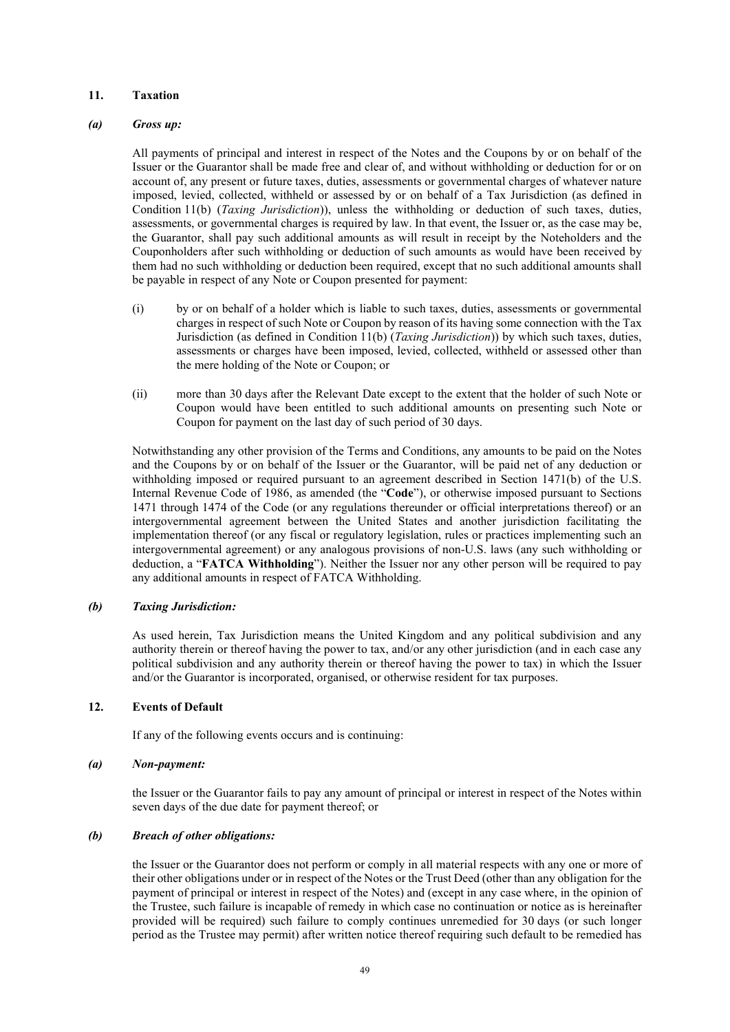## 11. Taxation

### *(a) Gross up:*

All payments of principal and interest in respect of the Notes and the Coupons by or on behalf of the Issuer or the Guarantor shall be made free and clear of, and without withholding or deduction for or on account of, any present or future taxes, duties, assessments or governmental charges of whatever nature imposed, levied, collected, withheld or assessed by or on behalf of a Tax Jurisdiction (as defined in Condition 11(b) (*Taxing Jurisdiction*)), unless the withholding or deduction of such taxes, duties, assessments, or governmental charges is required by law. In that event, the Issuer or, as the case may be, the Guarantor, shall pay such additional amounts as will result in receipt by the Noteholders and the Couponholders after such withholding or deduction of such amounts as would have been received by them had no such withholding or deduction been required, except that no such additional amounts shall be payable in respect of any Note or Coupon presented for payment:

(i) by or on behalf of a holder which is liable to such taxes, duties, assessments or governmental charges in respect of such Note or Coupon by reason of its having some connection with the Tax Jurisdiction (as defined in Condition 11(b) (*Taxing Jurisdiction*)) by which such taxes, duties, assessments or charges have been imposed, levied, collected, withheld or assessed other than the mere holding of the Note or Coupon; or

(ii) more than 30 days after the Relevant Date except to the extent that the holder of such Note or Coupon would have been entitled to such additional amounts on presenting such Note or Coupon for payment on the last day of such period of 30 days.

Notwithstanding any other provision of the Terms and Conditions, any amounts to be paid on the Notes and the Coupons by or on behalf of the Issuer or the Guarantor, will be paid net of any deduction or withholding imposed or required pursuant to an agreement described in Section 1471(b) of the U.S. Internal Revenue Code of 1986, as amended (the "**Code**"), or otherwise imposed pursuant to Sections 1471 through 1474 of the Code (or any regulations thereunder or official interpretations thereof) or an intergovernmental agreement between the United States and another jurisdiction facilitating the implementation thereof (or any fiscal or regulatory legislation, rules or practices implementing such an intergovernmental agreement) or any analogous provisions of non-U.S. laws (any such withholding or deduction, a "**FATCA Withholding**"). Neither the Issuer nor any other person will be required to pay any additional amounts in respect of FATCA Withholding.

### *(b) Taxing Jurisdiction:*

As used herein, Tax Jurisdiction means the United Kingdom and any political subdivision and any authority therein or thereof having the power to tax, and/or any other jurisdiction (and in each case any political subdivision and any authority therein or thereof having the power to tax) in which the Issuer and/or the Guarantor is incorporated, organised, or otherwise resident for tax purposes.

## 12. Events of Default

If any of the following events occurs and is continuing:

### *(a) Non-payment:*

the Issuer or the Guarantor fails to pay any amount of principal or interest in respect of the Notes within seven days of the due date for payment thereof; or

### *(b) Breach of other obligations:*

the Issuer or the Guarantor does not perform or comply in all material respects with any one or more of their other obligations under or in respect of the Notes or the Trust Deed (other than any obligation for the payment of principal or interest in respect of the Notes) and (except in any case where, in the opinion of the Trustee, such failure is incapable of remedy in which case no continuation or notice as is hereinafter provided will be required) such failure to comply continues unremedied for 30 days (or such longer period as the Trustee may permit) after written notice thereof requiring such default to be remedied has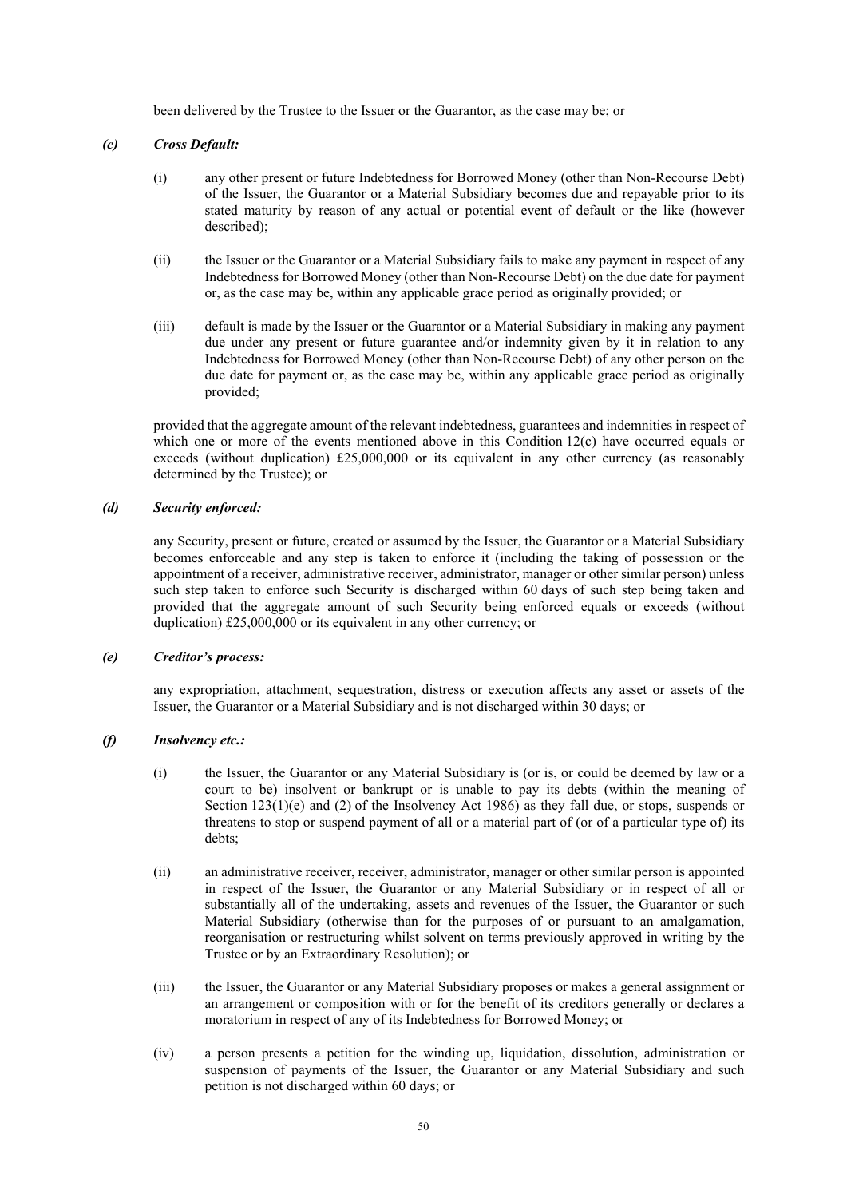been delivered by the Trustee to the Issuer or the Guarantor, as the case may be; or

*(c)* ***Cross Default:***

(i) any other present or future Indebtedness for Borrowed Money (other than Non-Recourse Debt) of the Issuer, the Guarantor or a Material Subsidiary becomes due and repayable prior to its stated maturity by reason of any actual or potential event of default or the like (however described);

(ii) the Issuer or the Guarantor or a Material Subsidiary fails to make any payment in respect of any Indebtedness for Borrowed Money (other than Non-Recourse Debt) on the due date for payment or, as the case may be, within any applicable grace period as originally provided; or

(iii) default is made by the Issuer or the Guarantor or a Material Subsidiary in making any payment due under any present or future guarantee and/or indemnity given by it in relation to any Indebtedness for Borrowed Money (other than Non-Recourse Debt) of any other person on the due date for payment or, as the case may be, within any applicable grace period as originally provided;

provided that the aggregate amount of the relevant indebtedness, guarantees and indemnities in respect of which one or more of the events mentioned above in this Condition 12(c) have occurred equals or exceeds (without duplication) £25,000,000 or its equivalent in any other currency (as reasonably determined by the Trustee); or

*(d)* ***Security enforced:***

any Security, present or future, created or assumed by the Issuer, the Guarantor or a Material Subsidiary becomes enforceable and any step is taken to enforce it (including the taking of possession or the appointment of a receiver, administrative receiver, administrator, manager or other similar person) unless such step taken to enforce such Security is discharged within 60 days of such step being taken and provided that the aggregate amount of such Security being enforced equals or exceeds (without duplication) £25,000,000 or its equivalent in any other currency; or

*(e)* ***Creditor's process:***

any expropriation, attachment, sequestration, distress or execution affects any asset or assets of the Issuer, the Guarantor or a Material Subsidiary and is not discharged within 30 days; or

*(f)* ***Insolvency etc.:***

(i) the Issuer, the Guarantor or any Material Subsidiary is (or is, or could be deemed by law or a court to be) insolvent or bankrupt or is unable to pay its debts (within the meaning of Section 123(1)(e) and (2) of the Insolvency Act 1986) as they fall due, or stops, suspends or threatens to stop or suspend payment of all or a material part of (or of a particular type of) its debts;

(ii) an administrative receiver, receiver, administrator, manager or other similar person is appointed in respect of the Issuer, the Guarantor or any Material Subsidiary or in respect of all or substantially all of the undertaking, assets and revenues of the Issuer, the Guarantor or such Material Subsidiary (otherwise than for the purposes of or pursuant to an amalgamation, reorganisation or restructuring whilst solvent on terms previously approved in writing by the Trustee or by an Extraordinary Resolution); or

(iii) the Issuer, the Guarantor or any Material Subsidiary proposes or makes a general assignment or an arrangement or composition with or for the benefit of its creditors generally or declares a moratorium in respect of any of its Indebtedness for Borrowed Money; or

(iv) a person presents a petition for the winding up, liquidation, dissolution, administration or suspension of payments of the Issuer, the Guarantor or any Material Subsidiary and such petition is not discharged within 60 days; or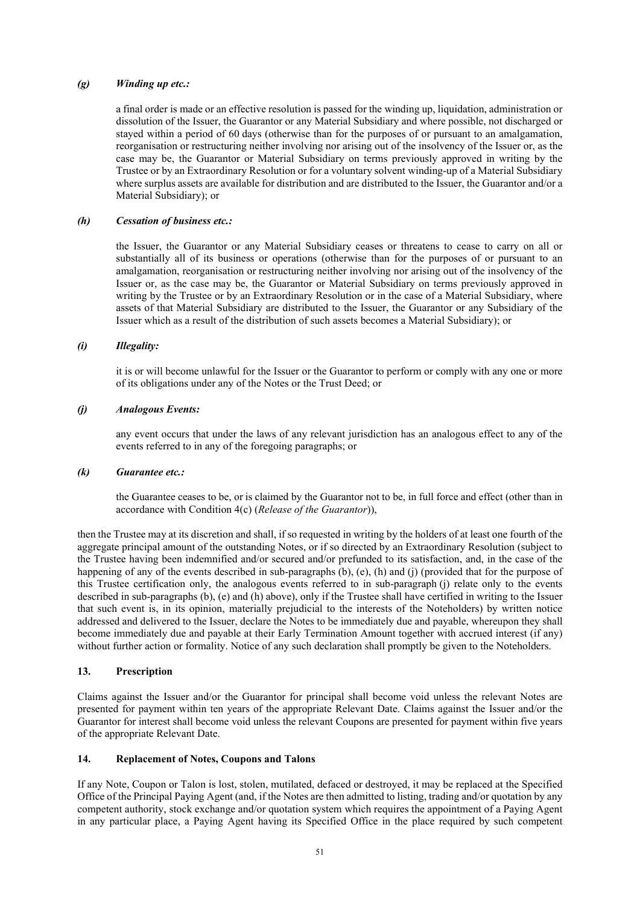*(g)* ***Winding up etc.:***

a final order is made or an effective resolution is passed for the winding up, liquidation, administration or dissolution of the Issuer, the Guarantor or any Material Subsidiary and where possible, not discharged or stayed within a period of 60 days (otherwise than for the purposes of or pursuant to an amalgamation, reorganisation or restructuring neither involving nor arising out of the insolvency of the Issuer or, as the case may be, the Guarantor or Material Subsidiary on terms previously approved in writing by the Trustee or by an Extraordinary Resolution or for a voluntary solvent winding-up of a Material Subsidiary where surplus assets are available for distribution and are distributed to the Issuer, the Guarantor and/or a Material Subsidiary); or

*(h)* ***Cessation of business etc.:***

the Issuer, the Guarantor or any Material Subsidiary ceases or threatens to cease to carry on all or substantially all of its business or operations (otherwise than for the purposes of or pursuant to an amalgamation, reorganisation or restructuring neither involving nor arising out of the insolvency of the Issuer or, as the case may be, the Guarantor or Material Subsidiary on terms previously approved in writing by the Trustee or by an Extraordinary Resolution or in the case of a Material Subsidiary, where assets of that Material Subsidiary are distributed to the Issuer, the Guarantor or any Subsidiary of the Issuer which as a result of the distribution of such assets becomes a Material Subsidiary); or

*(i)* ***Illegality:***

it is or will become unlawful for the Issuer or the Guarantor to perform or comply with any one or more of its obligations under any of the Notes or the Trust Deed; or

*(j)* ***Analogous Events:***

any event occurs that under the laws of any relevant jurisdiction has an analogous effect to any of the events referred to in any of the foregoing paragraphs; or

*(k)* ***Guarantee etc.:***

the Guarantee ceases to be, or is claimed by the Guarantor not to be, in full force and effect (other than in accordance with Condition 4(c) (*Release of the Guarantor*)),

then the Trustee may at its discretion and shall, if so requested in writing by the holders of at least one fourth of the aggregate principal amount of the outstanding Notes, or if so directed by an Extraordinary Resolution (subject to the Trustee having been indemnified and/or secured and/or prefunded to its satisfaction, and, in the case of the happening of any of the events described in sub-paragraphs (b), (e), (h) and (j) (provided that for the purpose of this Trustee certification only, the analogous events referred to in sub-paragraph (j) relate only to the events described in sub-paragraphs (b), (e) and (h) above), only if the Trustee shall have certified in writing to the Issuer that such event is, in its opinion, materially prejudicial to the interests of the Noteholders) by written notice addressed and delivered to the Issuer, declare the Notes to be immediately due and payable, whereupon they shall become immediately due and payable at their Early Termination Amount together with accrued interest (if any) without further action or formality. Notice of any such declaration shall promptly be given to the Noteholders.

## 13. Prescription

Claims against the Issuer and/or the Guarantor for principal shall become void unless the relevant Notes are presented for payment within ten years of the appropriate Relevant Date. Claims against the Issuer and/or the Guarantor for interest shall become void unless the relevant Coupons are presented for payment within five years of the appropriate Relevant Date.

## 14. Replacement of Notes, Coupons and Talons

If any Note, Coupon or Talon is lost, stolen, mutilated, defaced or destroyed, it may be replaced at the Specified Office of the Principal Paying Agent (and, if the Notes are then admitted to listing, trading and/or quotation by any competent authority, stock exchange and/or quotation system which requires the appointment of a Paying Agent in any particular place, a Paying Agent having its Specified Office in the place required by such competent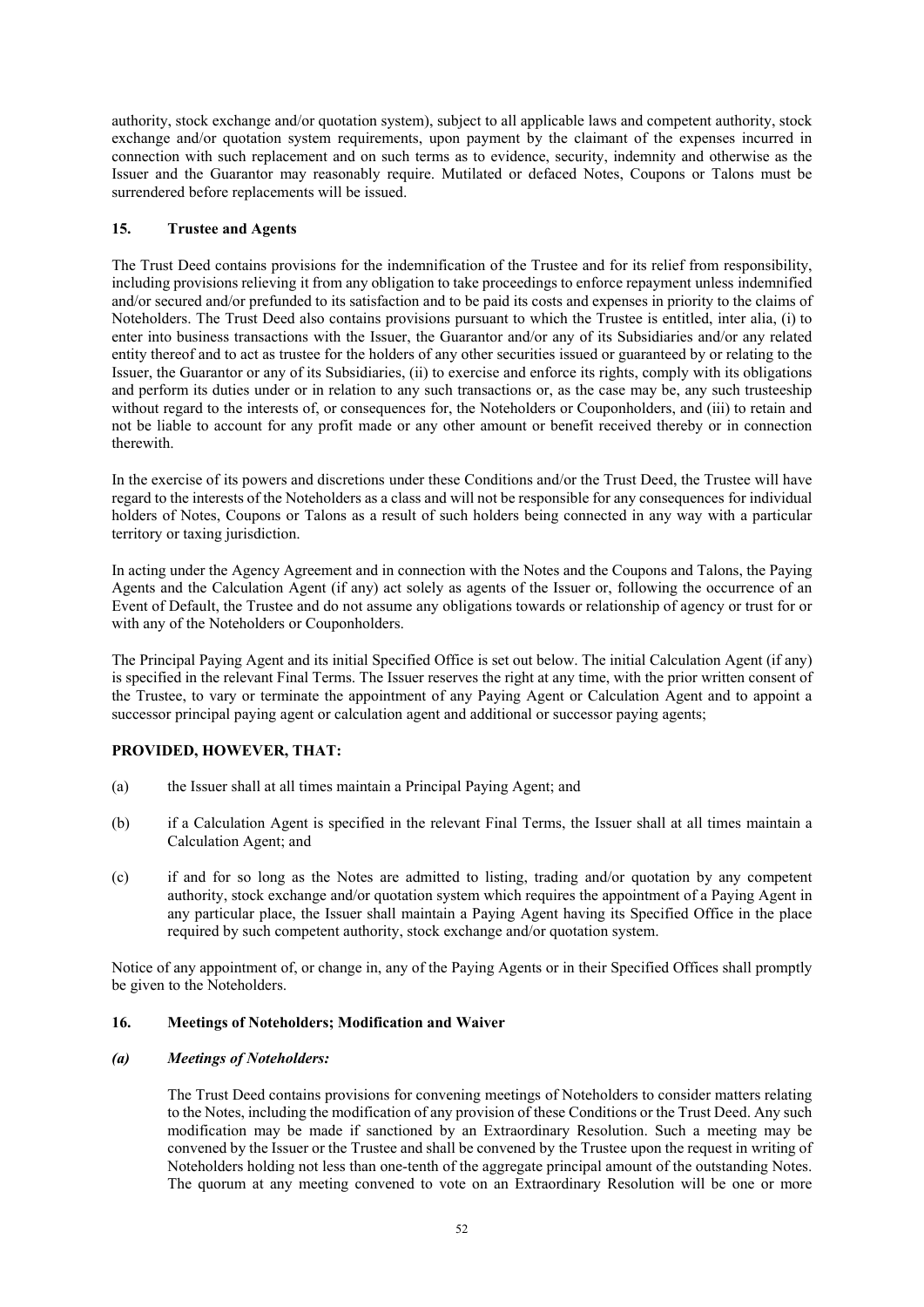authority, stock exchange and/or quotation system), subject to all applicable laws and competent authority, stock exchange and/or quotation system requirements, upon payment by the claimant of the expenses incurred in connection with such replacement and on such terms as to evidence, security, indemnity and otherwise as the Issuer and the Guarantor may reasonably require. Mutilated or defaced Notes, Coupons or Talons must be surrendered before replacements will be issued.

## 15. Trustee and Agents

The Trust Deed contains provisions for the indemnification of the Trustee and for its relief from responsibility, including provisions relieving it from any obligation to take proceedings to enforce repayment unless indemnified and/or secured and/or prefunded to its satisfaction and to be paid its costs and expenses in priority to the claims of Noteholders. The Trust Deed also contains provisions pursuant to which the Trustee is entitled, inter alia, (i) to enter into business transactions with the Issuer, the Guarantor and/or any of its Subsidiaries and/or any related entity thereof and to act as trustee for the holders of any other securities issued or guaranteed by or relating to the Issuer, the Guarantor or any of its Subsidiaries, (ii) to exercise and enforce its rights, comply with its obligations and perform its duties under or in relation to any such transactions or, as the case may be, any such trusteeship without regard to the interests of, or consequences for, the Noteholders or Couponholders, and (iii) to retain and not be liable to account for any profit made or any other amount or benefit received thereby or in connection therewith.

In the exercise of its powers and discretions under these Conditions and/or the Trust Deed, the Trustee will have regard to the interests of the Noteholders as a class and will not be responsible for any consequences for individual holders of Notes, Coupons or Talons as a result of such holders being connected in any way with a particular territory or taxing jurisdiction.

In acting under the Agency Agreement and in connection with the Notes and the Coupons and Talons, the Paying Agents and the Calculation Agent (if any) act solely as agents of the Issuer or, following the occurrence of an Event of Default, the Trustee and do not assume any obligations towards or relationship of agency or trust for or with any of the Noteholders or Couponholders.

The Principal Paying Agent and its initial Specified Office is set out below. The initial Calculation Agent (if any) is specified in the relevant Final Terms. The Issuer reserves the right at any time, with the prior written consent of the Trustee, to vary or terminate the appointment of any Paying Agent or Calculation Agent and to appoint a successor principal paying agent or calculation agent and additional or successor paying agents;

**PROVIDED, HOWEVER, THAT:**

(a) the Issuer shall at all times maintain a Principal Paying Agent; and

(b) if a Calculation Agent is specified in the relevant Final Terms, the Issuer shall at all times maintain a Calculation Agent; and

(c) if and for so long as the Notes are admitted to listing, trading and/or quotation by any competent authority, stock exchange and/or quotation system which requires the appointment of a Paying Agent in any particular place, the Issuer shall maintain a Paying Agent having its Specified Office in the place required by such competent authority, stock exchange and/or quotation system.

Notice of any appointment of, or change in, any of the Paying Agents or in their Specified Offices shall promptly be given to the Noteholders.

## 16. Meetings of Noteholders; Modification and Waiver

### *(a) Meetings of Noteholders:*

The Trust Deed contains provisions for convening meetings of Noteholders to consider matters relating to the Notes, including the modification of any provision of these Conditions or the Trust Deed. Any such modification may be made if sanctioned by an Extraordinary Resolution. Such a meeting may be convened by the Issuer or the Trustee and shall be convened by the Trustee upon the request in writing of Noteholders holding not less than one-tenth of the aggregate principal amount of the outstanding Notes. The quorum at any meeting convened to vote on an Extraordinary Resolution will be one or more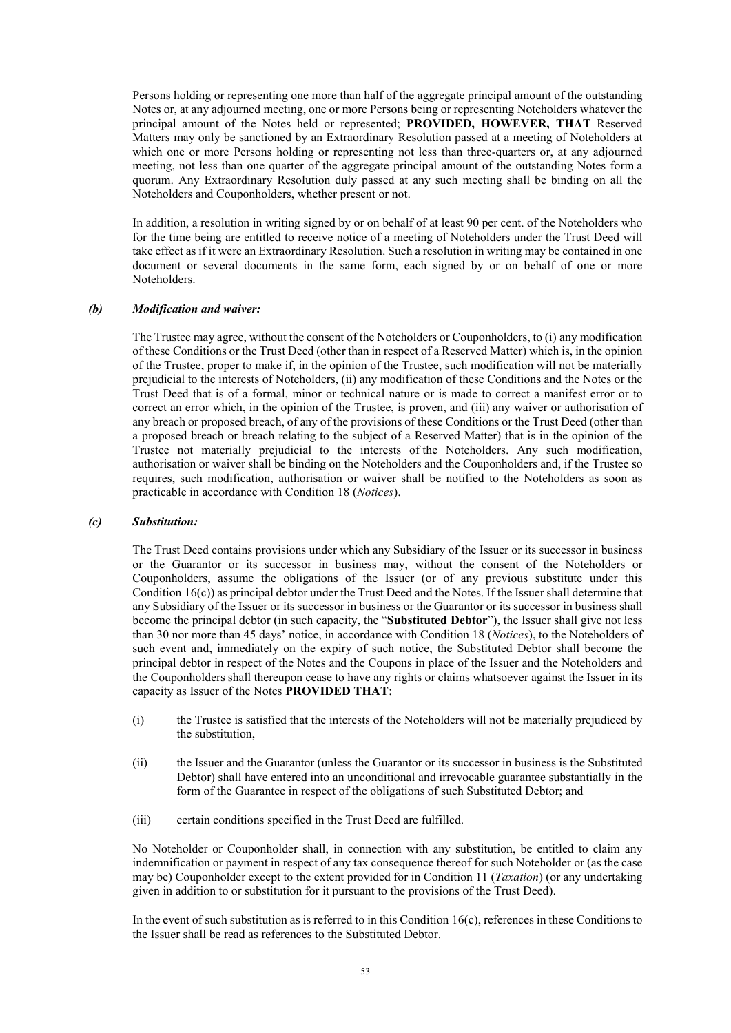Persons holding or representing one more than half of the aggregate principal amount of the outstanding Notes or, at any adjourned meeting, one or more Persons being or representing Noteholders whatever the principal amount of the Notes held or represented; **PROVIDED, HOWEVER, THAT** Reserved Matters may only be sanctioned by an Extraordinary Resolution passed at a meeting of Noteholders at which one or more Persons holding or representing not less than three-quarters or, at any adjourned meeting, not less than one quarter of the aggregate principal amount of the outstanding Notes form a quorum. Any Extraordinary Resolution duly passed at any such meeting shall be binding on all the Noteholders and Couponholders, whether present or not.

In addition, a resolution in writing signed by or on behalf of at least 90 per cent. of the Noteholders who for the time being are entitled to receive notice of a meeting of Noteholders under the Trust Deed will take effect as if it were an Extraordinary Resolution. Such a resolution in writing may be contained in one document or several documents in the same form, each signed by or on behalf of one or more Noteholders.

***(b) Modification and waiver:***

The Trustee may agree, without the consent of the Noteholders or Couponholders, to (i) any modification of these Conditions or the Trust Deed (other than in respect of a Reserved Matter) which is, in the opinion of the Trustee, proper to make if, in the opinion of the Trustee, such modification will not be materially prejudicial to the interests of Noteholders, (ii) any modification of these Conditions and the Notes or the Trust Deed that is of a formal, minor or technical nature or is made to correct a manifest error or to correct an error which, in the opinion of the Trustee, is proven, and (iii) any waiver or authorisation of any breach or proposed breach, of any of the provisions of these Conditions or the Trust Deed (other than a proposed breach or breach relating to the subject of a Reserved Matter) that is in the opinion of the Trustee not materially prejudicial to the interests of the Noteholders. Any such modification, authorisation or waiver shall be binding on the Noteholders and the Couponholders and, if the Trustee so requires, such modification, authorisation or waiver shall be notified to the Noteholders as soon as practicable in accordance with Condition 18 (*Notices*).

***(c) Substitution:***

The Trust Deed contains provisions under which any Subsidiary of the Issuer or its successor in business or the Guarantor or its successor in business may, without the consent of the Noteholders or Couponholders, assume the obligations of the Issuer (or of any previous substitute under this Condition 16(c)) as principal debtor under the Trust Deed and the Notes. If the Issuer shall determine that any Subsidiary of the Issuer or its successor in business or the Guarantor or its successor in business shall become the principal debtor (in such capacity, the "**Substituted Debtor**"), the Issuer shall give not less than 30 nor more than 45 days' notice, in accordance with Condition 18 (*Notices*), to the Noteholders of such event and, immediately on the expiry of such notice, the Substituted Debtor shall become the principal debtor in respect of the Notes and the Coupons in place of the Issuer and the Noteholders and the Couponholders shall thereupon cease to have any rights or claims whatsoever against the Issuer in its capacity as Issuer of the Notes **PROVIDED THAT**:

(i) the Trustee is satisfied that the interests of the Noteholders will not be materially prejudiced by the substitution,

(ii) the Issuer and the Guarantor (unless the Guarantor or its successor in business is the Substituted Debtor) shall have entered into an unconditional and irrevocable guarantee substantially in the form of the Guarantee in respect of the obligations of such Substituted Debtor; and

(iii) certain conditions specified in the Trust Deed are fulfilled.

No Noteholder or Couponholder shall, in connection with any substitution, be entitled to claim any indemnification or payment in respect of any tax consequence thereof for such Noteholder or (as the case may be) Couponholder except to the extent provided for in Condition 11 (*Taxation*) (or any undertaking given in addition to or substitution for it pursuant to the provisions of the Trust Deed).

In the event of such substitution as is referred to in this Condition 16(c), references in these Conditions to the Issuer shall be read as references to the Substituted Debtor.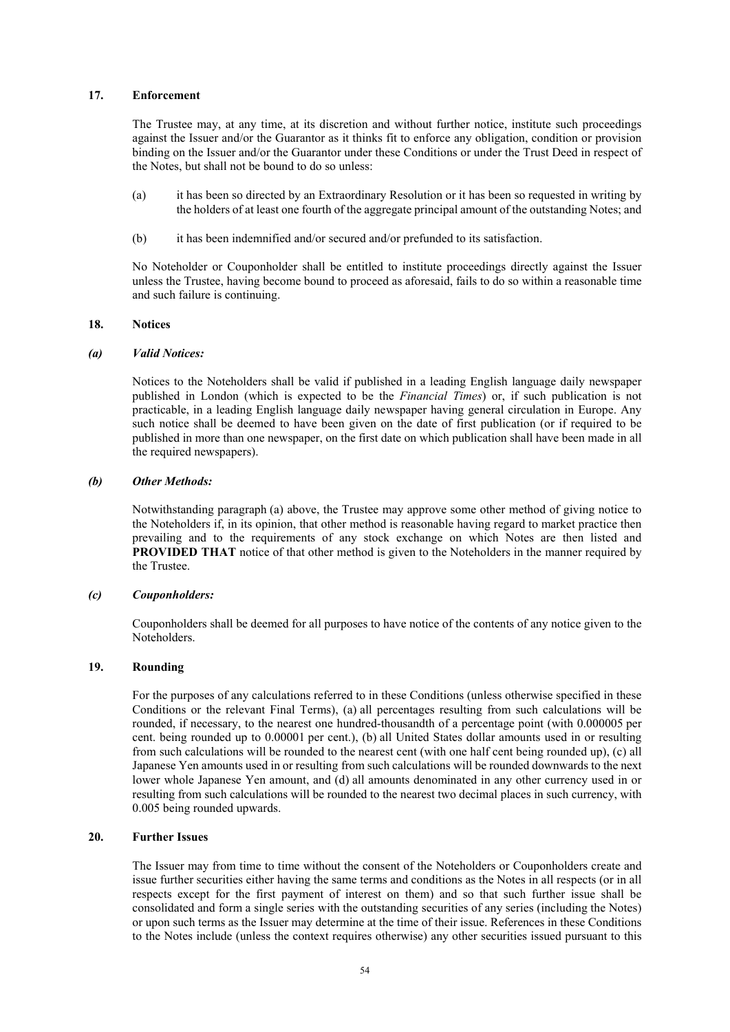## 17. Enforcement

The Trustee may, at any time, at its discretion and without further notice, institute such proceedings against the Issuer and/or the Guarantor as it thinks fit to enforce any obligation, condition or provision binding on the Issuer and/or the Guarantor under these Conditions or under the Trust Deed in respect of the Notes, but shall not be bound to do so unless:

(a) it has been so directed by an Extraordinary Resolution or it has been so requested in writing by the holders of at least one fourth of the aggregate principal amount of the outstanding Notes; and

(b) it has been indemnified and/or secured and/or prefunded to its satisfaction.

No Noteholder or Couponholder shall be entitled to institute proceedings directly against the Issuer unless the Trustee, having become bound to proceed as aforesaid, fails to do so within a reasonable time and such failure is continuing.

## 18. Notices

### *(a) Valid Notices:*

Notices to the Noteholders shall be valid if published in a leading English language daily newspaper published in London (which is expected to be the *Financial Times*) or, if such publication is not practicable, in a leading English language daily newspaper having general circulation in Europe. Any such notice shall be deemed to have been given on the date of first publication (or if required to be published in more than one newspaper, on the first date on which publication shall have been made in all the required newspapers).

### *(b) Other Methods:*

Notwithstanding paragraph (a) above, the Trustee may approve some other method of giving notice to the Noteholders if, in its opinion, that other method is reasonable having regard to market practice then prevailing and to the requirements of any stock exchange on which Notes are then listed and **PROVIDED THAT** notice of that other method is given to the Noteholders in the manner required by the Trustee.

### *(c) Couponholders:*

Couponholders shall be deemed for all purposes to have notice of the contents of any notice given to the Noteholders.

## 19. Rounding

For the purposes of any calculations referred to in these Conditions (unless otherwise specified in these Conditions or the relevant Final Terms), (a) all percentages resulting from such calculations will be rounded, if necessary, to the nearest one hundred-thousandth of a percentage point (with 0.000005 per cent. being rounded up to 0.00001 per cent.), (b) all United States dollar amounts used in or resulting from such calculations will be rounded to the nearest cent (with one half cent being rounded up), (c) all Japanese Yen amounts used in or resulting from such calculations will be rounded downwards to the next lower whole Japanese Yen amount, and (d) all amounts denominated in any other currency used in or resulting from such calculations will be rounded to the nearest two decimal places in such currency, with 0.005 being rounded upwards.

## 20. Further Issues

The Issuer may from time to time without the consent of the Noteholders or Couponholders create and issue further securities either having the same terms and conditions as the Notes in all respects (or in all respects except for the first payment of interest on them) and so that such further issue shall be consolidated and form a single series with the outstanding securities of any series (including the Notes) or upon such terms as the Issuer may determine at the time of their issue. References in these Conditions to the Notes include (unless the context requires otherwise) any other securities issued pursuant to this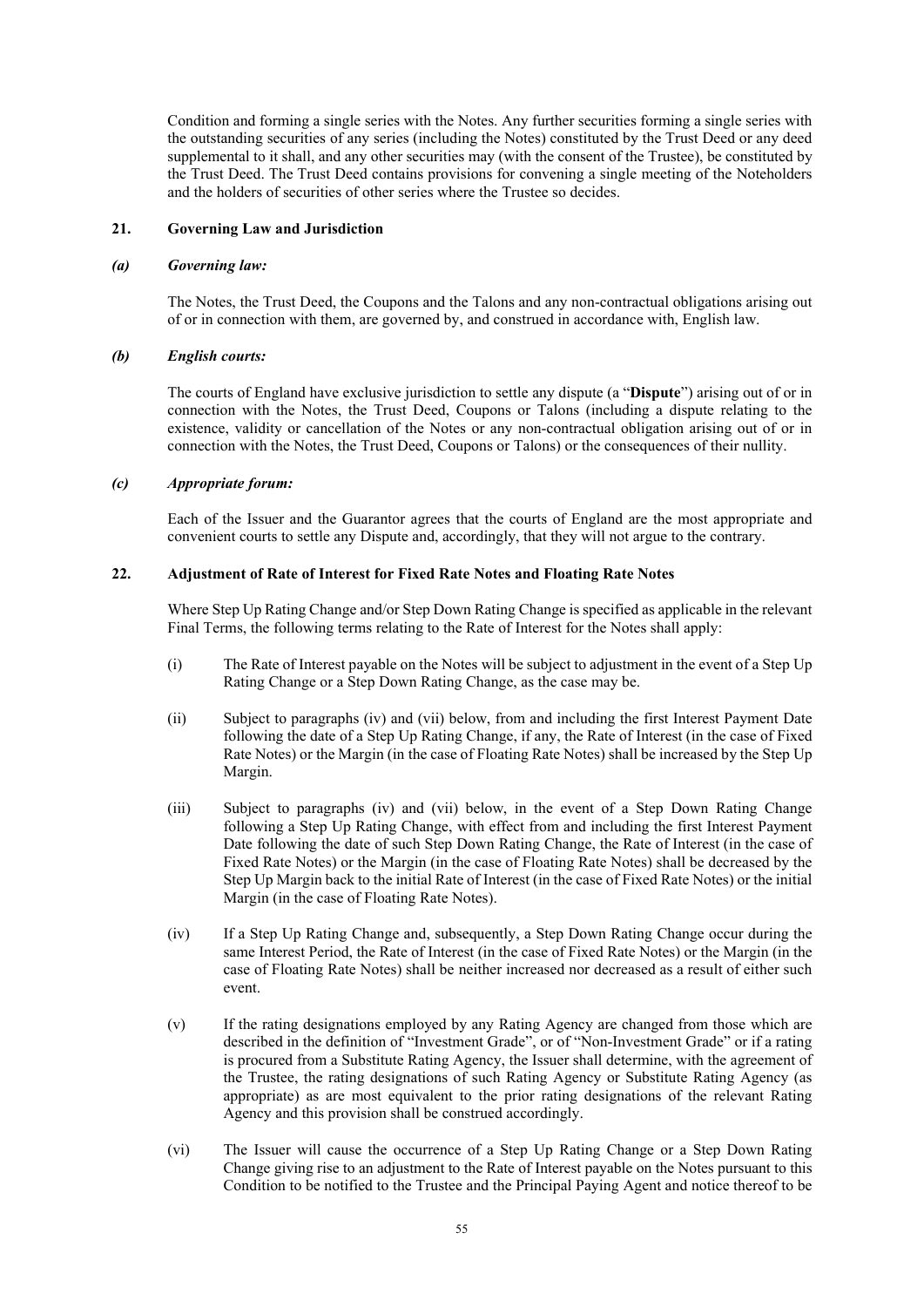Condition and forming a single series with the Notes. Any further securities forming a single series with the outstanding securities of any series (including the Notes) constituted by the Trust Deed or any deed supplemental to it shall, and any other securities may (with the consent of the Trustee), be constituted by the Trust Deed. The Trust Deed contains provisions for convening a single meeting of the Noteholders and the holders of securities of other series where the Trustee so decides.

## 21. Governing Law and Jurisdiction

### *(a) Governing law:*

The Notes, the Trust Deed, the Coupons and the Talons and any non-contractual obligations arising out of or in connection with them, are governed by, and construed in accordance with, English law.

### *(b) English courts:*

The courts of England have exclusive jurisdiction to settle any dispute (a "**Dispute**") arising out of or in connection with the Notes, the Trust Deed, Coupons or Talons (including a dispute relating to the existence, validity or cancellation of the Notes or any non-contractual obligation arising out of or in connection with the Notes, the Trust Deed, Coupons or Talons) or the consequences of their nullity.

### *(c) Appropriate forum:*

Each of the Issuer and the Guarantor agrees that the courts of England are the most appropriate and convenient courts to settle any Dispute and, accordingly, that they will not argue to the contrary.

## 22. Adjustment of Rate of Interest for Fixed Rate Notes and Floating Rate Notes

Where Step Up Rating Change and/or Step Down Rating Change is specified as applicable in the relevant Final Terms, the following terms relating to the Rate of Interest for the Notes shall apply:

(i) The Rate of Interest payable on the Notes will be subject to adjustment in the event of a Step Up Rating Change or a Step Down Rating Change, as the case may be.

(ii) Subject to paragraphs (iv) and (vii) below, from and including the first Interest Payment Date following the date of a Step Up Rating Change, if any, the Rate of Interest (in the case of Fixed Rate Notes) or the Margin (in the case of Floating Rate Notes) shall be increased by the Step Up Margin.

(iii) Subject to paragraphs (iv) and (vii) below, in the event of a Step Down Rating Change following a Step Up Rating Change, with effect from and including the first Interest Payment Date following the date of such Step Down Rating Change, the Rate of Interest (in the case of Fixed Rate Notes) or the Margin (in the case of Floating Rate Notes) shall be decreased by the Step Up Margin back to the initial Rate of Interest (in the case of Fixed Rate Notes) or the initial Margin (in the case of Floating Rate Notes).

(iv) If a Step Up Rating Change and, subsequently, a Step Down Rating Change occur during the same Interest Period, the Rate of Interest (in the case of Fixed Rate Notes) or the Margin (in the case of Floating Rate Notes) shall be neither increased nor decreased as a result of either such event.

(v) If the rating designations employed by any Rating Agency are changed from those which are described in the definition of "Investment Grade", or of "Non-Investment Grade" or if a rating is procured from a Substitute Rating Agency, the Issuer shall determine, with the agreement of the Trustee, the rating designations of such Rating Agency or Substitute Rating Agency (as appropriate) as are most equivalent to the prior rating designations of the relevant Rating Agency and this provision shall be construed accordingly.

(vi) The Issuer will cause the occurrence of a Step Up Rating Change or a Step Down Rating Change giving rise to an adjustment to the Rate of Interest payable on the Notes pursuant to this Condition to be notified to the Trustee and the Principal Paying Agent and notice thereof to be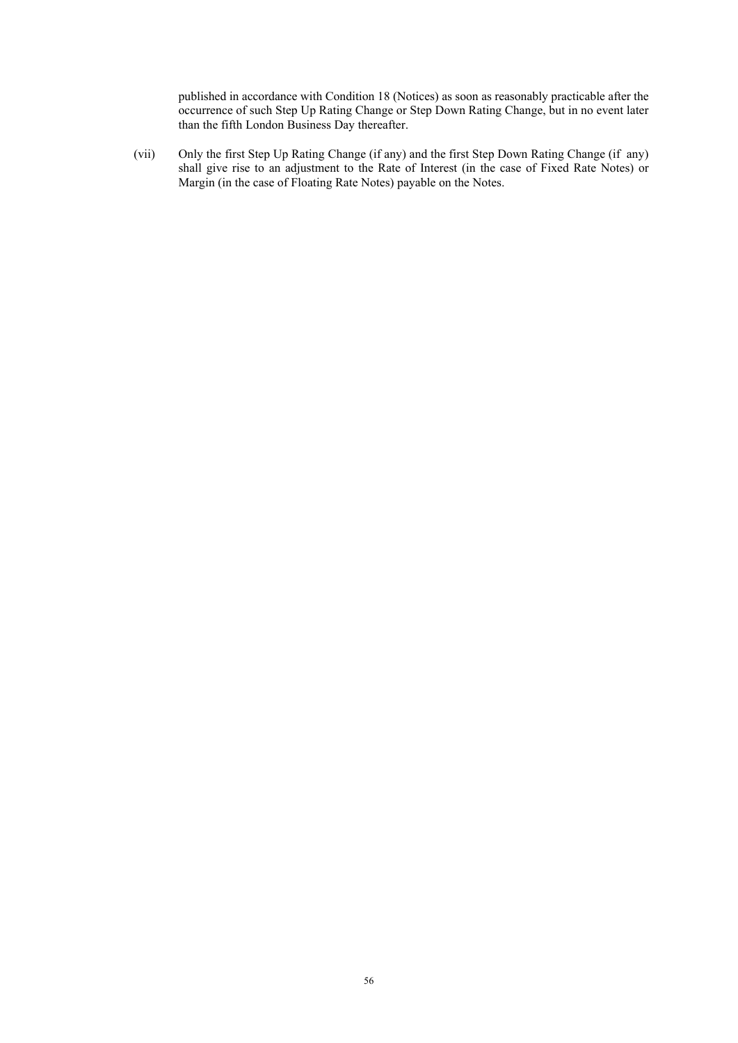published in accordance with Condition 18 (Notices) as soon as reasonably practicable after the occurrence of such Step Up Rating Change or Step Down Rating Change, but in no event later than the fifth London Business Day thereafter.

(vii) Only the first Step Up Rating Change (if any) and the first Step Down Rating Change (if any) shall give rise to an adjustment to the Rate of Interest (in the case of Fixed Rate Notes) or Margin (in the case of Floating Rate Notes) payable on the Notes.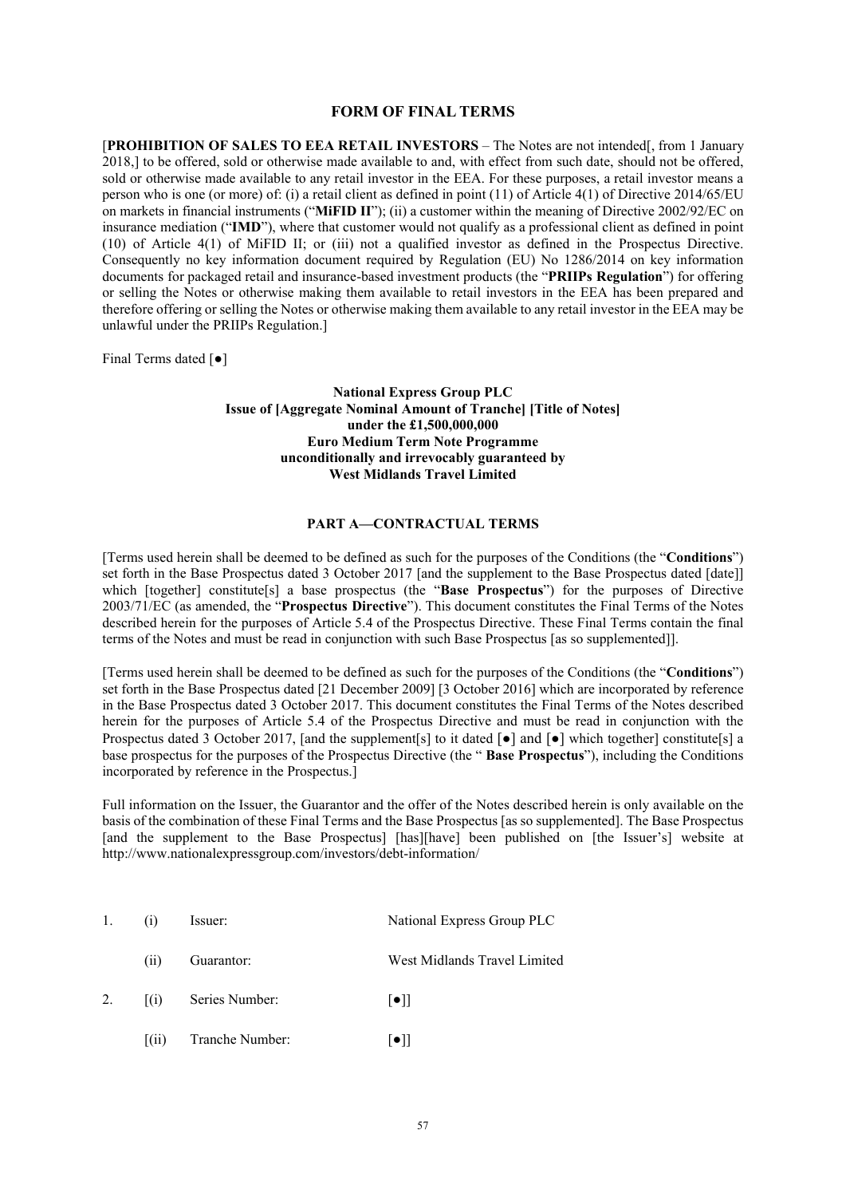## FORM OF FINAL TERMS

[**PROHIBITION OF SALES TO EEA RETAIL INVESTORS** – The Notes are not intended[, from 1 January 2018,] to be offered, sold or otherwise made available to and, with effect from such date, should not be offered, sold or otherwise made available to any retail investor in the EEA. For these purposes, a retail investor means a person who is one (or more) of: (i) a retail client as defined in point (11) of Article 4(1) of Directive 2014/65/EU on markets in financial instruments ("**MiFID II**"); (ii) a customer within the meaning of Directive 2002/92/EC on insurance mediation ("**IMD**"), where that customer would not qualify as a professional client as defined in point (10) of Article 4(1) of MiFID II; or (iii) not a qualified investor as defined in the Prospectus Directive. Consequently no key information document required by Regulation (EU) No 1286/2014 on key information documents for packaged retail and insurance-based investment products (the "**PRIIPs Regulation**") for offering or selling the Notes or otherwise making them available to retail investors in the EEA has been prepared and therefore offering or selling the Notes or otherwise making them available to any retail investor in the EEA may be unlawful under the PRIIPs Regulation.]

Final Terms dated [●]

**National Express Group PLC**
**Issue of [Aggregate Nominal Amount of Tranche] [Title of Notes]**
**under the £1,500,000,000**
**Euro Medium Term Note Programme**
**unconditionally and irrevocably guaranteed by**
**West Midlands Travel Limited**

### PART A—CONTRACTUAL TERMS

[Terms used herein shall be deemed to be defined as such for the purposes of the Conditions (the "**Conditions**") set forth in the Base Prospectus dated 3 October 2017 [and the supplement to the Base Prospectus dated [date]] which [together] constitute[s] a base prospectus (the "**Base Prospectus**") for the purposes of Directive 2003/71/EC (as amended, the "**Prospectus Directive**"). This document constitutes the Final Terms of the Notes described herein for the purposes of Article 5.4 of the Prospectus Directive. These Final Terms contain the final terms of the Notes and must be read in conjunction with such Base Prospectus [as so supplemented]].

[Terms used herein shall be deemed to be defined as such for the purposes of the Conditions (the "**Conditions**") set forth in the Base Prospectus dated [21 December 2009] [3 October 2016] which are incorporated by reference in the Base Prospectus dated 3 October 2017. This document constitutes the Final Terms of the Notes described herein for the purposes of Article 5.4 of the Prospectus Directive and must be read in conjunction with the Prospectus dated 3 October 2017, [and the supplement[s] to it dated [●] and [●] which together] constitute[s] a base prospectus for the purposes of the Prospectus Directive (the " **Base Prospectus**"), including the Conditions incorporated by reference in the Prospectus.]

Full information on the Issuer, the Guarantor and the offer of the Notes described herein is only available on the basis of the combination of these Final Terms and the Base Prospectus [as so supplemented]. The Base Prospectus [and the supplement to the Base Prospectus] [has][have] been published on [the Issuer's] website at http://www.nationalexpressgroup.com/investors/debt-information/

| | | | |
|---|---|---|---|
| 1. | (i) | Issuer: | National Express Group PLC |
| | (ii) | Guarantor: | West Midlands Travel Limited |
| 2. | [(i) | Series Number: | [●]] |
| | [(ii) | Tranche Number: | [●]] |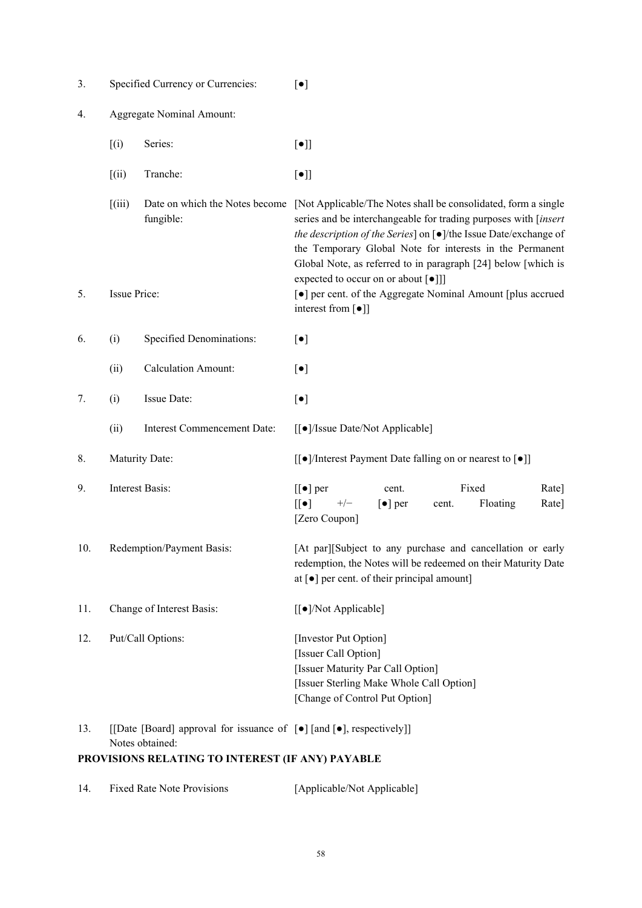| | | | |
|---|---|---|---|
| 3. | Specified Currency or Currencies: | | [●] |
| 4. | Aggregate Nominal Amount: | | |
| | [(i) | Series: | [●]] |
| | [(ii) | Tranche: | [●]] |
| | [(iii) | Date on which the Notes become fungible: | [Not Applicable/The Notes shall be consolidated, form a single series and be interchangeable for trading purposes with [*insert the description of the Series*] on [●]/the Issue Date/exchange of the Temporary Global Note for interests in the Permanent Global Note, as referred to in paragraph [24] below [which is expected to occur on or about [●]]] |
| 5. | Issue Price: | | [●] per cent. of the Aggregate Nominal Amount [plus accrued interest from [●]] |
| 6. | (i) | Specified Denominations: | [●] |
| | (ii) | Calculation Amount: | [●] |
| 7. | (i) | Issue Date: | [●] |
| | (ii) | Interest Commencement Date: | [[●]/Issue Date/Not Applicable] |
| 8. | Maturity Date: | | [[●]/Interest Payment Date falling on or nearest to [●]] |
| 9. | Interest Basis: | | [[●] per cent. Fixed Rate]<br>[[●] +/− [●] per cent. Floating Rate]<br>[Zero Coupon] |
| 10. | Redemption/Payment Basis: | | [At par][Subject to any purchase and cancellation or early redemption, the Notes will be redeemed on their Maturity Date at [●] per cent. of their principal amount] |
| 11. | Change of Interest Basis: | | [[●]/Not Applicable] |
| 12. | Put/Call Options: | | [Investor Put Option]<br>[Issuer Call Option]<br>[Issuer Maturity Par Call Option]<br>[Issuer Sterling Make Whole Call Option]<br>[Change of Control Put Option] |
| 13. | [[Date [Board] approval for issuance of Notes obtained: | | [●] [and [●], respectively]] |

**PROVISIONS RELATING TO INTEREST (IF ANY) PAYABLE**

| | | |
|---|---|---|
| 14. | Fixed Rate Note Provisions | [Applicable/Not Applicable] |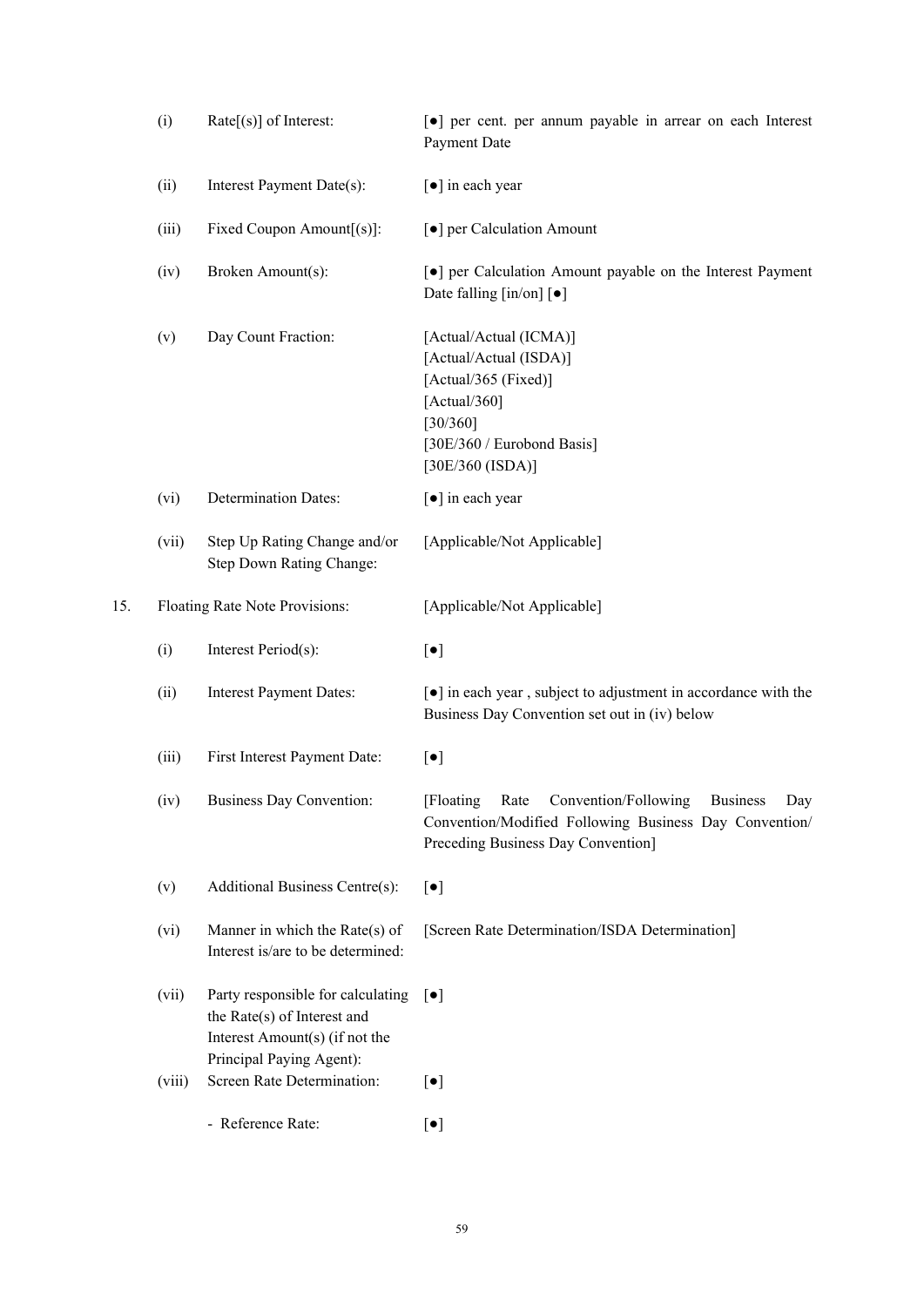| | | |
|---|---|---|
| (i) | Rate[(s)] of Interest: | [●] per cent. per annum payable in arrear on each Interest Payment Date |
| (ii) | Interest Payment Date(s): | [●] in each year |
| (iii) | Fixed Coupon Amount[(s)]: | [●] per Calculation Amount |
| (iv) | Broken Amount(s): | [●] per Calculation Amount payable on the Interest Payment Date falling [in/on] [●] |
| (v) | Day Count Fraction: | [Actual/Actual (ICMA)]<br>[Actual/Actual (ISDA)]<br>[Actual/365 (Fixed)]<br>[Actual/360]<br>[30/360]<br>[30E/360 / Eurobond Basis]<br>[30E/360 (ISDA)] |
| (vi) | Determination Dates: | [●] in each year |
| (vii) | Step Up Rating Change and/or Step Down Rating Change: | [Applicable/Not Applicable] |

15. Floating Rate Note Provisions: [Applicable/Not Applicable]

| | | |
|---|---|---|
| (i) | Interest Period(s): | [●] |
| (ii) | Interest Payment Dates: | [●] in each year , subject to adjustment in accordance with the Business Day Convention set out in (iv) below |
| (iii) | First Interest Payment Date: | [●] |
| (iv) | Business Day Convention: | [Floating Rate Convention/Following Business Day Convention/Modified Following Business Day Convention/ Preceding Business Day Convention] |
| (v) | Additional Business Centre(s): | [●] |
| (vi) | Manner in which the Rate(s) of Interest is/are to be determined: | [Screen Rate Determination/ISDA Determination] |
| (vii) | Party responsible for calculating the Rate(s) of Interest and Interest Amount(s) (if not the Principal Paying Agent): | [●] |
| (viii) | Screen Rate Determination: | [●] |
| | - Reference Rate: | [●] |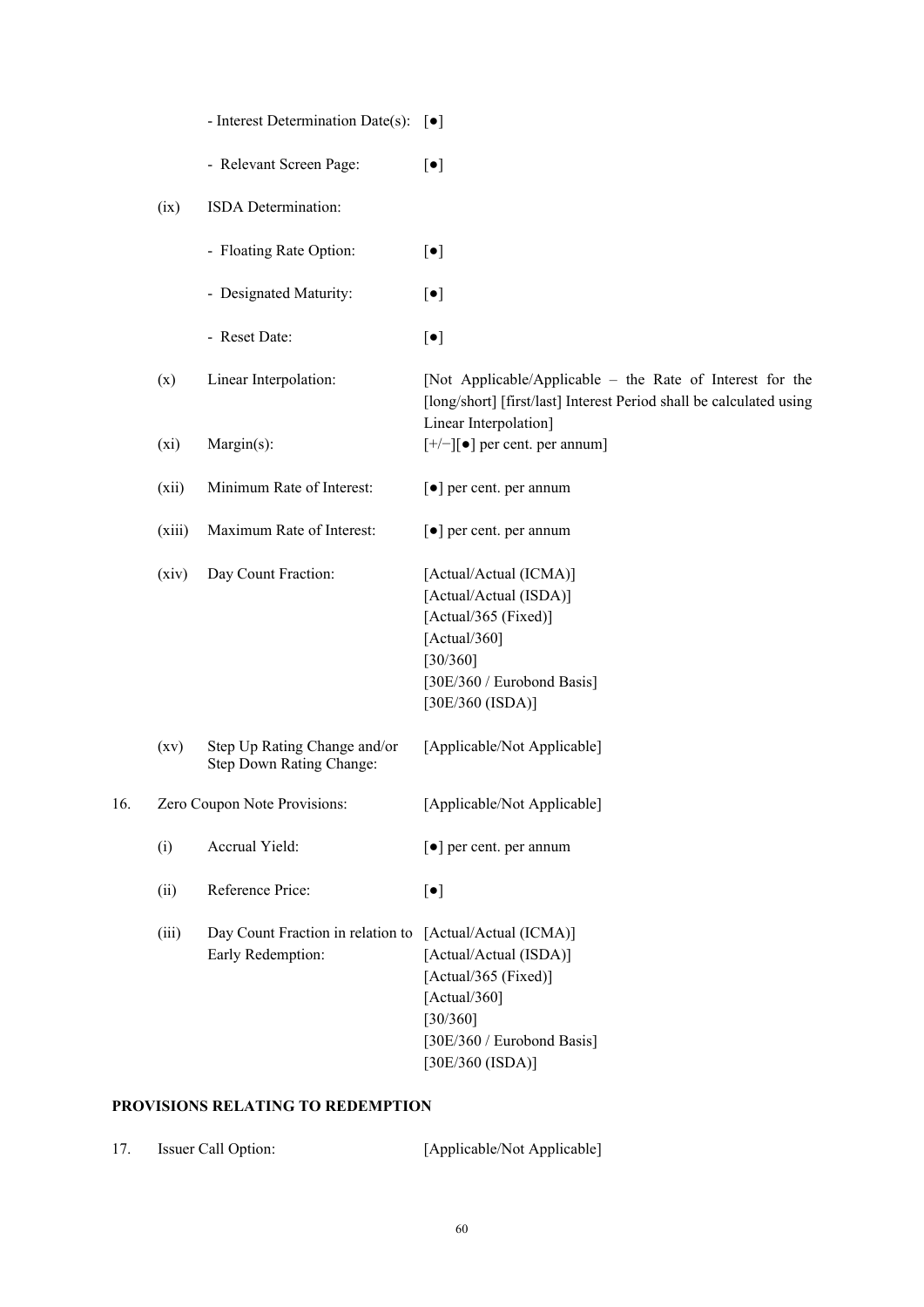| | | | |
|---|---|---|---|
| | | - Interest Determination Date(s): | [●] |
| | | - Relevant Screen Page: | [●] |
| | (ix) | ISDA Determination: | |
| | | - Floating Rate Option: | [●] |
| | | - Designated Maturity: | [●] |
| | | - Reset Date: | [●] |
| | (x) | Linear Interpolation: | [Not Applicable/Applicable – the Rate of Interest for the [long/short] [first/last] Interest Period shall be calculated using Linear Interpolation] |
| | (xi) | Margin(s): | [+/−][●] per cent. per annum] |
| | (xii) | Minimum Rate of Interest: | [●] per cent. per annum |
| | (xiii) | Maximum Rate of Interest: | [●] per cent. per annum |
| | (xiv) | Day Count Fraction: | [Actual/Actual (ICMA)]<br>[Actual/Actual (ISDA)]<br>[Actual/365 (Fixed)]<br>[Actual/360]<br>[30/360]<br>[30E/360 / Eurobond Basis]<br>[30E/360 (ISDA)] |
| | (xv) | Step Up Rating Change and/or Step Down Rating Change: | [Applicable/Not Applicable] |
| 16. | Zero Coupon Note Provisions: | | [Applicable/Not Applicable] |
| | (i) | Accrual Yield: | [●] per cent. per annum |
| | (ii) | Reference Price: | [●] |
| | (iii) | Day Count Fraction in relation to Early Redemption: | [Actual/Actual (ICMA)]<br>[Actual/Actual (ISDA)]<br>[Actual/365 (Fixed)]<br>[Actual/360]<br>[30/360]<br>[30E/360 / Eurobond Basis]<br>[30E/360 (ISDA)] |

**PROVISIONS RELATING TO REDEMPTION**

| | | |
|---|---|---|
| 17. | Issuer Call Option: | [Applicable/Not Applicable] |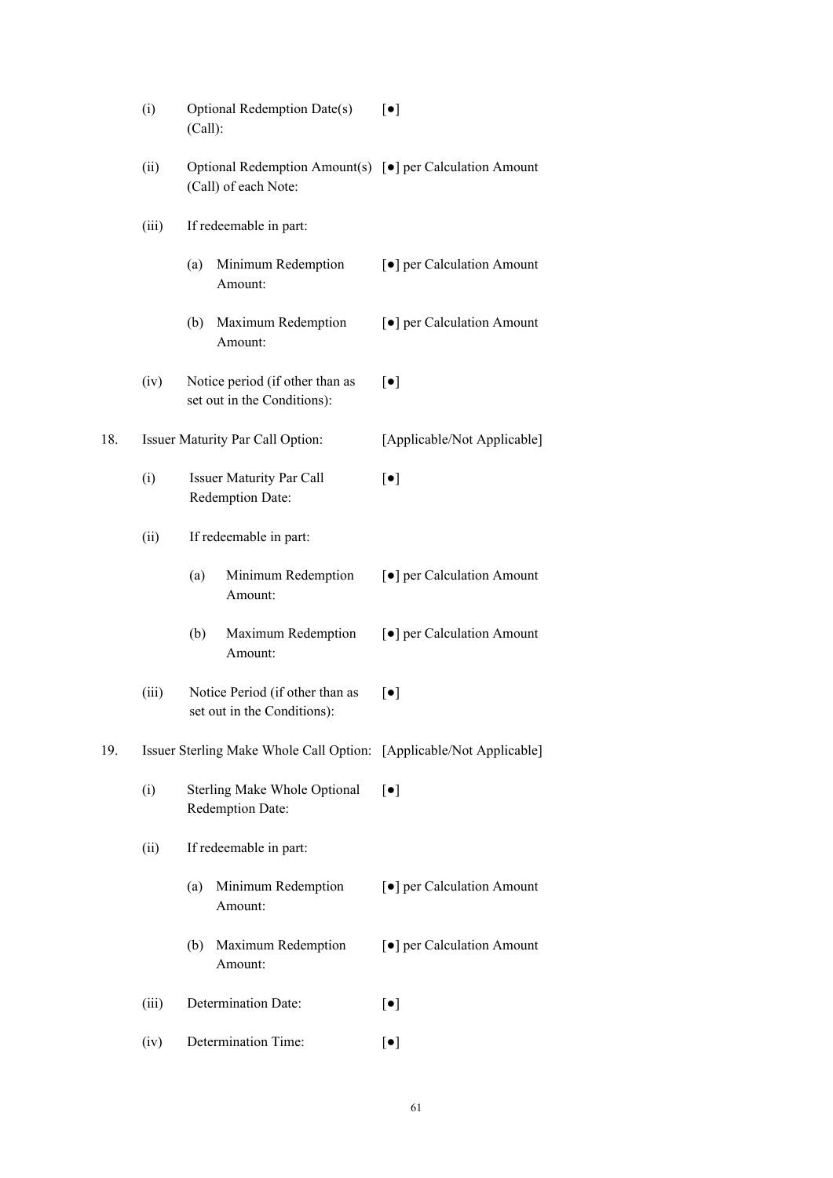| | | | |
|---|---|---|---|
| | (i) | Optional Redemption Date(s) (Call): | [●] |
| | (ii) | Optional Redemption Amount(s) (Call) of each Note: | [●] per Calculation Amount |
| | (iii) | If redeemable in part: | |
| | | (a) Minimum Redemption Amount: | [●] per Calculation Amount |
| | | (b) Maximum Redemption Amount: | [●] per Calculation Amount |
| | (iv) | Notice period (if other than as set out in the Conditions): | [●] |
| 18. | Issuer Maturity Par Call Option: | | [Applicable/Not Applicable] |
| | (i) | Issuer Maturity Par Call Redemption Date: | [●] |
| | (ii) | If redeemable in part: | |
| | | (a) Minimum Redemption Amount: | [●] per Calculation Amount |
| | | (b) Maximum Redemption Amount: | [●] per Calculation Amount |
| | (iii) | Notice Period (if other than as set out in the Conditions): | [●] |
| 19. | Issuer Sterling Make Whole Call Option: | | [Applicable/Not Applicable] |
| | (i) | Sterling Make Whole Optional Redemption Date: | [●] |
| | (ii) | If redeemable in part: | |
| | | (a) Minimum Redemption Amount: | [●] per Calculation Amount |
| | | (b) Maximum Redemption Amount: | [●] per Calculation Amount |
| | (iii) | Determination Date: | [●] |
| | (iv) | Determination Time: | [●] |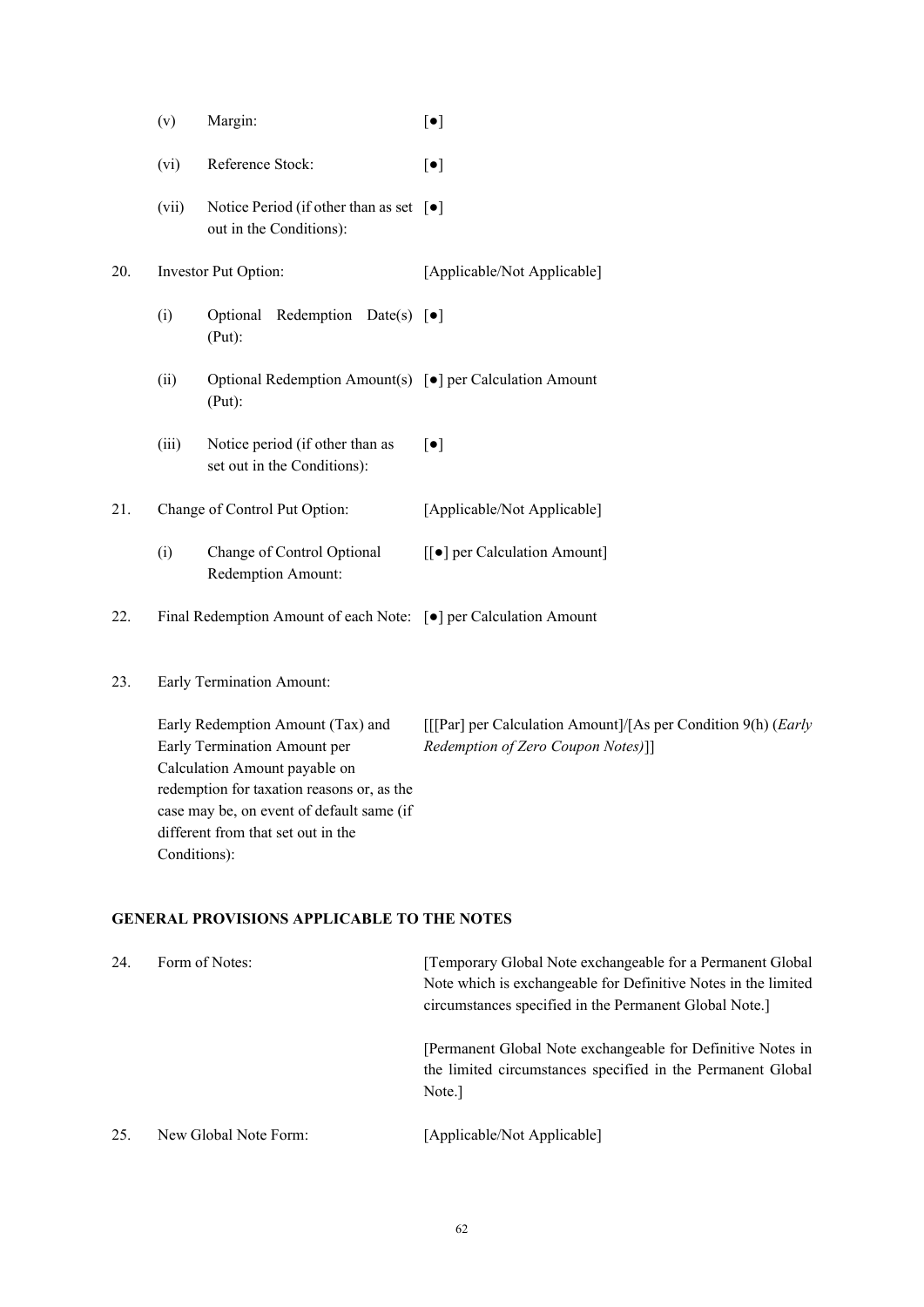| | | | |
|---|---|---|---|
| | (v) | Margin: | [●] |
| | (vi) | Reference Stock: | [●] |
| | (vii) | Notice Period (if other than as set out in the Conditions): | [●] |
| 20. | Investor Put Option: | | [Applicable/Not Applicable] |
| | (i) | Optional Redemption Date(s) (Put): | [●] |
| | (ii) | Optional Redemption Amount(s) (Put): | [●] per Calculation Amount |
| | (iii) | Notice period (if other than as set out in the Conditions): | [●] |
| 21. | Change of Control Put Option: | | [Applicable/Not Applicable] |
| | (i) | Change of Control Optional Redemption Amount: | [[●] per Calculation Amount] |
| 22. | Final Redemption Amount of each Note: | | [●] per Calculation Amount |
| 23. | Early Termination Amount: | | |
| | Early Redemption Amount (Tax) and Early Termination Amount per Calculation Amount payable on redemption for taxation reasons or, as the case may be, on event of default same (if different from that set out in the Conditions): | | [[[Par] per Calculation Amount]/[As per Condition 9(h) (*Early Redemption of Zero Coupon Notes)*]] |

**GENERAL PROVISIONS APPLICABLE TO THE NOTES**

| | | |
|---|---|---|
| 24. | Form of Notes: | [Temporary Global Note exchangeable for a Permanent Global Note which is exchangeable for Definitive Notes in the limited circumstances specified in the Permanent Global Note.]<br><br>[Permanent Global Note exchangeable for Definitive Notes in the limited circumstances specified in the Permanent Global Note.] |
| 25. | New Global Note Form: | [Applicable/Not Applicable] |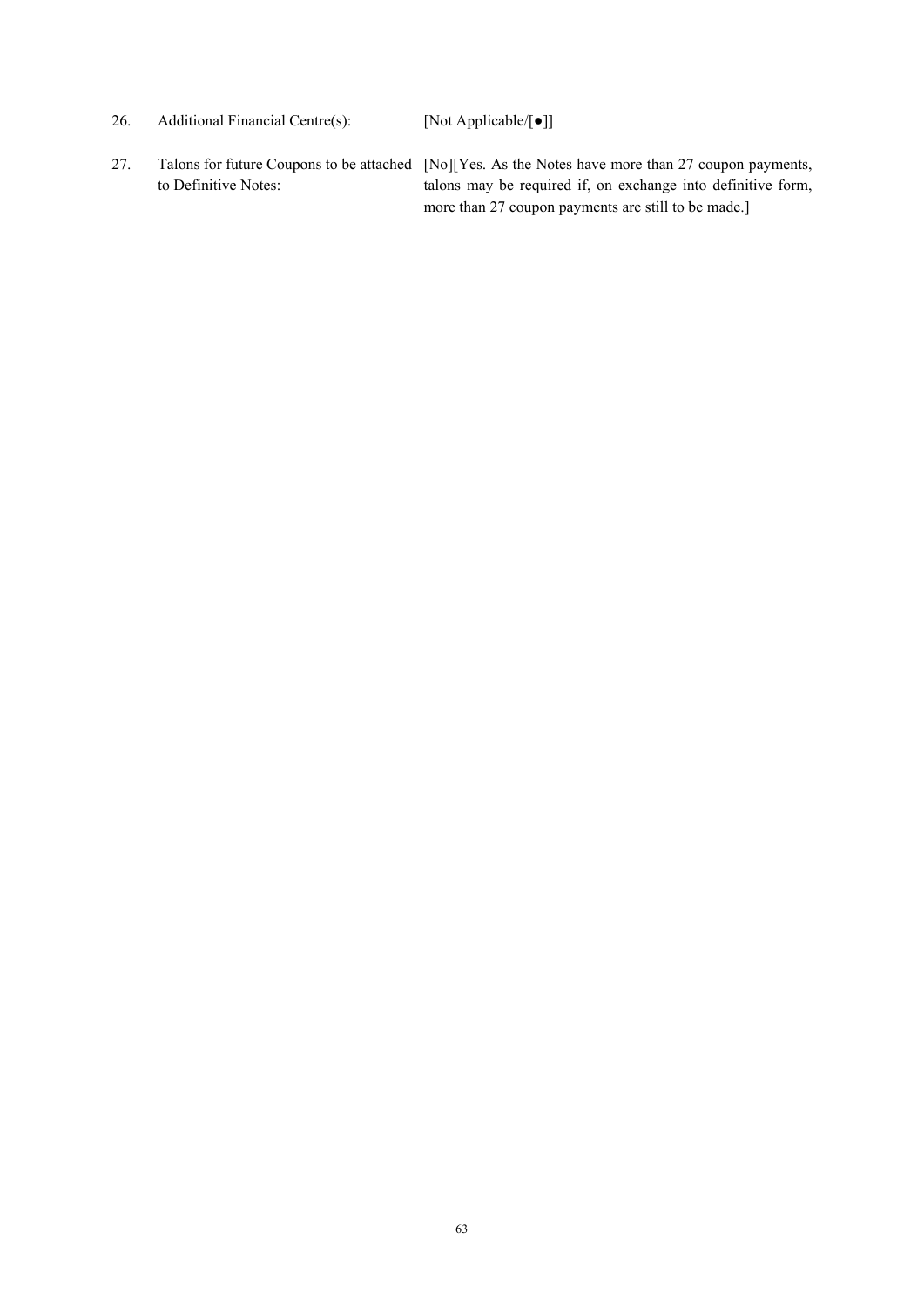| | | |
|---|---|---|
| 26. | Additional Financial Centre(s): | [Not Applicable/[●]] |
| 27. | Talons for future Coupons to be attached to Definitive Notes: | [No][Yes. As the Notes have more than 27 coupon payments, talons may be required if, on exchange into definitive form, more than 27 coupon payments are still to be made.] |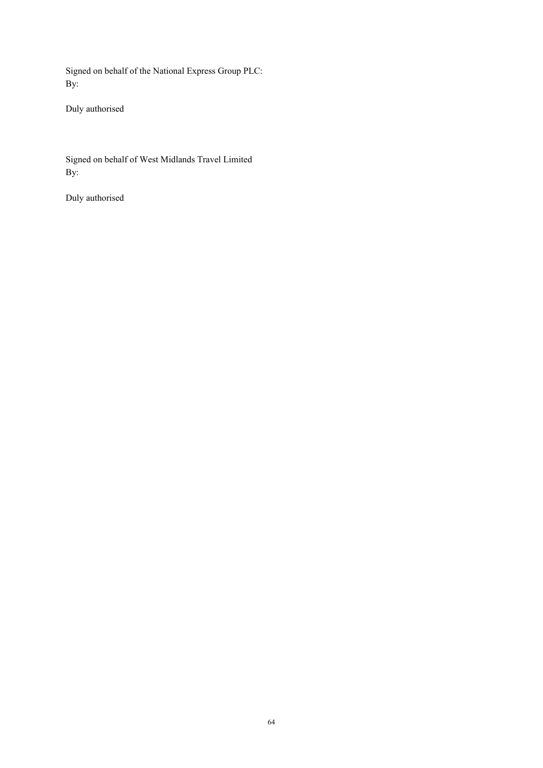Signed on behalf of the National Express Group PLC:
By:

Duly authorised

Signed on behalf of West Midlands Travel Limited
By:

Duly authorised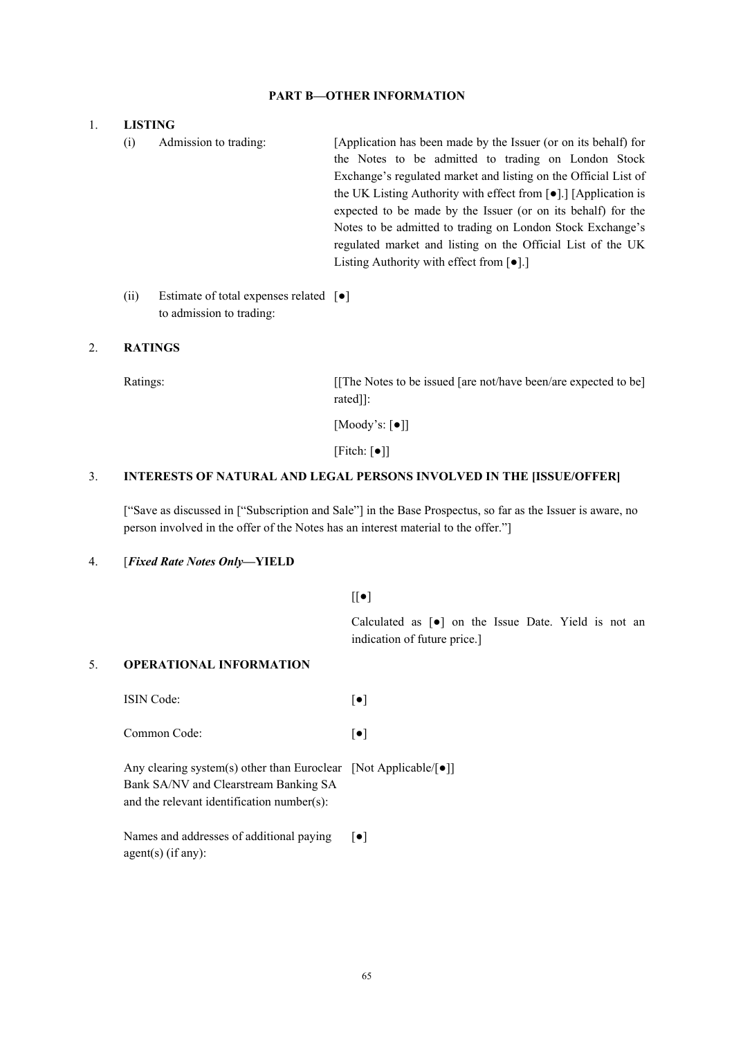## PART B—OTHER INFORMATION

1. **LISTING**

| | |
|---|---|
| (i) Admission to trading: | [Application has been made by the Issuer (or on its behalf) for the Notes to be admitted to trading on London Stock Exchange's regulated market and listing on the Official List of the UK Listing Authority with effect from [●].] [Application is expected to be made by the Issuer (or on its behalf) for the Notes to be admitted to trading on London Stock Exchange's regulated market and listing on the Official List of the UK Listing Authority with effect from [●].] |
| (ii) Estimate of total expenses related to admission to trading: | [●] |

2. **RATINGS**

| | |
|---|---|
| Ratings: | [[The Notes to be issued [are not/have been/are expected to be] rated]]:<br>[Moody's: [●]]<br>[Fitch: [●]] |

3. **INTERESTS OF NATURAL AND LEGAL PERSONS INVOLVED IN THE [ISSUE/OFFER]**

["Save as discussed in ["Subscription and Sale"] in the Base Prospectus, so far as the Issuer is aware, no person involved in the offer of the Notes has an interest material to the offer."]

4. [***Fixed Rate Notes Only*****—YIELD**

[[●]

Calculated as [●] on the Issue Date. Yield is not an indication of future price.]

5. **OPERATIONAL INFORMATION**

| | |
|---|---|
| ISIN Code: | [●] |
| Common Code: | [●] |
| Any clearing system(s) other than Euroclear Bank SA/NV and Clearstream Banking SA and the relevant identification number(s): | [Not Applicable/[●]] |
| Names and addresses of additional paying agent(s) (if any): | [●] |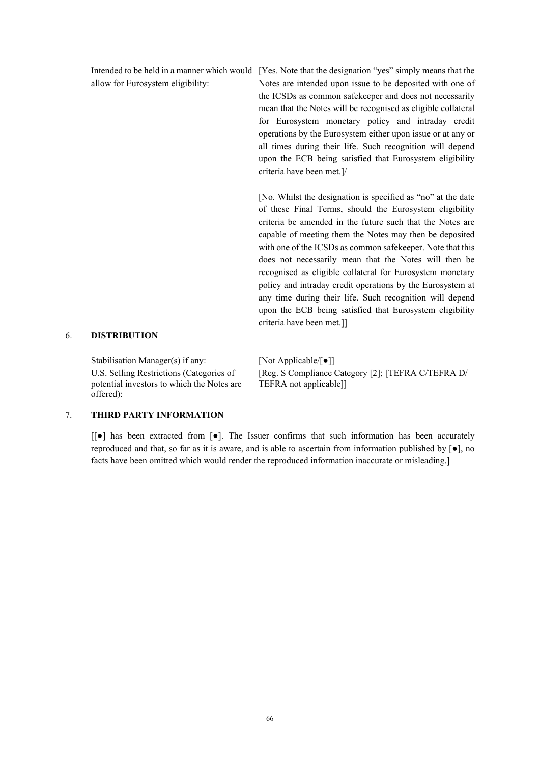| | |
|---|---|
| Intended to be held in a manner which would allow for Eurosystem eligibility: | [Yes. Note that the designation "yes" simply means that the Notes are intended upon issue to be deposited with one of the ICSDs as common safekeeper and does not necessarily mean that the Notes will be recognised as eligible collateral for Eurosystem monetary policy and intraday credit operations by the Eurosystem either upon issue or at any or all times during their life. Such recognition will depend upon the ECB being satisfied that Eurosystem eligibility criteria have been met.]/<br><br>[No. Whilst the designation is specified as "no" at the date of these Final Terms, should the Eurosystem eligibility criteria be amended in the future such that the Notes are capable of meeting them the Notes may then be deposited with one of the ICSDs as common safekeeper. Note that this does not necessarily mean that the Notes will then be recognised as eligible collateral for Eurosystem monetary policy and intraday credit operations by the Eurosystem at any time during their life. Such recognition will depend upon the ECB being satisfied that Eurosystem eligibility criteria have been met.]] |

6. **DISTRIBUTION**

| | |
|---|---|
| Stabilisation Manager(s) if any: | [Not Applicable/[●]] |
| U.S. Selling Restrictions (Categories of potential investors to which the Notes are offered): | [Reg. S Compliance Category [2]; [TEFRA C/TEFRA D/ TEFRA not applicable]] |

7. **THIRD PARTY INFORMATION**

[[●] has been extracted from [●]. The Issuer confirms that such information has been accurately reproduced and that, so far as it is aware, and is able to ascertain from information published by [●], no facts have been omitted which would render the reproduced information inaccurate or misleading.]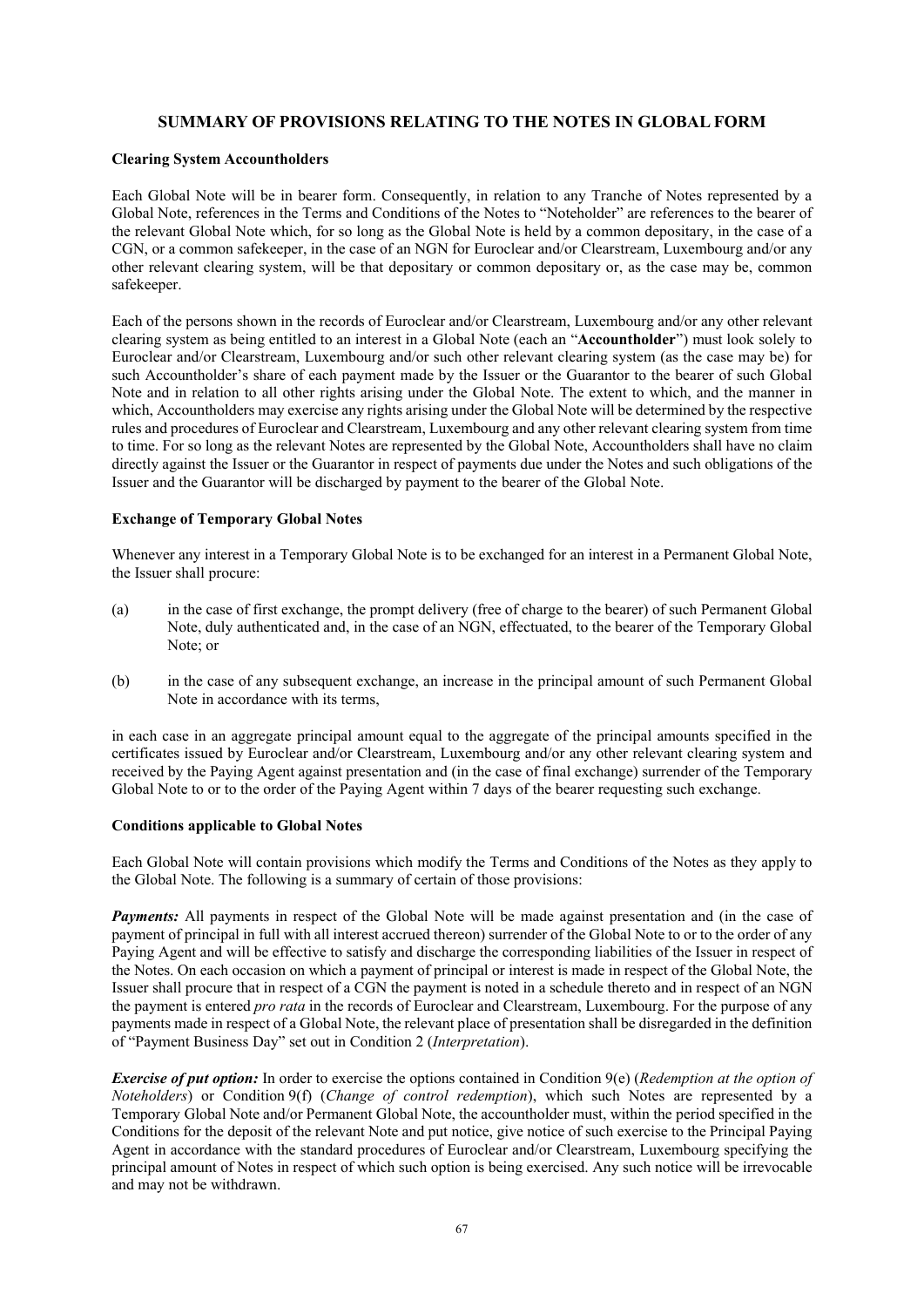## SUMMARY OF PROVISIONS RELATING TO THE NOTES IN GLOBAL FORM

**Clearing System Accountholders**

Each Global Note will be in bearer form. Consequently, in relation to any Tranche of Notes represented by a Global Note, references in the Terms and Conditions of the Notes to "Noteholder" are references to the bearer of the relevant Global Note which, for so long as the Global Note is held by a common depositary, in the case of a CGN, or a common safekeeper, in the case of an NGN for Euroclear and/or Clearstream, Luxembourg and/or any other relevant clearing system, will be that depositary or common depositary or, as the case may be, common safekeeper.

Each of the persons shown in the records of Euroclear and/or Clearstream, Luxembourg and/or any other relevant clearing system as being entitled to an interest in a Global Note (each an "**Accountholder**") must look solely to Euroclear and/or Clearstream, Luxembourg and/or such other relevant clearing system (as the case may be) for such Accountholder's share of each payment made by the Issuer or the Guarantor to the bearer of such Global Note and in relation to all other rights arising under the Global Note. The extent to which, and the manner in which, Accountholders may exercise any rights arising under the Global Note will be determined by the respective rules and procedures of Euroclear and Clearstream, Luxembourg and any other relevant clearing system from time to time. For so long as the relevant Notes are represented by the Global Note, Accountholders shall have no claim directly against the Issuer or the Guarantor in respect of payments due under the Notes and such obligations of the Issuer and the Guarantor will be discharged by payment to the bearer of the Global Note.

**Exchange of Temporary Global Notes**

Whenever any interest in a Temporary Global Note is to be exchanged for an interest in a Permanent Global Note, the Issuer shall procure:

(a) in the case of first exchange, the prompt delivery (free of charge to the bearer) of such Permanent Global Note, duly authenticated and, in the case of an NGN, effectuated, to the bearer of the Temporary Global Note; or

(b) in the case of any subsequent exchange, an increase in the principal amount of such Permanent Global Note in accordance with its terms,

in each case in an aggregate principal amount equal to the aggregate of the principal amounts specified in the certificates issued by Euroclear and/or Clearstream, Luxembourg and/or any other relevant clearing system and received by the Paying Agent against presentation and (in the case of final exchange) surrender of the Temporary Global Note to or to the order of the Paying Agent within 7 days of the bearer requesting such exchange.

**Conditions applicable to Global Notes**

Each Global Note will contain provisions which modify the Terms and Conditions of the Notes as they apply to the Global Note. The following is a summary of certain of those provisions:

***Payments:*** All payments in respect of the Global Note will be made against presentation and (in the case of payment of principal in full with all interest accrued thereon) surrender of the Global Note to or to the order of any Paying Agent and will be effective to satisfy and discharge the corresponding liabilities of the Issuer in respect of the Notes. On each occasion on which a payment of principal or interest is made in respect of the Global Note, the Issuer shall procure that in respect of a CGN the payment is noted in a schedule thereto and in respect of an NGN the payment is entered *pro rata* in the records of Euroclear and Clearstream, Luxembourg. For the purpose of any payments made in respect of a Global Note, the relevant place of presentation shall be disregarded in the definition of "Payment Business Day" set out in Condition 2 (*Interpretation*).

***Exercise of put option:*** In order to exercise the options contained in Condition 9(e) (*Redemption at the option of Noteholders*) or Condition 9(f) (*Change of control redemption*), which such Notes are represented by a Temporary Global Note and/or Permanent Global Note, the accountholder must, within the period specified in the Conditions for the deposit of the relevant Note and put notice, give notice of such exercise to the Principal Paying Agent in accordance with the standard procedures of Euroclear and/or Clearstream, Luxembourg specifying the principal amount of Notes in respect of which such option is being exercised. Any such notice will be irrevocable and may not be withdrawn.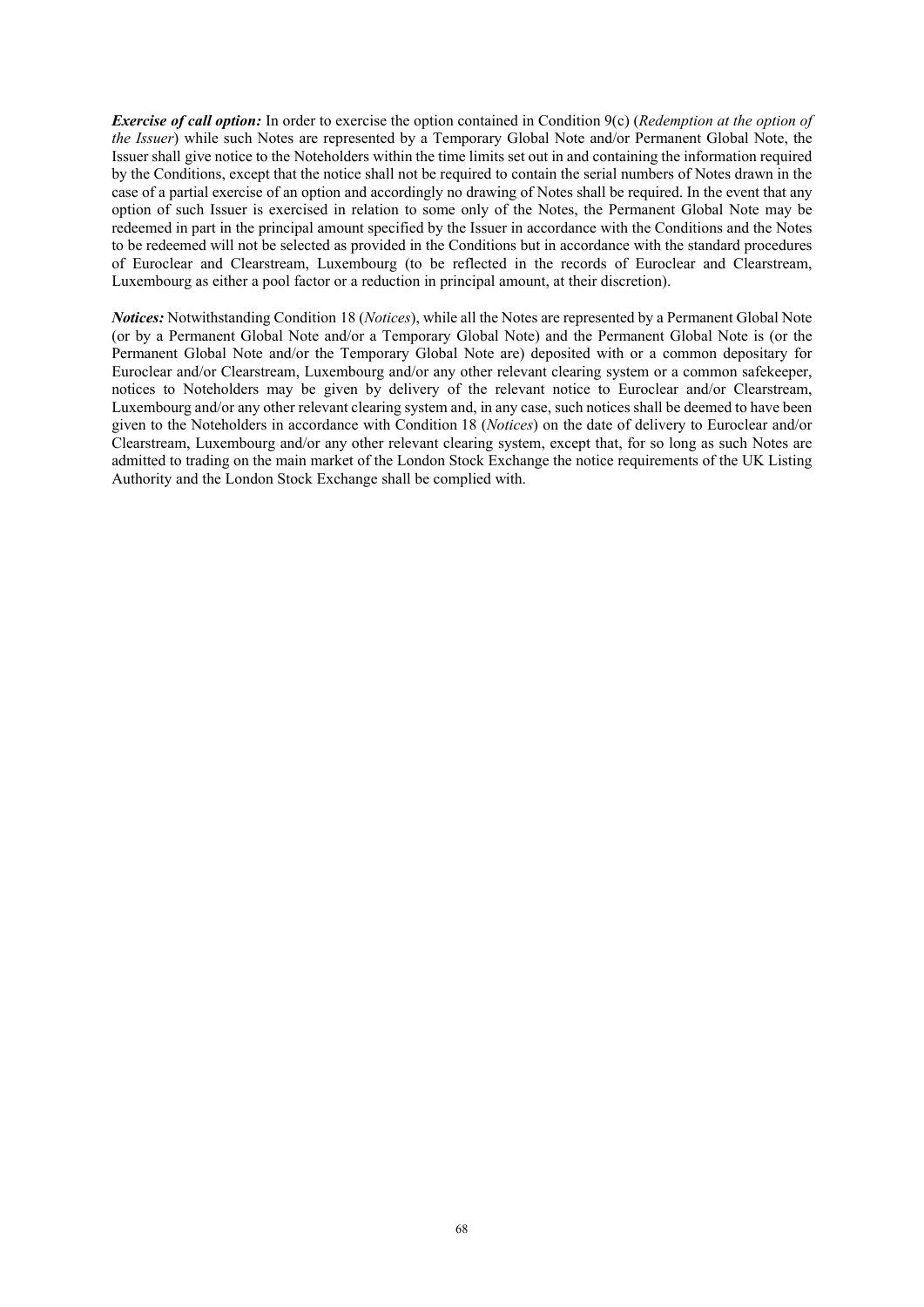***Exercise of call option:*** In order to exercise the option contained in Condition 9(c) (*Redemption at the option of the Issuer*) while such Notes are represented by a Temporary Global Note and/or Permanent Global Note, the Issuer shall give notice to the Noteholders within the time limits set out in and containing the information required by the Conditions, except that the notice shall not be required to contain the serial numbers of Notes drawn in the case of a partial exercise of an option and accordingly no drawing of Notes shall be required. In the event that any option of such Issuer is exercised in relation to some only of the Notes, the Permanent Global Note may be redeemed in part in the principal amount specified by the Issuer in accordance with the Conditions and the Notes to be redeemed will not be selected as provided in the Conditions but in accordance with the standard procedures of Euroclear and Clearstream, Luxembourg (to be reflected in the records of Euroclear and Clearstream, Luxembourg as either a pool factor or a reduction in principal amount, at their discretion).

***Notices:*** Notwithstanding Condition 18 (*Notices*), while all the Notes are represented by a Permanent Global Note (or by a Permanent Global Note and/or a Temporary Global Note) and the Permanent Global Note is (or the Permanent Global Note and/or the Temporary Global Note are) deposited with or a common depositary for Euroclear and/or Clearstream, Luxembourg and/or any other relevant clearing system or a common safekeeper, notices to Noteholders may be given by delivery of the relevant notice to Euroclear and/or Clearstream, Luxembourg and/or any other relevant clearing system and, in any case, such notices shall be deemed to have been given to the Noteholders in accordance with Condition 18 (*Notices*) on the date of delivery to Euroclear and/or Clearstream, Luxembourg and/or any other relevant clearing system, except that, for so long as such Notes are admitted to trading on the main market of the London Stock Exchange the notice requirements of the UK Listing Authority and the London Stock Exchange shall be complied with.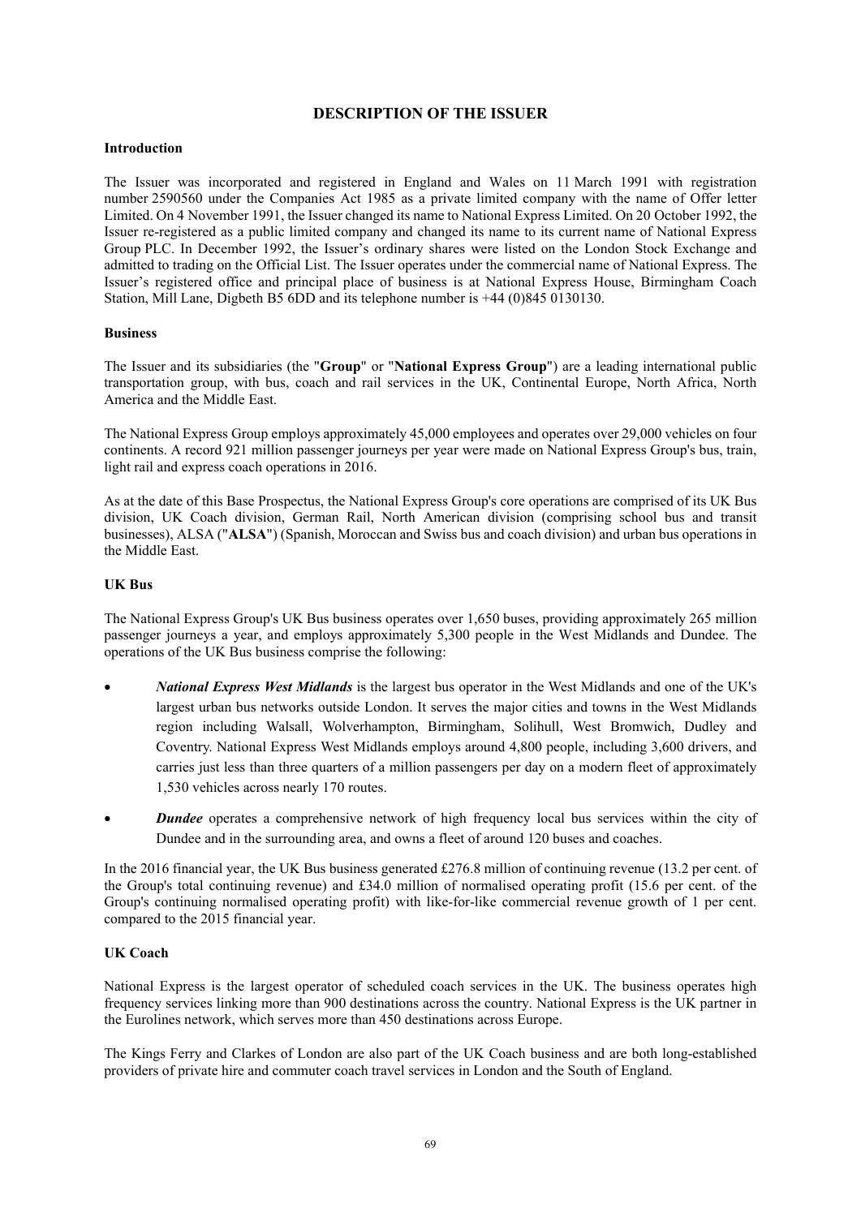# DESCRIPTION OF THE ISSUER

## Introduction

The Issuer was incorporated and registered in England and Wales on 11 March 1991 with registration number 2590560 under the Companies Act 1985 as a private limited company with the name of Offer letter Limited. On 4 November 1991, the Issuer changed its name to National Express Limited. On 20 October 1992, the Issuer re-registered as a public limited company and changed its name to its current name of National Express Group PLC. In December 1992, the Issuer's ordinary shares were listed on the London Stock Exchange and admitted to trading on the Official List. The Issuer operates under the commercial name of National Express. The Issuer's registered office and principal place of business is at National Express House, Birmingham Coach Station, Mill Lane, Digbeth B5 6DD and its telephone number is +44 (0)845 0130130.

## Business

The Issuer and its subsidiaries (the "**Group**" or "**National Express Group**") are a leading international public transportation group, with bus, coach and rail services in the UK, Continental Europe, North Africa, North America and the Middle East.

The National Express Group employs approximately 45,000 employees and operates over 29,000 vehicles on four continents. A record 921 million passenger journeys per year were made on National Express Group's bus, train, light rail and express coach operations in 2016.

As at the date of this Base Prospectus, the National Express Group's core operations are comprised of its UK Bus division, UK Coach division, German Rail, North American division (comprising school bus and transit businesses), ALSA ("**ALSA**") (Spanish, Moroccan and Swiss bus and coach division) and urban bus operations in the Middle East.

## UK Bus

The National Express Group's UK Bus business operates over 1,650 buses, providing approximately 265 million passenger journeys a year, and employs approximately 5,300 people in the West Midlands and Dundee. The operations of the UK Bus business comprise the following:

- ***National Express West Midlands*** is the largest bus operator in the West Midlands and one of the UK's largest urban bus networks outside London. It serves the major cities and towns in the West Midlands region including Walsall, Wolverhampton, Birmingham, Solihull, West Bromwich, Dudley and Coventry. National Express West Midlands employs around 4,800 people, including 3,600 drivers, and carries just less than three quarters of a million passengers per day on a modern fleet of approximately 1,530 vehicles across nearly 170 routes.
- ***Dundee*** operates a comprehensive network of high frequency local bus services within the city of Dundee and in the surrounding area, and owns a fleet of around 120 buses and coaches.

In the 2016 financial year, the UK Bus business generated £276.8 million of continuing revenue (13.2 per cent. of the Group's total continuing revenue) and £34.0 million of normalised operating profit (15.6 per cent. of the Group's continuing normalised operating profit) with like-for-like commercial revenue growth of 1 per cent. compared to the 2015 financial year.

## UK Coach

National Express is the largest operator of scheduled coach services in the UK. The business operates high frequency services linking more than 900 destinations across the country. National Express is the UK partner in the Eurolines network, which serves more than 450 destinations across Europe.

The Kings Ferry and Clarkes of London are also part of the UK Coach business and are both long-established providers of private hire and commuter coach travel services in London and the South of England.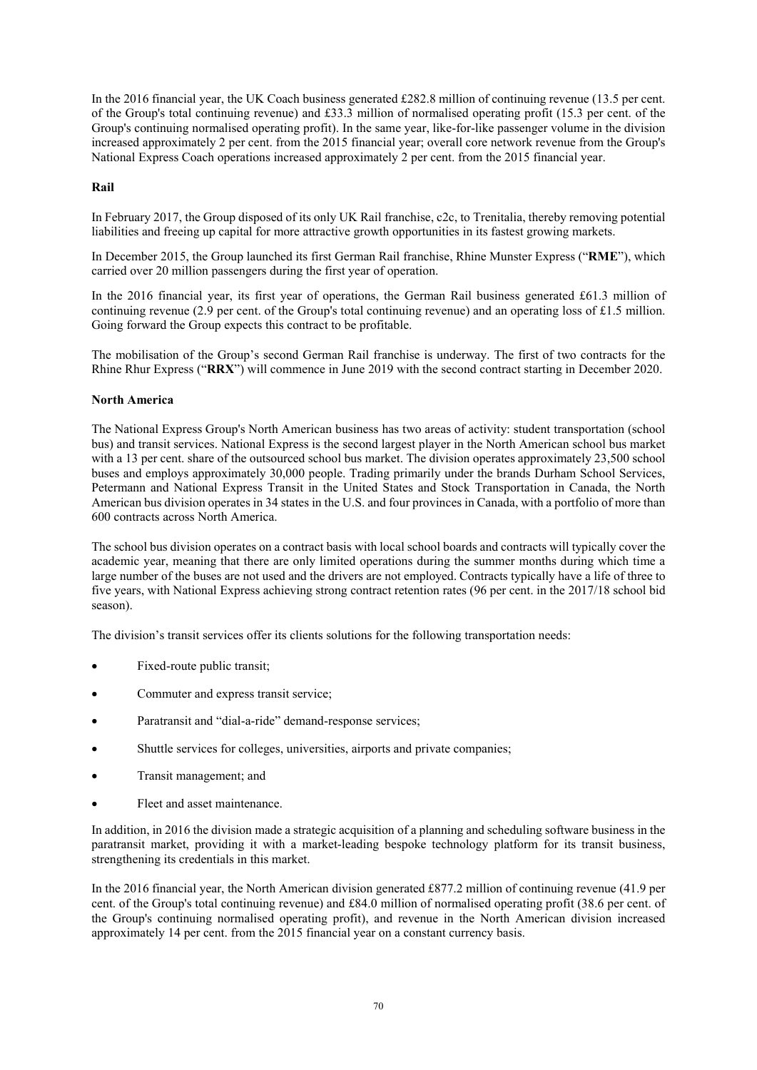In the 2016 financial year, the UK Coach business generated £282.8 million of continuing revenue (13.5 per cent. of the Group's total continuing revenue) and £33.3 million of normalised operating profit (15.3 per cent. of the Group's continuing normalised operating profit). In the same year, like-for-like passenger volume in the division increased approximately 2 per cent. from the 2015 financial year; overall core network revenue from the Group's National Express Coach operations increased approximately 2 per cent. from the 2015 financial year.

**Rail**

In February 2017, the Group disposed of its only UK Rail franchise, c2c, to Trenitalia, thereby removing potential liabilities and freeing up capital for more attractive growth opportunities in its fastest growing markets.

In December 2015, the Group launched its first German Rail franchise, Rhine Munster Express ("**RME**"), which carried over 20 million passengers during the first year of operation.

In the 2016 financial year, its first year of operations, the German Rail business generated £61.3 million of continuing revenue (2.9 per cent. of the Group's total continuing revenue) and an operating loss of £1.5 million. Going forward the Group expects this contract to be profitable.

The mobilisation of the Group's second German Rail franchise is underway. The first of two contracts for the Rhine Rhur Express ("**RRX**") will commence in June 2019 with the second contract starting in December 2020.

**North America**

The National Express Group's North American business has two areas of activity: student transportation (school bus) and transit services. National Express is the second largest player in the North American school bus market with a 13 per cent. share of the outsourced school bus market. The division operates approximately 23,500 school buses and employs approximately 30,000 people. Trading primarily under the brands Durham School Services, Petermann and National Express Transit in the United States and Stock Transportation in Canada, the North American bus division operates in 34 states in the U.S. and four provinces in Canada, with a portfolio of more than 600 contracts across North America.

The school bus division operates on a contract basis with local school boards and contracts will typically cover the academic year, meaning that there are only limited operations during the summer months during which time a large number of the buses are not used and the drivers are not employed. Contracts typically have a life of three to five years, with National Express achieving strong contract retention rates (96 per cent. in the 2017/18 school bid season).

The division's transit services offer its clients solutions for the following transportation needs:

- Fixed-route public transit;
- Commuter and express transit service;
- Paratransit and "dial-a-ride" demand-response services;
- Shuttle services for colleges, universities, airports and private companies;
- Transit management; and
- Fleet and asset maintenance.

In addition, in 2016 the division made a strategic acquisition of a planning and scheduling software business in the paratransit market, providing it with a market-leading bespoke technology platform for its transit business, strengthening its credentials in this market.

In the 2016 financial year, the North American division generated £877.2 million of continuing revenue (41.9 per cent. of the Group's total continuing revenue) and £84.0 million of normalised operating profit (38.6 per cent. of the Group's continuing normalised operating profit), and revenue in the North American division increased approximately 14 per cent. from the 2015 financial year on a constant currency basis.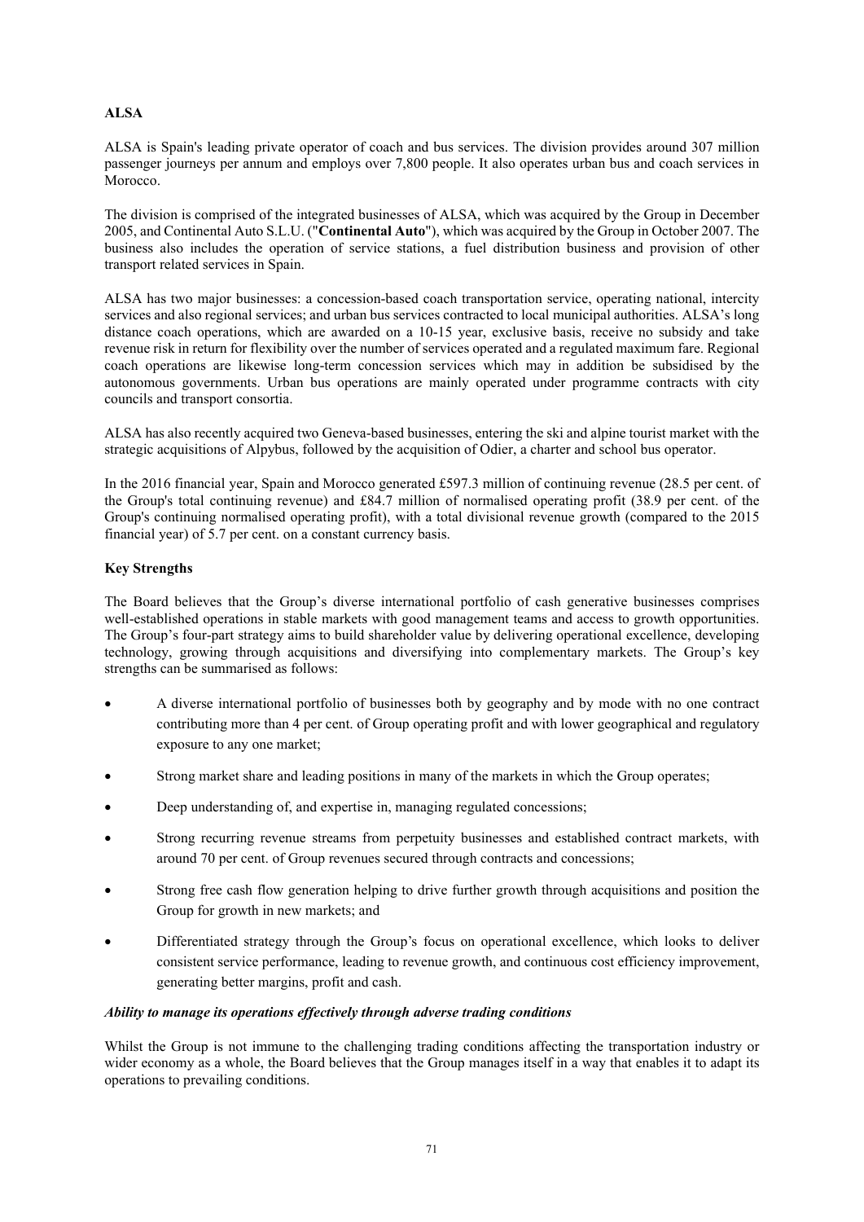**ALSA**

ALSA is Spain's leading private operator of coach and bus services. The division provides around 307 million passenger journeys per annum and employs over 7,800 people. It also operates urban bus and coach services in Morocco.

The division is comprised of the integrated businesses of ALSA, which was acquired by the Group in December 2005, and Continental Auto S.L.U. ("**Continental Auto**"), which was acquired by the Group in October 2007. The business also includes the operation of service stations, a fuel distribution business and provision of other transport related services in Spain.

ALSA has two major businesses: a concession-based coach transportation service, operating national, intercity services and also regional services; and urban bus services contracted to local municipal authorities. ALSA's long distance coach operations, which are awarded on a 10-15 year, exclusive basis, receive no subsidy and take revenue risk in return for flexibility over the number of services operated and a regulated maximum fare. Regional coach operations are likewise long-term concession services which may in addition be subsidised by the autonomous governments. Urban bus operations are mainly operated under programme contracts with city councils and transport consortia.

ALSA has also recently acquired two Geneva-based businesses, entering the ski and alpine tourist market with the strategic acquisitions of Alpybus, followed by the acquisition of Odier, a charter and school bus operator.

In the 2016 financial year, Spain and Morocco generated £597.3 million of continuing revenue (28.5 per cent. of the Group's total continuing revenue) and £84.7 million of normalised operating profit (38.9 per cent. of the Group's continuing normalised operating profit), with a total divisional revenue growth (compared to the 2015 financial year) of 5.7 per cent. on a constant currency basis.

**Key Strengths**

The Board believes that the Group's diverse international portfolio of cash generative businesses comprises well-established operations in stable markets with good management teams and access to growth opportunities. The Group's four-part strategy aims to build shareholder value by delivering operational excellence, developing technology, growing through acquisitions and diversifying into complementary markets. The Group's key strengths can be summarised as follows:

- A diverse international portfolio of businesses both by geography and by mode with no one contract contributing more than 4 per cent. of Group operating profit and with lower geographical and regulatory exposure to any one market;
- Strong market share and leading positions in many of the markets in which the Group operates;
- Deep understanding of, and expertise in, managing regulated concessions;
- Strong recurring revenue streams from perpetuity businesses and established contract markets, with around 70 per cent. of Group revenues secured through contracts and concessions;
- Strong free cash flow generation helping to drive further growth through acquisitions and position the Group for growth in new markets; and
- Differentiated strategy through the Group's focus on operational excellence, which looks to deliver consistent service performance, leading to revenue growth, and continuous cost efficiency improvement, generating better margins, profit and cash.

***Ability to manage its operations effectively through adverse trading conditions***

Whilst the Group is not immune to the challenging trading conditions affecting the transportation industry or wider economy as a whole, the Board believes that the Group manages itself in a way that enables it to adapt its operations to prevailing conditions.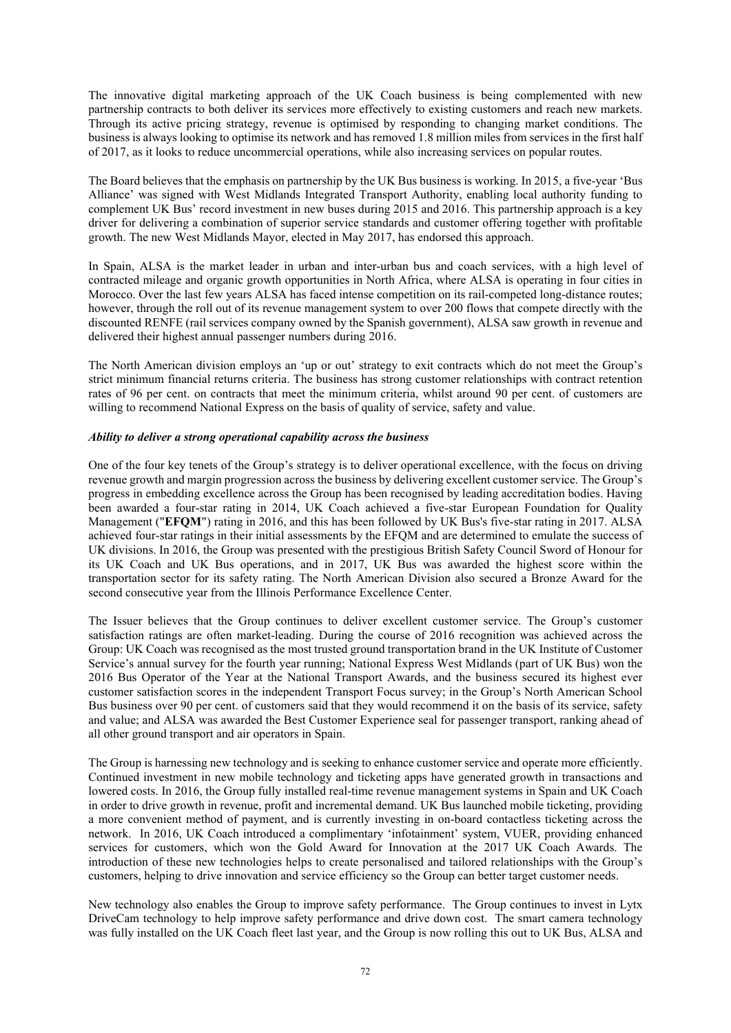The innovative digital marketing approach of the UK Coach business is being complemented with new partnership contracts to both deliver its services more effectively to existing customers and reach new markets. Through its active pricing strategy, revenue is optimised by responding to changing market conditions. The business is always looking to optimise its network and has removed 1.8 million miles from services in the first half of 2017, as it looks to reduce uncommercial operations, while also increasing services on popular routes.

The Board believes that the emphasis on partnership by the UK Bus business is working. In 2015, a five-year 'Bus Alliance' was signed with West Midlands Integrated Transport Authority, enabling local authority funding to complement UK Bus' record investment in new buses during 2015 and 2016. This partnership approach is a key driver for delivering a combination of superior service standards and customer offering together with profitable growth. The new West Midlands Mayor, elected in May 2017, has endorsed this approach.

In Spain, ALSA is the market leader in urban and inter-urban bus and coach services, with a high level of contracted mileage and organic growth opportunities in North Africa, where ALSA is operating in four cities in Morocco. Over the last few years ALSA has faced intense competition on its rail-competed long-distance routes; however, through the roll out of its revenue management system to over 200 flows that compete directly with the discounted RENFE (rail services company owned by the Spanish government), ALSA saw growth in revenue and delivered their highest annual passenger numbers during 2016.

The North American division employs an 'up or out' strategy to exit contracts which do not meet the Group's strict minimum financial returns criteria. The business has strong customer relationships with contract retention rates of 96 per cent. on contracts that meet the minimum criteria, whilst around 90 per cent. of customers are willing to recommend National Express on the basis of quality of service, safety and value.

***Ability to deliver a strong operational capability across the business***

One of the four key tenets of the Group's strategy is to deliver operational excellence, with the focus on driving revenue growth and margin progression across the business by delivering excellent customer service. The Group's progress in embedding excellence across the Group has been recognised by leading accreditation bodies. Having been awarded a four-star rating in 2014, UK Coach achieved a five-star European Foundation for Quality Management ("**EFQM**") rating in 2016, and this has been followed by UK Bus's five-star rating in 2017. ALSA achieved four-star ratings in their initial assessments by the EFQM and are determined to emulate the success of UK divisions. In 2016, the Group was presented with the prestigious British Safety Council Sword of Honour for its UK Coach and UK Bus operations, and in 2017, UK Bus was awarded the highest score within the transportation sector for its safety rating. The North American Division also secured a Bronze Award for the second consecutive year from the Illinois Performance Excellence Center.

The Issuer believes that the Group continues to deliver excellent customer service. The Group's customer satisfaction ratings are often market-leading. During the course of 2016 recognition was achieved across the Group: UK Coach was recognised as the most trusted ground transportation brand in the UK Institute of Customer Service's annual survey for the fourth year running; National Express West Midlands (part of UK Bus) won the 2016 Bus Operator of the Year at the National Transport Awards, and the business secured its highest ever customer satisfaction scores in the independent Transport Focus survey; in the Group's North American School Bus business over 90 per cent. of customers said that they would recommend it on the basis of its service, safety and value; and ALSA was awarded the Best Customer Experience seal for passenger transport, ranking ahead of all other ground transport and air operators in Spain.

The Group is harnessing new technology and is seeking to enhance customer service and operate more efficiently. Continued investment in new mobile technology and ticketing apps have generated growth in transactions and lowered costs. In 2016, the Group fully installed real-time revenue management systems in Spain and UK Coach in order to drive growth in revenue, profit and incremental demand. UK Bus launched mobile ticketing, providing a more convenient method of payment, and is currently investing in on-board contactless ticketing across the network. In 2016, UK Coach introduced a complimentary 'infotainment' system, VUER, providing enhanced services for customers, which won the Gold Award for Innovation at the 2017 UK Coach Awards. The introduction of these new technologies helps to create personalised and tailored relationships with the Group's customers, helping to drive innovation and service efficiency so the Group can better target customer needs.

New technology also enables the Group to improve safety performance. The Group continues to invest in Lytx DriveCam technology to help improve safety performance and drive down cost. The smart camera technology was fully installed on the UK Coach fleet last year, and the Group is now rolling this out to UK Bus, ALSA and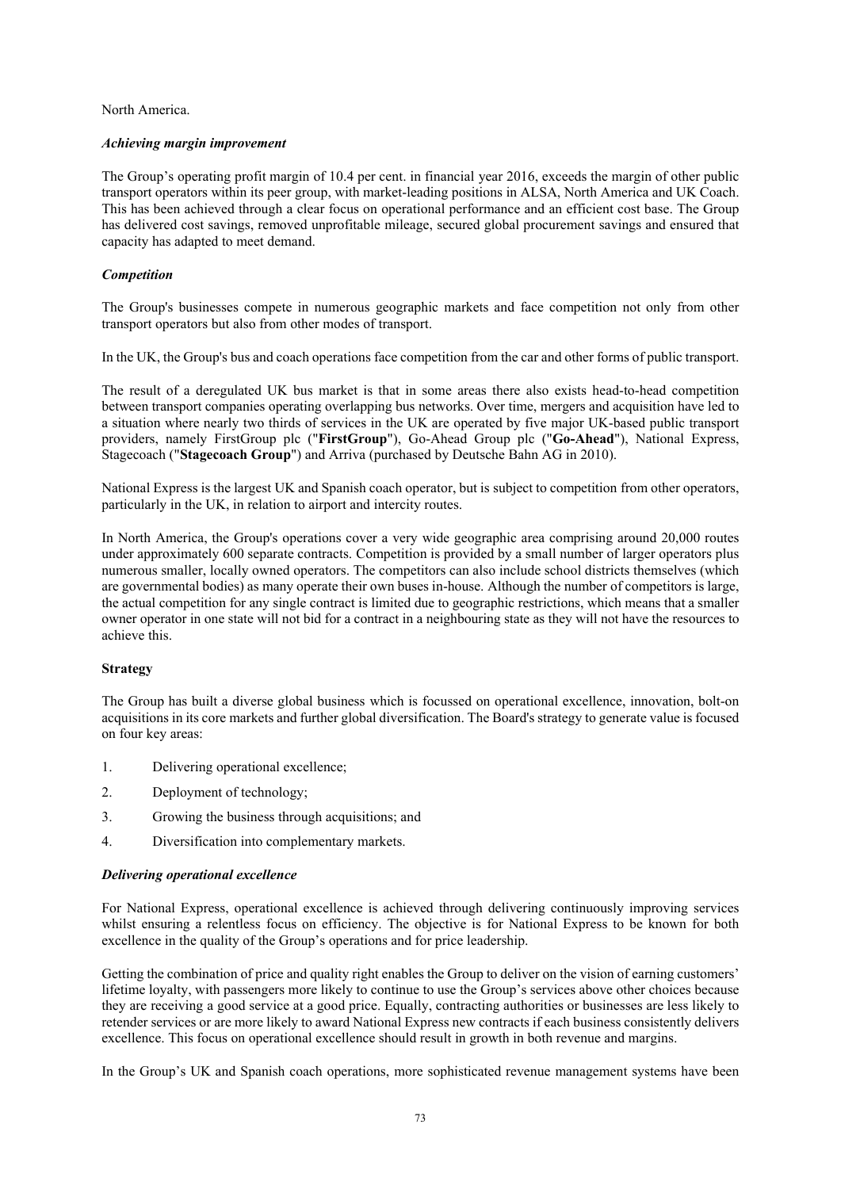North America.

### *Achieving margin improvement*

The Group's operating profit margin of 10.4 per cent. in financial year 2016, exceeds the margin of other public transport operators within its peer group, with market-leading positions in ALSA, North America and UK Coach. This has been achieved through a clear focus on operational performance and an efficient cost base. The Group has delivered cost savings, removed unprofitable mileage, secured global procurement savings and ensured that capacity has adapted to meet demand.

### *Competition*

The Group's businesses compete in numerous geographic markets and face competition not only from other transport operators but also from other modes of transport.

In the UK, the Group's bus and coach operations face competition from the car and other forms of public transport.

The result of a deregulated UK bus market is that in some areas there also exists head-to-head competition between transport companies operating overlapping bus networks. Over time, mergers and acquisition have led to a situation where nearly two thirds of services in the UK are operated by five major UK-based public transport providers, namely FirstGroup plc ("**FirstGroup**"), Go-Ahead Group plc ("**Go-Ahead**"), National Express, Stagecoach ("**Stagecoach Group**") and Arriva (purchased by Deutsche Bahn AG in 2010).

National Express is the largest UK and Spanish coach operator, but is subject to competition from other operators, particularly in the UK, in relation to airport and intercity routes.

In North America, the Group's operations cover a very wide geographic area comprising around 20,000 routes under approximately 600 separate contracts. Competition is provided by a small number of larger operators plus numerous smaller, locally owned operators. The competitors can also include school districts themselves (which are governmental bodies) as many operate their own buses in-house. Although the number of competitors is large, the actual competition for any single contract is limited due to geographic restrictions, which means that a smaller owner operator in one state will not bid for a contract in a neighbouring state as they will not have the resources to achieve this.

## **Strategy**

The Group has built a diverse global business which is focussed on operational excellence, innovation, bolt-on acquisitions in its core markets and further global diversification. The Board's strategy to generate value is focused on four key areas:

1. Delivering operational excellence;
2. Deployment of technology;
3. Growing the business through acquisitions; and
4. Diversification into complementary markets.

### *Delivering operational excellence*

For National Express, operational excellence is achieved through delivering continuously improving services whilst ensuring a relentless focus on efficiency. The objective is for National Express to be known for both excellence in the quality of the Group's operations and for price leadership.

Getting the combination of price and quality right enables the Group to deliver on the vision of earning customers' lifetime loyalty, with passengers more likely to continue to use the Group's services above other choices because they are receiving a good service at a good price. Equally, contracting authorities or businesses are less likely to retender services or are more likely to award National Express new contracts if each business consistently delivers excellence. This focus on operational excellence should result in growth in both revenue and margins.

In the Group's UK and Spanish coach operations, more sophisticated revenue management systems have been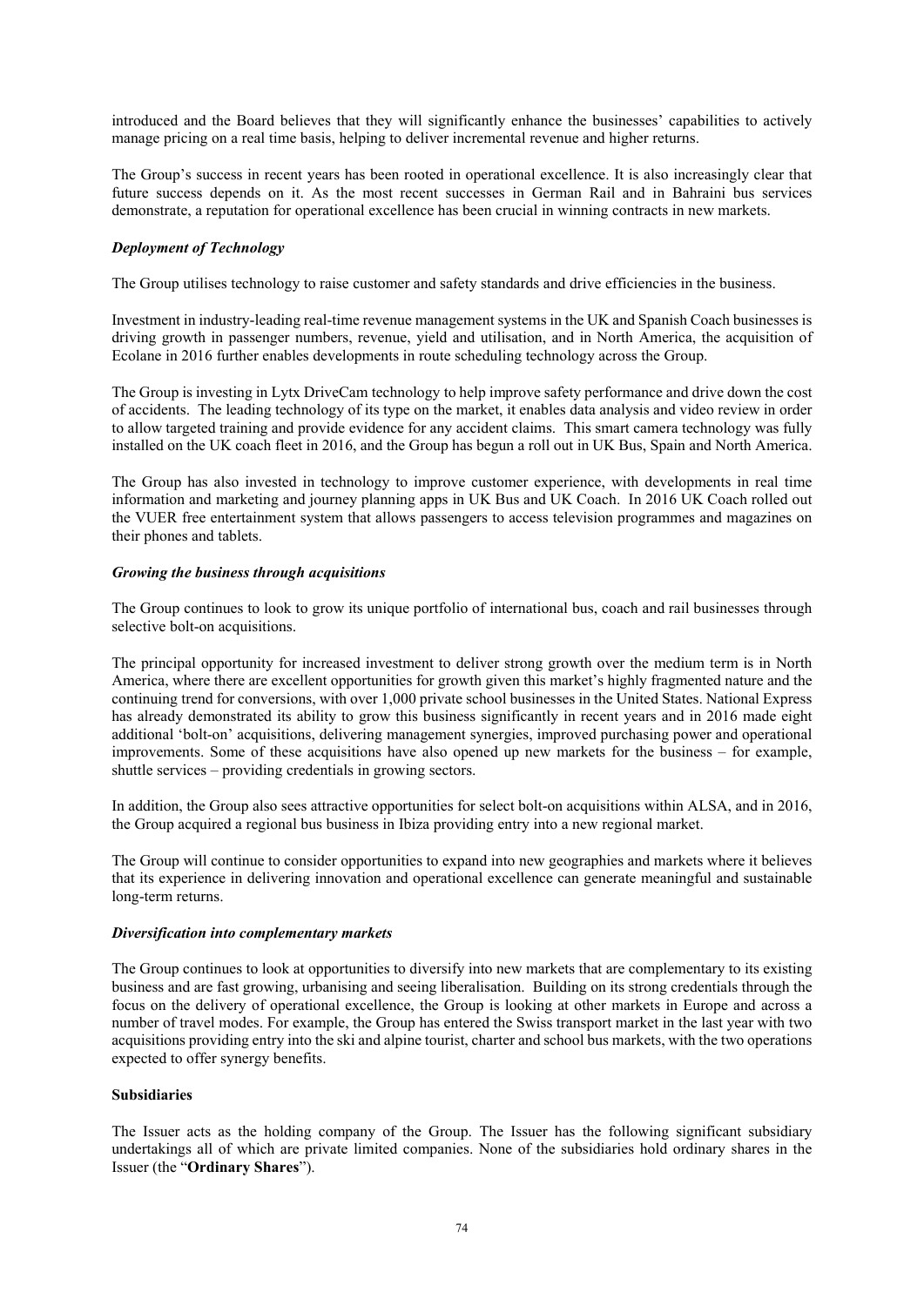introduced and the Board believes that they will significantly enhance the businesses' capabilities to actively manage pricing on a real time basis, helping to deliver incremental revenue and higher returns.

The Group's success in recent years has been rooted in operational excellence. It is also increasingly clear that future success depends on it. As the most recent successes in German Rail and in Bahraini bus services demonstrate, a reputation for operational excellence has been crucial in winning contracts in new markets.

***Deployment of Technology***

The Group utilises technology to raise customer and safety standards and drive efficiencies in the business.

Investment in industry-leading real-time revenue management systems in the UK and Spanish Coach businesses is driving growth in passenger numbers, revenue, yield and utilisation, and in North America, the acquisition of Ecolane in 2016 further enables developments in route scheduling technology across the Group.

The Group is investing in Lytx DriveCam technology to help improve safety performance and drive down the cost of accidents. The leading technology of its type on the market, it enables data analysis and video review in order to allow targeted training and provide evidence for any accident claims. This smart camera technology was fully installed on the UK coach fleet in 2016, and the Group has begun a roll out in UK Bus, Spain and North America.

The Group has also invested in technology to improve customer experience, with developments in real time information and marketing and journey planning apps in UK Bus and UK Coach. In 2016 UK Coach rolled out the VUER free entertainment system that allows passengers to access television programmes and magazines on their phones and tablets.

***Growing the business through acquisitions***

The Group continues to look to grow its unique portfolio of international bus, coach and rail businesses through selective bolt-on acquisitions.

The principal opportunity for increased investment to deliver strong growth over the medium term is in North America, where there are excellent opportunities for growth given this market's highly fragmented nature and the continuing trend for conversions, with over 1,000 private school businesses in the United States. National Express has already demonstrated its ability to grow this business significantly in recent years and in 2016 made eight additional 'bolt-on' acquisitions, delivering management synergies, improved purchasing power and operational improvements. Some of these acquisitions have also opened up new markets for the business – for example, shuttle services – providing credentials in growing sectors.

In addition, the Group also sees attractive opportunities for select bolt-on acquisitions within ALSA, and in 2016, the Group acquired a regional bus business in Ibiza providing entry into a new regional market.

The Group will continue to consider opportunities to expand into new geographies and markets where it believes that its experience in delivering innovation and operational excellence can generate meaningful and sustainable long-term returns.

***Diversification into complementary markets***

The Group continues to look at opportunities to diversify into new markets that are complementary to its existing business and are fast growing, urbanising and seeing liberalisation. Building on its strong credentials through the focus on the delivery of operational excellence, the Group is looking at other markets in Europe and across a number of travel modes. For example, the Group has entered the Swiss transport market in the last year with two acquisitions providing entry into the ski and alpine tourist, charter and school bus markets, with the two operations expected to offer synergy benefits.

**Subsidiaries**

The Issuer acts as the holding company of the Group. The Issuer has the following significant subsidiary undertakings all of which are private limited companies. None of the subsidiaries hold ordinary shares in the Issuer (the "**Ordinary Shares**").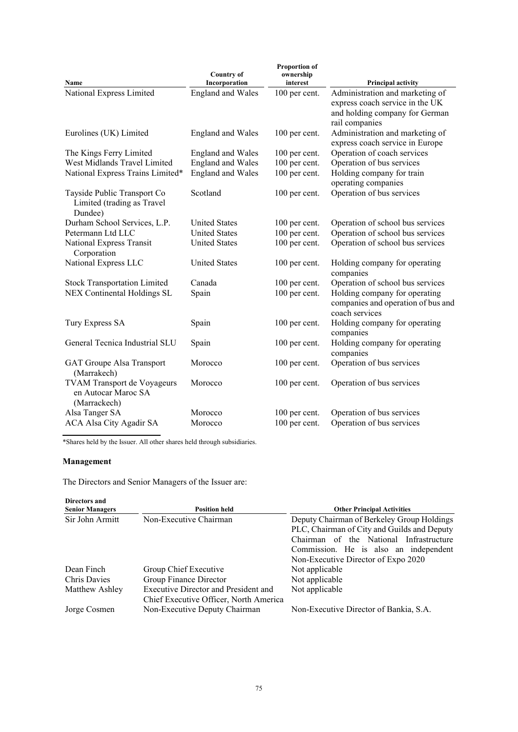| Name | Country of Incorporation | Proportion of ownership interest | Principal activity |
| --- | --- | --- | --- |
| National Express Limited | England and Wales | 100 per cent. | Administration and marketing of express coach service in the UK and holding company for German rail companies |
| Eurolines (UK) Limited | England and Wales | 100 per cent. | Administration and marketing of express coach service in Europe |
| The Kings Ferry Limited | England and Wales | 100 per cent. | Operation of coach services |
| West Midlands Travel Limited | England and Wales | 100 per cent. | Operation of bus services |
| National Express Trains Limited* | England and Wales | 100 per cent. | Holding company for train operating companies |
| Tayside Public Transport Co Limited (trading as Travel Dundee) | Scotland | 100 per cent. | Operation of bus services |
| Durham School Services, L.P. | United States | 100 per cent. | Operation of school bus services |
| Petermann Ltd LLC | United States | 100 per cent. | Operation of school bus services |
| National Express Transit Corporation | United States | 100 per cent. | Operation of school bus services |
| National Express LLC | United States | 100 per cent. | Holding company for operating companies |
| Stock Transportation Limited | Canada | 100 per cent. | Operation of school bus services |
| NEX Continental Holdings SL | Spain | 100 per cent. | Holding company for operating companies and operation of bus and coach services |
| Tury Express SA | Spain | 100 per cent. | Holding company for operating companies |
| General Tecnica Industrial SLU | Spain | 100 per cent. | Holding company for operating companies |
| GAT Groupe Alsa Transport (Marrakech) | Morocco | 100 per cent. | Operation of bus services |
| TVAM Transport de Voyageurs en Autocar Maroc SA (Marrackech) | Morocco | 100 per cent. | Operation of bus services |
| Alsa Tanger SA | Morocco | 100 per cent. | Operation of bus services |
| ACA Alsa City Agadir SA | Morocco | 100 per cent. | Operation of bus services |

*Shares held by the Issuer. All other shares held through subsidiaries.

**Management**

The Directors and Senior Managers of the Issuer are:

| Directors and Senior Managers | Position held | Other Principal Activities |
| --- | --- | --- |
| Sir John Armitt | Non-Executive Chairman | Deputy Chairman of Berkeley Group Holdings PLC, Chairman of City and Guilds and Deputy Chairman of the National Infrastructure Commission. He is also an independent Non-Executive Director of Expo 2020 |
| Dean Finch | Group Chief Executive | Not applicable |
| Chris Davies | Group Finance Director | Not applicable |
| Matthew Ashley | Executive Director and President and Chief Executive Officer, North America | Not applicable |
| Jorge Cosmen | Non-Executive Deputy Chairman | Non-Executive Director of Bankia, S.A. |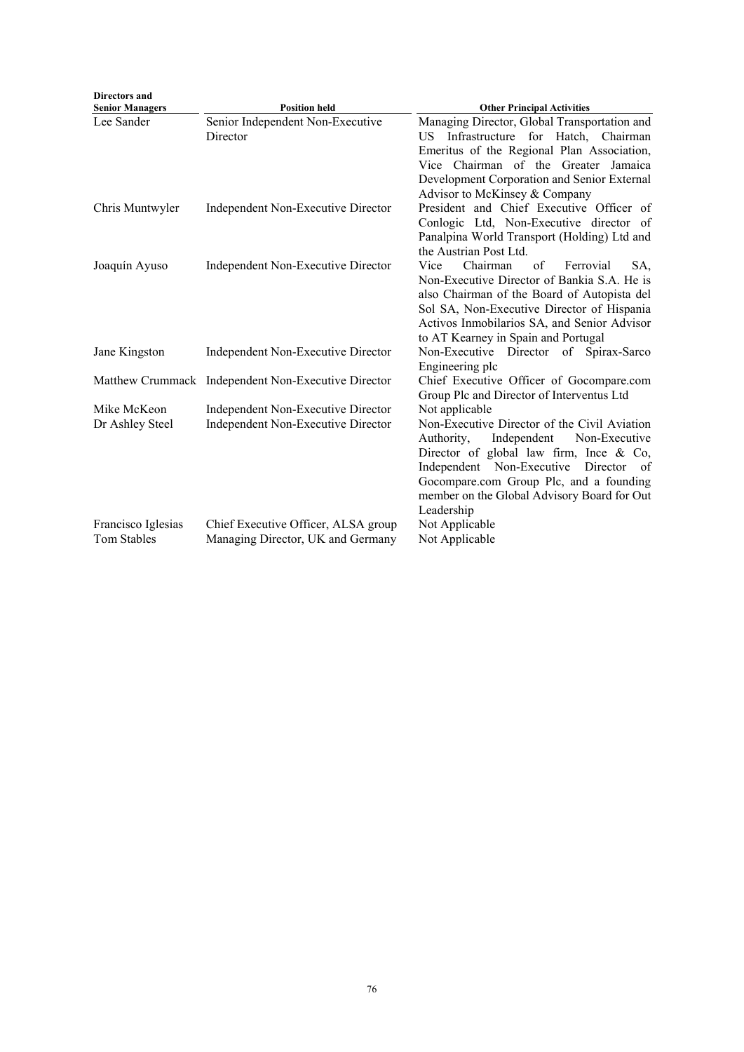| Directors and Senior Managers | Position held | Other Principal Activities |
|---|---|---|
| Lee Sander | Senior Independent Non-Executive Director | Managing Director, Global Transportation and US Infrastructure for Hatch, Chairman Emeritus of the Regional Plan Association, Vice Chairman of the Greater Jamaica Development Corporation and Senior External Advisor to McKinsey & Company |
| Chris Muntwyler | Independent Non-Executive Director | President and Chief Executive Officer of Conlogic Ltd, Non-Executive director of Panalpina World Transport (Holding) Ltd and the Austrian Post Ltd. |
| Joaquín Ayuso | Independent Non-Executive Director | Vice Chairman of Ferrovial SA, Non-Executive Director of Bankia S.A. He is also Chairman of the Board of Autopista del Sol SA, Non-Executive Director of Hispania Activos Inmobilarios SA, and Senior Advisor to AT Kearney in Spain and Portugal |
| Jane Kingston | Independent Non-Executive Director | Non-Executive Director of Spirax-Sarco Engineering plc |
| Matthew Crummack | Independent Non-Executive Director | Chief Executive Officer of Gocompare.com Group Plc and Director of Interventus Ltd |
| Mike McKeon | Independent Non-Executive Director | Not applicable |
| Dr Ashley Steel | Independent Non-Executive Director | Non-Executive Director of the Civil Aviation Authority, Independent Non-Executive Director of global law firm, Ince & Co, Independent Non-Executive Director of Gocompare.com Group Plc, and a founding member on the Global Advisory Board for Out Leadership |
| Francisco Iglesias | Chief Executive Officer, ALSA group | Not Applicable |
| Tom Stables | Managing Director, UK and Germany | Not Applicable |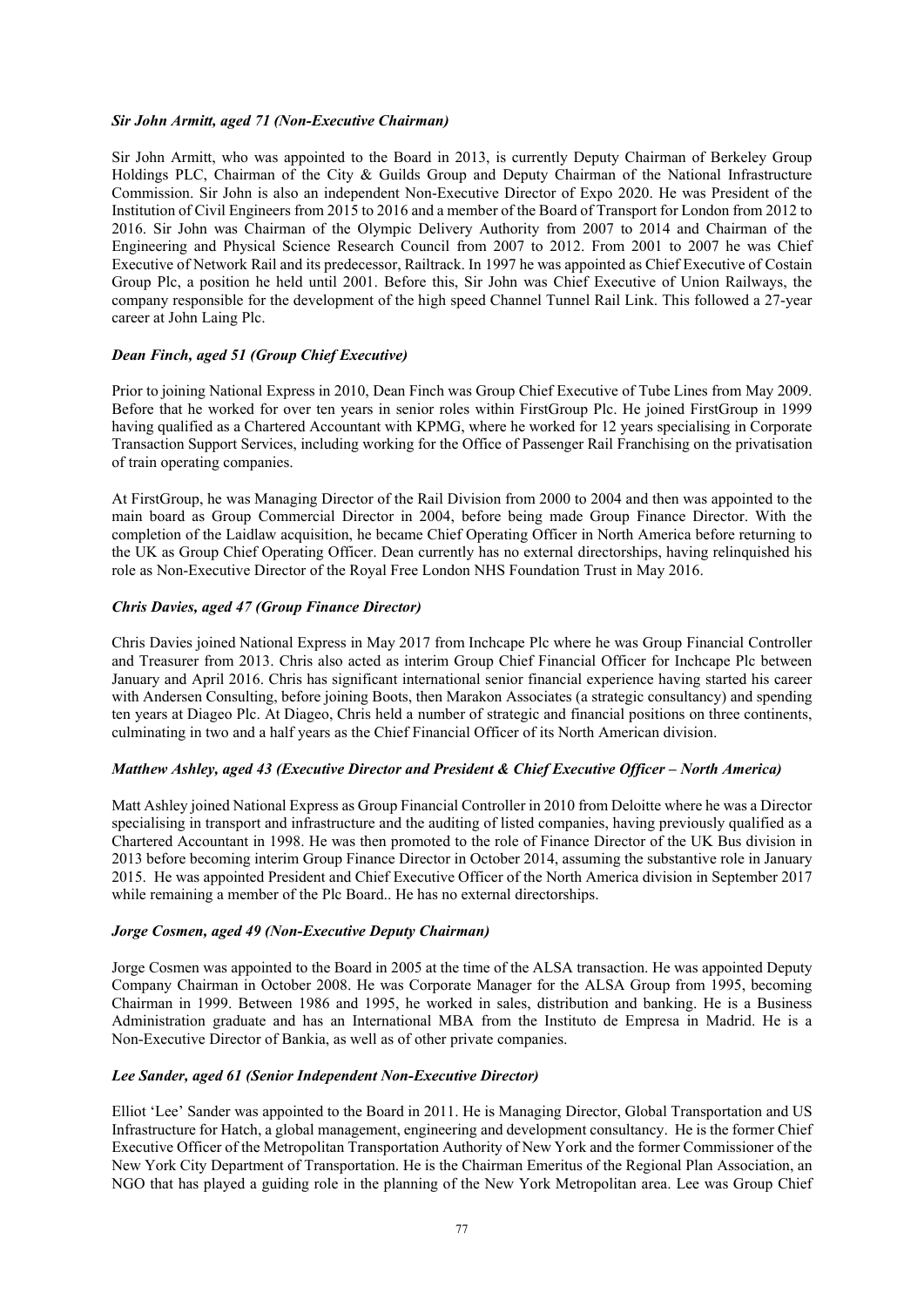***Sir John Armitt, aged 71 (Non-Executive Chairman)***

Sir John Armitt, who was appointed to the Board in 2013, is currently Deputy Chairman of Berkeley Group Holdings PLC, Chairman of the City & Guilds Group and Deputy Chairman of the National Infrastructure Commission. Sir John is also an independent Non-Executive Director of Expo 2020. He was President of the Institution of Civil Engineers from 2015 to 2016 and a member of the Board of Transport for London from 2012 to 2016. Sir John was Chairman of the Olympic Delivery Authority from 2007 to 2014 and Chairman of the Engineering and Physical Science Research Council from 2007 to 2012. From 2001 to 2007 he was Chief Executive of Network Rail and its predecessor, Railtrack. In 1997 he was appointed as Chief Executive of Costain Group Plc, a position he held until 2001. Before this, Sir John was Chief Executive of Union Railways, the company responsible for the development of the high speed Channel Tunnel Rail Link. This followed a 27-year career at John Laing Plc.

***Dean Finch, aged 51 (Group Chief Executive)***

Prior to joining National Express in 2010, Dean Finch was Group Chief Executive of Tube Lines from May 2009. Before that he worked for over ten years in senior roles within FirstGroup Plc. He joined FirstGroup in 1999 having qualified as a Chartered Accountant with KPMG, where he worked for 12 years specialising in Corporate Transaction Support Services, including working for the Office of Passenger Rail Franchising on the privatisation of train operating companies.

At FirstGroup, he was Managing Director of the Rail Division from 2000 to 2004 and then was appointed to the main board as Group Commercial Director in 2004, before being made Group Finance Director. With the completion of the Laidlaw acquisition, he became Chief Operating Officer in North America before returning to the UK as Group Chief Operating Officer. Dean currently has no external directorships, having relinquished his role as Non-Executive Director of the Royal Free London NHS Foundation Trust in May 2016.

***Chris Davies, aged 47 (Group Finance Director)***

Chris Davies joined National Express in May 2017 from Inchcape Plc where he was Group Financial Controller and Treasurer from 2013. Chris also acted as interim Group Chief Financial Officer for Inchcape Plc between January and April 2016. Chris has significant international senior financial experience having started his career with Andersen Consulting, before joining Boots, then Marakon Associates (a strategic consultancy) and spending ten years at Diageo Plc. At Diageo, Chris held a number of strategic and financial positions on three continents, culminating in two and a half years as the Chief Financial Officer of its North American division.

***Matthew Ashley, aged 43 (Executive Director and President & Chief Executive Officer – North America)***

Matt Ashley joined National Express as Group Financial Controller in 2010 from Deloitte where he was a Director specialising in transport and infrastructure and the auditing of listed companies, having previously qualified as a Chartered Accountant in 1998. He was then promoted to the role of Finance Director of the UK Bus division in 2013 before becoming interim Group Finance Director in October 2014, assuming the substantive role in January 2015. He was appointed President and Chief Executive Officer of the North America division in September 2017 while remaining a member of the Plc Board.. He has no external directorships.

***Jorge Cosmen, aged 49 (Non-Executive Deputy Chairman)***

Jorge Cosmen was appointed to the Board in 2005 at the time of the ALSA transaction. He was appointed Deputy Company Chairman in October 2008. He was Corporate Manager for the ALSA Group from 1995, becoming Chairman in 1999. Between 1986 and 1995, he worked in sales, distribution and banking. He is a Business Administration graduate and has an International MBA from the Instituto de Empresa in Madrid. He is a Non-Executive Director of Bankia, as well as of other private companies.

***Lee Sander, aged 61 (Senior Independent Non-Executive Director)***

Elliot 'Lee' Sander was appointed to the Board in 2011. He is Managing Director, Global Transportation and US Infrastructure for Hatch, a global management, engineering and development consultancy. He is the former Chief Executive Officer of the Metropolitan Transportation Authority of New York and the former Commissioner of the New York City Department of Transportation. He is the Chairman Emeritus of the Regional Plan Association, an NGO that has played a guiding role in the planning of the New York Metropolitan area. Lee was Group Chief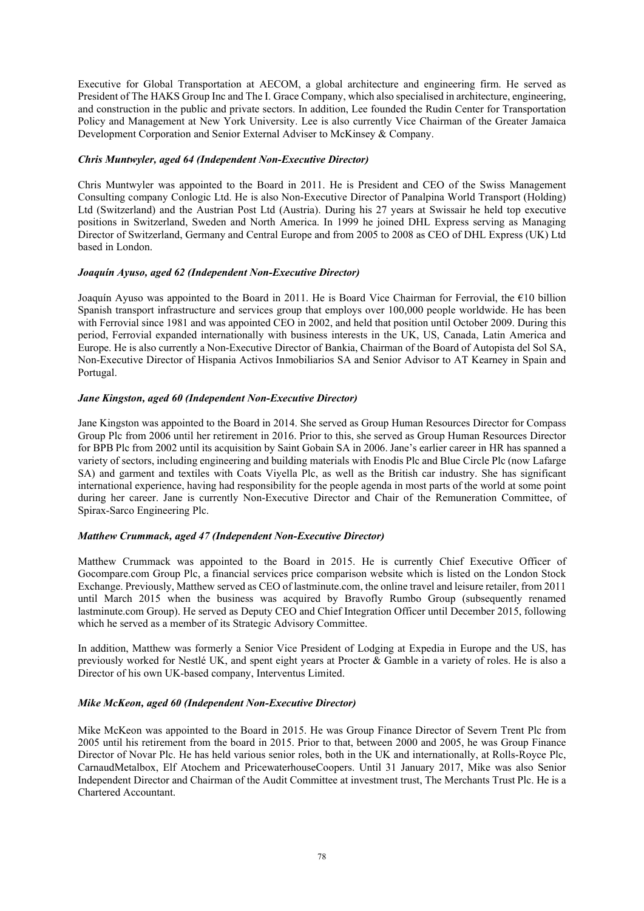Executive for Global Transportation at AECOM, a global architecture and engineering firm. He served as President of The HAKS Group Inc and The I. Grace Company, which also specialised in architecture, engineering, and construction in the public and private sectors. In addition, Lee founded the Rudin Center for Transportation Policy and Management at New York University. Lee is also currently Vice Chairman of the Greater Jamaica Development Corporation and Senior External Adviser to McKinsey & Company.

***Chris Muntwyler, aged 64 (Independent Non-Executive Director)***

Chris Muntwyler was appointed to the Board in 2011. He is President and CEO of the Swiss Management Consulting company Conlogic Ltd. He is also Non-Executive Director of Panalpina World Transport (Holding) Ltd (Switzerland) and the Austrian Post Ltd (Austria). During his 27 years at Swissair he held top executive positions in Switzerland, Sweden and North America. In 1999 he joined DHL Express serving as Managing Director of Switzerland, Germany and Central Europe and from 2005 to 2008 as CEO of DHL Express (UK) Ltd based in London.

***Joaquín Ayuso, aged 62 (Independent Non-Executive Director)***

Joaquín Ayuso was appointed to the Board in 2011. He is Board Vice Chairman for Ferrovial, the €10 billion Spanish transport infrastructure and services group that employs over 100,000 people worldwide. He has been with Ferrovial since 1981 and was appointed CEO in 2002, and held that position until October 2009. During this period, Ferrovial expanded internationally with business interests in the UK, US, Canada, Latin America and Europe. He is also currently a Non-Executive Director of Bankia, Chairman of the Board of Autopista del Sol SA, Non-Executive Director of Hispania Activos Inmobiliarios SA and Senior Advisor to AT Kearney in Spain and Portugal.

***Jane Kingston, aged 60 (Independent Non-Executive Director)***

Jane Kingston was appointed to the Board in 2014. She served as Group Human Resources Director for Compass Group Plc from 2006 until her retirement in 2016. Prior to this, she served as Group Human Resources Director for BPB Plc from 2002 until its acquisition by Saint Gobain SA in 2006. Jane's earlier career in HR has spanned a variety of sectors, including engineering and building materials with Enodis Plc and Blue Circle Plc (now Lafarge SA) and garment and textiles with Coats Viyella Plc, as well as the British car industry. She has significant international experience, having had responsibility for the people agenda in most parts of the world at some point during her career. Jane is currently Non-Executive Director and Chair of the Remuneration Committee, of Spirax-Sarco Engineering Plc.

***Matthew Crummack, aged 47 (Independent Non-Executive Director)***

Matthew Crummack was appointed to the Board in 2015. He is currently Chief Executive Officer of Gocompare.com Group Plc, a financial services price comparison website which is listed on the London Stock Exchange. Previously, Matthew served as CEO of lastminute.com, the online travel and leisure retailer, from 2011 until March 2015 when the business was acquired by Bravofly Rumbo Group (subsequently renamed lastminute.com Group). He served as Deputy CEO and Chief Integration Officer until December 2015, following which he served as a member of its Strategic Advisory Committee.

In addition, Matthew was formerly a Senior Vice President of Lodging at Expedia in Europe and the US, has previously worked for Nestlé UK, and spent eight years at Procter & Gamble in a variety of roles. He is also a Director of his own UK-based company, Interventus Limited.

***Mike McKeon, aged 60 (Independent Non-Executive Director)***

Mike McKeon was appointed to the Board in 2015. He was Group Finance Director of Severn Trent Plc from 2005 until his retirement from the board in 2015. Prior to that, between 2000 and 2005, he was Group Finance Director of Novar Plc. He has held various senior roles, both in the UK and internationally, at Rolls-Royce Plc, CarnaudMetalbox, Elf Atochem and PricewaterhouseCoopers. Until 31 January 2017, Mike was also Senior Independent Director and Chairman of the Audit Committee at investment trust, The Merchants Trust Plc. He is a Chartered Accountant.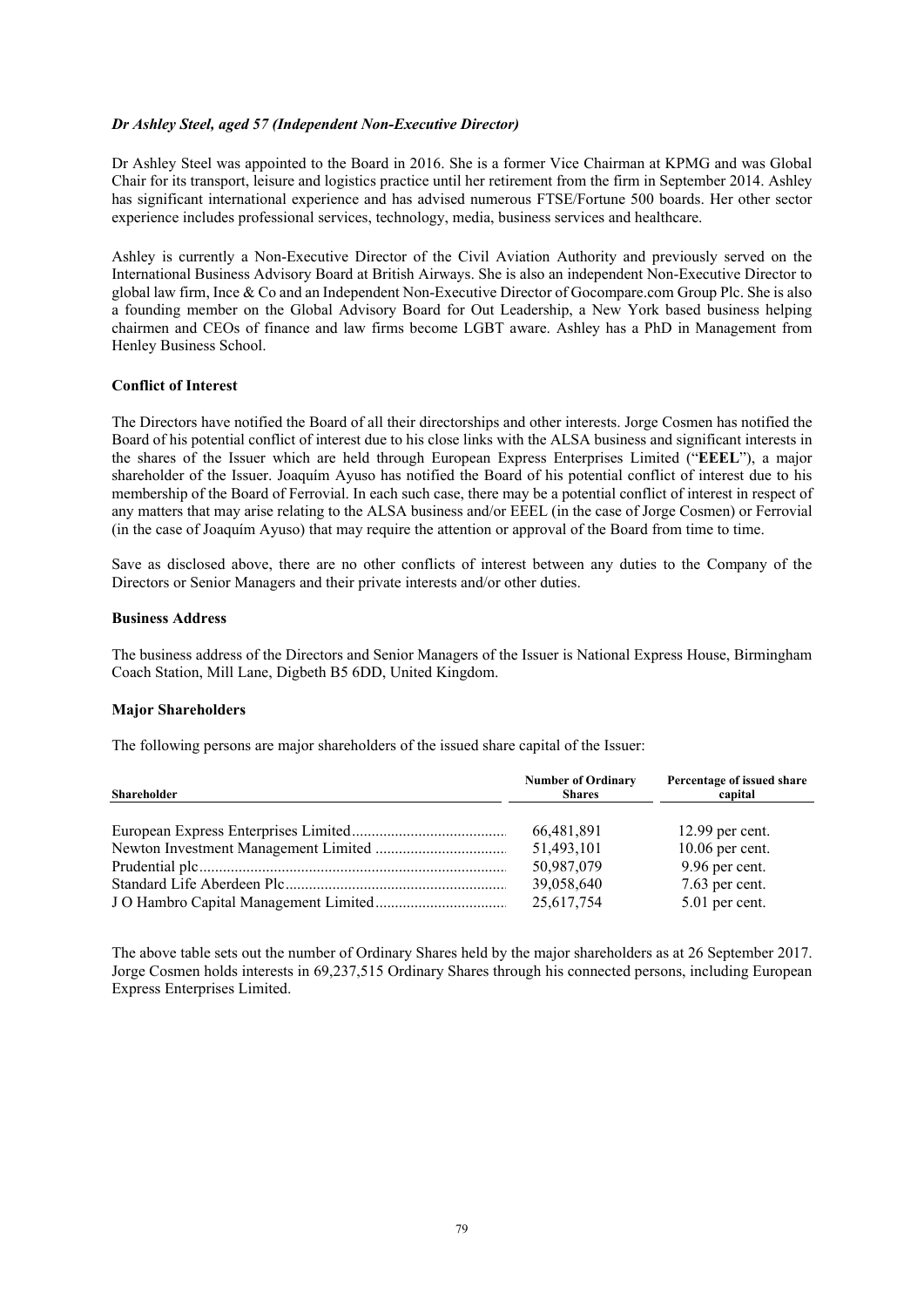***Dr Ashley Steel, aged 57 (Independent Non-Executive Director)***

Dr Ashley Steel was appointed to the Board in 2016. She is a former Vice Chairman at KPMG and was Global Chair for its transport, leisure and logistics practice until her retirement from the firm in September 2014. Ashley has significant international experience and has advised numerous FTSE/Fortune 500 boards. Her other sector experience includes professional services, technology, media, business services and healthcare.

Ashley is currently a Non-Executive Director of the Civil Aviation Authority and previously served on the International Business Advisory Board at British Airways. She is also an independent Non-Executive Director to global law firm, Ince & Co and an Independent Non-Executive Director of Gocompare.com Group Plc. She is also a founding member on the Global Advisory Board for Out Leadership, a New York based business helping chairmen and CEOs of finance and law firms become LGBT aware. Ashley has a PhD in Management from Henley Business School.

**Conflict of Interest**

The Directors have notified the Board of all their directorships and other interests. Jorge Cosmen has notified the Board of his potential conflict of interest due to his close links with the ALSA business and significant interests in the shares of the Issuer which are held through European Express Enterprises Limited ("**EEEL**"), a major shareholder of the Issuer. Joaquím Ayuso has notified the Board of his potential conflict of interest due to his membership of the Board of Ferrovial. In each such case, there may be a potential conflict of interest in respect of any matters that may arise relating to the ALSA business and/or EEEL (in the case of Jorge Cosmen) or Ferrovial (in the case of Joaquím Ayuso) that may require the attention or approval of the Board from time to time.

Save as disclosed above, there are no other conflicts of interest between any duties to the Company of the Directors or Senior Managers and their private interests and/or other duties.

**Business Address**

The business address of the Directors and Senior Managers of the Issuer is National Express House, Birmingham Coach Station, Mill Lane, Digbeth B5 6DD, United Kingdom.

**Major Shareholders**

The following persons are major shareholders of the issued share capital of the Issuer:

| Shareholder | Number of Ordinary Shares | Percentage of issued share capital |
|---|---|---|
| European Express Enterprises Limited | 66,481,891 | 12.99 per cent. |
| Newton Investment Management Limited | 51,493,101 | 10.06 per cent. |
| Prudential plc | 50,987,079 | 9.96 per cent. |
| Standard Life Aberdeen Plc | 39,058,640 | 7.63 per cent. |
| J O Hambro Capital Management Limited | 25,617,754 | 5.01 per cent. |

The above table sets out the number of Ordinary Shares held by the major shareholders as at 26 September 2017. Jorge Cosmen holds interests in 69,237,515 Ordinary Shares through his connected persons, including European Express Enterprises Limited.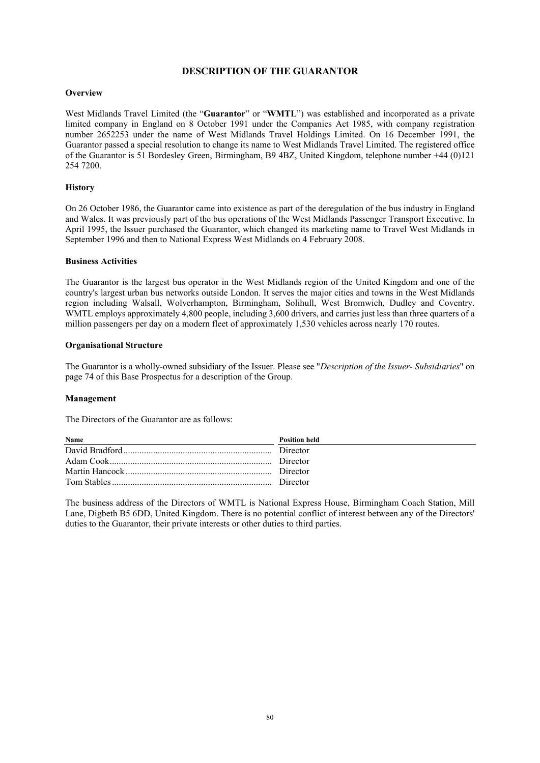## DESCRIPTION OF THE GUARANTOR

### Overview

West Midlands Travel Limited (the "**Guarantor**" or "**WMTL**") was established and incorporated as a private limited company in England on 8 October 1991 under the Companies Act 1985, with company registration number 2652253 under the name of West Midlands Travel Holdings Limited. On 16 December 1991, the Guarantor passed a special resolution to change its name to West Midlands Travel Limited. The registered office of the Guarantor is 51 Bordesley Green, Birmingham, B9 4BZ, United Kingdom, telephone number +44 (0)121 254 7200.

### History

On 26 October 1986, the Guarantor came into existence as part of the deregulation of the bus industry in England and Wales. It was previously part of the bus operations of the West Midlands Passenger Transport Executive. In April 1995, the Issuer purchased the Guarantor, which changed its marketing name to Travel West Midlands in September 1996 and then to National Express West Midlands on 4 February 2008.

### Business Activities

The Guarantor is the largest bus operator in the West Midlands region of the United Kingdom and one of the country's largest urban bus networks outside London. It serves the major cities and towns in the West Midlands region including Walsall, Wolverhampton, Birmingham, Solihull, West Bromwich, Dudley and Coventry. WMTL employs approximately 4,800 people, including 3,600 drivers, and carries just less than three quarters of a million passengers per day on a modern fleet of approximately 1,530 vehicles across nearly 170 routes.

### Organisational Structure

The Guarantor is a wholly-owned subsidiary of the Issuer. Please see "*Description of the Issuer- Subsidiaries*" on page 74 of this Base Prospectus for a description of the Group.

### Management

The Directors of the Guarantor are as follows:

| Name | Position held |
|---|---|
| David Bradford | Director |
| Adam Cook | Director |
| Martin Hancock | Director |
| Tom Stables | Director |

The business address of the Directors of WMTL is National Express House, Birmingham Coach Station, Mill Lane, Digbeth B5 6DD, United Kingdom. There is no potential conflict of interest between any of the Directors' duties to the Guarantor, their private interests or other duties to third parties.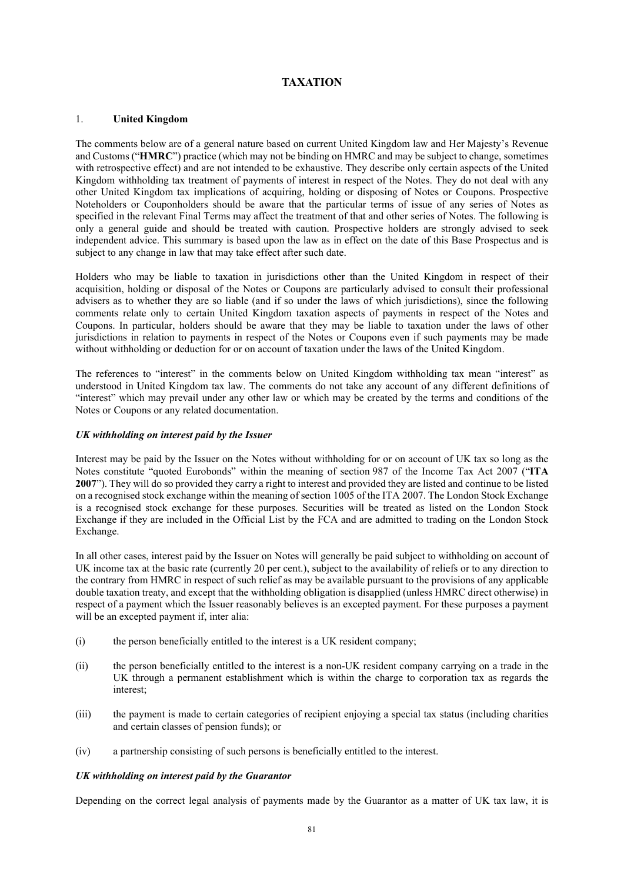# TAXATION

## 1. United Kingdom

The comments below are of a general nature based on current United Kingdom law and Her Majesty's Revenue and Customs ("**HMRC**") practice (which may not be binding on HMRC and may be subject to change, sometimes with retrospective effect) and are not intended to be exhaustive. They describe only certain aspects of the United Kingdom withholding tax treatment of payments of interest in respect of the Notes. They do not deal with any other United Kingdom tax implications of acquiring, holding or disposing of Notes or Coupons. Prospective Noteholders or Couponholders should be aware that the particular terms of issue of any series of Notes as specified in the relevant Final Terms may affect the treatment of that and other series of Notes. The following is only a general guide and should be treated with caution. Prospective holders are strongly advised to seek independent advice. This summary is based upon the law as in effect on the date of this Base Prospectus and is subject to any change in law that may take effect after such date.

Holders who may be liable to taxation in jurisdictions other than the United Kingdom in respect of their acquisition, holding or disposal of the Notes or Coupons are particularly advised to consult their professional advisers as to whether they are so liable (and if so under the laws of which jurisdictions), since the following comments relate only to certain United Kingdom taxation aspects of payments in respect of the Notes and Coupons. In particular, holders should be aware that they may be liable to taxation under the laws of other jurisdictions in relation to payments in respect of the Notes or Coupons even if such payments may be made without withholding or deduction for or on account of taxation under the laws of the United Kingdom.

The references to "interest" in the comments below on United Kingdom withholding tax mean "interest" as understood in United Kingdom tax law. The comments do not take any account of any different definitions of "interest" which may prevail under any other law or which may be created by the terms and conditions of the Notes or Coupons or any related documentation.

### *UK withholding on interest paid by the Issuer*

Interest may be paid by the Issuer on the Notes without withholding for or on account of UK tax so long as the Notes constitute "quoted Eurobonds" within the meaning of section 987 of the Income Tax Act 2007 ("**ITA 2007**"). They will do so provided they carry a right to interest and provided they are listed and continue to be listed on a recognised stock exchange within the meaning of section 1005 of the ITA 2007. The London Stock Exchange is a recognised stock exchange for these purposes. Securities will be treated as listed on the London Stock Exchange if they are included in the Official List by the FCA and are admitted to trading on the London Stock Exchange.

In all other cases, interest paid by the Issuer on Notes will generally be paid subject to withholding on account of UK income tax at the basic rate (currently 20 per cent.), subject to the availability of reliefs or to any direction to the contrary from HMRC in respect of such relief as may be available pursuant to the provisions of any applicable double taxation treaty, and except that the withholding obligation is disapplied (unless HMRC direct otherwise) in respect of a payment which the Issuer reasonably believes is an excepted payment. For these purposes a payment will be an excepted payment if, inter alia:

(i) the person beneficially entitled to the interest is a UK resident company;

(ii) the person beneficially entitled to the interest is a non-UK resident company carrying on a trade in the UK through a permanent establishment which is within the charge to corporation tax as regards the interest;

(iii) the payment is made to certain categories of recipient enjoying a special tax status (including charities and certain classes of pension funds); or

(iv) a partnership consisting of such persons is beneficially entitled to the interest.

### *UK withholding on interest paid by the Guarantor*

Depending on the correct legal analysis of payments made by the Guarantor as a matter of UK tax law, it is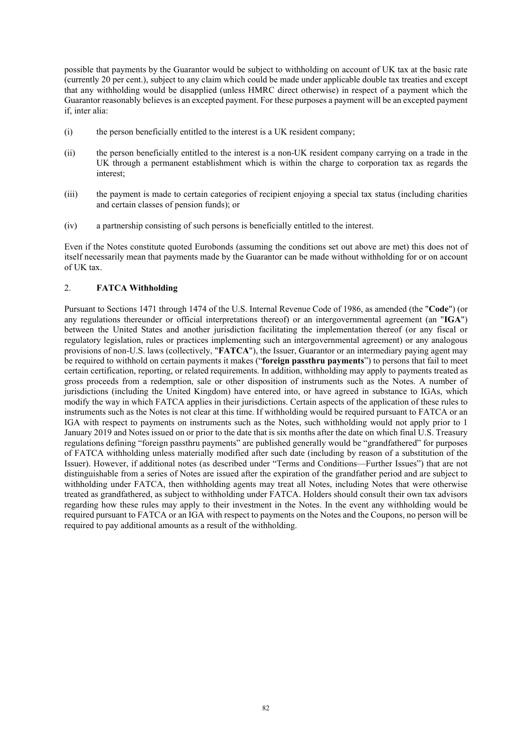possible that payments by the Guarantor would be subject to withholding on account of UK tax at the basic rate (currently 20 per cent.), subject to any claim which could be made under applicable double tax treaties and except that any withholding would be disapplied (unless HMRC direct otherwise) in respect of a payment which the Guarantor reasonably believes is an excepted payment. For these purposes a payment will be an excepted payment if, inter alia:

(i) the person beneficially entitled to the interest is a UK resident company;

(ii) the person beneficially entitled to the interest is a non-UK resident company carrying on a trade in the UK through a permanent establishment which is within the charge to corporation tax as regards the interest;

(iii) the payment is made to certain categories of recipient enjoying a special tax status (including charities and certain classes of pension funds); or

(iv) a partnership consisting of such persons is beneficially entitled to the interest.

Even if the Notes constitute quoted Eurobonds (assuming the conditions set out above are met) this does not of itself necessarily mean that payments made by the Guarantor can be made without withholding for or on account of UK tax.

## 2. FATCA Withholding

Pursuant to Sections 1471 through 1474 of the U.S. Internal Revenue Code of 1986, as amended (the "**Code**") (or any regulations thereunder or official interpretations thereof) or an intergovernmental agreement (an "**IGA**") between the United States and another jurisdiction facilitating the implementation thereof (or any fiscal or regulatory legislation, rules or practices implementing such an intergovernmental agreement) or any analogous provisions of non-U.S. laws (collectively, "**FATCA**"), the Issuer, Guarantor or an intermediary paying agent may be required to withhold on certain payments it makes ("**foreign passthru payments**") to persons that fail to meet certain certification, reporting, or related requirements. In addition, withholding may apply to payments treated as gross proceeds from a redemption, sale or other disposition of instruments such as the Notes. A number of jurisdictions (including the United Kingdom) have entered into, or have agreed in substance to IGAs, which modify the way in which FATCA applies in their jurisdictions. Certain aspects of the application of these rules to instruments such as the Notes is not clear at this time. If withholding would be required pursuant to FATCA or an IGA with respect to payments on instruments such as the Notes, such withholding would not apply prior to 1 January 2019 and Notes issued on or prior to the date that is six months after the date on which final U.S. Treasury regulations defining "foreign passthru payments" are published generally would be "grandfathered" for purposes of FATCA withholding unless materially modified after such date (including by reason of a substitution of the Issuer). However, if additional notes (as described under "Terms and Conditions—Further Issues") that are not distinguishable from a series of Notes are issued after the expiration of the grandfather period and are subject to withholding under FATCA, then withholding agents may treat all Notes, including Notes that were otherwise treated as grandfathered, as subject to withholding under FATCA. Holders should consult their own tax advisors regarding how these rules may apply to their investment in the Notes. In the event any withholding would be required pursuant to FATCA or an IGA with respect to payments on the Notes and the Coupons, no person will be required to pay additional amounts as a result of the withholding.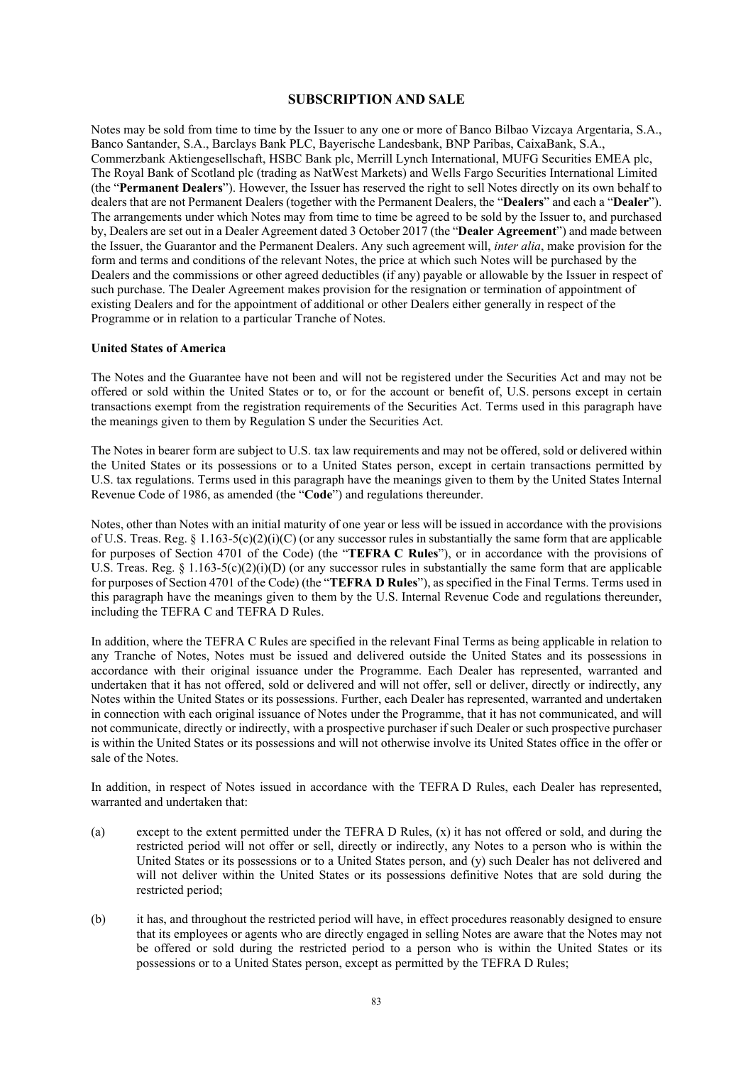# SUBSCRIPTION AND SALE

Notes may be sold from time to time by the Issuer to any one or more of Banco Bilbao Vizcaya Argentaria, S.A., Banco Santander, S.A., Barclays Bank PLC, Bayerische Landesbank, BNP Paribas, CaixaBank, S.A., Commerzbank Aktiengesellschaft, HSBC Bank plc, Merrill Lynch International, MUFG Securities EMEA plc, The Royal Bank of Scotland plc (trading as NatWest Markets) and Wells Fargo Securities International Limited (the "**Permanent Dealers**"). However, the Issuer has reserved the right to sell Notes directly on its own behalf to dealers that are not Permanent Dealers (together with the Permanent Dealers, the "**Dealers**" and each a "**Dealer**"). The arrangements under which Notes may from time to time be agreed to be sold by the Issuer to, and purchased by, Dealers are set out in a Dealer Agreement dated 3 October 2017 (the "**Dealer Agreement**") and made between the Issuer, the Guarantor and the Permanent Dealers. Any such agreement will, *inter alia*, make provision for the form and terms and conditions of the relevant Notes, the price at which such Notes will be purchased by the Dealers and the commissions or other agreed deductibles (if any) payable or allowable by the Issuer in respect of such purchase. The Dealer Agreement makes provision for the resignation or termination of appointment of existing Dealers and for the appointment of additional or other Dealers either generally in respect of the Programme or in relation to a particular Tranche of Notes.

**United States of America**

The Notes and the Guarantee have not been and will not be registered under the Securities Act and may not be offered or sold within the United States or to, or for the account or benefit of, U.S. persons except in certain transactions exempt from the registration requirements of the Securities Act. Terms used in this paragraph have the meanings given to them by Regulation S under the Securities Act.

The Notes in bearer form are subject to U.S. tax law requirements and may not be offered, sold or delivered within the United States or its possessions or to a United States person, except in certain transactions permitted by U.S. tax regulations. Terms used in this paragraph have the meanings given to them by the United States Internal Revenue Code of 1986, as amended (the "**Code**") and regulations thereunder.

Notes, other than Notes with an initial maturity of one year or less will be issued in accordance with the provisions of U.S. Treas. Reg. § 1.163-5(c)(2)(i)(C) (or any successor rules in substantially the same form that are applicable for purposes of Section 4701 of the Code) (the "**TEFRA C Rules**"), or in accordance with the provisions of U.S. Treas. Reg. § 1.163-5(c)(2)(i)(D) (or any successor rules in substantially the same form that are applicable for purposes of Section 4701 of the Code) (the "**TEFRA D Rules**"), as specified in the Final Terms. Terms used in this paragraph have the meanings given to them by the U.S. Internal Revenue Code and regulations thereunder, including the TEFRA C and TEFRA D Rules.

In addition, where the TEFRA C Rules are specified in the relevant Final Terms as being applicable in relation to any Tranche of Notes, Notes must be issued and delivered outside the United States and its possessions in accordance with their original issuance under the Programme. Each Dealer has represented, warranted and undertaken that it has not offered, sold or delivered and will not offer, sell or deliver, directly or indirectly, any Notes within the United States or its possessions. Further, each Dealer has represented, warranted and undertaken in connection with each original issuance of Notes under the Programme, that it has not communicated, and will not communicate, directly or indirectly, with a prospective purchaser if such Dealer or such prospective purchaser is within the United States or its possessions and will not otherwise involve its United States office in the offer or sale of the Notes.

In addition, in respect of Notes issued in accordance with the TEFRA D Rules, each Dealer has represented, warranted and undertaken that:

(a) except to the extent permitted under the TEFRA D Rules, (x) it has not offered or sold, and during the restricted period will not offer or sell, directly or indirectly, any Notes to a person who is within the United States or its possessions or to a United States person, and (y) such Dealer has not delivered and will not deliver within the United States or its possessions definitive Notes that are sold during the restricted period;

(b) it has, and throughout the restricted period will have, in effect procedures reasonably designed to ensure that its employees or agents who are directly engaged in selling Notes are aware that the Notes may not be offered or sold during the restricted period to a person who is within the United States or its possessions or to a United States person, except as permitted by the TEFRA D Rules;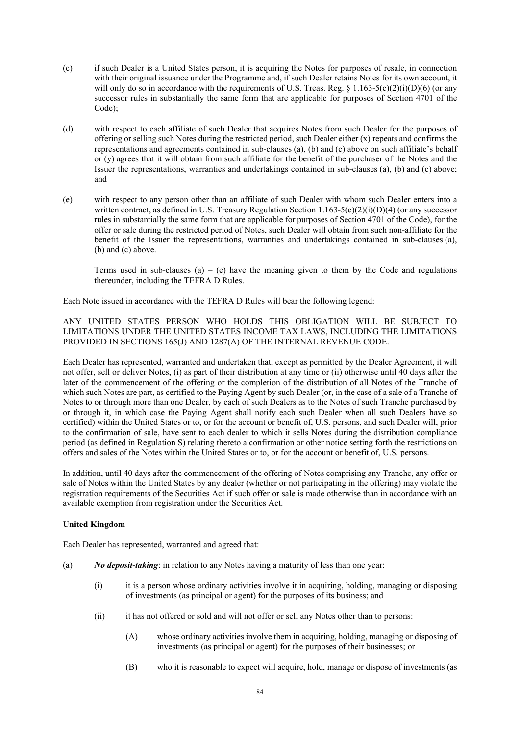(c) if such Dealer is a United States person, it is acquiring the Notes for purposes of resale, in connection with their original issuance under the Programme and, if such Dealer retains Notes for its own account, it will only do so in accordance with the requirements of U.S. Treas. Reg. § 1.163-5(c)(2)(i)(D)(6) (or any successor rules in substantially the same form that are applicable for purposes of Section 4701 of the Code);

(d) with respect to each affiliate of such Dealer that acquires Notes from such Dealer for the purposes of offering or selling such Notes during the restricted period, such Dealer either (x) repeats and confirms the representations and agreements contained in sub-clauses (a), (b) and (c) above on such affiliate's behalf or (y) agrees that it will obtain from such affiliate for the benefit of the purchaser of the Notes and the Issuer the representations, warranties and undertakings contained in sub-clauses (a), (b) and (c) above; and

(e) with respect to any person other than an affiliate of such Dealer with whom such Dealer enters into a written contract, as defined in U.S. Treasury Regulation Section 1.163-5(c)(2)(i)(D)(4) (or any successor rules in substantially the same form that are applicable for purposes of Section 4701 of the Code), for the offer or sale during the restricted period of Notes, such Dealer will obtain from such non-affiliate for the benefit of the Issuer the representations, warranties and undertakings contained in sub-clauses (a), (b) and (c) above.

Terms used in sub-clauses (a) – (e) have the meaning given to them by the Code and regulations thereunder, including the TEFRA D Rules.

Each Note issued in accordance with the TEFRA D Rules will bear the following legend:

ANY UNITED STATES PERSON WHO HOLDS THIS OBLIGATION WILL BE SUBJECT TO LIMITATIONS UNDER THE UNITED STATES INCOME TAX LAWS, INCLUDING THE LIMITATIONS PROVIDED IN SECTIONS 165(J) AND 1287(A) OF THE INTERNAL REVENUE CODE.

Each Dealer has represented, warranted and undertaken that, except as permitted by the Dealer Agreement, it will not offer, sell or deliver Notes, (i) as part of their distribution at any time or (ii) otherwise until 40 days after the later of the commencement of the offering or the completion of the distribution of all Notes of the Tranche of which such Notes are part, as certified to the Paying Agent by such Dealer (or, in the case of a sale of a Tranche of Notes to or through more than one Dealer, by each of such Dealers as to the Notes of such Tranche purchased by or through it, in which case the Paying Agent shall notify each such Dealer when all such Dealers have so certified) within the United States or to, or for the account or benefit of, U.S. persons, and such Dealer will, prior to the confirmation of sale, have sent to each dealer to which it sells Notes during the distribution compliance period (as defined in Regulation S) relating thereto a confirmation or other notice setting forth the restrictions on offers and sales of the Notes within the United States or to, or for the account or benefit of, U.S. persons.

In addition, until 40 days after the commencement of the offering of Notes comprising any Tranche, any offer or sale of Notes within the United States by any dealer (whether or not participating in the offering) may violate the registration requirements of the Securities Act if such offer or sale is made otherwise than in accordance with an available exemption from registration under the Securities Act.

**United Kingdom**

Each Dealer has represented, warranted and agreed that:

(a) ***No deposit-taking***: in relation to any Notes having a maturity of less than one year:

  (i) it is a person whose ordinary activities involve it in acquiring, holding, managing or disposing of investments (as principal or agent) for the purposes of its business; and

  (ii) it has not offered or sold and will not offer or sell any Notes other than to persons:

    (A) whose ordinary activities involve them in acquiring, holding, managing or disposing of investments (as principal or agent) for the purposes of their businesses; or

    (B) who it is reasonable to expect will acquire, hold, manage or dispose of investments (as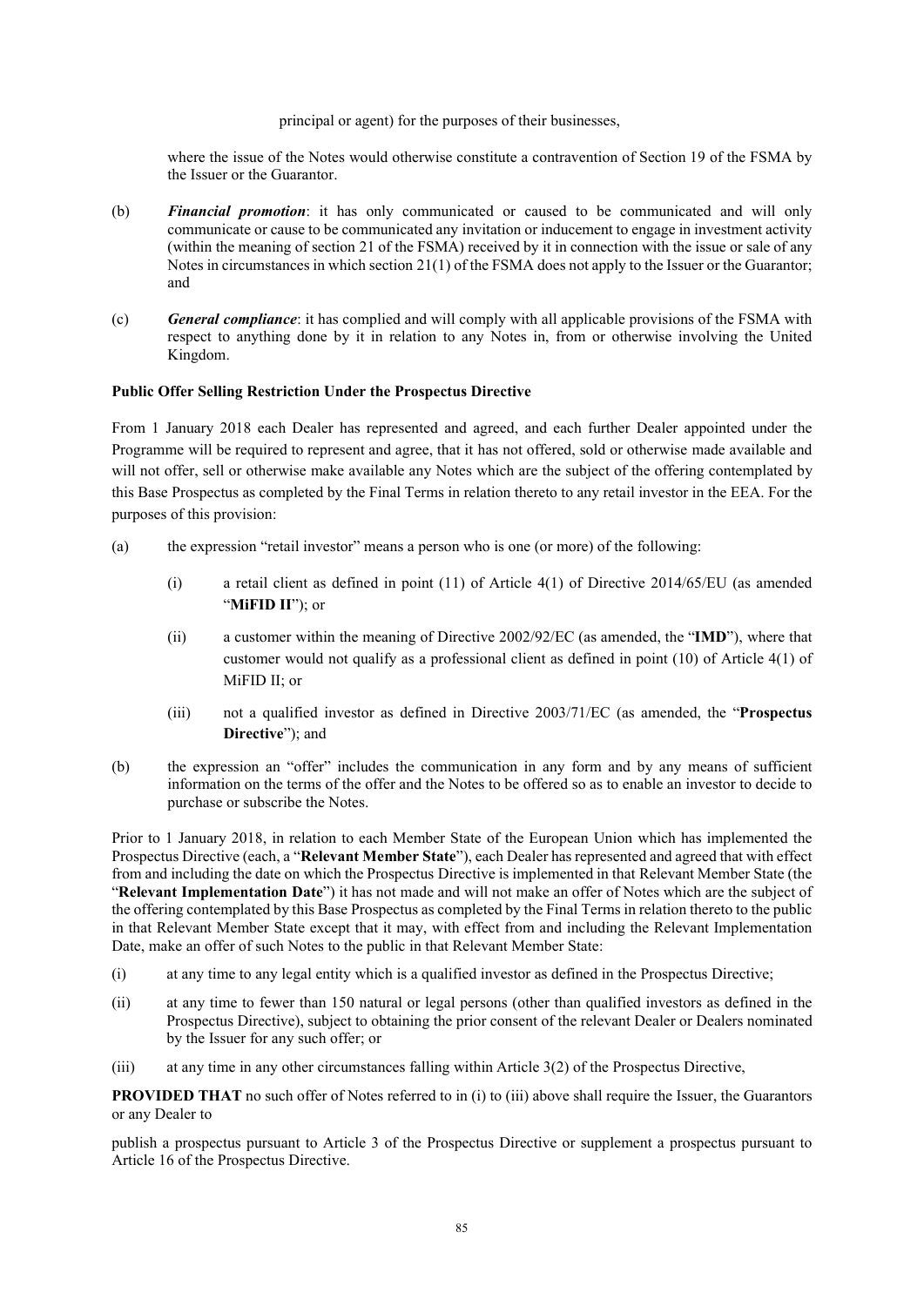principal or agent) for the purposes of their businesses,

where the issue of the Notes would otherwise constitute a contravention of Section 19 of the FSMA by the Issuer or the Guarantor.

(b) ***Financial promotion***: it has only communicated or caused to be communicated and will only communicate or cause to be communicated any invitation or inducement to engage in investment activity (within the meaning of section 21 of the FSMA) received by it in connection with the issue or sale of any Notes in circumstances in which section 21(1) of the FSMA does not apply to the Issuer or the Guarantor; and

(c) ***General compliance***: it has complied and will comply with all applicable provisions of the FSMA with respect to anything done by it in relation to any Notes in, from or otherwise involving the United Kingdom.

**Public Offer Selling Restriction Under the Prospectus Directive**

From 1 January 2018 each Dealer has represented and agreed, and each further Dealer appointed under the Programme will be required to represent and agree, that it has not offered, sold or otherwise made available and will not offer, sell or otherwise make available any Notes which are the subject of the offering contemplated by this Base Prospectus as completed by the Final Terms in relation thereto to any retail investor in the EEA. For the purposes of this provision:

(a) the expression "retail investor" means a person who is one (or more) of the following:

   (i) a retail client as defined in point (11) of Article 4(1) of Directive 2014/65/EU (as amended "**MiFID II**"); or

   (ii) a customer within the meaning of Directive 2002/92/EC (as amended, the "**IMD**"), where that customer would not qualify as a professional client as defined in point (10) of Article 4(1) of MiFID II; or

   (iii) not a qualified investor as defined in Directive 2003/71/EC (as amended, the "**Prospectus Directive**"); and

(b) the expression an "offer" includes the communication in any form and by any means of sufficient information on the terms of the offer and the Notes to be offered so as to enable an investor to decide to purchase or subscribe the Notes.

Prior to 1 January 2018, in relation to each Member State of the European Union which has implemented the Prospectus Directive (each, a "**Relevant Member State**"), each Dealer has represented and agreed that with effect from and including the date on which the Prospectus Directive is implemented in that Relevant Member State (the "**Relevant Implementation Date**") it has not made and will not make an offer of Notes which are the subject of the offering contemplated by this Base Prospectus as completed by the Final Terms in relation thereto to the public in that Relevant Member State except that it may, with effect from and including the Relevant Implementation Date, make an offer of such Notes to the public in that Relevant Member State:

(i) at any time to any legal entity which is a qualified investor as defined in the Prospectus Directive;

(ii) at any time to fewer than 150 natural or legal persons (other than qualified investors as defined in the Prospectus Directive), subject to obtaining the prior consent of the relevant Dealer or Dealers nominated by the Issuer for any such offer; or

(iii) at any time in any other circumstances falling within Article 3(2) of the Prospectus Directive,

**PROVIDED THAT** no such offer of Notes referred to in (i) to (iii) above shall require the Issuer, the Guarantors or any Dealer to

publish a prospectus pursuant to Article 3 of the Prospectus Directive or supplement a prospectus pursuant to Article 16 of the Prospectus Directive.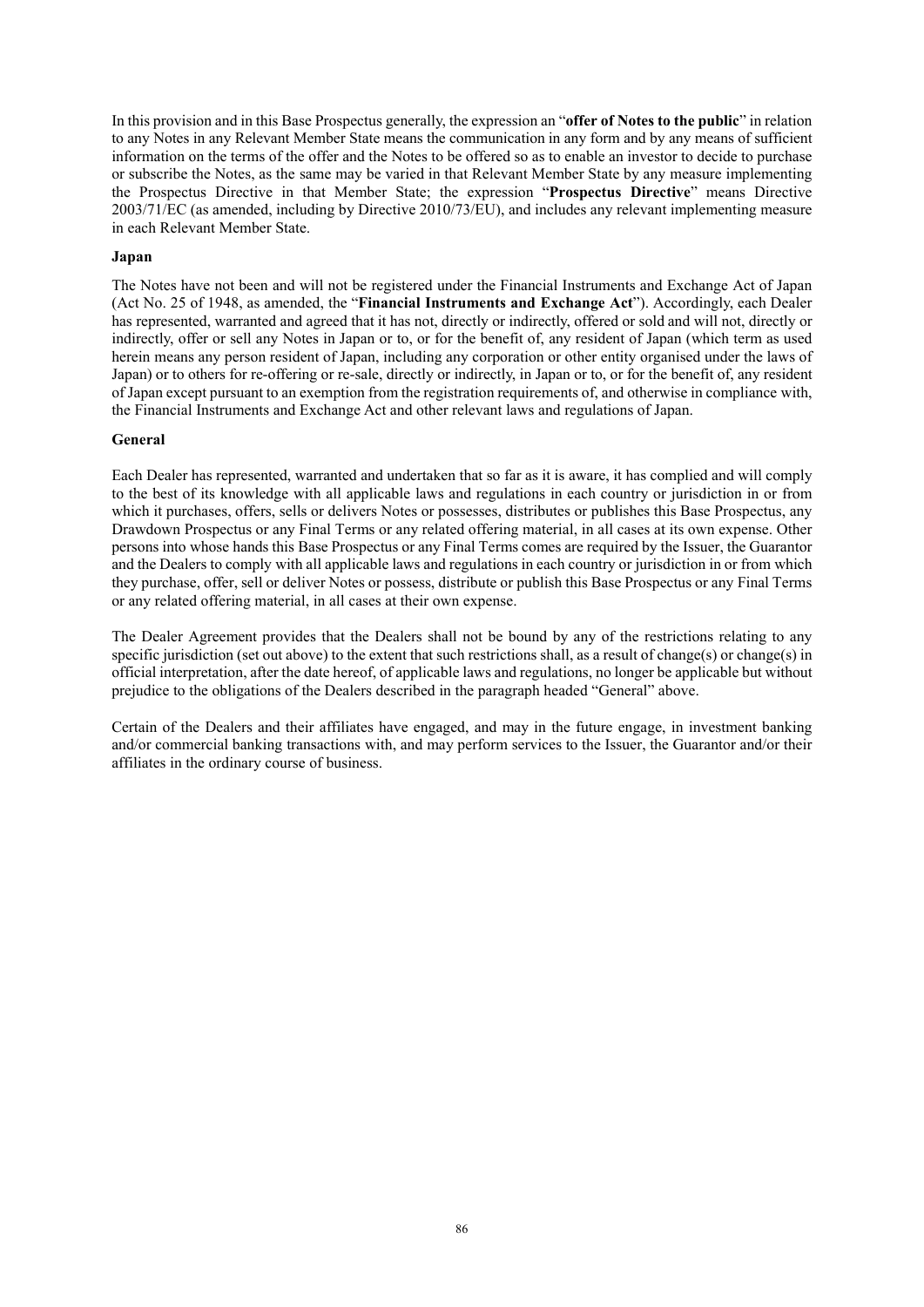In this provision and in this Base Prospectus generally, the expression an "**offer of Notes to the public**" in relation to any Notes in any Relevant Member State means the communication in any form and by any means of sufficient information on the terms of the offer and the Notes to be offered so as to enable an investor to decide to purchase or subscribe the Notes, as the same may be varied in that Relevant Member State by any measure implementing the Prospectus Directive in that Member State; the expression "**Prospectus Directive**" means Directive 2003/71/EC (as amended, including by Directive 2010/73/EU), and includes any relevant implementing measure in each Relevant Member State.

**Japan**

The Notes have not been and will not be registered under the Financial Instruments and Exchange Act of Japan (Act No. 25 of 1948, as amended, the "**Financial Instruments and Exchange Act**"). Accordingly, each Dealer has represented, warranted and agreed that it has not, directly or indirectly, offered or sold and will not, directly or indirectly, offer or sell any Notes in Japan or to, or for the benefit of, any resident of Japan (which term as used herein means any person resident of Japan, including any corporation or other entity organised under the laws of Japan) or to others for re-offering or re-sale, directly or indirectly, in Japan or to, or for the benefit of, any resident of Japan except pursuant to an exemption from the registration requirements of, and otherwise in compliance with, the Financial Instruments and Exchange Act and other relevant laws and regulations of Japan.

**General**

Each Dealer has represented, warranted and undertaken that so far as it is aware, it has complied and will comply to the best of its knowledge with all applicable laws and regulations in each country or jurisdiction in or from which it purchases, offers, sells or delivers Notes or possesses, distributes or publishes this Base Prospectus, any Drawdown Prospectus or any Final Terms or any related offering material, in all cases at its own expense. Other persons into whose hands this Base Prospectus or any Final Terms comes are required by the Issuer, the Guarantor and the Dealers to comply with all applicable laws and regulations in each country or jurisdiction in or from which they purchase, offer, sell or deliver Notes or possess, distribute or publish this Base Prospectus or any Final Terms or any related offering material, in all cases at their own expense.

The Dealer Agreement provides that the Dealers shall not be bound by any of the restrictions relating to any specific jurisdiction (set out above) to the extent that such restrictions shall, as a result of change(s) or change(s) in official interpretation, after the date hereof, of applicable laws and regulations, no longer be applicable but without prejudice to the obligations of the Dealers described in the paragraph headed "General" above.

Certain of the Dealers and their affiliates have engaged, and may in the future engage, in investment banking and/or commercial banking transactions with, and may perform services to the Issuer, the Guarantor and/or their affiliates in the ordinary course of business.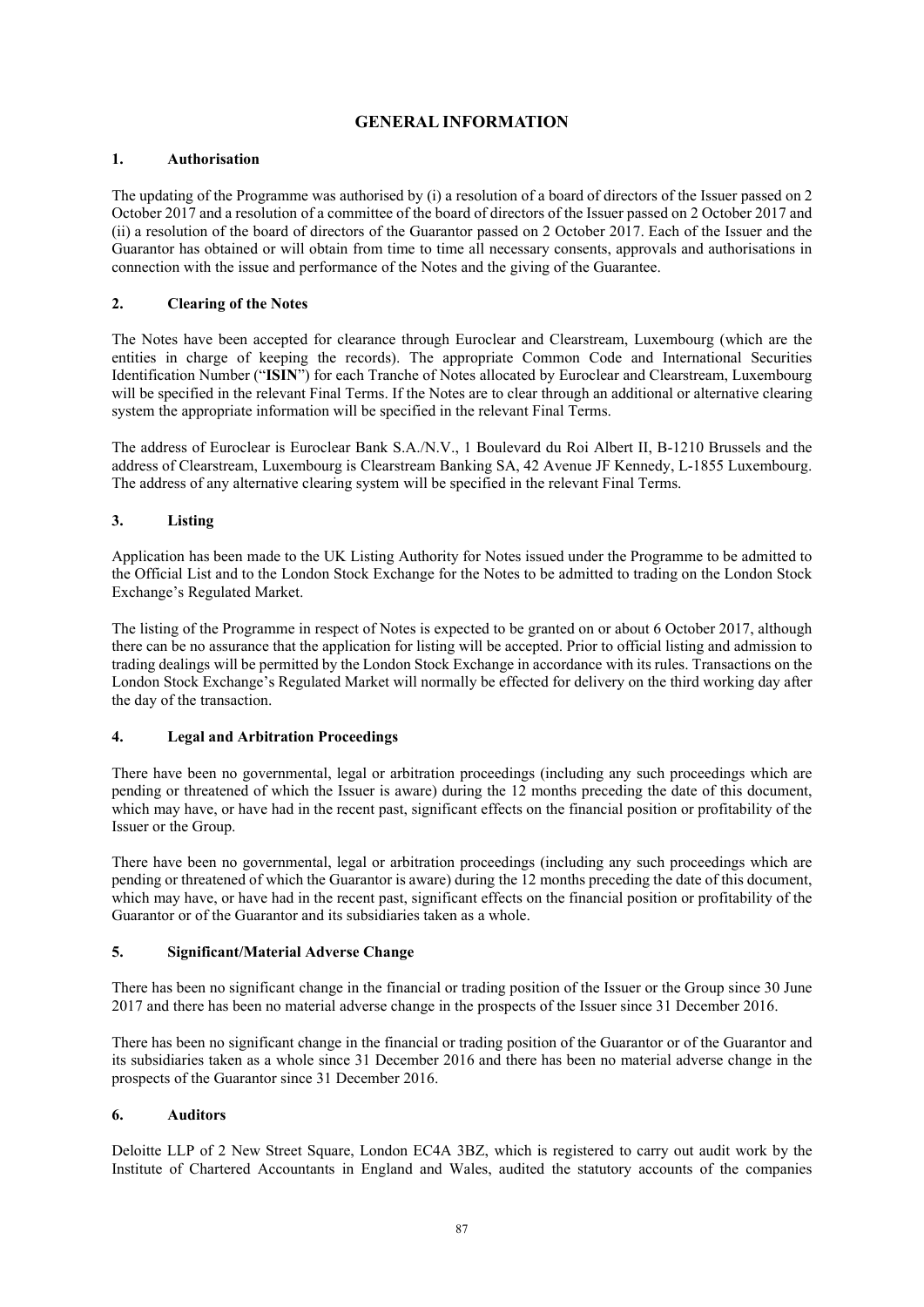# GENERAL INFORMATION

## 1. Authorisation

The updating of the Programme was authorised by (i) a resolution of a board of directors of the Issuer passed on 2 October 2017 and a resolution of a committee of the board of directors of the Issuer passed on 2 October 2017 and (ii) a resolution of the board of directors of the Guarantor passed on 2 October 2017. Each of the Issuer and the Guarantor has obtained or will obtain from time to time all necessary consents, approvals and authorisations in connection with the issue and performance of the Notes and the giving of the Guarantee.

## 2. Clearing of the Notes

The Notes have been accepted for clearance through Euroclear and Clearstream, Luxembourg (which are the entities in charge of keeping the records). The appropriate Common Code and International Securities Identification Number ("**ISIN**") for each Tranche of Notes allocated by Euroclear and Clearstream, Luxembourg will be specified in the relevant Final Terms. If the Notes are to clear through an additional or alternative clearing system the appropriate information will be specified in the relevant Final Terms.

The address of Euroclear is Euroclear Bank S.A./N.V., 1 Boulevard du Roi Albert II, B-1210 Brussels and the address of Clearstream, Luxembourg is Clearstream Banking SA, 42 Avenue JF Kennedy, L-1855 Luxembourg. The address of any alternative clearing system will be specified in the relevant Final Terms.

## 3. Listing

Application has been made to the UK Listing Authority for Notes issued under the Programme to be admitted to the Official List and to the London Stock Exchange for the Notes to be admitted to trading on the London Stock Exchange's Regulated Market.

The listing of the Programme in respect of Notes is expected to be granted on or about 6 October 2017, although there can be no assurance that the application for listing will be accepted. Prior to official listing and admission to trading dealings will be permitted by the London Stock Exchange in accordance with its rules. Transactions on the London Stock Exchange's Regulated Market will normally be effected for delivery on the third working day after the day of the transaction.

## 4. Legal and Arbitration Proceedings

There have been no governmental, legal or arbitration proceedings (including any such proceedings which are pending or threatened of which the Issuer is aware) during the 12 months preceding the date of this document, which may have, or have had in the recent past, significant effects on the financial position or profitability of the Issuer or the Group.

There have been no governmental, legal or arbitration proceedings (including any such proceedings which are pending or threatened of which the Guarantor is aware) during the 12 months preceding the date of this document, which may have, or have had in the recent past, significant effects on the financial position or profitability of the Guarantor or of the Guarantor and its subsidiaries taken as a whole.

## 5. Significant/Material Adverse Change

There has been no significant change in the financial or trading position of the Issuer or the Group since 30 June 2017 and there has been no material adverse change in the prospects of the Issuer since 31 December 2016.

There has been no significant change in the financial or trading position of the Guarantor or of the Guarantor and its subsidiaries taken as a whole since 31 December 2016 and there has been no material adverse change in the prospects of the Guarantor since 31 December 2016.

## 6. Auditors

Deloitte LLP of 2 New Street Square, London EC4A 3BZ, which is registered to carry out audit work by the Institute of Chartered Accountants in England and Wales, audited the statutory accounts of the companies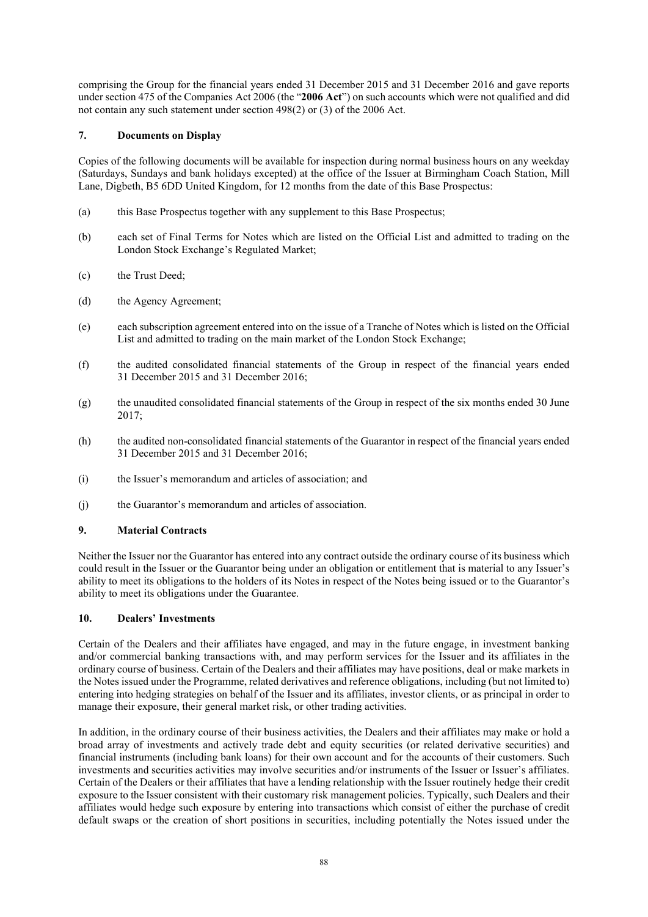comprising the Group for the financial years ended 31 December 2015 and 31 December 2016 and gave reports under section 475 of the Companies Act 2006 (the "**2006 Act**") on such accounts which were not qualified and did not contain any such statement under section 498(2) or (3) of the 2006 Act.

## 7. Documents on Display

Copies of the following documents will be available for inspection during normal business hours on any weekday (Saturdays, Sundays and bank holidays excepted) at the office of the Issuer at Birmingham Coach Station, Mill Lane, Digbeth, B5 6DD United Kingdom, for 12 months from the date of this Base Prospectus:

(a) this Base Prospectus together with any supplement to this Base Prospectus;

(b) each set of Final Terms for Notes which are listed on the Official List and admitted to trading on the London Stock Exchange's Regulated Market;

(c) the Trust Deed;

(d) the Agency Agreement;

(e) each subscription agreement entered into on the issue of a Tranche of Notes which is listed on the Official List and admitted to trading on the main market of the London Stock Exchange;

(f) the audited consolidated financial statements of the Group in respect of the financial years ended 31 December 2015 and 31 December 2016;

(g) the unaudited consolidated financial statements of the Group in respect of the six months ended 30 June 2017;

(h) the audited non-consolidated financial statements of the Guarantor in respect of the financial years ended 31 December 2015 and 31 December 2016;

(i) the Issuer's memorandum and articles of association; and

(j) the Guarantor's memorandum and articles of association.

## 9. Material Contracts

Neither the Issuer nor the Guarantor has entered into any contract outside the ordinary course of its business which could result in the Issuer or the Guarantor being under an obligation or entitlement that is material to any Issuer's ability to meet its obligations to the holders of its Notes in respect of the Notes being issued or to the Guarantor's ability to meet its obligations under the Guarantee.

## 10. Dealers' Investments

Certain of the Dealers and their affiliates have engaged, and may in the future engage, in investment banking and/or commercial banking transactions with, and may perform services for the Issuer and its affiliates in the ordinary course of business. Certain of the Dealers and their affiliates may have positions, deal or make markets in the Notes issued under the Programme, related derivatives and reference obligations, including (but not limited to) entering into hedging strategies on behalf of the Issuer and its affiliates, investor clients, or as principal in order to manage their exposure, their general market risk, or other trading activities.

In addition, in the ordinary course of their business activities, the Dealers and their affiliates may make or hold a broad array of investments and actively trade debt and equity securities (or related derivative securities) and financial instruments (including bank loans) for their own account and for the accounts of their customers. Such investments and securities activities may involve securities and/or instruments of the Issuer or Issuer's affiliates. Certain of the Dealers or their affiliates that have a lending relationship with the Issuer routinely hedge their credit exposure to the Issuer consistent with their customary risk management policies. Typically, such Dealers and their affiliates would hedge such exposure by entering into transactions which consist of either the purchase of credit default swaps or the creation of short positions in securities, including potentially the Notes issued under the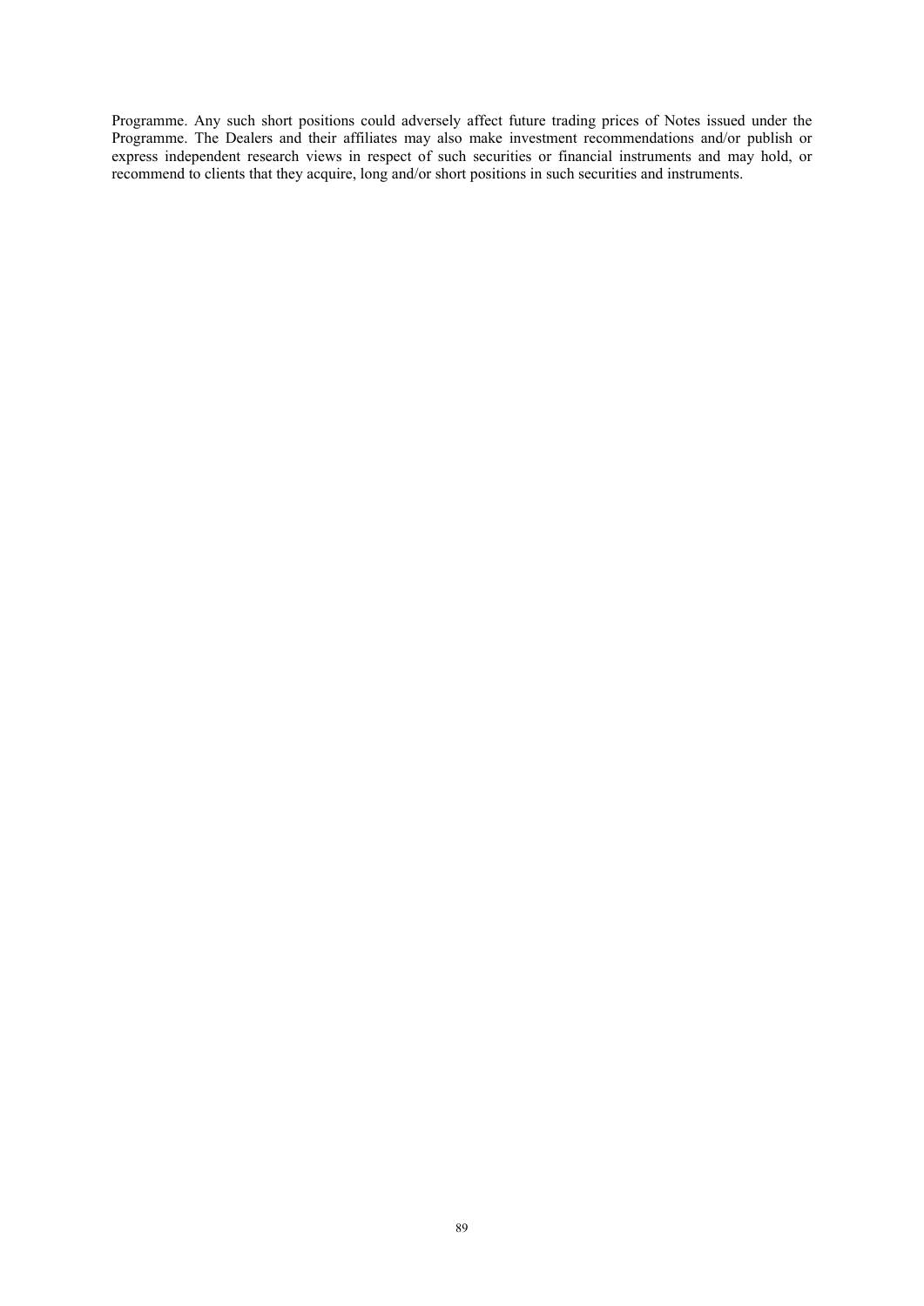Programme. Any such short positions could adversely affect future trading prices of Notes issued under the Programme. The Dealers and their affiliates may also make investment recommendations and/or publish or express independent research views in respect of such securities or financial instruments and may hold, or recommend to clients that they acquire, long and/or short positions in such securities and instruments.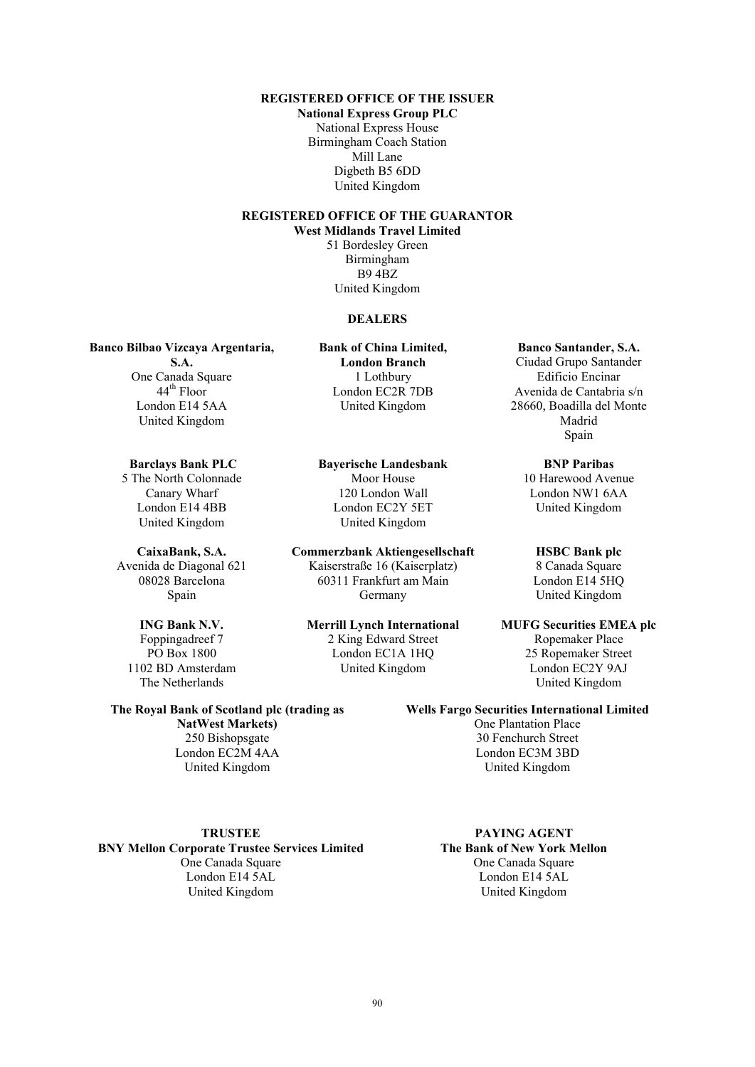**REGISTERED OFFICE OF THE ISSUER**

**National Express Group PLC**
National Express House
Birmingham Coach Station
Mill Lane
Digbeth B5 6DD
United Kingdom

**REGISTERED OFFICE OF THE GUARANTOR**

**West Midlands Travel Limited**
51 Bordesley Green
Birmingham
B9 4BZ
United Kingdom

**DEALERS**

**Banco Bilbao Vizcaya Argentaria, S.A.**
One Canada Square
44th Floor
London E14 5AA
United Kingdom

**Bank of China Limited, London Branch**
1 Lothbury
London EC2R 7DB
United Kingdom

**Banco Santander, S.A.**
Ciudad Grupo Santander
Edificio Encinar
Avenida de Cantabria s/n
28660, Boadilla del Monte
Madrid
Spain

**Barclays Bank PLC**
5 The North Colonnade
Canary Wharf
London E14 4BB
United Kingdom

**Bayerische Landesbank**
Moor House
120 London Wall
London EC2Y 5ET
United Kingdom

**BNP Paribas**
10 Harewood Avenue
London NW1 6AA
United Kingdom

**CaixaBank, S.A.**
Avenida de Diagonal 621
08028 Barcelona
Spain

**Commerzbank Aktiengesellschaft**
Kaiserstraße 16 (Kaiserplatz)
60311 Frankfurt am Main
Germany

**HSBC Bank plc**
8 Canada Square
London E14 5HQ
United Kingdom

**ING Bank N.V.**
Foppingadreef 7
PO Box 1800
1102 BD Amsterdam
The Netherlands

**Merrill Lynch International**
2 King Edward Street
London EC1A 1HQ
United Kingdom

**MUFG Securities EMEA plc**
Ropemaker Place
25 Ropemaker Street
London EC2Y 9AJ
United Kingdom

**The Royal Bank of Scotland plc (trading as NatWest Markets)**
250 Bishopsgate
London EC2M 4AA
United Kingdom

**Wells Fargo Securities International Limited**
One Plantation Place
30 Fenchurch Street
London EC3M 3BD
United Kingdom

**TRUSTEE**

**BNY Mellon Corporate Trustee Services Limited**
One Canada Square
London E14 5AL
United Kingdom

**PAYING AGENT**

**The Bank of New York Mellon**
One Canada Square
London E14 5AL
United Kingdom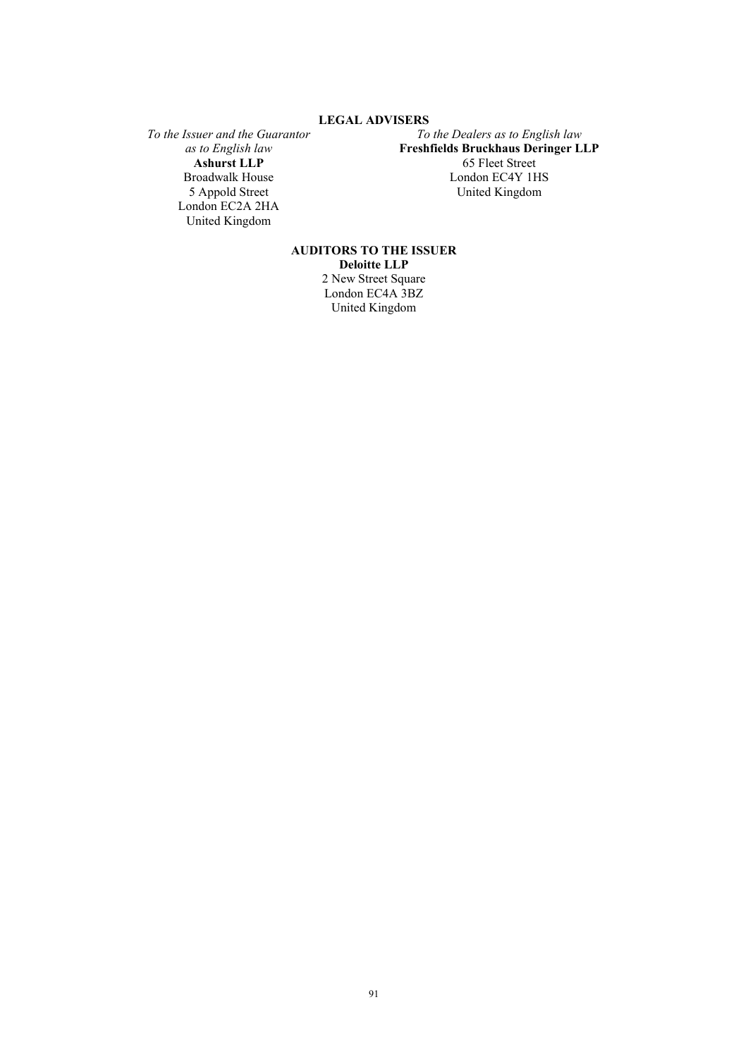**LEGAL ADVISERS**

*To the Issuer and the Guarantor as to English law*

**Ashurst LLP**
Broadwalk House
5 Appold Street
London EC2A 2HA
United Kingdom

*To the Dealers as to English law*

**Freshfields Bruckhaus Deringer LLP**
65 Fleet Street
London EC4Y 1HS
United Kingdom

**AUDITORS TO THE ISSUER**

**Deloitte LLP**
2 New Street Square
London EC4A 3BZ
United Kingdom